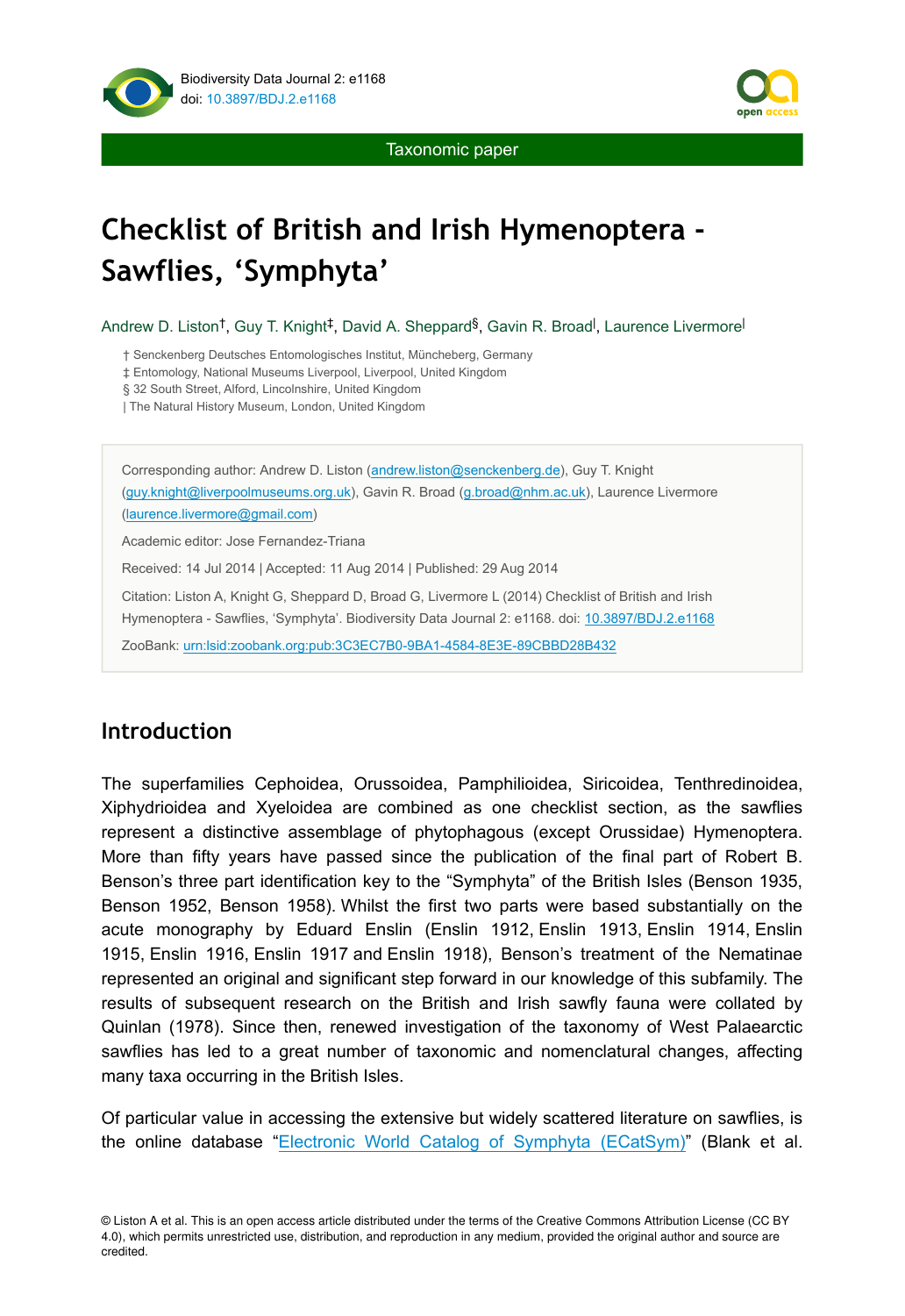Biodiversity Data Journal 2: e1168
doi: 10.3897/BDJ.2.e1168

Taxonomic paper

# Checklist of British and Irish Hymenoptera - Sawflies, 'Symphyta'

Andrew D. Liston[†], Guy T. Knight[‡], David A. Sheppard[§], Gavin R. Broad[|], Laurence Livermore[|]

† Senckenberg Deutsches Entomologisches Institut, Müncheberg, Germany
‡ Entomology, National Museums Liverpool, Liverpool, United Kingdom
§ 32 South Street, Alford, Lincolnshire, United Kingdom
| The Natural History Museum, London, United Kingdom

Corresponding author: Andrew D. Liston (andrew.liston@senckenberg.de), Guy T. Knight (guy.knight@liverpoolmuseums.org.uk), Gavin R. Broad (g.broad@nhm.ac.uk), Laurence Livermore (laurence.livermore@gmail.com)

Academic editor: Jose Fernandez-Triana

Received: 14 Jul 2014 | Accepted: 11 Aug 2014 | Published: 29 Aug 2014

Citation: Liston A, Knight G, Sheppard D, Broad G, Livermore L (2014) Checklist of British and Irish Hymenoptera - Sawflies, 'Symphyta'. Biodiversity Data Journal 2: e1168. doi: 10.3897/BDJ.2.e1168

ZooBank: urn:lsid:zoobank.org:pub:3C3EC7B0-9BA1-4584-8E3E-89CBBD28B432

## Introduction

The superfamilies Cephoidea, Orussoidea, Pamphilioidea, Siricoidea, Tenthredinoidea, Xiphydrioidea and Xyeloidea are combined as one checklist section, as the sawflies represent a distinctive assemblage of phytophagous (except Orussidae) Hymenoptera. More than fifty years have passed since the publication of the final part of Robert B. Benson's three part identification key to the "Symphyta" of the British Isles (Benson 1935, Benson 1952, Benson 1958). Whilst the first two parts were based substantially on the acute monography by Eduard Enslin (Enslin 1912, Enslin 1913, Enslin 1914, Enslin 1915, Enslin 1916, Enslin 1917 and Enslin 1918), Benson's treatment of the Nematinae represented an original and significant step forward in our knowledge of this subfamily. The results of subsequent research on the British and Irish sawfly fauna were collated by Quinlan (1978). Since then, renewed investigation of the taxonomy of West Palaearctic sawflies has led to a great number of taxonomic and nomenclatural changes, affecting many taxa occurring in the British Isles.

Of particular value in accessing the extensive but widely scattered literature on sawflies, is the online database "Electronic World Catalog of Symphyta (ECatSym)" (Blank et al.

© Liston A et al. This is an open access article distributed under the terms of the Creative Commons Attribution License (CC BY 4.0), which permits unrestricted use, distribution, and reproduction in any medium, provided the original author and source are credited.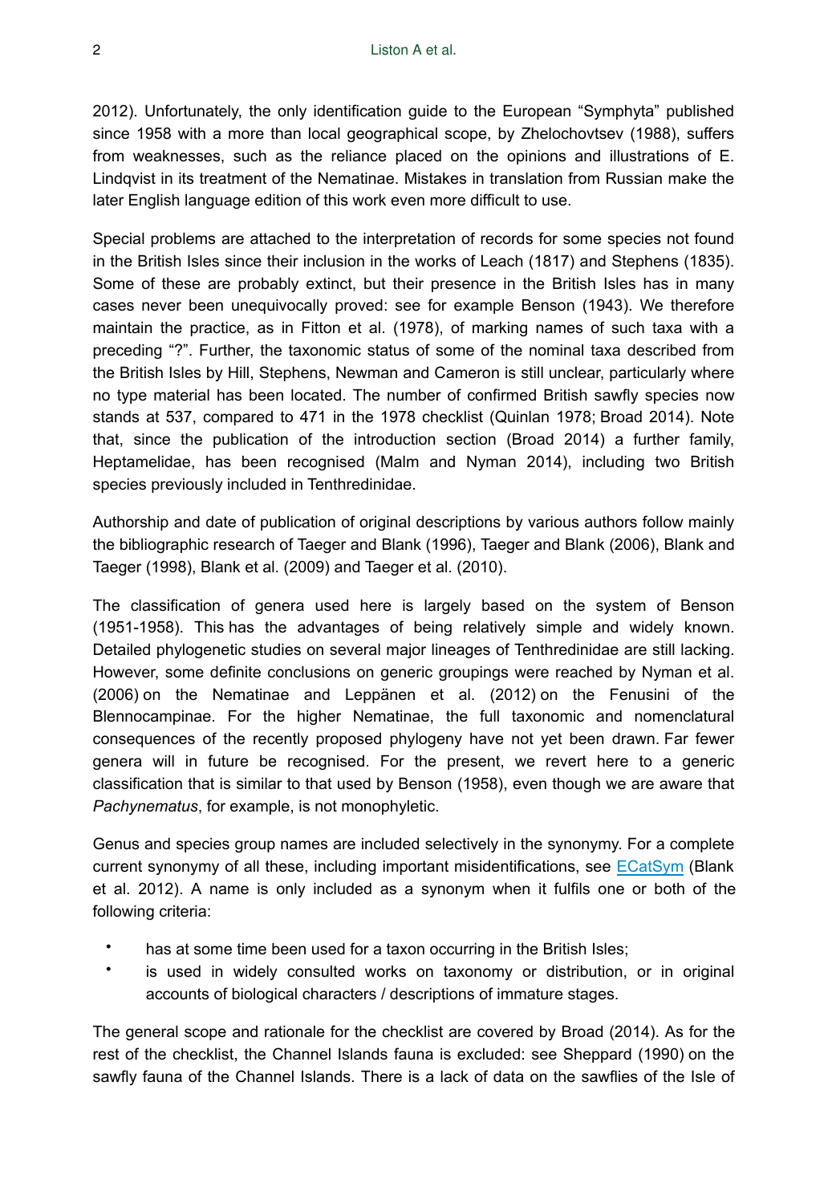2012). Unfortunately, the only identification guide to the European "Symphyta" published since 1958 with a more than local geographical scope, by Zhelochovtsev (1988), suffers from weaknesses, such as the reliance placed on the opinions and illustrations of E. Lindqvist in its treatment of the Nematinae. Mistakes in translation from Russian make the later English language edition of this work even more difficult to use.

Special problems are attached to the interpretation of records for some species not found in the British Isles since their inclusion in the works of Leach (1817) and Stephens (1835). Some of these are probably extinct, but their presence in the British Isles has in many cases never been unequivocally proved: see for example Benson (1943). We therefore maintain the practice, as in Fitton et al. (1978), of marking names of such taxa with a preceding "?". Further, the taxonomic status of some of the nominal taxa described from the British Isles by Hill, Stephens, Newman and Cameron is still unclear, particularly where no type material has been located. The number of confirmed British sawfly species now stands at 537, compared to 471 in the 1978 checklist (Quinlan 1978; Broad 2014). Note that, since the publication of the introduction section (Broad 2014) a further family, Heptamelidae, has been recognised (Malm and Nyman 2014), including two British species previously included in Tenthredinidae.

Authorship and date of publication of original descriptions by various authors follow mainly the bibliographic research of Taeger and Blank (1996), Taeger and Blank (2006), Blank and Taeger (1998), Blank et al. (2009) and Taeger et al. (2010).

The classification of genera used here is largely based on the system of Benson (1951-1958). This has the advantages of being relatively simple and widely known. Detailed phylogenetic studies on several major lineages of Tenthredinidae are still lacking. However, some definite conclusions on generic groupings were reached by Nyman et al. (2006) on the Nematinae and Leppänen et al. (2012) on the Fenusini of the Blennocampinae. For the higher Nematinae, the full taxonomic and nomenclatural consequences of the recently proposed phylogeny have not yet been drawn. Far fewer genera will in future be recognised. For the present, we revert here to a generic classification that is similar to that used by Benson (1958), even though we are aware that *Pachynematus*, for example, is not monophyletic.

Genus and species group names are included selectively in the synonymy. For a complete current synonymy of all these, including important misidentifications, see ECatSym (Blank et al. 2012). A name is only included as a synonym when it fulfils one or both of the following criteria:

- has at some time been used for a taxon occurring in the British Isles;
- is used in widely consulted works on taxonomy or distribution, or in original accounts of biological characters / descriptions of immature stages.

The general scope and rationale for the checklist are covered by Broad (2014). As for the rest of the checklist, the Channel Islands fauna is excluded: see Sheppard (1990) on the sawfly fauna of the Channel Islands. There is a lack of data on the sawflies of the Isle of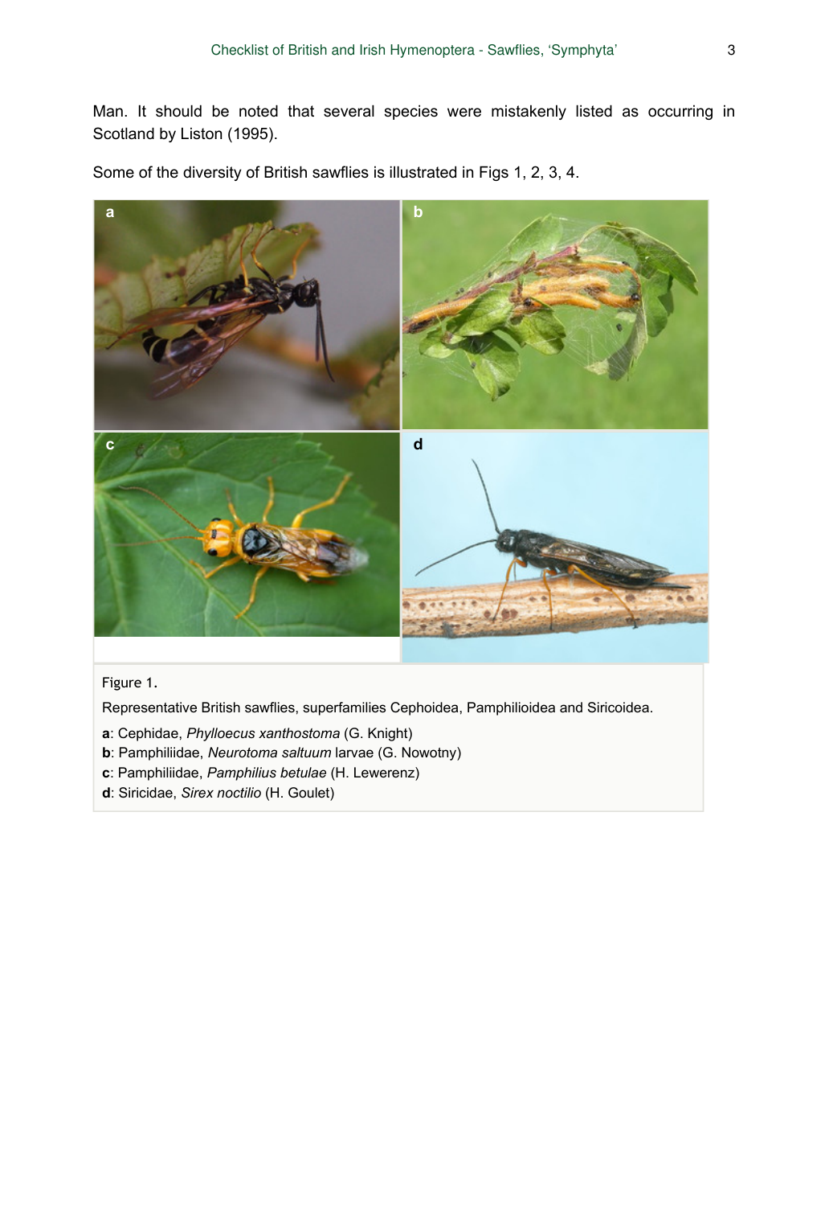Man. It should be noted that several species were mistakenly listed as occurring in Scotland by Liston (1995).

Some of the diversity of British sawflies is illustrated in Figs 1, 2, 3, 4.

Figure 1.

Representative British sawflies, superfamilies Cephoidea, Pamphilioidea and Siricoidea.

**a**: Cephidae, *Phylloecus xanthostoma* (G. Knight)
**b**: Pamphiliidae, *Neurotoma saltuum* larvae (G. Nowotny)
**c**: Pamphiliidae, *Pamphilius betulae* (H. Lewerenz)
**d**: Siricidae, *Sirex noctilio* (H. Goulet)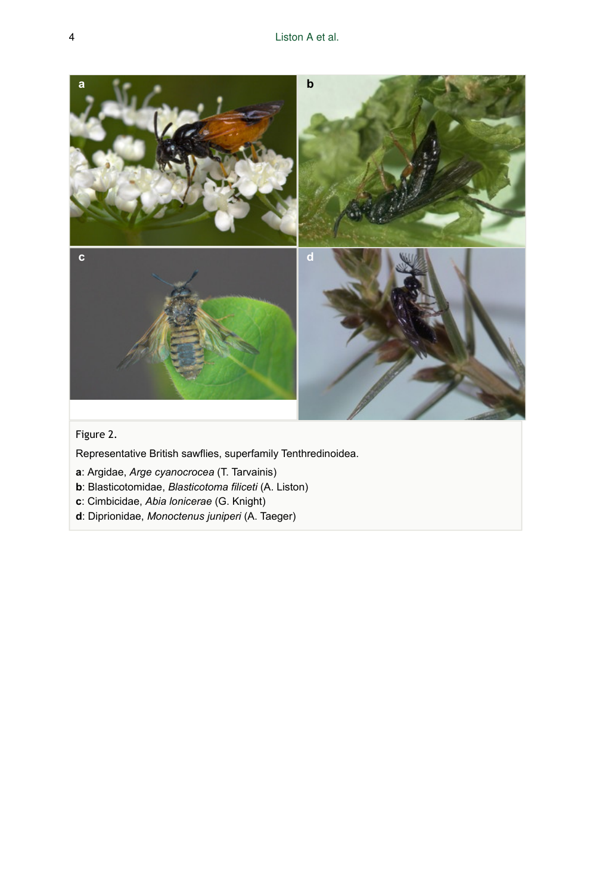Figure 2.

Representative British sawflies, superfamily Tenthredinoidea.

**a**: Argidae, *Arge cyanocrocea* (T. Tarvainis)
**b**: Blasticotomidae, *Blasticotoma filiceti* (A. Liston)
**c**: Cimbicidae, *Abia lonicerae* (G. Knight)
**d**: Diprionidae, *Monoctenus juniperi* (A. Taeger)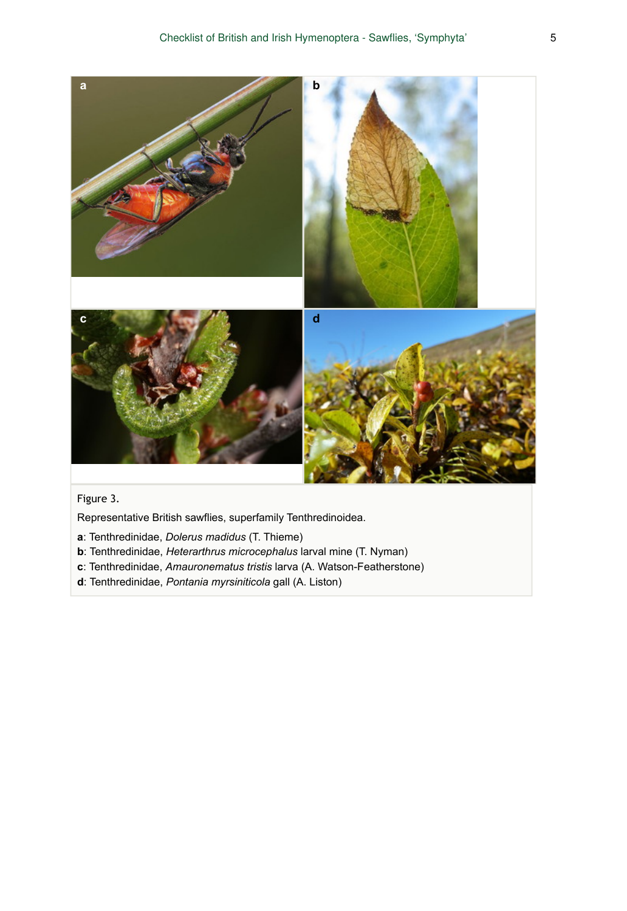Figure 3.

Representative British sawflies, superfamily Tenthredinoidea.

**a**: Tenthredinidae, *Dolerus madidus* (T. Thieme)
**b**: Tenthredinidae, *Heterarthrus microcephalus* larval mine (T. Nyman)
**c**: Tenthredinidae, *Amauronematus tristis* larva (A. Watson-Featherstone)
**d**: Tenthredinidae, *Pontania myrsiniticola* gall (A. Liston)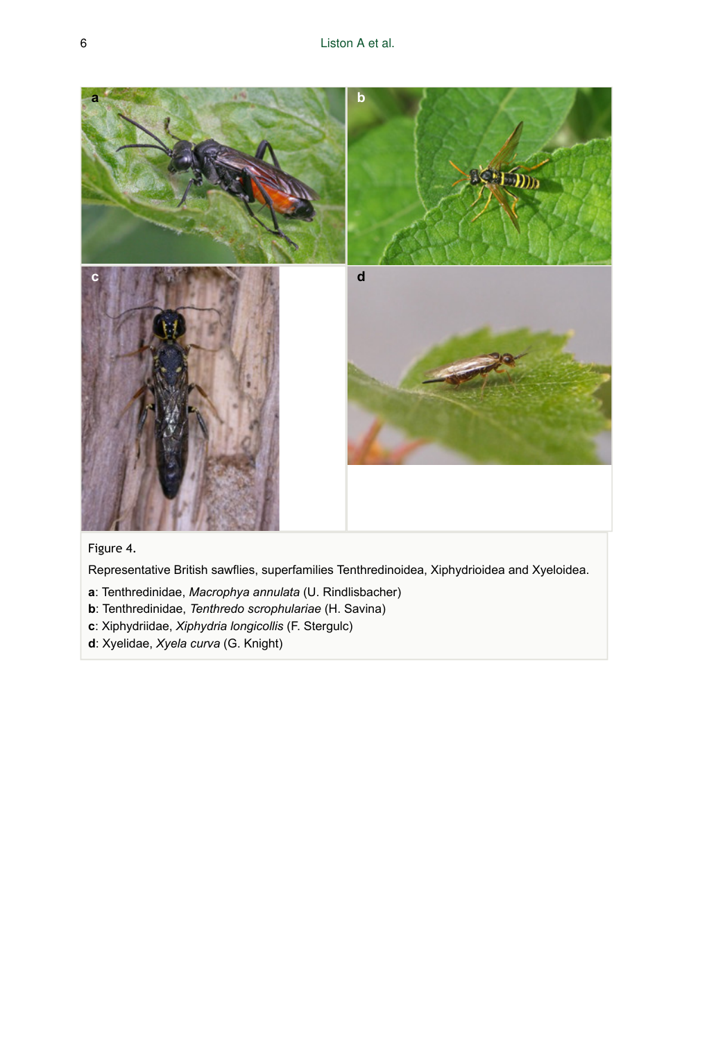Figure 4.

Representative British sawflies, superfamilies Tenthredinoidea, Xiphydrioidea and Xyeloidea.

**a**: Tenthredinidae, *Macrophya annulata* (U. Rindlisbacher)
**b**: Tenthredinidae, *Tenthredo scrophulariae* (H. Savina)
**c**: Xiphydriidae, *Xiphydria longicollis* (F. Stergulc)
**d**: Xyelidae, *Xyela curva* (G. Knight)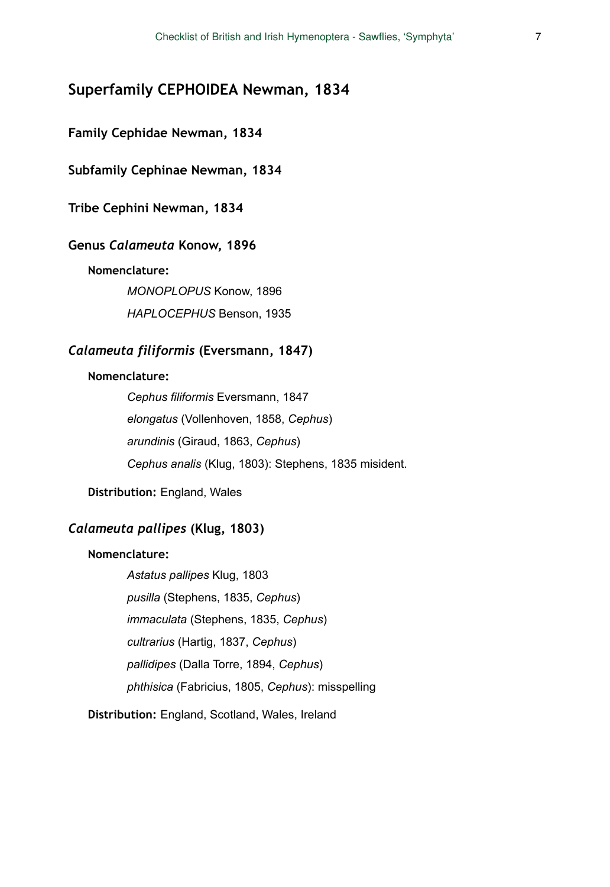## Superfamily CEPHOIDEA Newman, 1834

### Family Cephidae Newman, 1834

### Subfamily Cephinae Newman, 1834

### Tribe Cephini Newman, 1834

### Genus *Calameuta* Konow, 1896

**Nomenclature:**

*MONOPLOPUS* Konow, 1896

*HAPLOCEPHUS* Benson, 1935

### *Calameuta filiformis* (Eversmann, 1847)

**Nomenclature:**

*Cephus filiformis* Eversmann, 1847

*elongatus* (Vollenhoven, 1858, *Cephus*)

*arundinis* (Giraud, 1863, *Cephus*)

*Cephus analis* (Klug, 1803): Stephens, 1835 misident.

**Distribution:** England, Wales

### *Calameuta pallipes* (Klug, 1803)

**Nomenclature:**

*Astatus pallipes* Klug, 1803

*pusilla* (Stephens, 1835, *Cephus*)

*immaculata* (Stephens, 1835, *Cephus*)

*cultrarius* (Hartig, 1837, *Cephus*)

*pallidipes* (Dalla Torre, 1894, *Cephus*)

*phthisica* (Fabricius, 1805, *Cephus*): misspelling

**Distribution:** England, Scotland, Wales, Ireland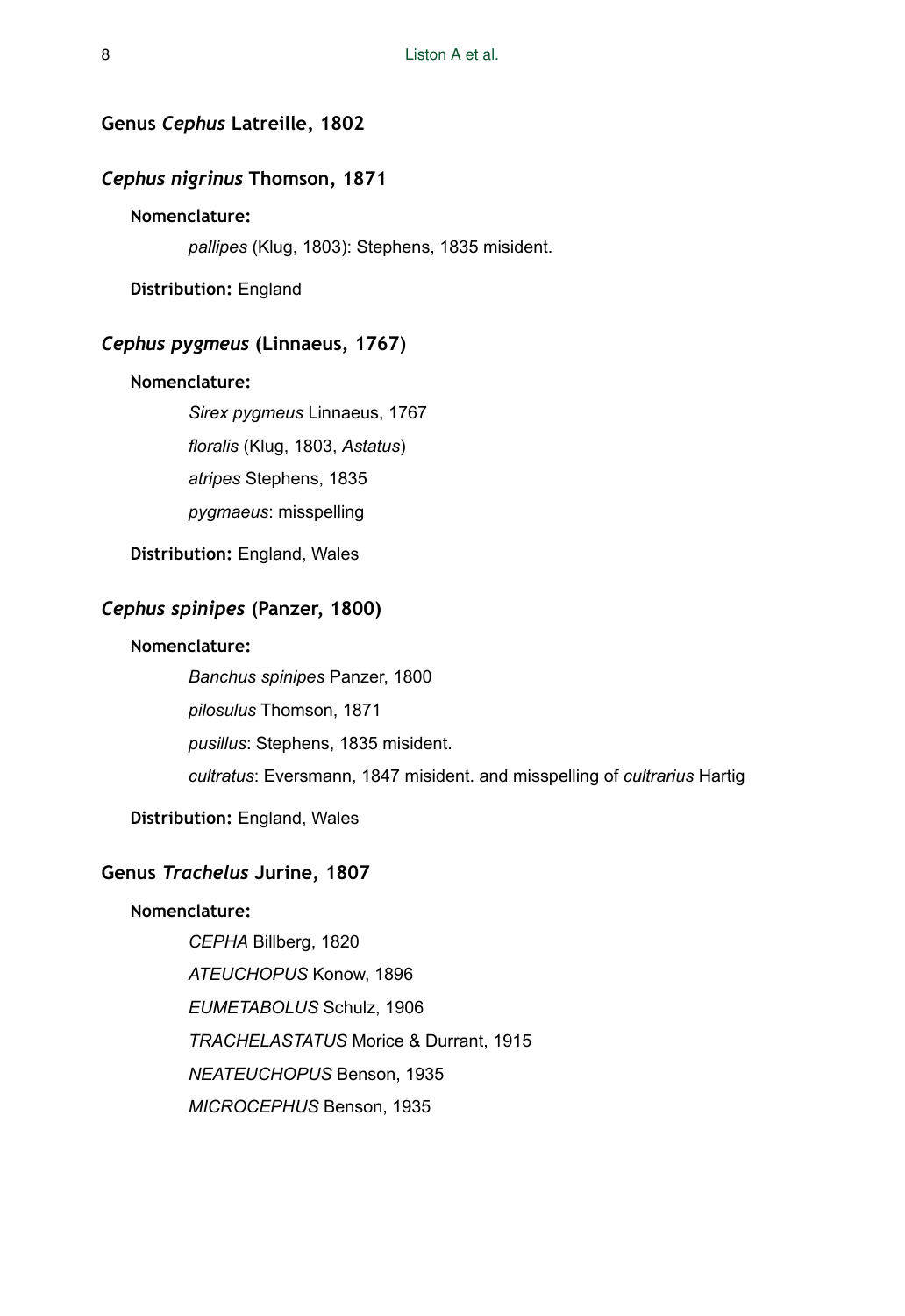## Genus *Cephus* Latreille, 1802

### *Cephus nigrinus* Thomson, 1871

**Nomenclature:**

*pallipes* (Klug, 1803): Stephens, 1835 misident.

**Distribution:** England

### *Cephus pygmeus* (Linnaeus, 1767)

**Nomenclature:**

*Sirex pygmeus* Linnaeus, 1767

*floralis* (Klug, 1803, *Astatus*)

*atripes* Stephens, 1835

*pygmaeus*: misspelling

**Distribution:** England, Wales

### *Cephus spinipes* (Panzer, 1800)

**Nomenclature:**

*Banchus spinipes* Panzer, 1800

*pilosulus* Thomson, 1871

*pusillus*: Stephens, 1835 misident.

*cultratus*: Eversmann, 1847 misident. and misspelling of *cultrarius* Hartig

**Distribution:** England, Wales

## Genus *Trachelus* Jurine, 1807

**Nomenclature:**

*CEPHA* Billberg, 1820

*ATEUCHOPUS* Konow, 1896

*EUMETABOLUS* Schulz, 1906

*TRACHELASTATUS* Morice & Durrant, 1915

*NEATEUCHOPUS* Benson, 1935

*MICROCEPHUS* Benson, 1935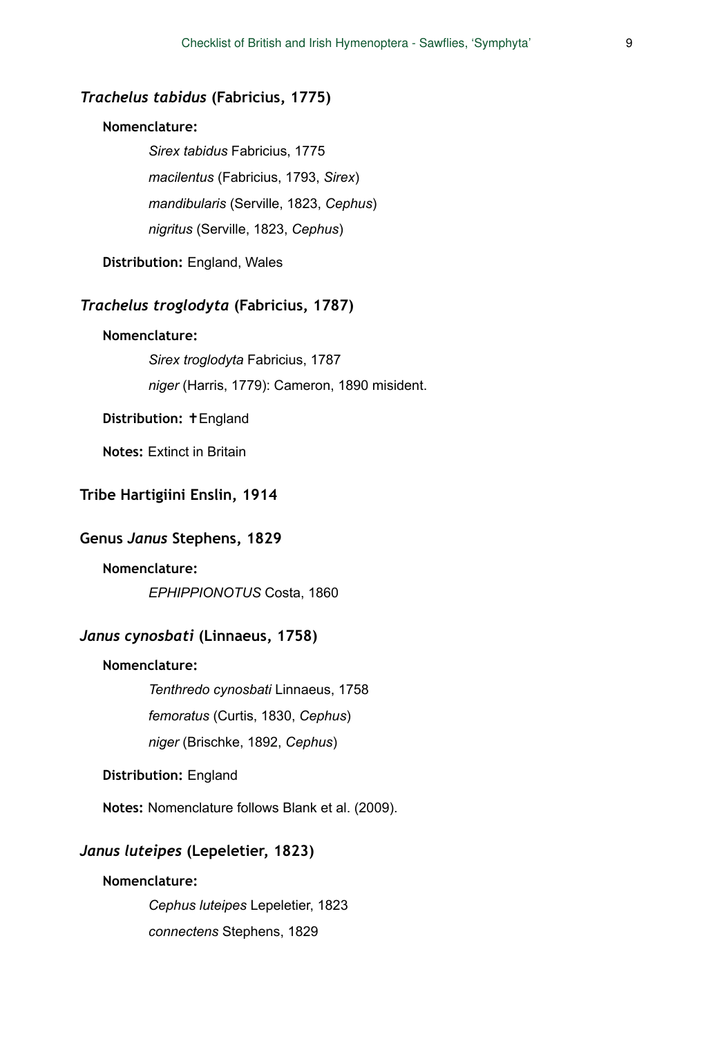### *Trachelus tabidus* (Fabricius, 1775)

**Nomenclature:**

*Sirex tabidus* Fabricius, 1775

*macilentus* (Fabricius, 1793, *Sirex*)

*mandibularis* (Serville, 1823, *Cephus*)

*nigritus* (Serville, 1823, *Cephus*)

**Distribution:** England, Wales

### *Trachelus troglodyta* (Fabricius, 1787)

**Nomenclature:**

*Sirex troglodyta* Fabricius, 1787

*niger* (Harris, 1779): Cameron, 1890 misident.

**Distribution:** †England

**Notes:** Extinct in Britain

## Tribe Hartigiini Enslin, 1914

## Genus *Janus* Stephens, 1829

**Nomenclature:**

*EPHIPPIONOTUS* Costa, 1860

### *Janus cynosbati* (Linnaeus, 1758)

**Nomenclature:**

*Tenthredo cynosbati* Linnaeus, 1758

*femoratus* (Curtis, 1830, *Cephus*)

*niger* (Brischke, 1892, *Cephus*)

**Distribution:** England

**Notes:** Nomenclature follows Blank et al. (2009).

### *Janus luteipes* (Lepeletier, 1823)

**Nomenclature:**

*Cephus luteipes* Lepeletier, 1823

*connectens* Stephens, 1829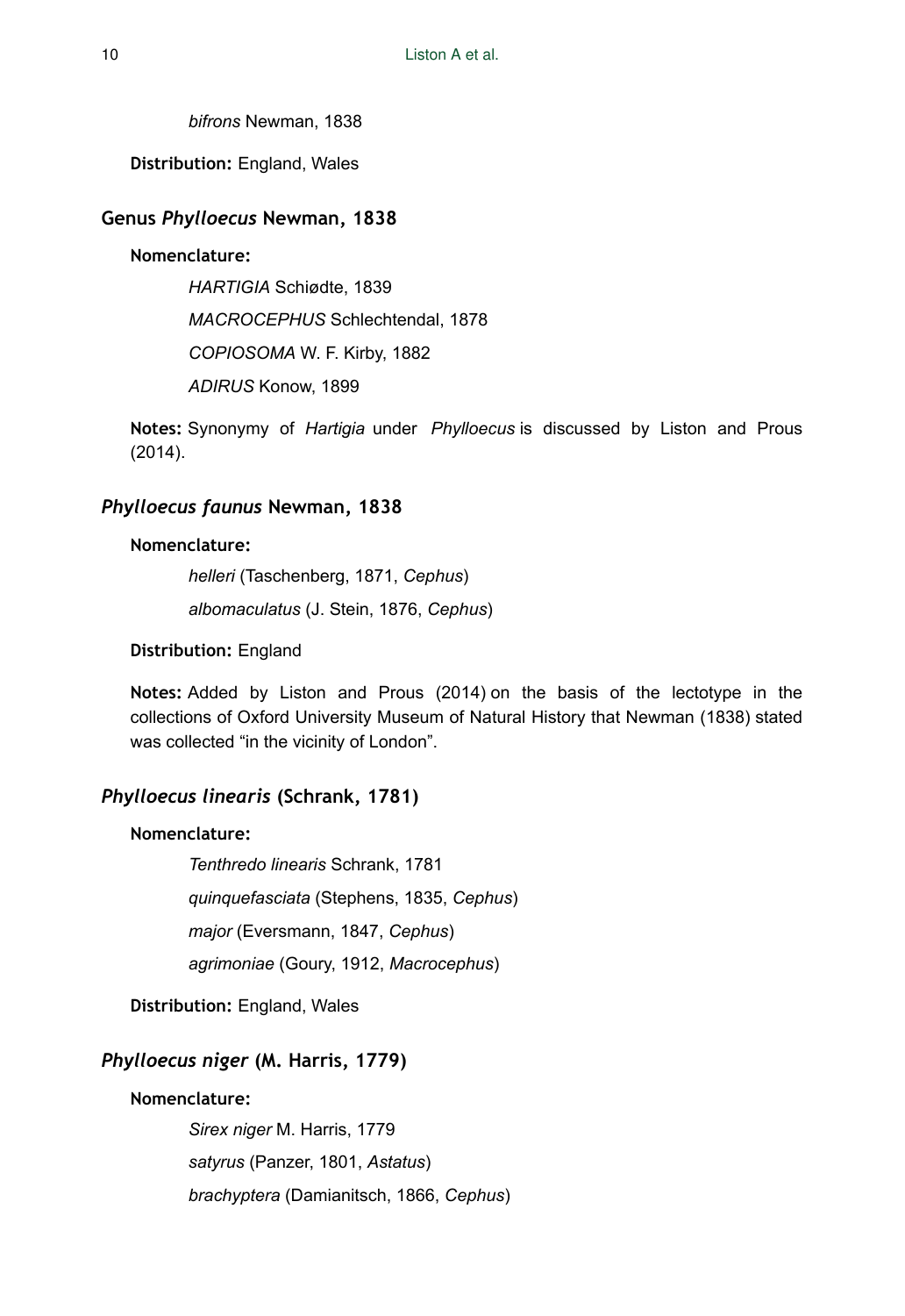*bifrons* Newman, 1838

**Distribution:** England, Wales

## Genus *Phylloecus* Newman, 1838

**Nomenclature:**

*HARTIGIA* Schiødte, 1839

*MACROCEPHUS* Schlechtendal, 1878

*COPIOSOMA* W. F. Kirby, 1882

*ADIRUS* Konow, 1899

**Notes:** Synonymy of *Hartigia* under *Phylloecus* is discussed by Liston and Prous (2014).

### *Phylloecus faunus* Newman, 1838

**Nomenclature:**

*helleri* (Taschenberg, 1871, *Cephus*)

*albomaculatus* (J. Stein, 1876, *Cephus*)

**Distribution:** England

**Notes:** Added by Liston and Prous (2014) on the basis of the lectotype in the collections of Oxford University Museum of Natural History that Newman (1838) stated was collected "in the vicinity of London".

### *Phylloecus linearis* (Schrank, 1781)

**Nomenclature:**

*Tenthredo linearis* Schrank, 1781

*quinquefasciata* (Stephens, 1835, *Cephus*)

*major* (Eversmann, 1847, *Cephus*)

*agrimoniae* (Goury, 1912, *Macrocephus*)

**Distribution:** England, Wales

### *Phylloecus niger* (M. Harris, 1779)

**Nomenclature:**

*Sirex niger* M. Harris, 1779

*satyrus* (Panzer, 1801, *Astatus*)

*brachyptera* (Damianitsch, 1866, *Cephus*)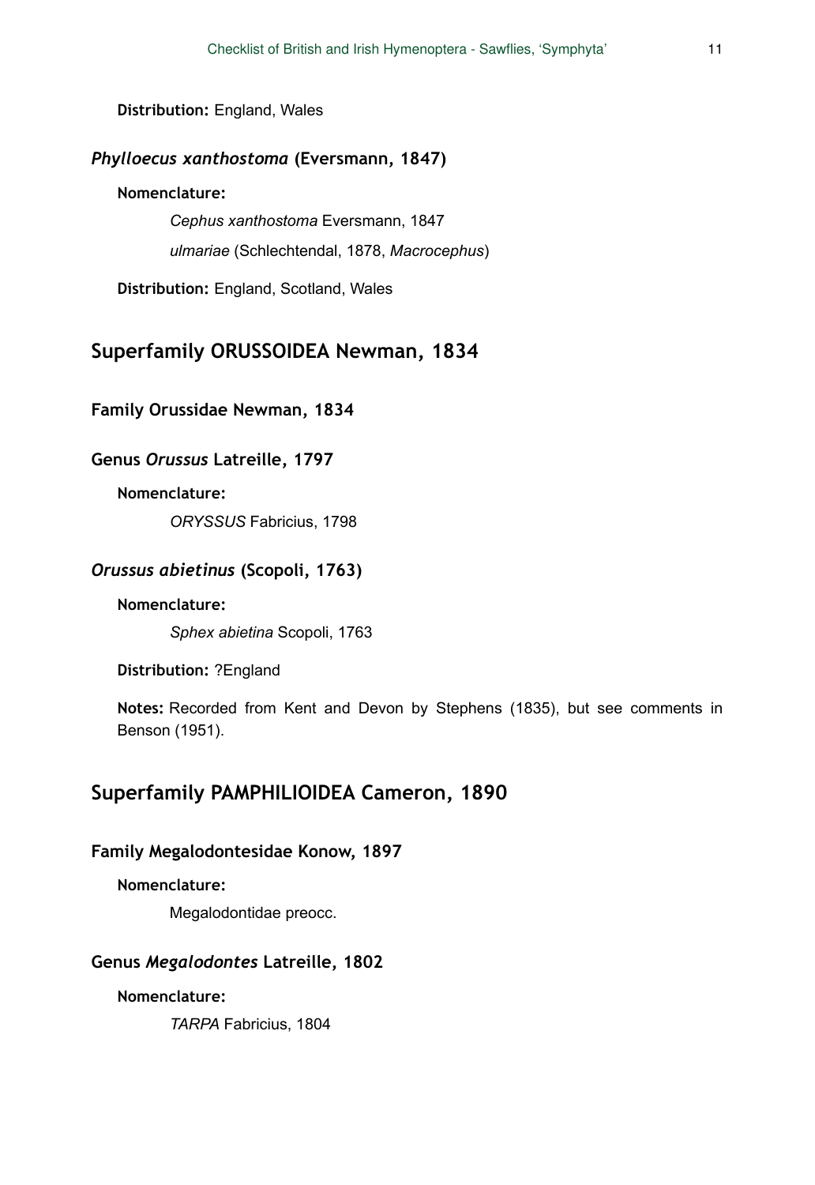**Distribution:** England, Wales

### *Phylloecus xanthostoma* (Eversmann, 1847)

**Nomenclature:**

*Cephus xanthostoma* Eversmann, 1847

*ulmariae* (Schlechtendal, 1878, *Macrocephus*)

**Distribution:** England, Scotland, Wales

## Superfamily ORUSSOIDEA Newman, 1834

### Family Orussidae Newman, 1834

### Genus *Orussus* Latreille, 1797

**Nomenclature:**

*ORYSSUS* Fabricius, 1798

### *Orussus abietinus* (Scopoli, 1763)

**Nomenclature:**

*Sphex abietina* Scopoli, 1763

**Distribution:** ?England

**Notes:** Recorded from Kent and Devon by Stephens (1835), but see comments in Benson (1951).

## Superfamily PAMPHILIOIDEA Cameron, 1890

### Family Megalodontesidae Konow, 1897

**Nomenclature:**

Megalodontidae preocc.

### Genus *Megalodontes* Latreille, 1802

**Nomenclature:**

*TARPA* Fabricius, 1804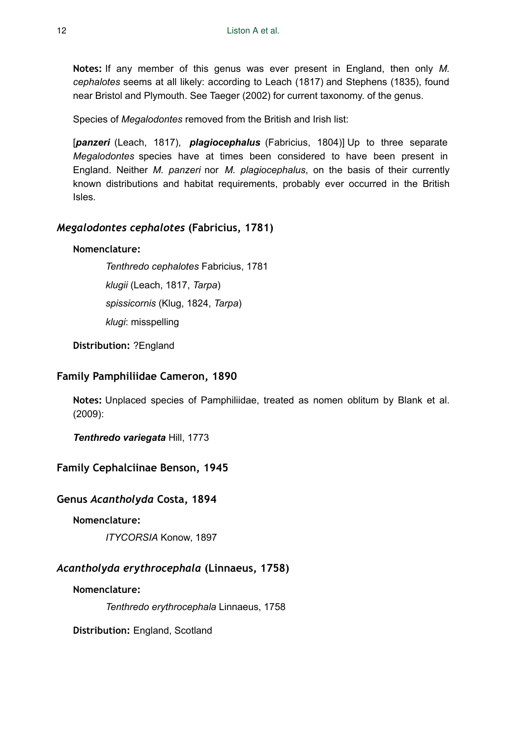**Notes:** If any member of this genus was ever present in England, then only *M. cephalotes* seems at all likely: according to Leach (1817) and Stephens (1835), found near Bristol and Plymouth. See Taeger (2002) for current taxonomy. of the genus.

Species of *Megalodontes* removed from the British and Irish list:

[***panzeri*** (Leach, 1817), ***plagiocephalus*** (Fabricius, 1804)] Up to three separate *Megalodontes* species have at times been considered to have been present in England. Neither *M. panzeri* nor *M. plagiocephalus*, on the basis of their currently known distributions and habitat requirements, probably ever occurred in the British Isles.

### *Megalodontes cephalotes* (Fabricius, 1781)

**Nomenclature:**

*Tenthredo cephalotes* Fabricius, 1781

*klugii* (Leach, 1817, *Tarpa*)

*spissicornis* (Klug, 1824, *Tarpa*)

*klugi*: misspelling

**Distribution:** ?England

### Family Pamphiliidae Cameron, 1890

**Notes:** Unplaced species of Pamphiliidae, treated as nomen oblitum by Blank et al. (2009):

***Tenthredo variegata*** Hill, 1773

### Family Cephalciinae Benson, 1945

### Genus *Acantholyda* Costa, 1894

**Nomenclature:**

*ITYCORSIA* Konow, 1897

### *Acantholyda erythrocephala* (Linnaeus, 1758)

**Nomenclature:**

*Tenthredo erythrocephala* Linnaeus, 1758

**Distribution:** England, Scotland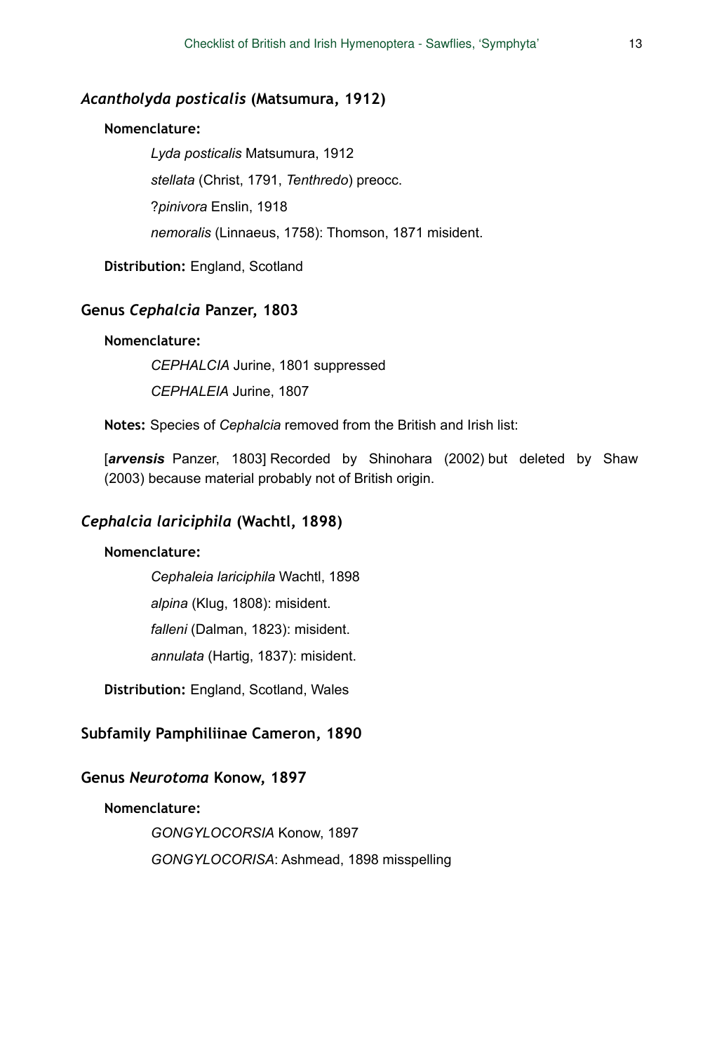### *Acantholyda posticalis* (Matsumura, 1912)

**Nomenclature:**

*Lyda posticalis* Matsumura, 1912

*stellata* (Christ, 1791, *Tenthredo*) preocc.

?*pinivora* Enslin, 1918

*nemoralis* (Linnaeus, 1758): Thomson, 1871 misident.

**Distribution:** England, Scotland

### Genus *Cephalcia* Panzer, 1803

**Nomenclature:**

*CEPHALCIA* Jurine, 1801 suppressed

*CEPHALEIA* Jurine, 1807

**Notes:** Species of *Cephalcia* removed from the British and Irish list:

[***arvensis*** Panzer, 1803] Recorded by Shinohara (2002) but deleted by Shaw (2003) because material probably not of British origin.

### *Cephalcia lariciphila* (Wachtl, 1898)

**Nomenclature:**

*Cephaleia lariciphila* Wachtl, 1898

*alpina* (Klug, 1808): misident.

*falleni* (Dalman, 1823): misident.

*annulata* (Hartig, 1837): misident.

**Distribution:** England, Scotland, Wales

### Subfamily Pamphiliinae Cameron, 1890

### Genus *Neurotoma* Konow, 1897

**Nomenclature:**

*GONGYLOCORSIA* Konow, 1897

*GONGYLOCORISA*: Ashmead, 1898 misspelling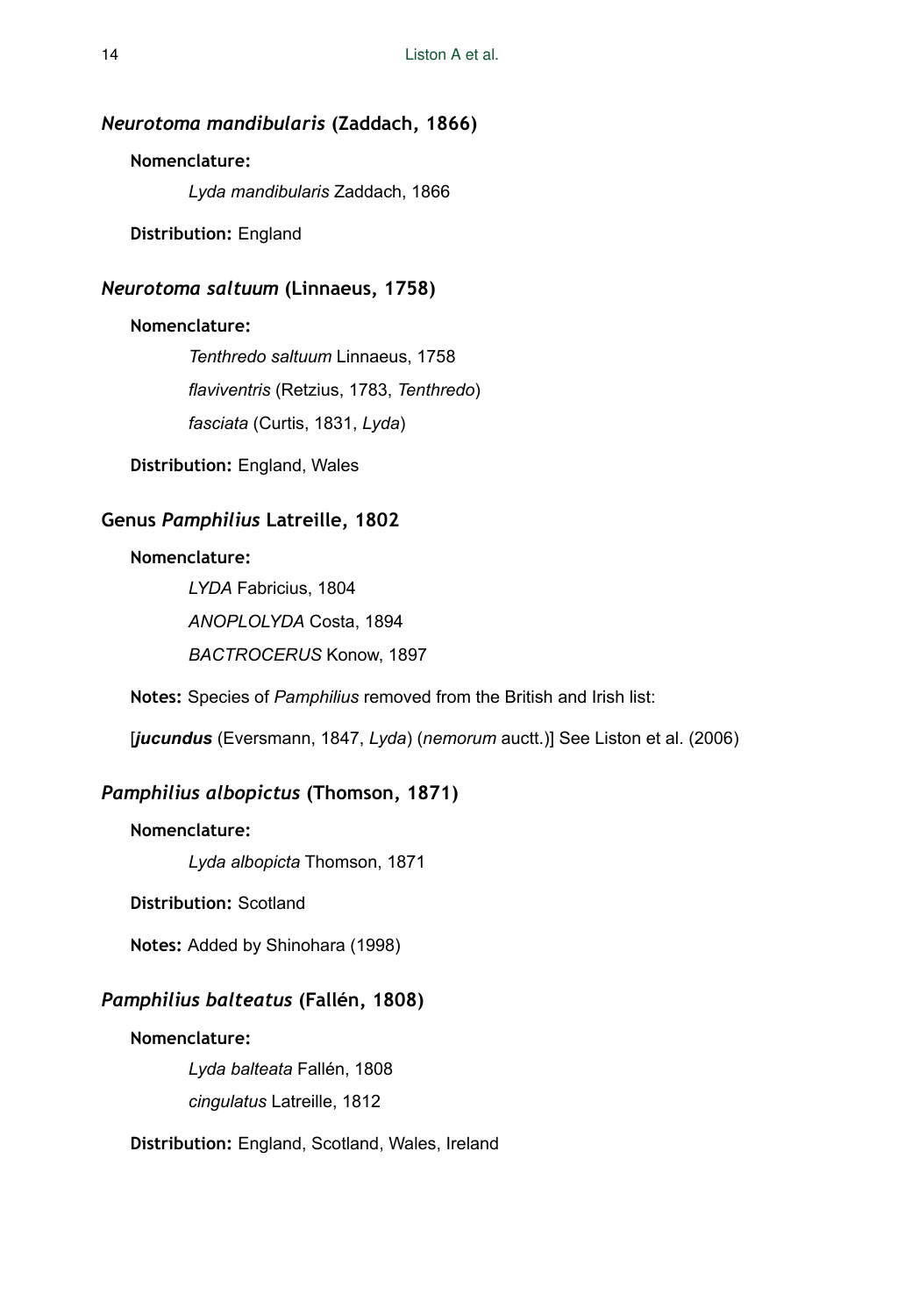## *Neurotoma mandibularis* (Zaddach, 1866)

**Nomenclature:**

*Lyda mandibularis* Zaddach, 1866

**Distribution:** England

## *Neurotoma saltuum* (Linnaeus, 1758)

**Nomenclature:**

*Tenthredo saltuum* Linnaeus, 1758

*flaviventris* (Retzius, 1783, *Tenthredo*)

*fasciata* (Curtis, 1831, *Lyda*)

**Distribution:** England, Wales

## Genus *Pamphilius* Latreille, 1802

**Nomenclature:**

*LYDA* Fabricius, 1804

*ANOPLOLYDA* Costa, 1894

*BACTROCERUS* Konow, 1897

**Notes:** Species of *Pamphilius* removed from the British and Irish list:

[***jucundus*** (Eversmann, 1847, *Lyda*) (*nemorum* auctt.)] See Liston et al. (2006)

## *Pamphilius albopictus* (Thomson, 1871)

**Nomenclature:**

*Lyda albopicta* Thomson, 1871

**Distribution:** Scotland

**Notes:** Added by Shinohara (1998)

## *Pamphilius balteatus* (Fallén, 1808)

**Nomenclature:**

*Lyda balteata* Fallén, 1808

*cingulatus* Latreille, 1812

**Distribution:** England, Scotland, Wales, Ireland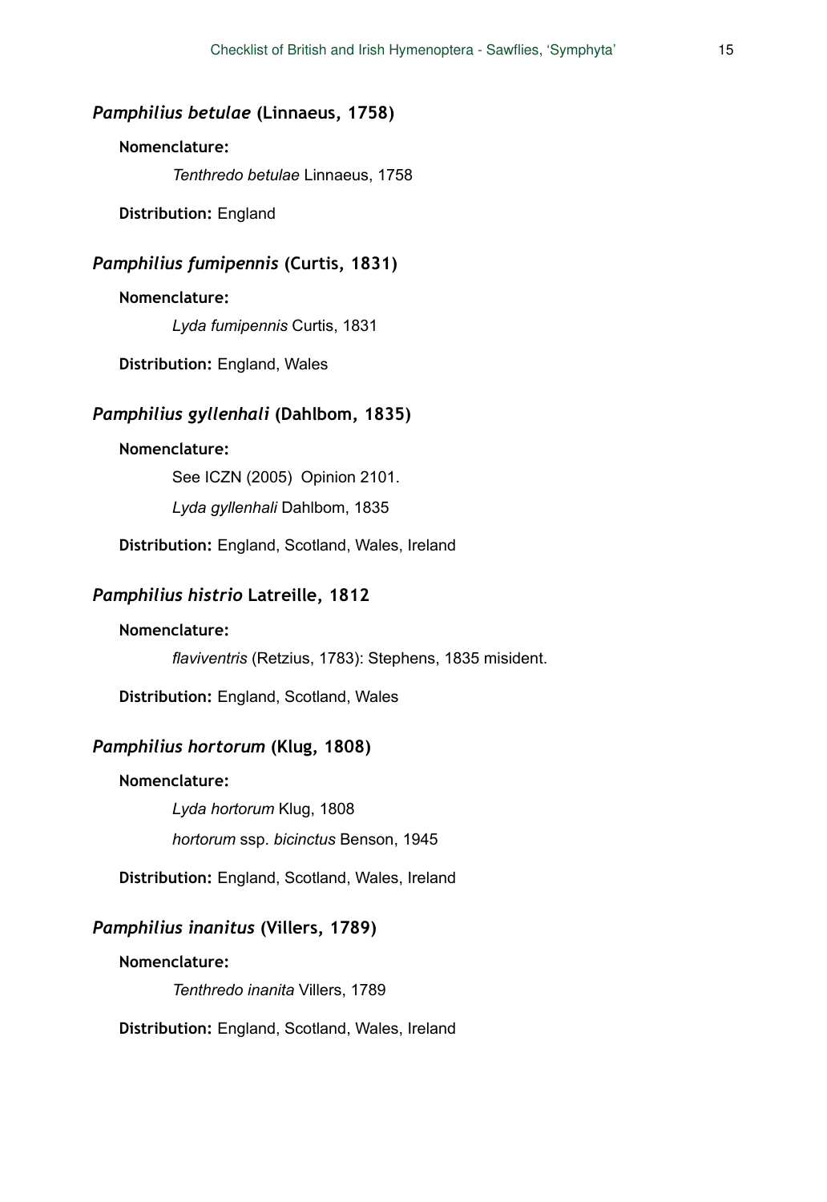### *Pamphilius betulae* (Linnaeus, 1758)

**Nomenclature:**

*Tenthredo betulae* Linnaeus, 1758

**Distribution:** England

### *Pamphilius fumipennis* (Curtis, 1831)

**Nomenclature:**

*Lyda fumipennis* Curtis, 1831

**Distribution:** England, Wales

### *Pamphilius gyllenhali* (Dahlbom, 1835)

**Nomenclature:**

See ICZN (2005) Opinion 2101.

*Lyda gyllenhali* Dahlbom, 1835

**Distribution:** England, Scotland, Wales, Ireland

### *Pamphilius histrio* Latreille, 1812

**Nomenclature:**

*flaviventris* (Retzius, 1783): Stephens, 1835 misident.

**Distribution:** England, Scotland, Wales

### *Pamphilius hortorum* (Klug, 1808)

**Nomenclature:**

*Lyda hortorum* Klug, 1808

*hortorum* ssp. *bicinctus* Benson, 1945

**Distribution:** England, Scotland, Wales, Ireland

### *Pamphilius inanitus* (Villers, 1789)

**Nomenclature:**

*Tenthredo inanita* Villers, 1789

**Distribution:** England, Scotland, Wales, Ireland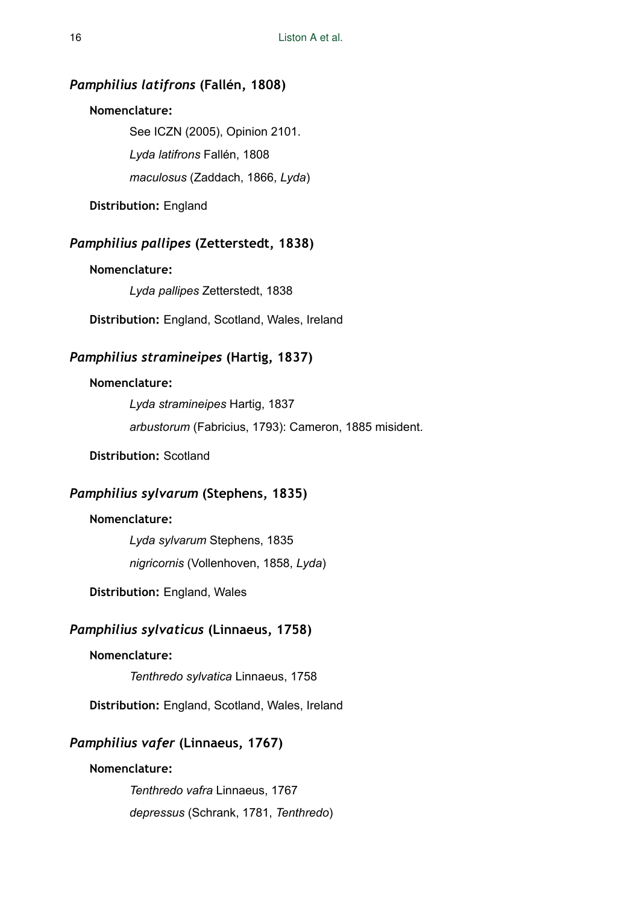### *Pamphilius latifrons* (Fallén, 1808)

**Nomenclature:**

See ICZN (2005), Opinion 2101.

*Lyda latifrons* Fallén, 1808

*maculosus* (Zaddach, 1866, *Lyda*)

**Distribution:** England

### *Pamphilius pallipes* (Zetterstedt, 1838)

**Nomenclature:**

*Lyda pallipes* Zetterstedt, 1838

**Distribution:** England, Scotland, Wales, Ireland

### *Pamphilius stramineipes* (Hartig, 1837)

**Nomenclature:**

*Lyda stramineipes* Hartig, 1837

*arbustorum* (Fabricius, 1793): Cameron, 1885 misident.

**Distribution:** Scotland

### *Pamphilius sylvarum* (Stephens, 1835)

**Nomenclature:**

*Lyda sylvarum* Stephens, 1835

*nigricornis* (Vollenhoven, 1858, *Lyda*)

**Distribution:** England, Wales

### *Pamphilius sylvaticus* (Linnaeus, 1758)

**Nomenclature:**

*Tenthredo sylvatica* Linnaeus, 1758

**Distribution:** England, Scotland, Wales, Ireland

### *Pamphilius vafer* (Linnaeus, 1767)

**Nomenclature:**

*Tenthredo vafra* Linnaeus, 1767

*depressus* (Schrank, 1781, *Tenthredo*)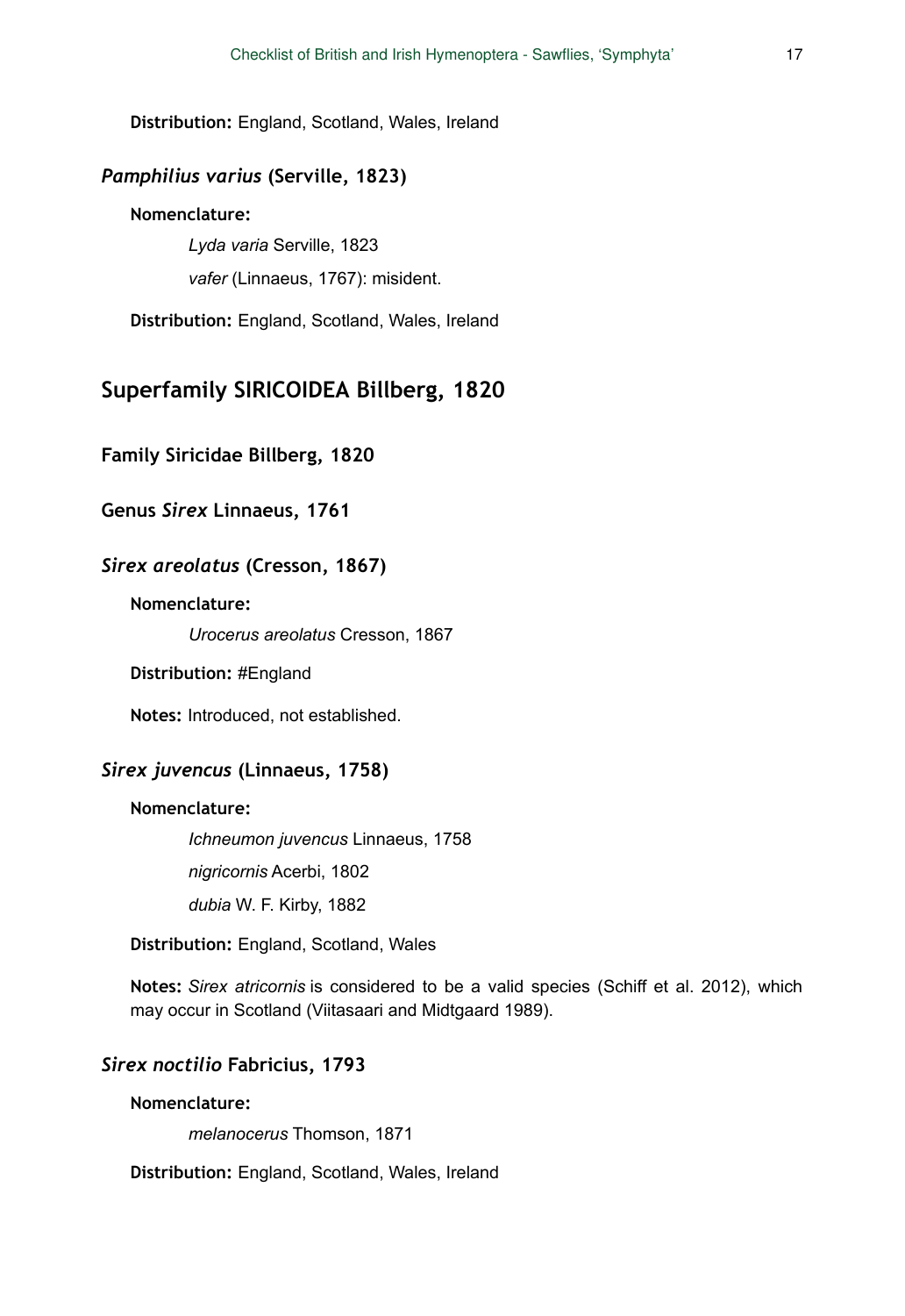**Distribution:** England, Scotland, Wales, Ireland

### *Pamphilius varius* (Serville, 1823)

**Nomenclature:**

*Lyda varia* Serville, 1823

*vafer* (Linnaeus, 1767): misident.

**Distribution:** England, Scotland, Wales, Ireland

## Superfamily SIRICOIDEA Billberg, 1820

### Family Siricidae Billberg, 1820

### Genus *Sirex* Linnaeus, 1761

### *Sirex areolatus* (Cresson, 1867)

**Nomenclature:**

*Urocerus areolatus* Cresson, 1867

**Distribution:** #England

**Notes:** Introduced, not established.

### *Sirex juvencus* (Linnaeus, 1758)

**Nomenclature:**

*Ichneumon juvencus* Linnaeus, 1758

*nigricornis* Acerbi, 1802

*dubia* W. F. Kirby, 1882

**Distribution:** England, Scotland, Wales

**Notes:** *Sirex atricornis* is considered to be a valid species (Schiff et al. 2012), which may occur in Scotland (Viitasaari and Midtgaard 1989).

### *Sirex noctilio* Fabricius, 1793

**Nomenclature:**

*melanocerus* Thomson, 1871

**Distribution:** England, Scotland, Wales, Ireland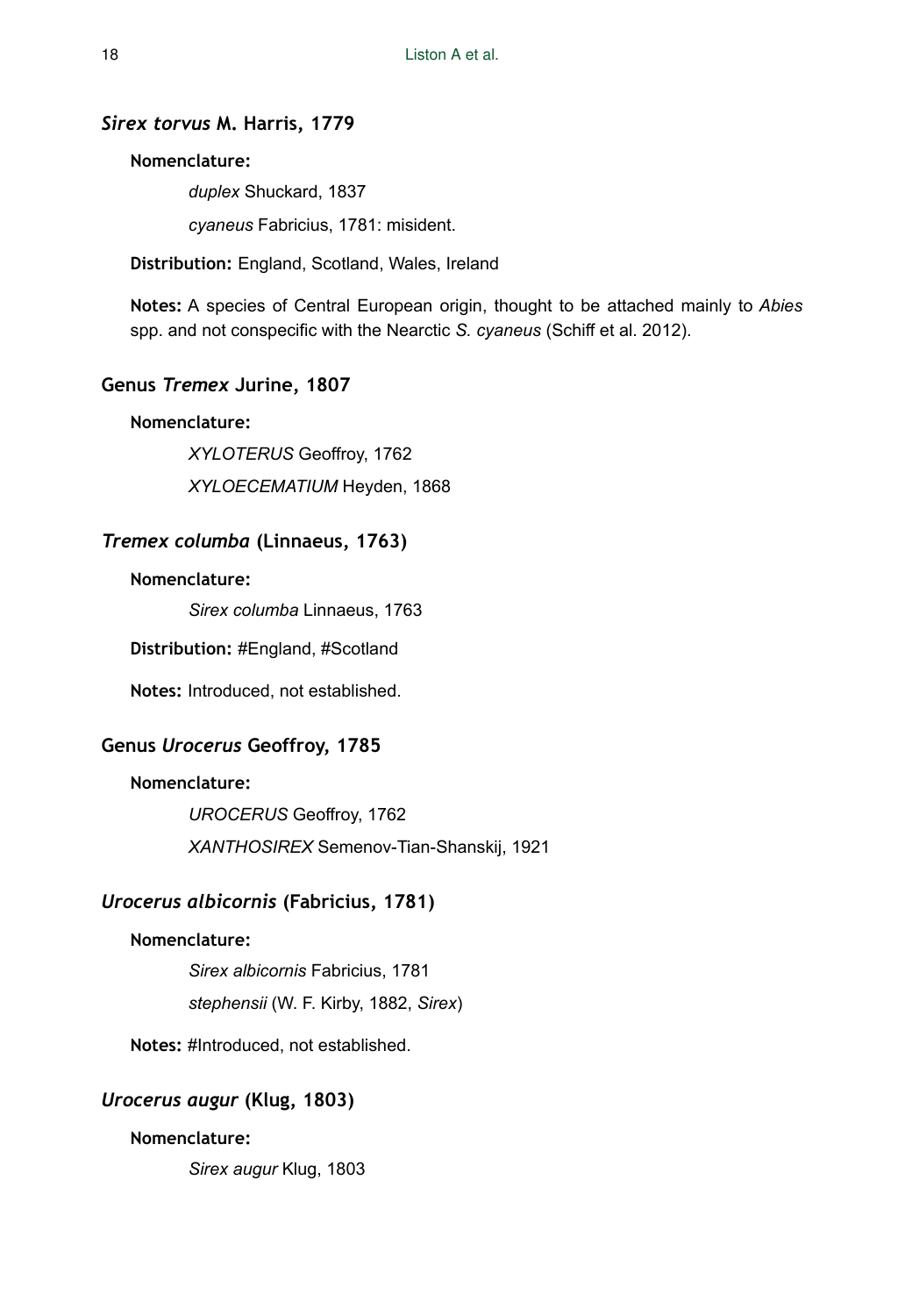### *Sirex torvus* M. Harris, 1779

**Nomenclature:**

*duplex* Shuckard, 1837

*cyaneus* Fabricius, 1781: misident.

**Distribution:** England, Scotland, Wales, Ireland

**Notes:** A species of Central European origin, thought to be attached mainly to *Abies* spp. and not conspecific with the Nearctic *S. cyaneus* (Schiff et al. 2012).

### Genus *Tremex* Jurine, 1807

**Nomenclature:**

*XYLOTERUS* Geoffroy, 1762

*XYLOECEMATIUM* Heyden, 1868

### *Tremex columba* (Linnaeus, 1763)

**Nomenclature:**

*Sirex columba* Linnaeus, 1763

**Distribution:** #England, #Scotland

**Notes:** Introduced, not established.

### Genus *Urocerus* Geoffroy, 1785

**Nomenclature:**

*UROCERUS* Geoffroy, 1762

*XANTHOSIREX* Semenov-Tian-Shanskij, 1921

### *Urocerus albicornis* (Fabricius, 1781)

**Nomenclature:**

*Sirex albicornis* Fabricius, 1781

*stephensii* (W. F. Kirby, 1882, *Sirex*)

**Notes:** #Introduced, not established.

### *Urocerus augur* (Klug, 1803)

**Nomenclature:**

*Sirex augur* Klug, 1803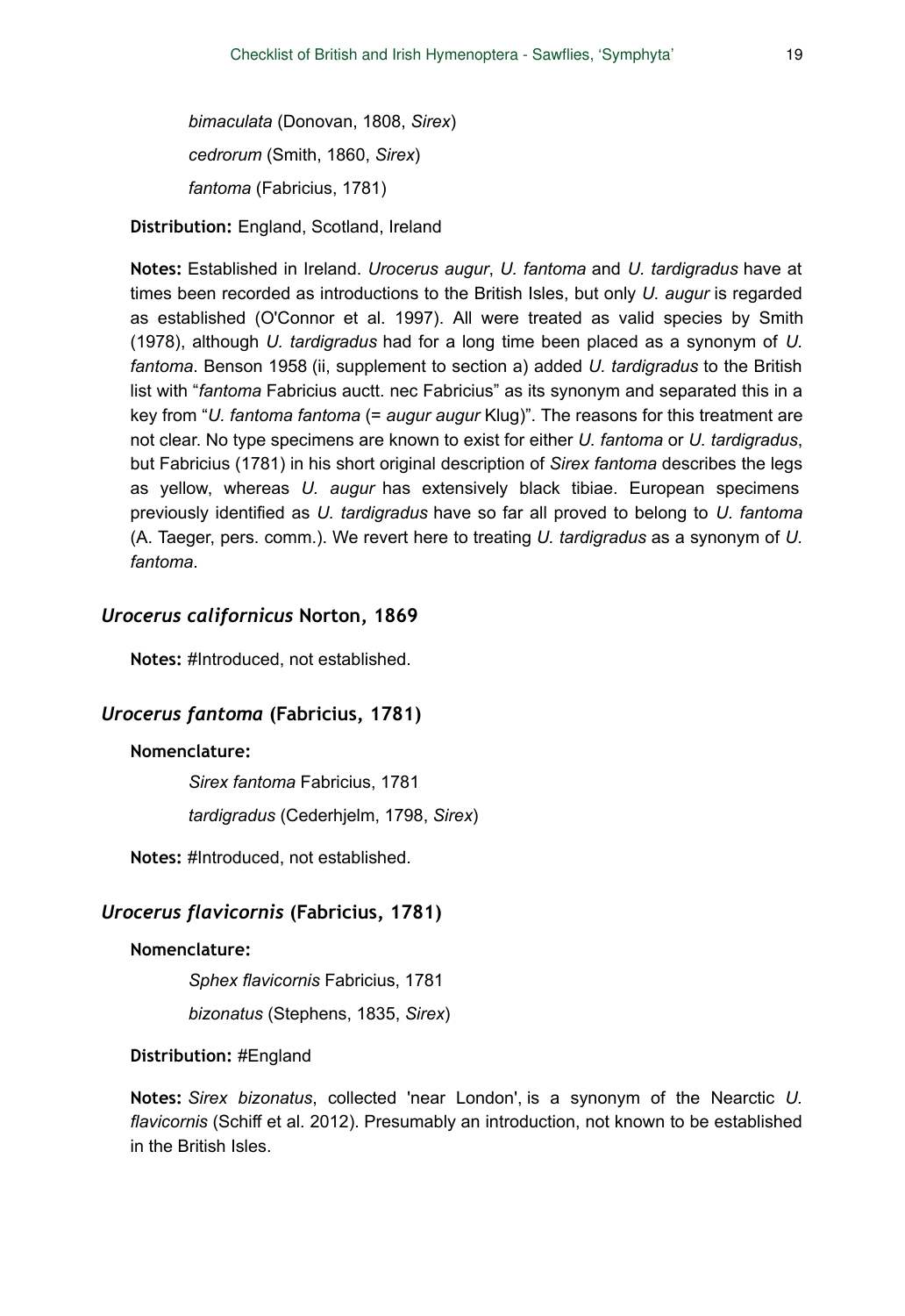*bimaculata* (Donovan, 1808, *Sirex*)

*cedrorum* (Smith, 1860, *Sirex*)

*fantoma* (Fabricius, 1781)

**Distribution:** England, Scotland, Ireland

**Notes:** Established in Ireland. *Urocerus augur*, *U. fantoma* and *U. tardigradus* have at times been recorded as introductions to the British Isles, but only *U. augur* is regarded as established (O'Connor et al. 1997). All were treated as valid species by Smith (1978), although *U. tardigradus* had for a long time been placed as a synonym of *U. fantoma*. Benson 1958 (ii, supplement to section a) added *U. tardigradus* to the British list with "*fantoma* Fabricius auctt. nec Fabricius" as its synonym and separated this in a key from "*U. fantoma fantoma* (= *augur augur* Klug)". The reasons for this treatment are not clear. No type specimens are known to exist for either *U. fantoma* or *U. tardigradus*, but Fabricius (1781) in his short original description of *Sirex fantoma* describes the legs as yellow, whereas *U. augur* has extensively black tibiae. European specimens previously identified as *U. tardigradus* have so far all proved to belong to *U. fantoma* (A. Taeger, pers. comm.). We revert here to treating *U. tardigradus* as a synonym of *U. fantoma*.

### *Urocerus californicus* Norton, 1869

**Notes:** #Introduced, not established.

### *Urocerus fantoma* (Fabricius, 1781)

**Nomenclature:**

*Sirex fantoma* Fabricius, 1781

*tardigradus* (Cederhjelm, 1798, *Sirex*)

**Notes:** #Introduced, not established.

### *Urocerus flavicornis* (Fabricius, 1781)

**Nomenclature:**

*Sphex flavicornis* Fabricius, 1781

*bizonatus* (Stephens, 1835, *Sirex*)

**Distribution:** #England

**Notes:** *Sirex bizonatus*, collected 'near London', is a synonym of the Nearctic *U. flavicornis* (Schiff et al. 2012). Presumably an introduction, not known to be established in the British Isles.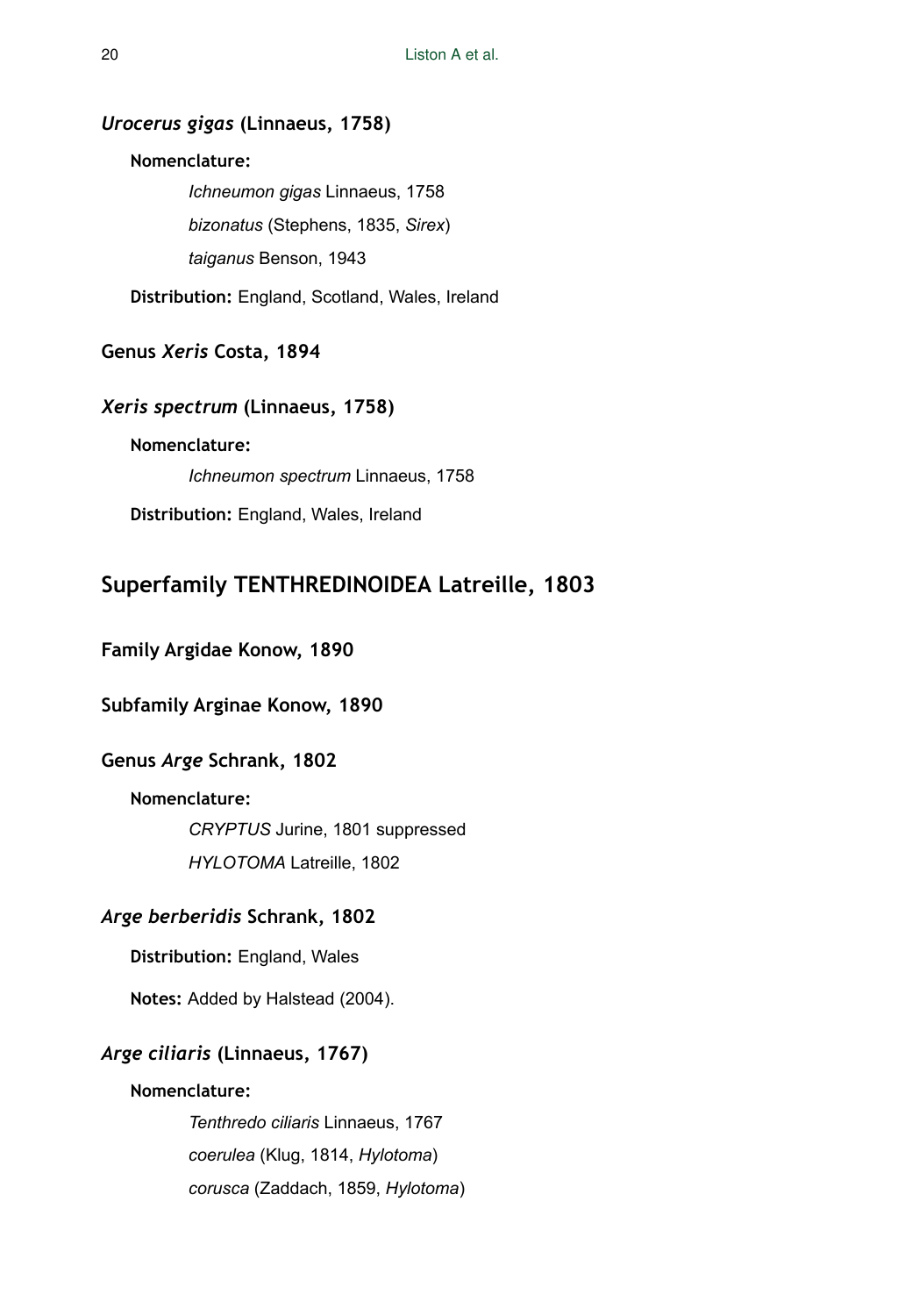### *Urocerus gigas* (Linnaeus, 1758)

**Nomenclature:**

*Ichneumon gigas* Linnaeus, 1758

*bizonatus* (Stephens, 1835, *Sirex*)

*taiganus* Benson, 1943

**Distribution:** England, Scotland, Wales, Ireland

### Genus *Xeris* Costa, 1894

### *Xeris spectrum* (Linnaeus, 1758)

**Nomenclature:**

*Ichneumon spectrum* Linnaeus, 1758

**Distribution:** England, Wales, Ireland

## Superfamily TENTHREDINOIDEA Latreille, 1803

### Family Argidae Konow, 1890

### Subfamily Arginae Konow, 1890

### Genus *Arge* Schrank, 1802

**Nomenclature:**

*CRYPTUS* Jurine, 1801 suppressed

*HYLOTOMA* Latreille, 1802

### *Arge berberidis* Schrank, 1802

**Distribution:** England, Wales

**Notes:** Added by Halstead (2004).

### *Arge ciliaris* (Linnaeus, 1767)

**Nomenclature:**

*Tenthredo ciliaris* Linnaeus, 1767

*coerulea* (Klug, 1814, *Hylotoma*)

*corusca* (Zaddach, 1859, *Hylotoma*)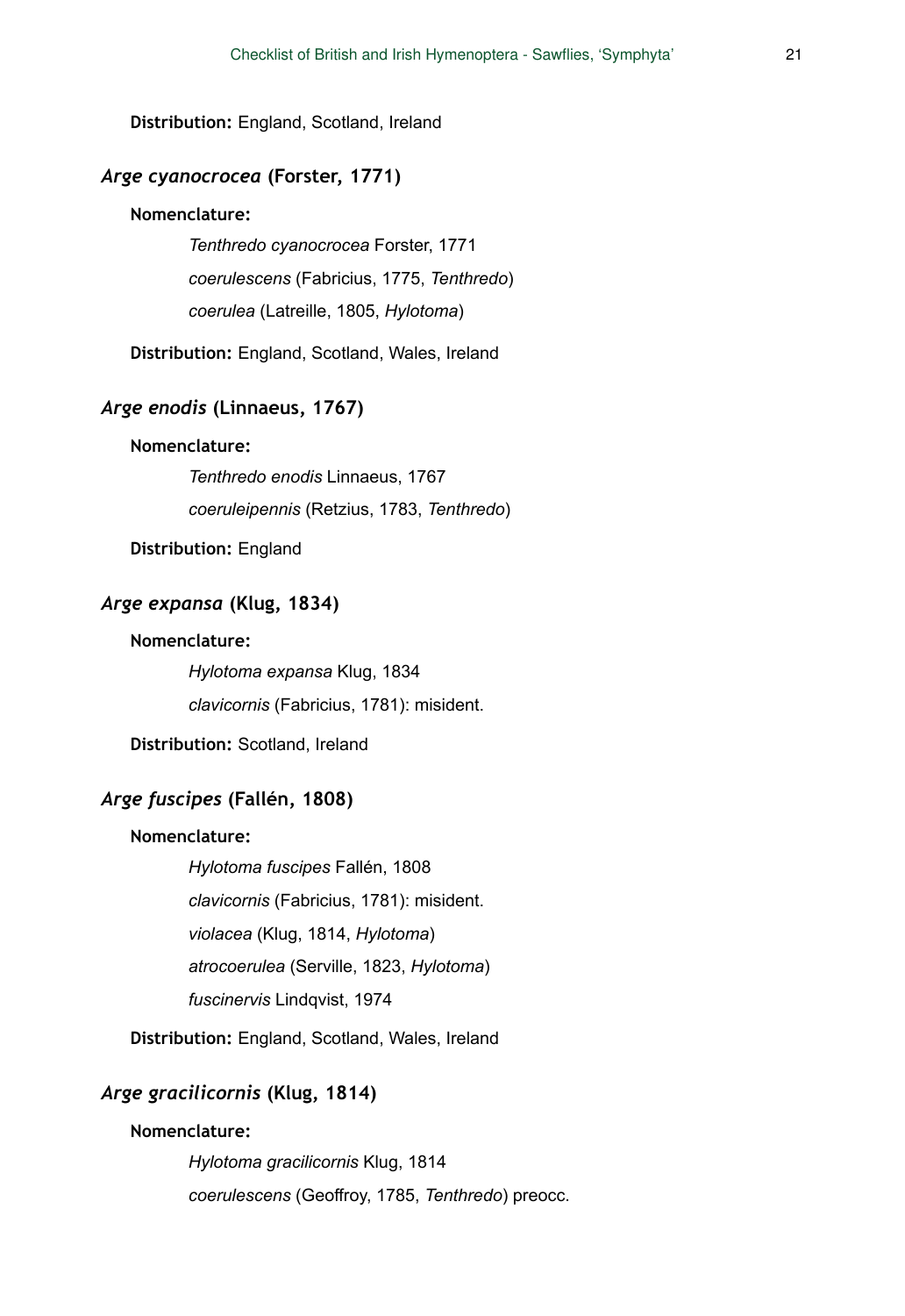**Distribution:** England, Scotland, Ireland

### *Arge cyanocrocea* (Forster, 1771)

**Nomenclature:**

*Tenthredo cyanocrocea* Forster, 1771

*coerulescens* (Fabricius, 1775, *Tenthredo*)

*coerulea* (Latreille, 1805, *Hylotoma*)

**Distribution:** England, Scotland, Wales, Ireland

### *Arge enodis* (Linnaeus, 1767)

**Nomenclature:**

*Tenthredo enodis* Linnaeus, 1767

*coeruleipennis* (Retzius, 1783, *Tenthredo*)

**Distribution:** England

### *Arge expansa* (Klug, 1834)

**Nomenclature:**

*Hylotoma expansa* Klug, 1834

*clavicornis* (Fabricius, 1781): misident.

**Distribution:** Scotland, Ireland

### *Arge fuscipes* (Fallén, 1808)

**Nomenclature:**

*Hylotoma fuscipes* Fallén, 1808

*clavicornis* (Fabricius, 1781): misident.

*violacea* (Klug, 1814, *Hylotoma*)

*atrocoerulea* (Serville, 1823, *Hylotoma*)

*fuscinervis* Lindqvist, 1974

**Distribution:** England, Scotland, Wales, Ireland

### *Arge gracilicornis* (Klug, 1814)

**Nomenclature:**

*Hylotoma gracilicornis* Klug, 1814

*coerulescens* (Geoffroy, 1785, *Tenthredo*) preocc.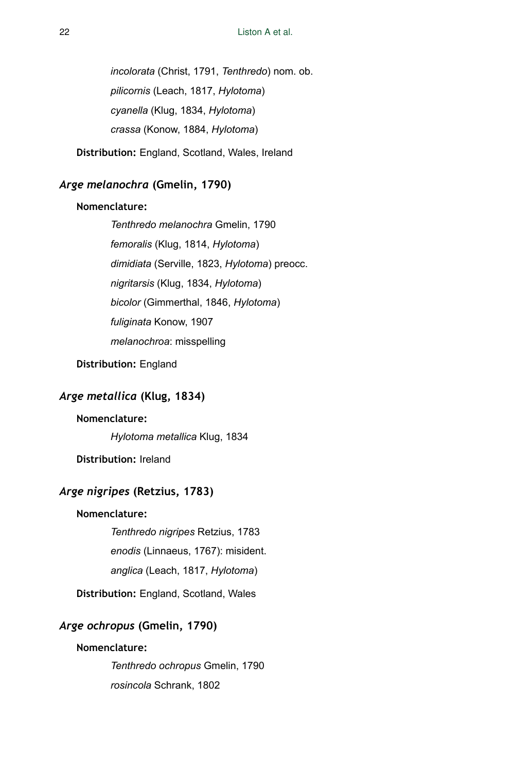*incolorata* (Christ, 1791, *Tenthredo*) nom. ob.

*pilicornis* (Leach, 1817, *Hylotoma*)

*cyanella* (Klug, 1834, *Hylotoma*)

*crassa* (Konow, 1884, *Hylotoma*)

**Distribution:** England, Scotland, Wales, Ireland

## *Arge melanochra* (Gmelin, 1790)

**Nomenclature:**

*Tenthredo melanochra* Gmelin, 1790

*femoralis* (Klug, 1814, *Hylotoma*)

*dimidiata* (Serville, 1823, *Hylotoma*) preocc.

*nigritarsis* (Klug, 1834, *Hylotoma*)

*bicolor* (Gimmerthal, 1846, *Hylotoma*)

*fuliginata* Konow, 1907

*melanochroa*: misspelling

**Distribution:** England

## *Arge metallica* (Klug, 1834)

**Nomenclature:**

*Hylotoma metallica* Klug, 1834

**Distribution:** Ireland

## *Arge nigripes* (Retzius, 1783)

**Nomenclature:**

*Tenthredo nigripes* Retzius, 1783

*enodis* (Linnaeus, 1767): misident.

*anglica* (Leach, 1817, *Hylotoma*)

**Distribution:** England, Scotland, Wales

## *Arge ochropus* (Gmelin, 1790)

**Nomenclature:**

*Tenthredo ochropus* Gmelin, 1790

*rosincola* Schrank, 1802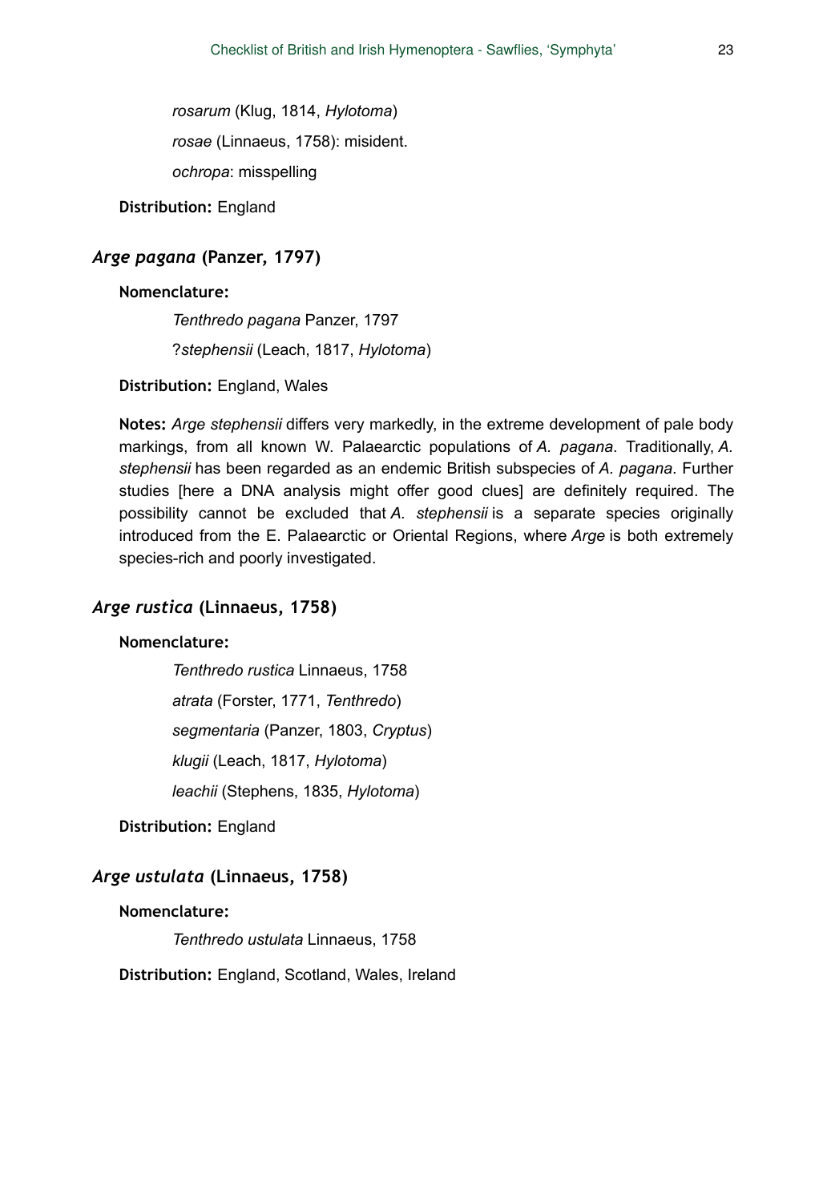*rosarum* (Klug, 1814, *Hylotoma*)

*rosae* (Linnaeus, 1758): misident.

*ochropa*: misspelling

**Distribution:** England

### *Arge pagana* (Panzer, 1797)

**Nomenclature:**

*Tenthredo pagana* Panzer, 1797

?*stephensii* (Leach, 1817, *Hylotoma*)

**Distribution:** England, Wales

**Notes:** *Arge stephensii* differs very markedly, in the extreme development of pale body markings, from all known W. Palaearctic populations of *A. pagana*. Traditionally, *A. stephensii* has been regarded as an endemic British subspecies of *A. pagana*. Further studies [here a DNA analysis might offer good clues] are definitely required. The possibility cannot be excluded that *A. stephensii* is a separate species originally introduced from the E. Palaearctic or Oriental Regions, where *Arge* is both extremely species-rich and poorly investigated.

### *Arge rustica* (Linnaeus, 1758)

**Nomenclature:**

*Tenthredo rustica* Linnaeus, 1758

*atrata* (Forster, 1771, *Tenthredo*)

*segmentaria* (Panzer, 1803, *Cryptus*)

*klugii* (Leach, 1817, *Hylotoma*)

*leachii* (Stephens, 1835, *Hylotoma*)

**Distribution:** England

### *Arge ustulata* (Linnaeus, 1758)

**Nomenclature:**

*Tenthredo ustulata* Linnaeus, 1758

**Distribution:** England, Scotland, Wales, Ireland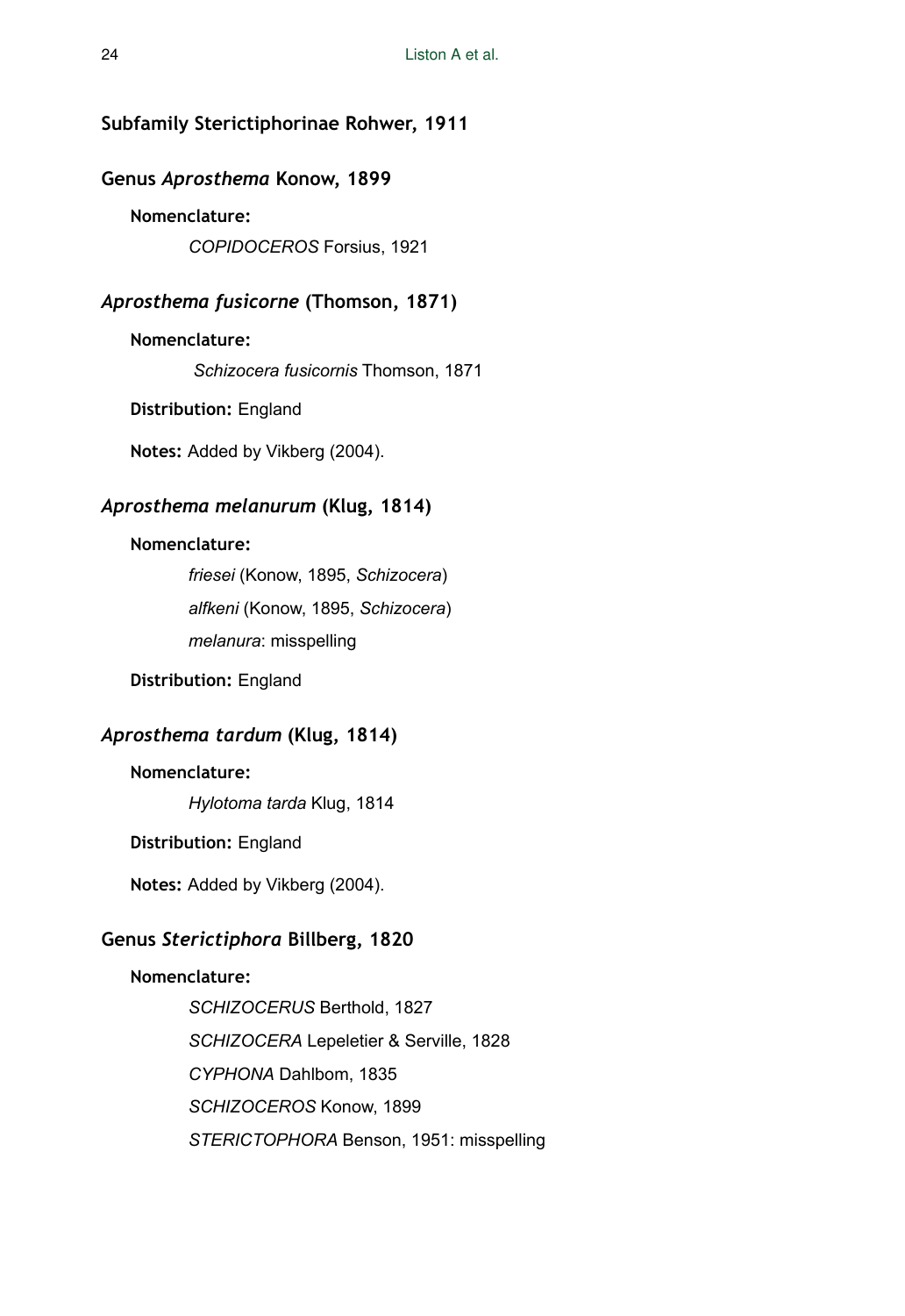## Subfamily Sterictiphorinae Rohwer, 1911

### Genus *Aprosthema* Konow, 1899

**Nomenclature:**

*COPIDOCEROS* Forsius, 1921

### *Aprosthema fusicorne* (Thomson, 1871)

**Nomenclature:**

*Schizocera fusicornis* Thomson, 1871

**Distribution:** England

**Notes:** Added by Vikberg (2004).

### *Aprosthema melanurum* (Klug, 1814)

**Nomenclature:**

*friesei* (Konow, 1895, *Schizocera*)

*alfkeni* (Konow, 1895, *Schizocera*)

*melanura*: misspelling

**Distribution:** England

### *Aprosthema tardum* (Klug, 1814)

**Nomenclature:**

*Hylotoma tarda* Klug, 1814

**Distribution:** England

**Notes:** Added by Vikberg (2004).

### Genus *Sterictiphora* Billberg, 1820

**Nomenclature:**

*SCHIZOCERUS* Berthold, 1827

*SCHIZOCERA* Lepeletier & Serville, 1828

*CYPHONA* Dahlbom, 1835

*SCHIZOCEROS* Konow, 1899

*STERICTOPHORA* Benson, 1951: misspelling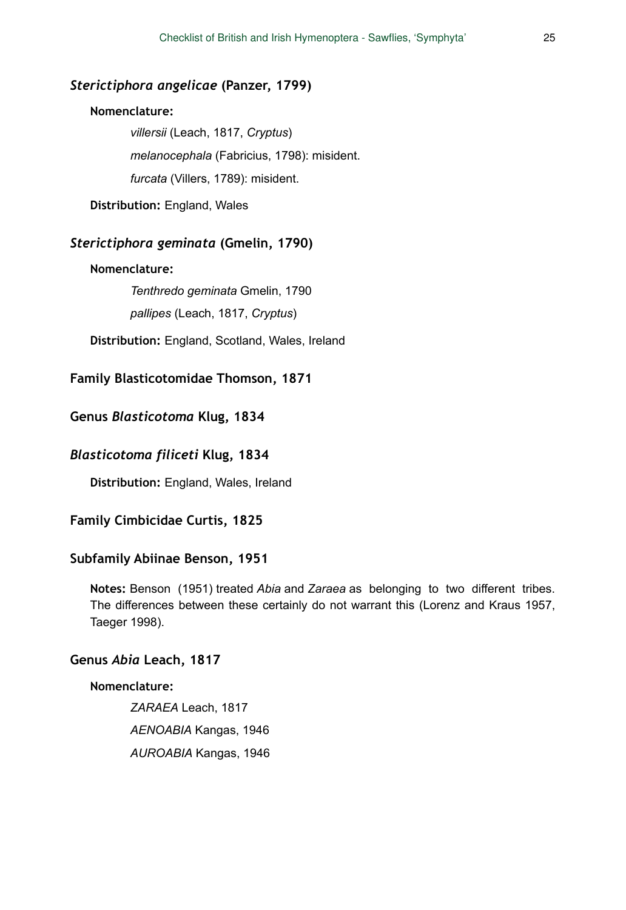### *Sterictiphora angelicae* (Panzer, 1799)

**Nomenclature:**

*villersii* (Leach, 1817, *Cryptus*)

*melanocephala* (Fabricius, 1798): misident.

*furcata* (Villers, 1789): misident.

**Distribution:** England, Wales

### *Sterictiphora geminata* (Gmelin, 1790)

**Nomenclature:**

*Tenthredo geminata* Gmelin, 1790

*pallipes* (Leach, 1817, *Cryptus*)

**Distribution:** England, Scotland, Wales, Ireland

## Family Blasticotomidae Thomson, 1871

## Genus *Blasticotoma* Klug, 1834

### *Blasticotoma filiceti* Klug, 1834

**Distribution:** England, Wales, Ireland

## Family Cimbicidae Curtis, 1825

## Subfamily Abiinae Benson, 1951

**Notes:** Benson (1951) treated *Abia* and *Zaraea* as belonging to two different tribes. The differences between these certainly do not warrant this (Lorenz and Kraus 1957, Taeger 1998).

## Genus *Abia* Leach, 1817

**Nomenclature:**

*ZARAEA* Leach, 1817

*AENOABIA* Kangas, 1946

*AUROABIA* Kangas, 1946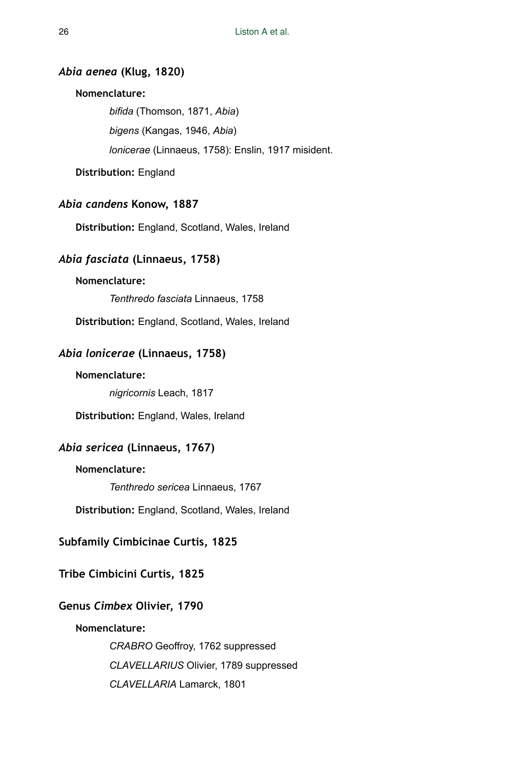### *Abia aenea* (Klug, 1820)

**Nomenclature:**

*bifida* (Thomson, 1871, *Abia*)

*bigens* (Kangas, 1946, *Abia*)

*lonicerae* (Linnaeus, 1758): Enslin, 1917 misident.

**Distribution:** England

### *Abia candens* Konow, 1887

**Distribution:** England, Scotland, Wales, Ireland

### *Abia fasciata* (Linnaeus, 1758)

**Nomenclature:**

*Tenthredo fasciata* Linnaeus, 1758

**Distribution:** England, Scotland, Wales, Ireland

### *Abia lonicerae* (Linnaeus, 1758)

**Nomenclature:**

*nigricornis* Leach, 1817

**Distribution:** England, Wales, Ireland

### *Abia sericea* (Linnaeus, 1767)

**Nomenclature:**

*Tenthredo sericea* Linnaeus, 1767

**Distribution:** England, Scotland, Wales, Ireland

### Subfamily Cimbicinae Curtis, 1825

### Tribe Cimbicini Curtis, 1825

### Genus *Cimbex* Olivier, 1790

**Nomenclature:**

*CRABRO* Geoffroy, 1762 suppressed

*CLAVELLARIUS* Olivier, 1789 suppressed

*CLAVELLARIA* Lamarck, 1801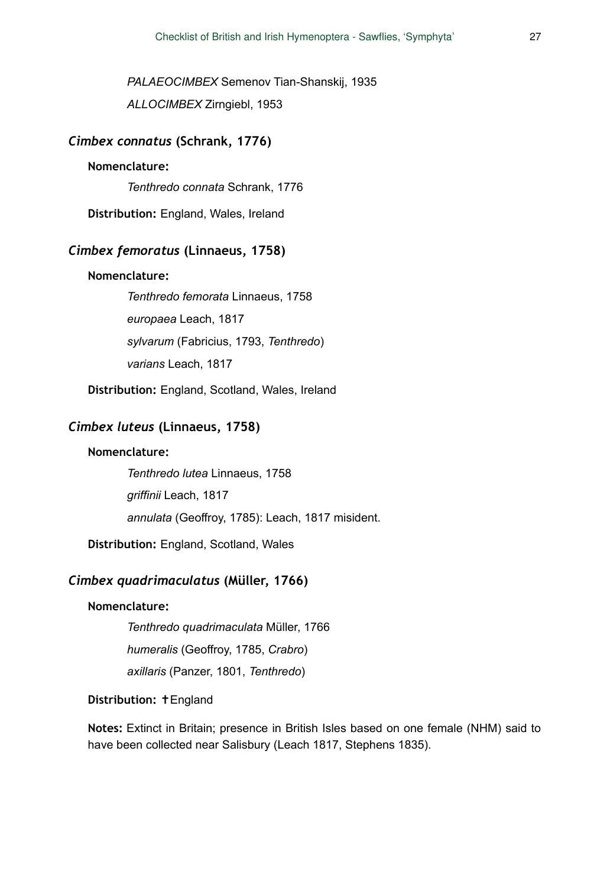*PALAEOCIMBEX* Semenov Tian-Shanskij, 1935

*ALLOCIMBEX* Zirngiebl, 1953

### *Cimbex connatus* (Schrank, 1776)

**Nomenclature:**

*Tenthredo connata* Schrank, 1776

**Distribution:** England, Wales, Ireland

### *Cimbex femoratus* (Linnaeus, 1758)

**Nomenclature:**

*Tenthredo femorata* Linnaeus, 1758

*europaea* Leach, 1817

*sylvarum* (Fabricius, 1793, *Tenthredo*)

*varians* Leach, 1817

**Distribution:** England, Scotland, Wales, Ireland

### *Cimbex luteus* (Linnaeus, 1758)

**Nomenclature:**

*Tenthredo lutea* Linnaeus, 1758

*griffinii* Leach, 1817

*annulata* (Geoffroy, 1785): Leach, 1817 misident.

**Distribution:** England, Scotland, Wales

### *Cimbex quadrimaculatus* (Müller, 1766)

**Nomenclature:**

*Tenthredo quadrimaculata* Müller, 1766

*humeralis* (Geoffroy, 1785, *Crabro*)

*axillaris* (Panzer, 1801, *Tenthredo*)

**Distribution:** †England

**Notes:** Extinct in Britain; presence in British Isles based on one female (NHM) said to have been collected near Salisbury (Leach 1817, Stephens 1835).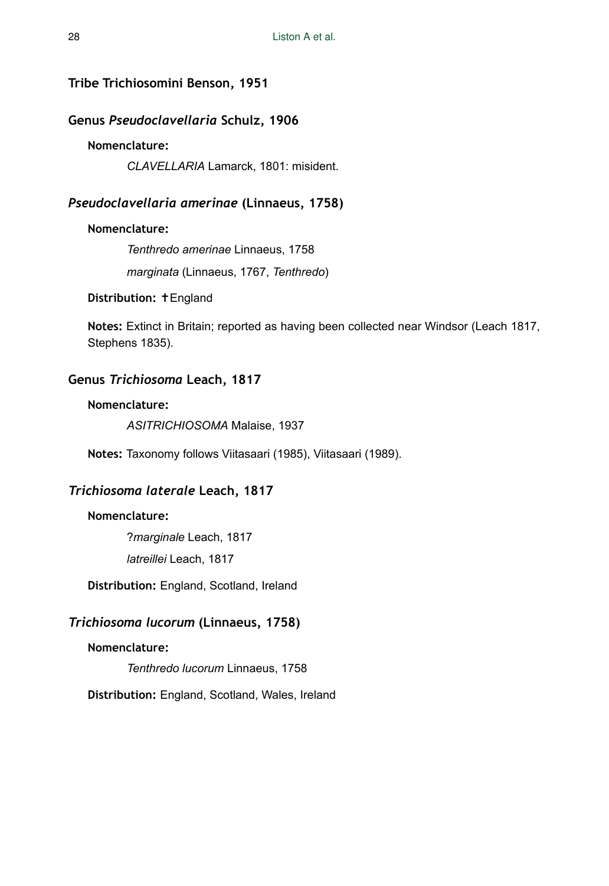## Tribe Trichiosomini Benson, 1951

### Genus *Pseudoclavellaria* Schulz, 1906

**Nomenclature:**

*CLAVELLARIA* Lamarck, 1801: misident.

### *Pseudoclavellaria amerinae* (Linnaeus, 1758)

**Nomenclature:**

*Tenthredo amerinae* Linnaeus, 1758

*marginata* (Linnaeus, 1767, *Tenthredo*)

**Distribution:** †England

**Notes:** Extinct in Britain; reported as having been collected near Windsor (Leach 1817, Stephens 1835).

### Genus *Trichiosoma* Leach, 1817

**Nomenclature:**

*ASITRICHIOSOMA* Malaise, 1937

**Notes:** Taxonomy follows Viitasaari (1985), Viitasaari (1989).

### *Trichiosoma laterale* Leach, 1817

**Nomenclature:**

?*marginale* Leach, 1817

*latreillei* Leach, 1817

**Distribution:** England, Scotland, Ireland

### *Trichiosoma lucorum* (Linnaeus, 1758)

**Nomenclature:**

*Tenthredo lucorum* Linnaeus, 1758

**Distribution:** England, Scotland, Wales, Ireland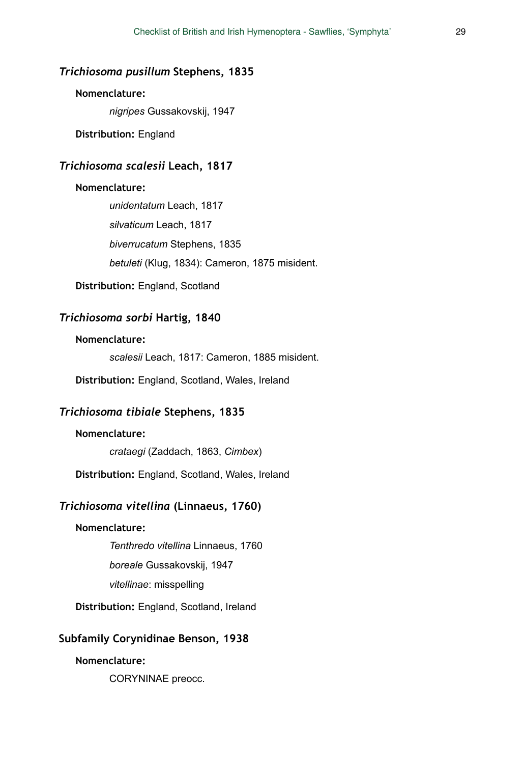### *Trichiosoma pusillum* Stephens, 1835

**Nomenclature:**

*nigripes* Gussakovskij, 1947

**Distribution:** England

### *Trichiosoma scalesii* Leach, 1817

**Nomenclature:**

*unidentatum* Leach, 1817

*silvaticum* Leach, 1817

*biverrucatum* Stephens, 1835

*betuleti* (Klug, 1834): Cameron, 1875 misident.

**Distribution:** England, Scotland

### *Trichiosoma sorbi* Hartig, 1840

**Nomenclature:**

*scalesii* Leach, 1817: Cameron, 1885 misident.

**Distribution:** England, Scotland, Wales, Ireland

### *Trichiosoma tibiale* Stephens, 1835

**Nomenclature:**

*crataegi* (Zaddach, 1863, *Cimbex*)

**Distribution:** England, Scotland, Wales, Ireland

### *Trichiosoma vitellina* (Linnaeus, 1760)

**Nomenclature:**

*Tenthredo vitellina* Linnaeus, 1760

*boreale* Gussakovskij, 1947

*vitellinae*: misspelling

**Distribution:** England, Scotland, Ireland

## Subfamily Corynidinae Benson, 1938

**Nomenclature:**

CORYNINAE preocc.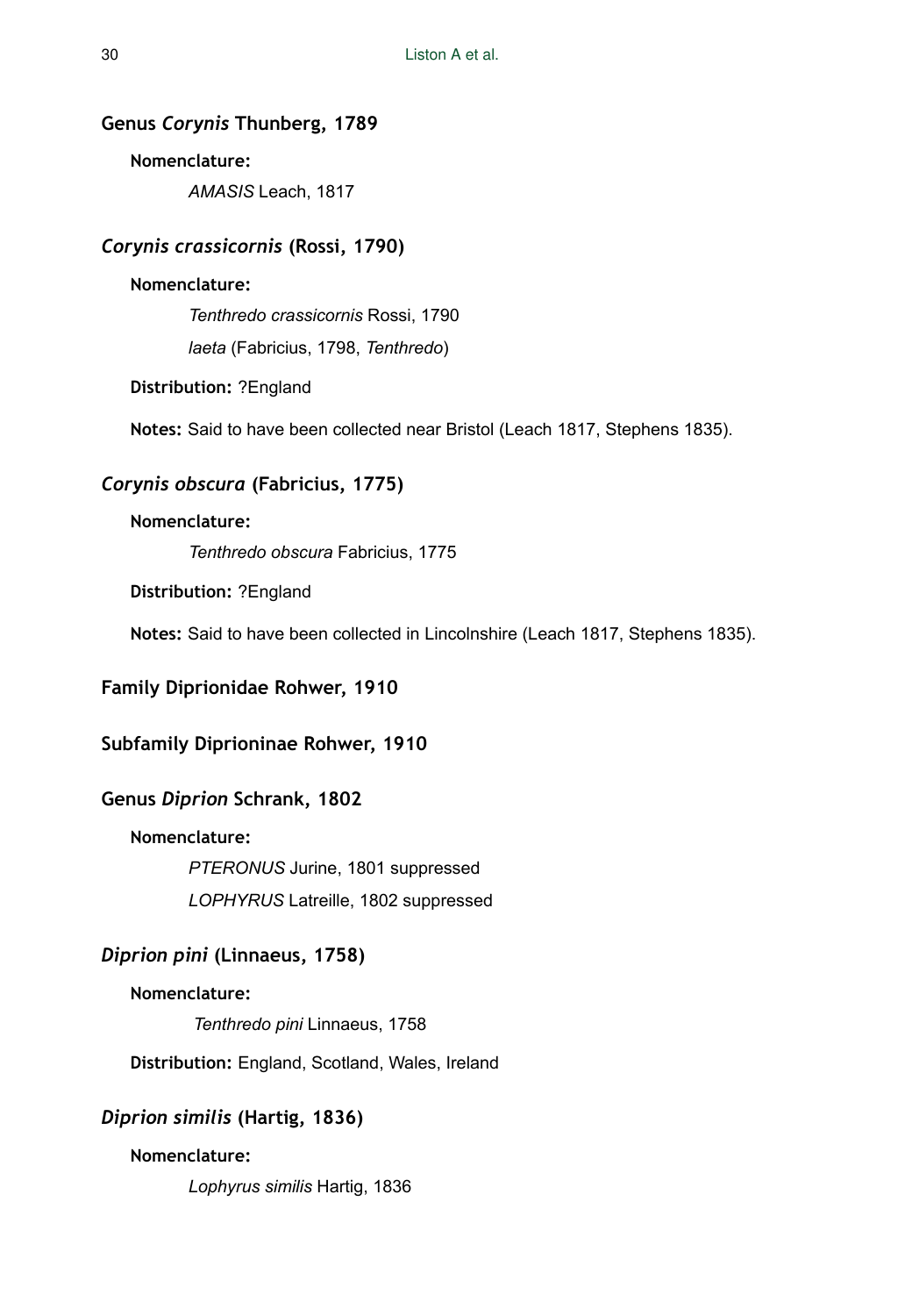### Genus *Corynis* Thunberg, 1789

**Nomenclature:**

*AMASIS* Leach, 1817

### *Corynis crassicornis* (Rossi, 1790)

**Nomenclature:**

*Tenthredo crassicornis* Rossi, 1790

*laeta* (Fabricius, 1798, *Tenthredo*)

**Distribution:** ?England

**Notes:** Said to have been collected near Bristol (Leach 1817, Stephens 1835).

### *Corynis obscura* (Fabricius, 1775)

**Nomenclature:**

*Tenthredo obscura* Fabricius, 1775

**Distribution:** ?England

**Notes:** Said to have been collected in Lincolnshire (Leach 1817, Stephens 1835).

## Family Diprionidae Rohwer, 1910

## Subfamily Diprioninae Rohwer, 1910

### Genus *Diprion* Schrank, 1802

**Nomenclature:**

*PTERONUS* Jurine, 1801 suppressed

*LOPHYRUS* Latreille, 1802 suppressed

### *Diprion pini* (Linnaeus, 1758)

**Nomenclature:**

*Tenthredo pini* Linnaeus, 1758

**Distribution:** England, Scotland, Wales, Ireland

### *Diprion similis* (Hartig, 1836)

**Nomenclature:**

*Lophyrus similis* Hartig, 1836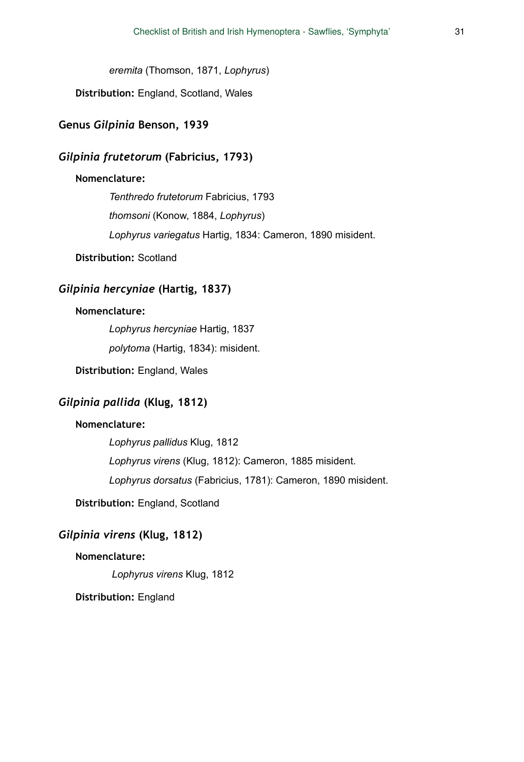*eremita* (Thomson, 1871, *Lophyrus*)

**Distribution:** England, Scotland, Wales

## Genus *Gilpinia* Benson, 1939

### *Gilpinia frutetorum* (Fabricius, 1793)

**Nomenclature:**

*Tenthredo frutetorum* Fabricius, 1793

*thomsoni* (Konow, 1884, *Lophyrus*)

*Lophyrus variegatus* Hartig, 1834: Cameron, 1890 misident.

**Distribution:** Scotland

### *Gilpinia hercyniae* (Hartig, 1837)

**Nomenclature:**

*Lophyrus hercyniae* Hartig, 1837

*polytoma* (Hartig, 1834): misident.

**Distribution:** England, Wales

### *Gilpinia pallida* (Klug, 1812)

**Nomenclature:**

*Lophyrus pallidus* Klug, 1812

*Lophyrus virens* (Klug, 1812): Cameron, 1885 misident.

*Lophyrus dorsatus* (Fabricius, 1781): Cameron, 1890 misident.

**Distribution:** England, Scotland

### *Gilpinia virens* (Klug, 1812)

**Nomenclature:**

*Lophyrus virens* Klug, 1812

**Distribution:** England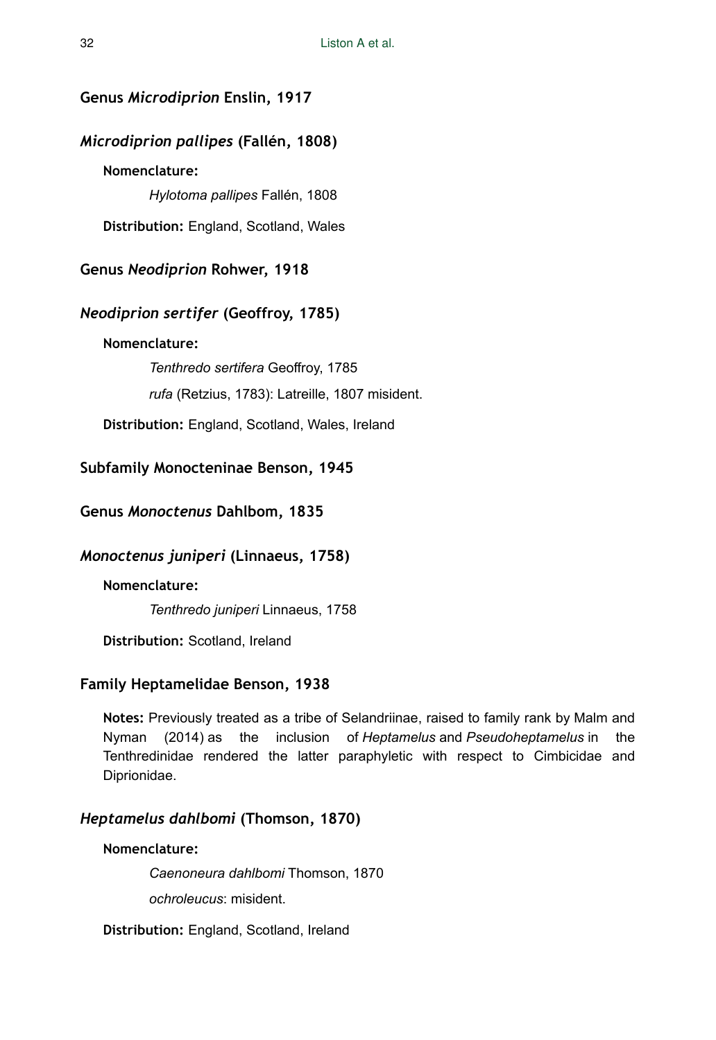### Genus *Microdiprion* Enslin, 1917

#### *Microdiprion pallipes* (Fallén, 1808)

**Nomenclature:**

*Hylotoma pallipes* Fallén, 1808

**Distribution:** England, Scotland, Wales

### Genus *Neodiprion* Rohwer, 1918

#### *Neodiprion sertifer* (Geoffroy, 1785)

**Nomenclature:**

*Tenthredo sertifera* Geoffroy, 1785

*rufa* (Retzius, 1783): Latreille, 1807 misident.

**Distribution:** England, Scotland, Wales, Ireland

## Subfamily Monocteninae Benson, 1945

### Genus *Monoctenus* Dahlbom, 1835

#### *Monoctenus juniperi* (Linnaeus, 1758)

**Nomenclature:**

*Tenthredo juniperi* Linnaeus, 1758

**Distribution:** Scotland, Ireland

## Family Heptamelidae Benson, 1938

**Notes:** Previously treated as a tribe of Selandriinae, raised to family rank by Malm and Nyman (2014) as the inclusion of *Heptamelus* and *Pseudoheptamelus* in the Tenthredinidae rendered the latter paraphyletic with respect to Cimbicidae and Diprionidae.

#### *Heptamelus dahlbomi* (Thomson, 1870)

**Nomenclature:**

*Caenoneura dahlbomi* Thomson, 1870

*ochroleucus*: misident.

**Distribution:** England, Scotland, Ireland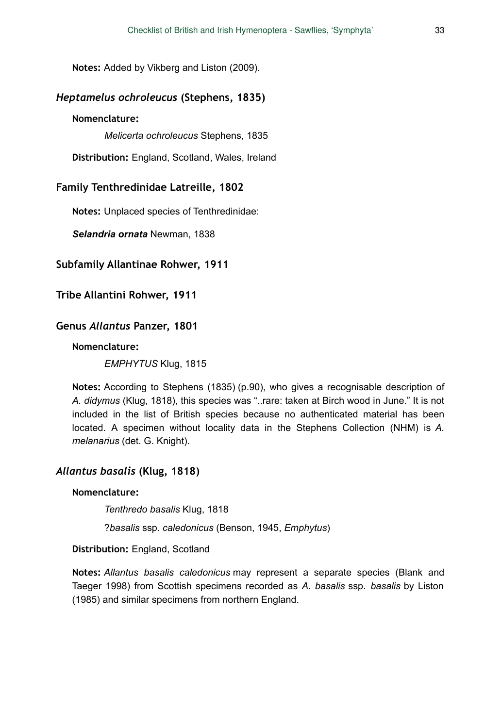**Notes:** Added by Vikberg and Liston (2009).

### *Heptamelus ochroleucus* (Stephens, 1835)

**Nomenclature:**

*Melicerta ochroleucus* Stephens, 1835

**Distribution:** England, Scotland, Wales, Ireland

## Family Tenthredinidae Latreille, 1802

**Notes:** Unplaced species of Tenthredinidae:

***Selandria ornata*** Newman, 1838

## Subfamily Allantinae Rohwer, 1911

## Tribe Allantini Rohwer, 1911

## Genus *Allantus* Panzer, 1801

**Nomenclature:**

*EMPHYTUS* Klug, 1815

**Notes:** According to Stephens (1835) (p.90), who gives a recognisable description of *A. didymus* (Klug, 1818), this species was "..rare: taken at Birch wood in June." It is not included in the list of British species because no authenticated material has been located. A specimen without locality data in the Stephens Collection (NHM) is *A. melanarius* (det. G. Knight).

### *Allantus basalis* (Klug, 1818)

**Nomenclature:**

*Tenthredo basalis* Klug, 1818

?*basalis* ssp. *caledonicus* (Benson, 1945, *Emphytus*)

**Distribution:** England, Scotland

**Notes:** *Allantus basalis caledonicus* may represent a separate species (Blank and Taeger 1998) from Scottish specimens recorded as *A. basalis* ssp. *basalis* by Liston (1985) and similar specimens from northern England.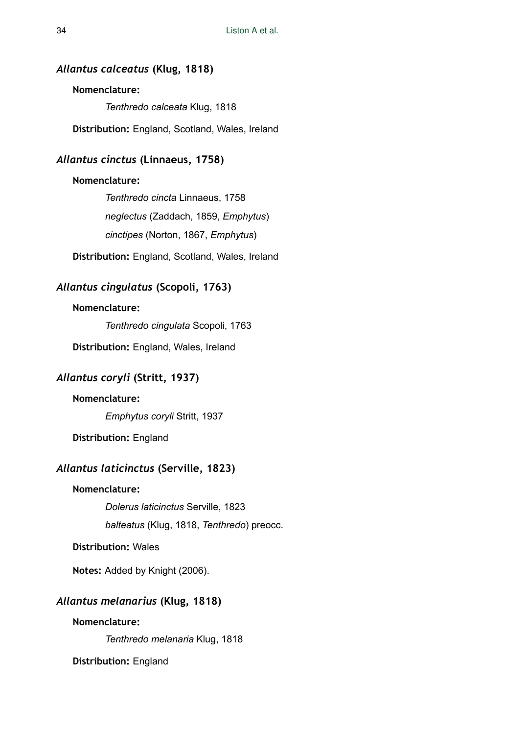### *Allantus calceatus* (Klug, 1818)

**Nomenclature:**

*Tenthredo calceata* Klug, 1818

**Distribution:** England, Scotland, Wales, Ireland

### *Allantus cinctus* (Linnaeus, 1758)

**Nomenclature:**

*Tenthredo cincta* Linnaeus, 1758

*neglectus* (Zaddach, 1859, *Emphytus*)

*cinctipes* (Norton, 1867, *Emphytus*)

**Distribution:** England, Scotland, Wales, Ireland

### *Allantus cingulatus* (Scopoli, 1763)

**Nomenclature:**

*Tenthredo cingulata* Scopoli, 1763

**Distribution:** England, Wales, Ireland

### *Allantus coryli* (Stritt, 1937)

**Nomenclature:**

*Emphytus coryli* Stritt, 1937

**Distribution:** England

### *Allantus laticinctus* (Serville, 1823)

**Nomenclature:**

*Dolerus laticinctus* Serville, 1823

*balteatus* (Klug, 1818, *Tenthredo*) preocc.

**Distribution:** Wales

**Notes:** Added by Knight (2006).

### *Allantus melanarius* (Klug, 1818)

**Nomenclature:**

*Tenthredo melanaria* Klug, 1818

**Distribution:** England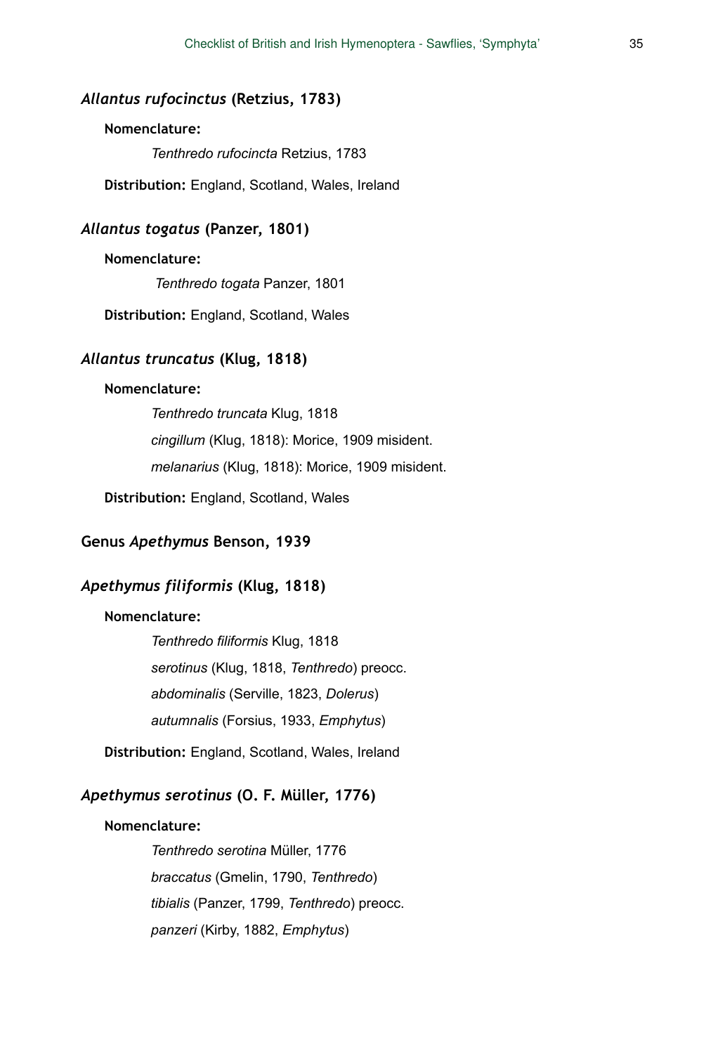### *Allantus rufocinctus* (Retzius, 1783)

**Nomenclature:**

*Tenthredo rufocincta* Retzius, 1783

**Distribution:** England, Scotland, Wales, Ireland

### *Allantus togatus* (Panzer, 1801)

**Nomenclature:**

*Tenthredo togata* Panzer, 1801

**Distribution:** England, Scotland, Wales

### *Allantus truncatus* (Klug, 1818)

**Nomenclature:**

*Tenthredo truncata* Klug, 1818

*cingillum* (Klug, 1818): Morice, 1909 misident.

*melanarius* (Klug, 1818): Morice, 1909 misident.

**Distribution:** England, Scotland, Wales

## Genus *Apethymus* Benson, 1939

### *Apethymus filiformis* (Klug, 1818)

**Nomenclature:**

*Tenthredo filiformis* Klug, 1818

*serotinus* (Klug, 1818, *Tenthredo*) preocc.

*abdominalis* (Serville, 1823, *Dolerus*)

*autumnalis* (Forsius, 1933, *Emphytus*)

**Distribution:** England, Scotland, Wales, Ireland

### *Apethymus serotinus* (O. F. Müller, 1776)

**Nomenclature:**

*Tenthredo serotina* Müller, 1776

*braccatus* (Gmelin, 1790, *Tenthredo*)

*tibialis* (Panzer, 1799, *Tenthredo*) preocc.

*panzeri* (Kirby, 1882, *Emphytus*)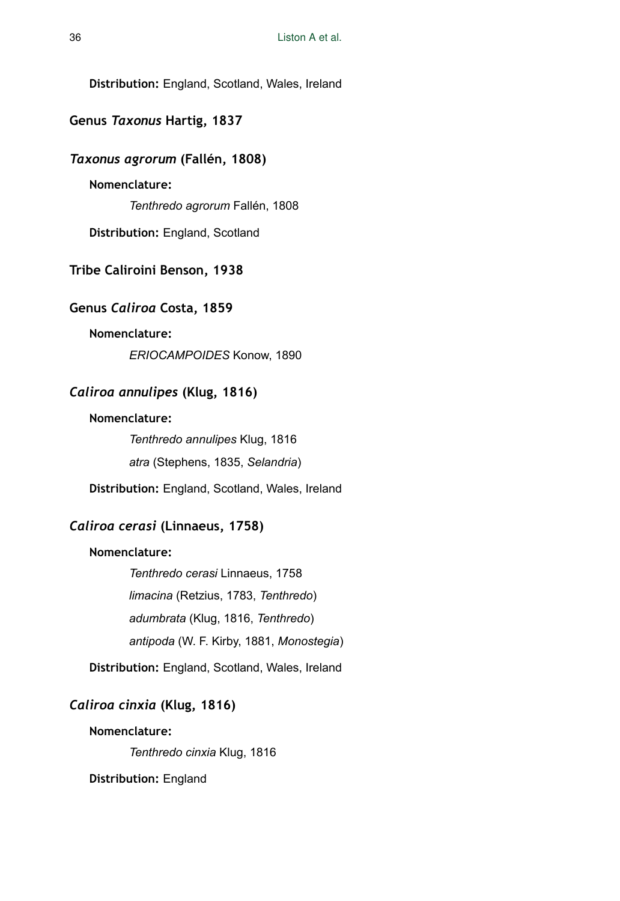**Distribution:** England, Scotland, Wales, Ireland

### Genus *Taxonus* Hartig, 1837

#### *Taxonus agrorum* (Fallén, 1808)

**Nomenclature:**

*Tenthredo agrorum* Fallén, 1808

**Distribution:** England, Scotland

### Tribe Caliroini Benson, 1938

### Genus *Caliroa* Costa, 1859

**Nomenclature:**

*ERIOCAMPOIDES* Konow, 1890

#### *Caliroa annulipes* (Klug, 1816)

**Nomenclature:**

*Tenthredo annulipes* Klug, 1816

*atra* (Stephens, 1835, *Selandria*)

**Distribution:** England, Scotland, Wales, Ireland

#### *Caliroa cerasi* (Linnaeus, 1758)

**Nomenclature:**

*Tenthredo cerasi* Linnaeus, 1758

*limacina* (Retzius, 1783, *Tenthredo*)

*adumbrata* (Klug, 1816, *Tenthredo*)

*antipoda* (W. F. Kirby, 1881, *Monostegia*)

**Distribution:** England, Scotland, Wales, Ireland

#### *Caliroa cinxia* (Klug, 1816)

**Nomenclature:**

*Tenthredo cinxia* Klug, 1816

**Distribution:** England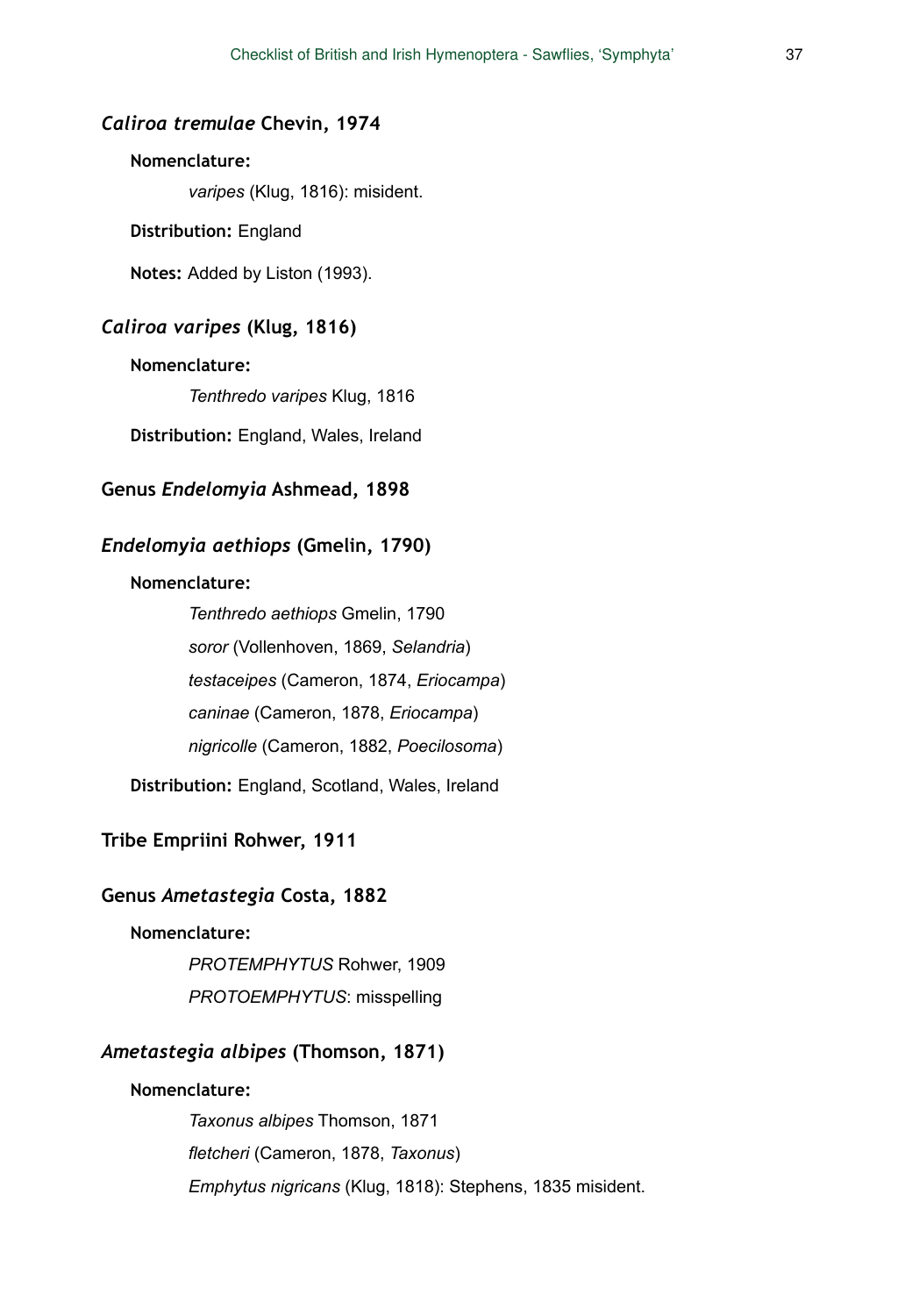### *Caliroa tremulae* Chevin, 1974

**Nomenclature:**

*varipes* (Klug, 1816): misident.

**Distribution:** England

**Notes:** Added by Liston (1993).

### *Caliroa varipes* (Klug, 1816)

**Nomenclature:**

*Tenthredo varipes* Klug, 1816

**Distribution:** England, Wales, Ireland

## Genus *Endelomyia* Ashmead, 1898

### *Endelomyia aethiops* (Gmelin, 1790)

**Nomenclature:**

*Tenthredo aethiops* Gmelin, 1790

*soror* (Vollenhoven, 1869, *Selandria*)

*testaceipes* (Cameron, 1874, *Eriocampa*)

*caninae* (Cameron, 1878, *Eriocampa*)

*nigricolle* (Cameron, 1882, *Poecilosoma*)

**Distribution:** England, Scotland, Wales, Ireland

## Tribe Empriini Rohwer, 1911

## Genus *Ametastegia* Costa, 1882

**Nomenclature:**

*PROTEMPHYTUS* Rohwer, 1909

*PROTOEMPHYTUS*: misspelling

### *Ametastegia albipes* (Thomson, 1871)

**Nomenclature:**

*Taxonus albipes* Thomson, 1871

*fletcheri* (Cameron, 1878, *Taxonus*)

*Emphytus nigricans* (Klug, 1818): Stephens, 1835 misident.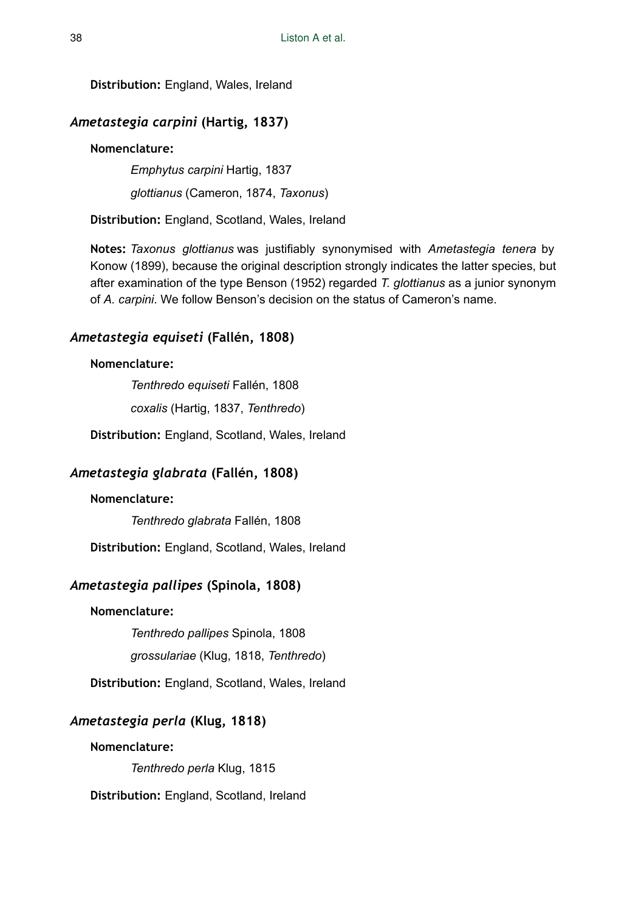**Distribution:** England, Wales, Ireland

### *Ametastegia carpini* (Hartig, 1837)

**Nomenclature:**

*Emphytus carpini* Hartig, 1837

*glottianus* (Cameron, 1874, *Taxonus*)

**Distribution:** England, Scotland, Wales, Ireland

**Notes:** *Taxonus glottianus* was justifiably synonymised with *Ametastegia tenera* by Konow (1899), because the original description strongly indicates the latter species, but after examination of the type Benson (1952) regarded *T. glottianus* as a junior synonym of *A. carpini*. We follow Benson's decision on the status of Cameron's name.

### *Ametastegia equiseti* (Fallén, 1808)

**Nomenclature:**

*Tenthredo equiseti* Fallén, 1808

*coxalis* (Hartig, 1837, *Tenthredo*)

**Distribution:** England, Scotland, Wales, Ireland

### *Ametastegia glabrata* (Fallén, 1808)

**Nomenclature:**

*Tenthredo glabrata* Fallén, 1808

**Distribution:** England, Scotland, Wales, Ireland

### *Ametastegia pallipes* (Spinola, 1808)

**Nomenclature:**

*Tenthredo pallipes* Spinola, 1808

*grossulariae* (Klug, 1818, *Tenthredo*)

**Distribution:** England, Scotland, Wales, Ireland

### *Ametastegia perla* (Klug, 1818)

**Nomenclature:**

*Tenthredo perla* Klug, 1815

**Distribution:** England, Scotland, Ireland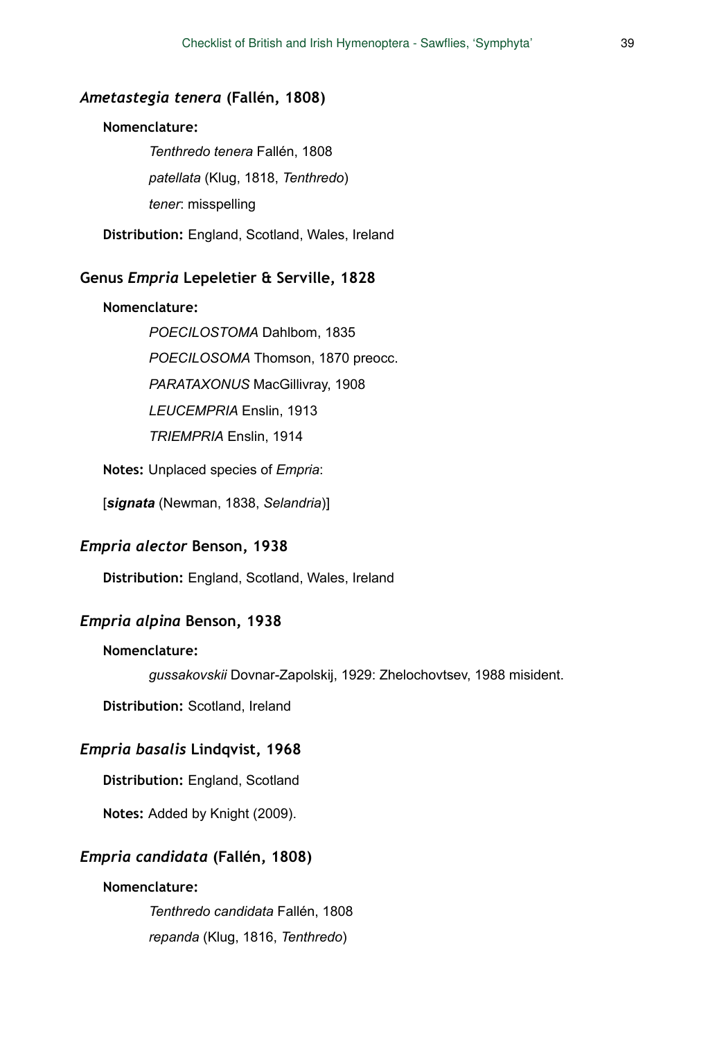### *Ametastegia tenera* (Fallén, 1808)

**Nomenclature:**

*Tenthredo tenera* Fallén, 1808

*patellata* (Klug, 1818, *Tenthredo*)

*tener*: misspelling

**Distribution:** England, Scotland, Wales, Ireland

### Genus *Empria* Lepeletier & Serville, 1828

**Nomenclature:**

*POECILOSTOMA* Dahlbom, 1835

*POECILOSOMA* Thomson, 1870 preocc.

*PARATAXONUS* MacGillivray, 1908

*LEUCEMPRIA* Enslin, 1913

*TRIEMPRIA* Enslin, 1914

**Notes:** Unplaced species of *Empria*:

[***signata*** (Newman, 1838, *Selandria*)]

### *Empria alector* Benson, 1938

**Distribution:** England, Scotland, Wales, Ireland

### *Empria alpina* Benson, 1938

**Nomenclature:**

*gussakovskii* Dovnar-Zapolskij, 1929: Zhelochovtsev, 1988 misident.

**Distribution:** Scotland, Ireland

### *Empria basalis* Lindqvist, 1968

**Distribution:** England, Scotland

**Notes:** Added by Knight (2009).

### *Empria candidata* (Fallén, 1808)

**Nomenclature:**

*Tenthredo candidata* Fallén, 1808

*repanda* (Klug, 1816, *Tenthredo*)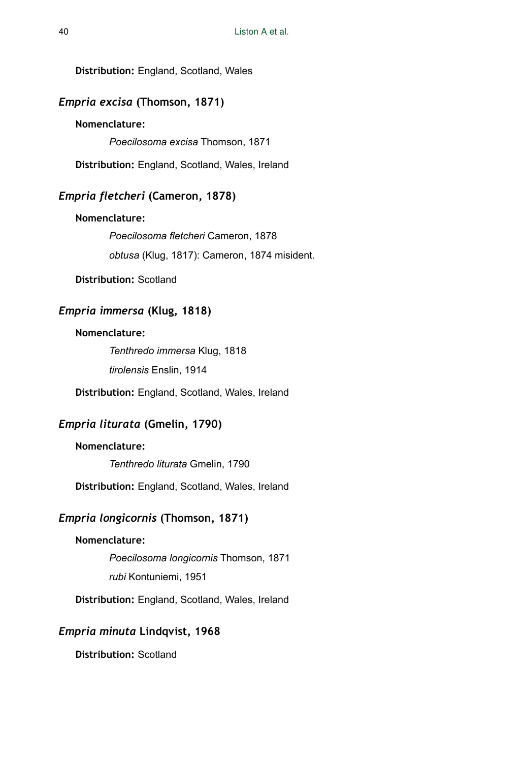**Distribution:** England, Scotland, Wales

### *Empria excisa* (Thomson, 1871)

**Nomenclature:**

*Poecilosoma excisa* Thomson, 1871

**Distribution:** England, Scotland, Wales, Ireland

### *Empria fletcheri* (Cameron, 1878)

**Nomenclature:**

*Poecilosoma fletcheri* Cameron, 1878

*obtusa* (Klug, 1817): Cameron, 1874 misident.

**Distribution:** Scotland

### *Empria immersa* (Klug, 1818)

**Nomenclature:**

*Tenthredo immersa* Klug, 1818

*tirolensis* Enslin, 1914

**Distribution:** England, Scotland, Wales, Ireland

### *Empria liturata* (Gmelin, 1790)

**Nomenclature:**

*Tenthredo liturata* Gmelin, 1790

**Distribution:** England, Scotland, Wales, Ireland

### *Empria longicornis* (Thomson, 1871)

**Nomenclature:**

*Poecilosoma longicornis* Thomson, 1871

*rubi* Kontuniemi, 1951

**Distribution:** England, Scotland, Wales, Ireland

### *Empria minuta* Lindqvist, 1968

**Distribution:** Scotland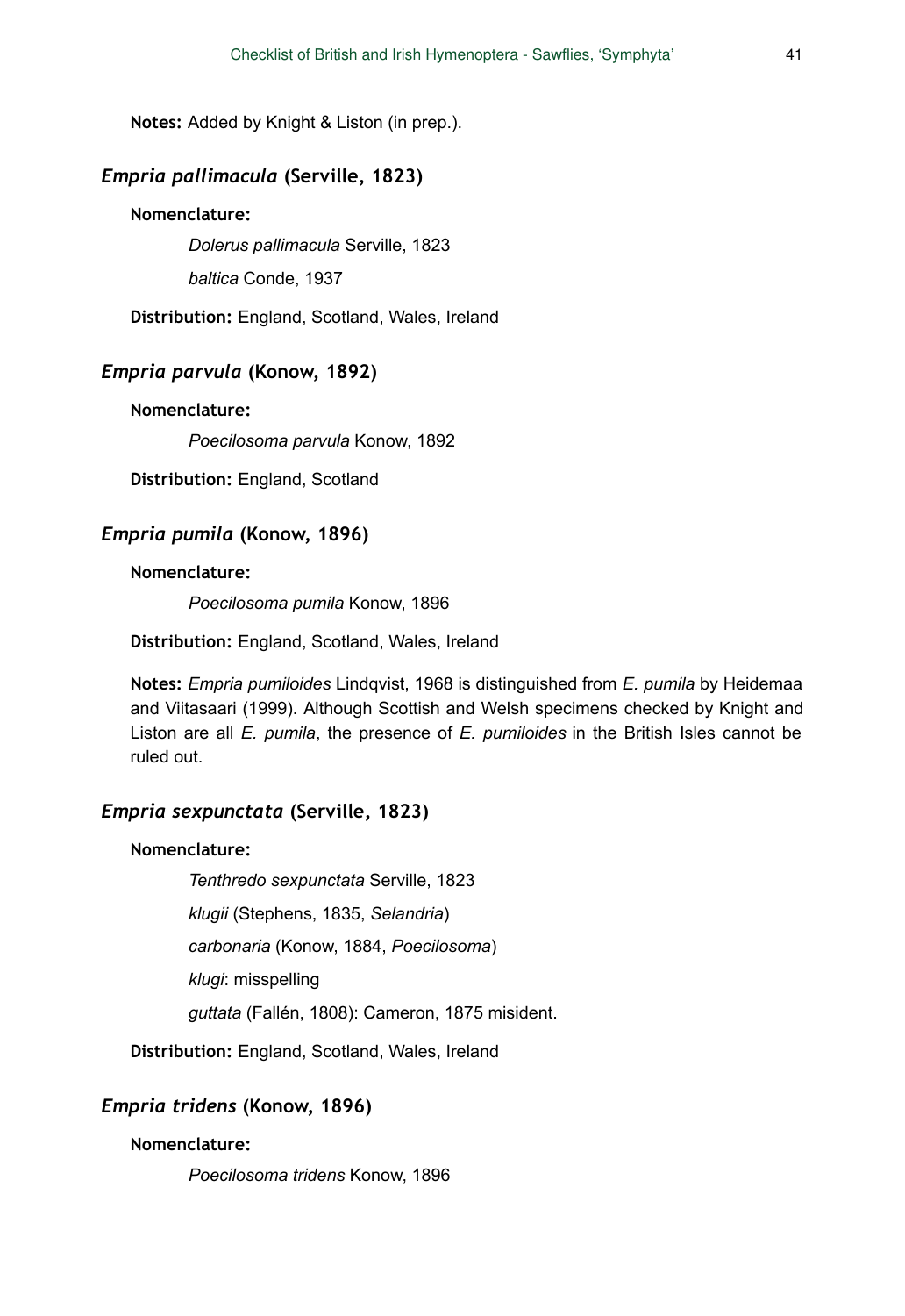**Notes:** Added by Knight & Liston (in prep.).

### *Empria pallimacula* (Serville, 1823)

**Nomenclature:**

*Dolerus pallimacula* Serville, 1823

*baltica* Conde, 1937

**Distribution:** England, Scotland, Wales, Ireland

### *Empria parvula* (Konow, 1892)

**Nomenclature:**

*Poecilosoma parvula* Konow, 1892

**Distribution:** England, Scotland

### *Empria pumila* (Konow, 1896)

**Nomenclature:**

*Poecilosoma pumila* Konow, 1896

**Distribution:** England, Scotland, Wales, Ireland

**Notes:** *Empria pumiloides* Lindqvist, 1968 is distinguished from *E. pumila* by Heidemaa and Viitasaari (1999). Although Scottish and Welsh specimens checked by Knight and Liston are all *E. pumila*, the presence of *E. pumiloides* in the British Isles cannot be ruled out.

### *Empria sexpunctata* (Serville, 1823)

**Nomenclature:**

*Tenthredo sexpunctata* Serville, 1823

*klugii* (Stephens, 1835, *Selandria*)

*carbonaria* (Konow, 1884, *Poecilosoma*)

*klugi*: misspelling

*guttata* (Fallén, 1808): Cameron, 1875 misident.

**Distribution:** England, Scotland, Wales, Ireland

### *Empria tridens* (Konow, 1896)

**Nomenclature:**

*Poecilosoma tridens* Konow, 1896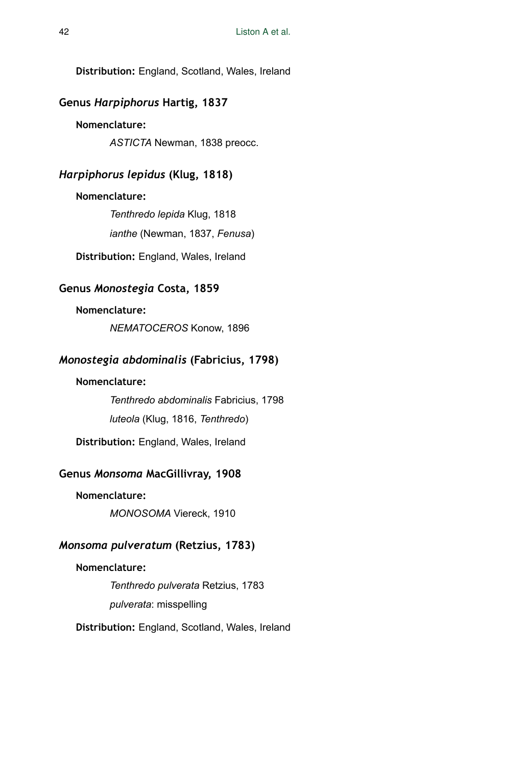**Distribution:** England, Scotland, Wales, Ireland

### Genus *Harpiphorus* Hartig, 1837

**Nomenclature:**

*ASTICTA* Newman, 1838 preocc.

### *Harpiphorus lepidus* (Klug, 1818)

**Nomenclature:**

*Tenthredo lepida* Klug, 1818

*ianthe* (Newman, 1837, *Fenusa*)

**Distribution:** England, Wales, Ireland

### Genus *Monostegia* Costa, 1859

**Nomenclature:**

*NEMATOCEROS* Konow, 1896

### *Monostegia abdominalis* (Fabricius, 1798)

**Nomenclature:**

*Tenthredo abdominalis* Fabricius, 1798

*luteola* (Klug, 1816, *Tenthredo*)

**Distribution:** England, Wales, Ireland

### Genus *Monsoma* MacGillivray, 1908

**Nomenclature:**

*MONOSOMA* Viereck, 1910

### *Monsoma pulveratum* (Retzius, 1783)

**Nomenclature:**

*Tenthredo pulverata* Retzius, 1783

*pulverata*: misspelling

**Distribution:** England, Scotland, Wales, Ireland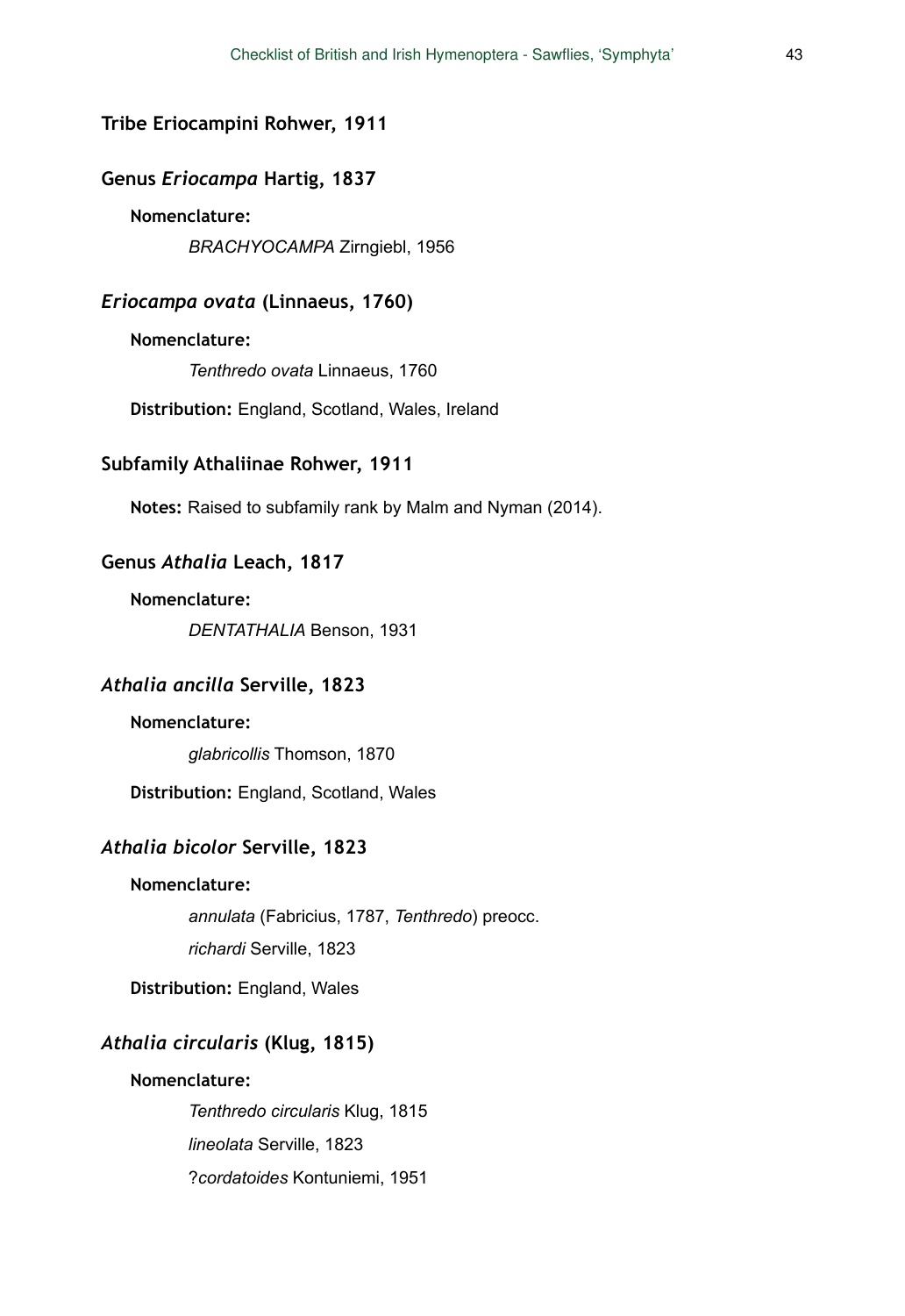### Tribe Eriocampini Rohwer, 1911

### Genus *Eriocampa* Hartig, 1837

**Nomenclature:**

*BRACHYOCAMPA* Zirngiebl, 1956

### *Eriocampa ovata* (Linnaeus, 1760)

**Nomenclature:**

*Tenthredo ovata* Linnaeus, 1760

**Distribution:** England, Scotland, Wales, Ireland

### Subfamily Athaliinae Rohwer, 1911

**Notes:** Raised to subfamily rank by Malm and Nyman (2014).

### Genus *Athalia* Leach, 1817

**Nomenclature:**

*DENTATHALIA* Benson, 1931

### *Athalia ancilla* Serville, 1823

**Nomenclature:**

*glabricollis* Thomson, 1870

**Distribution:** England, Scotland, Wales

### *Athalia bicolor* Serville, 1823

**Nomenclature:**

*annulata* (Fabricius, 1787, *Tenthredo*) preocc.

*richardi* Serville, 1823

**Distribution:** England, Wales

### *Athalia circularis* (Klug, 1815)

**Nomenclature:**

*Tenthredo circularis* Klug, 1815

*lineolata* Serville, 1823

?*cordatoides* Kontuniemi, 1951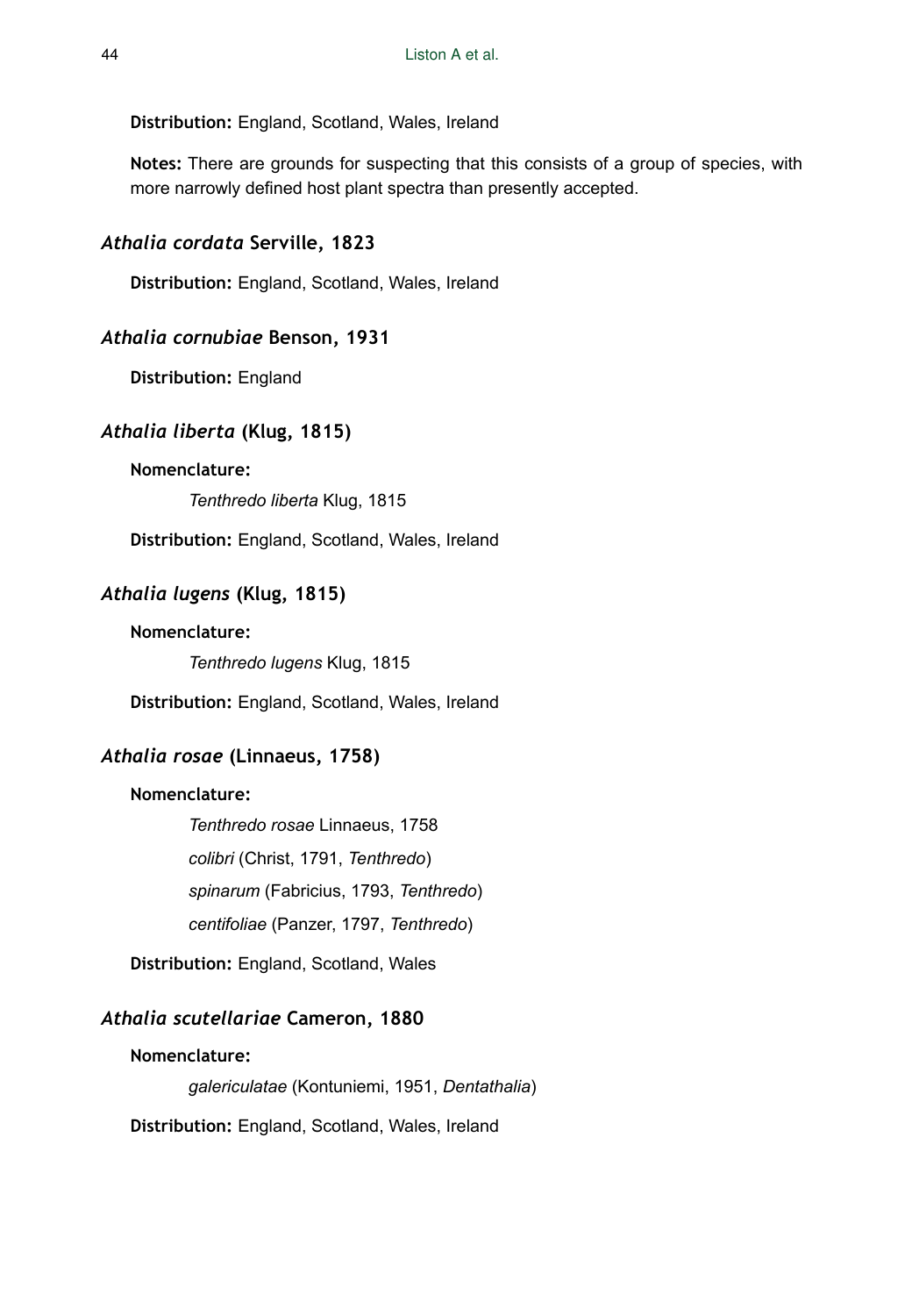**Distribution:** England, Scotland, Wales, Ireland

**Notes:** There are grounds for suspecting that this consists of a group of species, with more narrowly defined host plant spectra than presently accepted.

### *Athalia cordata* Serville, 1823

**Distribution:** England, Scotland, Wales, Ireland

### *Athalia cornubiae* Benson, 1931

**Distribution:** England

### *Athalia liberta* (Klug, 1815)

**Nomenclature:**

*Tenthredo liberta* Klug, 1815

**Distribution:** England, Scotland, Wales, Ireland

### *Athalia lugens* (Klug, 1815)

**Nomenclature:**

*Tenthredo lugens* Klug, 1815

**Distribution:** England, Scotland, Wales, Ireland

### *Athalia rosae* (Linnaeus, 1758)

**Nomenclature:**

*Tenthredo rosae* Linnaeus, 1758

*colibri* (Christ, 1791, *Tenthredo*)

*spinarum* (Fabricius, 1793, *Tenthredo*)

*centifoliae* (Panzer, 1797, *Tenthredo*)

**Distribution:** England, Scotland, Wales

### *Athalia scutellariae* Cameron, 1880

**Nomenclature:**

*galericulatae* (Kontuniemi, 1951, *Dentathalia*)

**Distribution:** England, Scotland, Wales, Ireland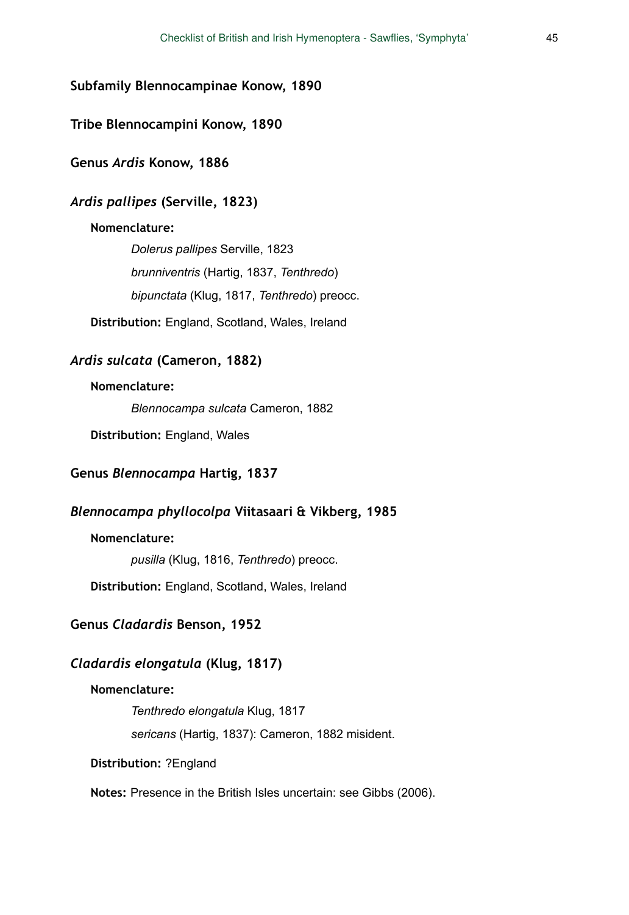## Subfamily Blennocampinae Konow, 1890

### Tribe Blennocampini Konow, 1890

### Genus *Ardis* Konow, 1886

#### *Ardis pallipes* (Serville, 1823)

**Nomenclature:**

*Dolerus pallipes* Serville, 1823

*brunniventris* (Hartig, 1837, *Tenthredo*)

*bipunctata* (Klug, 1817, *Tenthredo*) preocc.

**Distribution:** England, Scotland, Wales, Ireland

#### *Ardis sulcata* (Cameron, 1882)

**Nomenclature:**

*Blennocampa sulcata* Cameron, 1882

**Distribution:** England, Wales

### Genus *Blennocampa* Hartig, 1837

#### *Blennocampa phyllocolpa* Viitasaari & Vikberg, 1985

**Nomenclature:**

*pusilla* (Klug, 1816, *Tenthredo*) preocc.

**Distribution:** England, Scotland, Wales, Ireland

### Genus *Cladardis* Benson, 1952

#### *Cladardis elongatula* (Klug, 1817)

**Nomenclature:**

*Tenthredo elongatula* Klug, 1817

*sericans* (Hartig, 1837): Cameron, 1882 misident.

**Distribution:** ?England

**Notes:** Presence in the British Isles uncertain: see Gibbs (2006).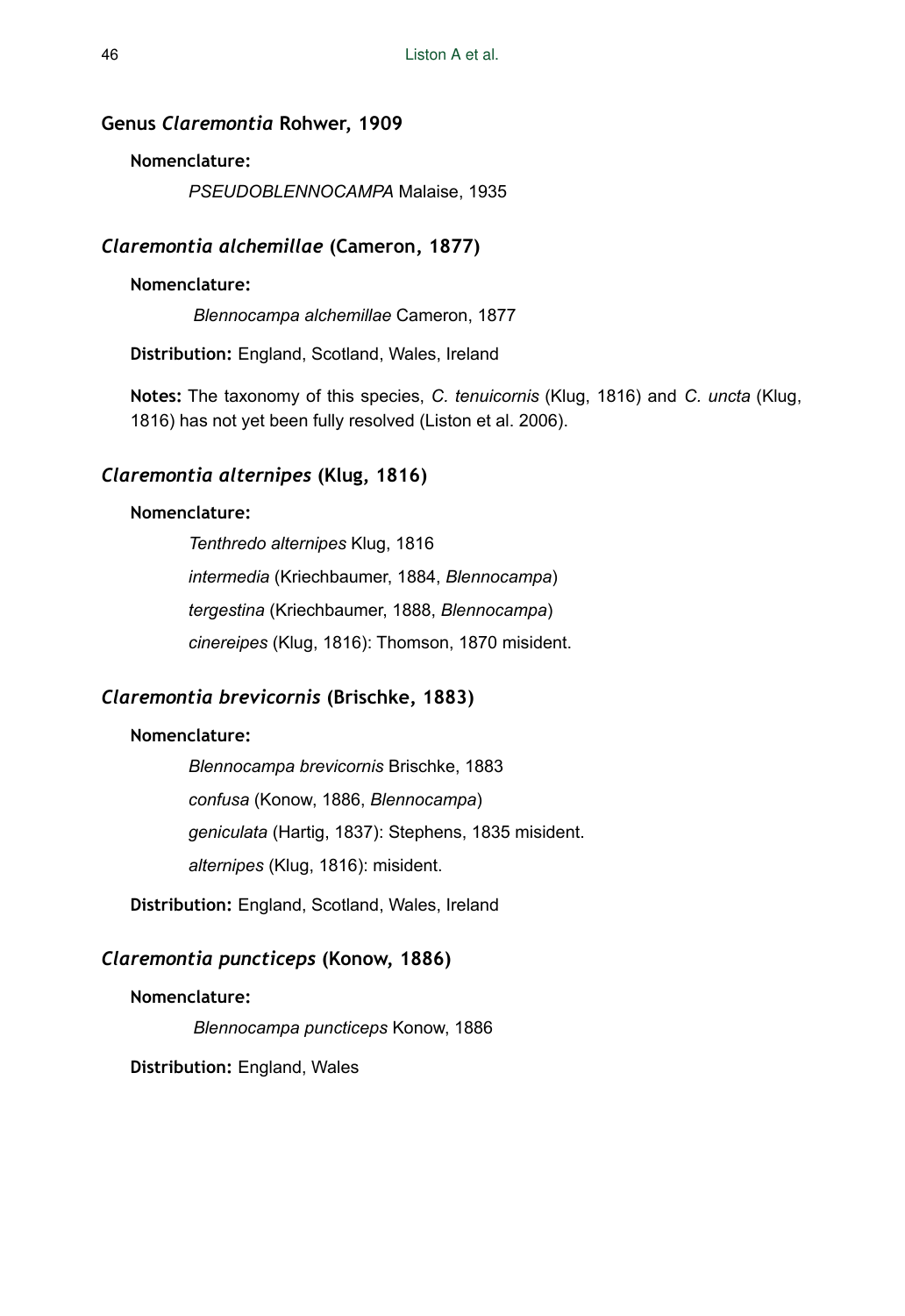## Genus *Claremontia* Rohwer, 1909

**Nomenclature:**

*PSEUDOBLENNOCAMPA* Malaise, 1935

### *Claremontia alchemillae* (Cameron, 1877)

**Nomenclature:**

*Blennocampa alchemillae* Cameron, 1877

**Distribution:** England, Scotland, Wales, Ireland

**Notes:** The taxonomy of this species, *C. tenuicornis* (Klug, 1816) and *C. uncta* (Klug, 1816) has not yet been fully resolved (Liston et al. 2006).

### *Claremontia alternipes* (Klug, 1816)

**Nomenclature:**

*Tenthredo alternipes* Klug, 1816

*intermedia* (Kriechbaumer, 1884, *Blennocampa*)

*tergestina* (Kriechbaumer, 1888, *Blennocampa*)

*cinereipes* (Klug, 1816): Thomson, 1870 misident.

### *Claremontia brevicornis* (Brischke, 1883)

**Nomenclature:**

*Blennocampa brevicornis* Brischke, 1883

*confusa* (Konow, 1886, *Blennocampa*)

*geniculata* (Hartig, 1837): Stephens, 1835 misident.

*alternipes* (Klug, 1816): misident.

**Distribution:** England, Scotland, Wales, Ireland

### *Claremontia puncticeps* (Konow, 1886)

**Nomenclature:**

*Blennocampa puncticeps* Konow, 1886

**Distribution:** England, Wales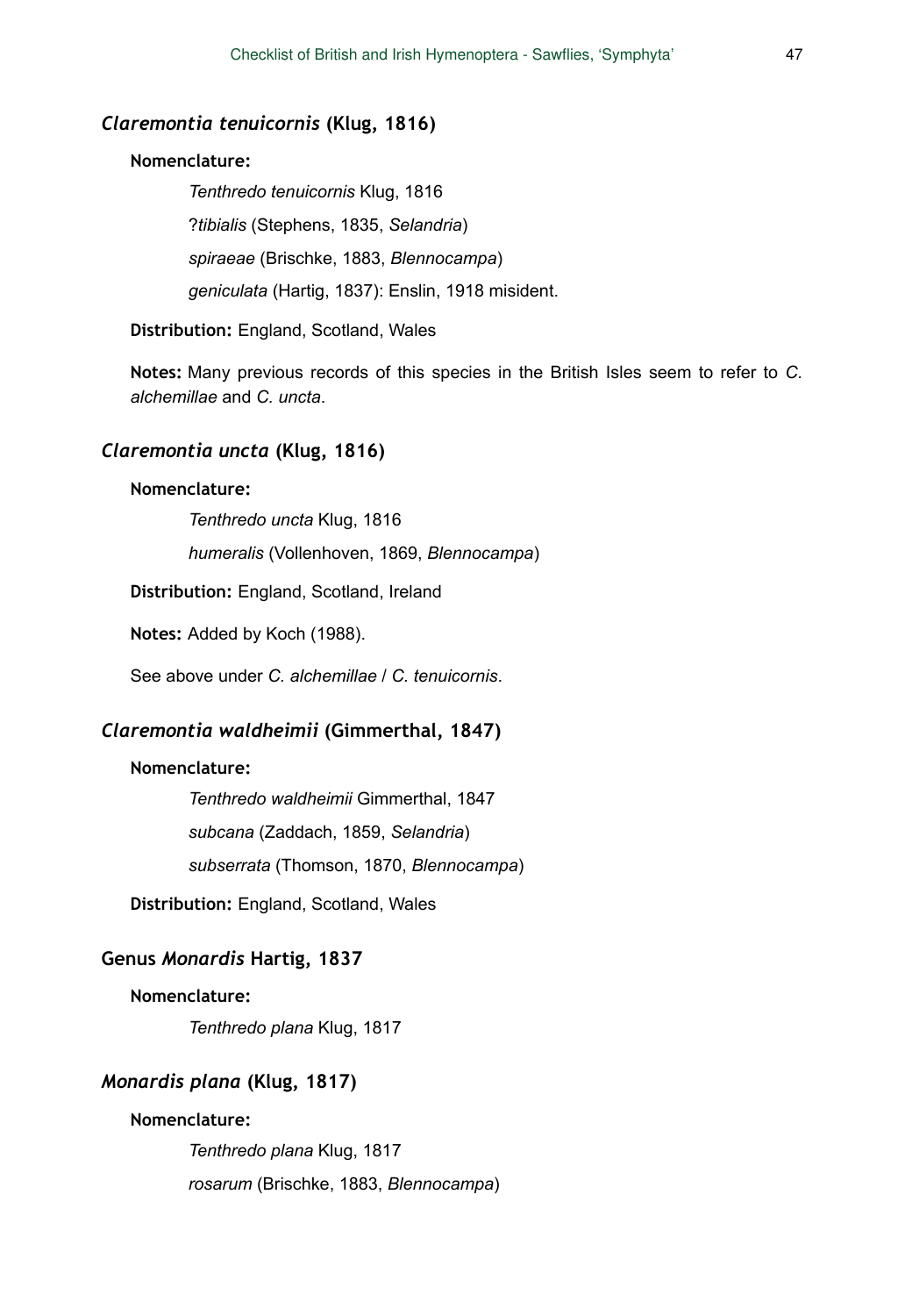### *Claremontia tenuicornis* (Klug, 1816)

**Nomenclature:**

*Tenthredo tenuicornis* Klug, 1816

?*tibialis* (Stephens, 1835, *Selandria*)

*spiraeae* (Brischke, 1883, *Blennocampa*)

*geniculata* (Hartig, 1837): Enslin, 1918 misident.

**Distribution:** England, Scotland, Wales

**Notes:** Many previous records of this species in the British Isles seem to refer to *C. alchemillae* and *C. uncta*.

### *Claremontia uncta* (Klug, 1816)

**Nomenclature:**

*Tenthredo uncta* Klug, 1816

*humeralis* (Vollenhoven, 1869, *Blennocampa*)

**Distribution:** England, Scotland, Ireland

**Notes:** Added by Koch (1988).

See above under *C. alchemillae* / *C. tenuicornis*.

### *Claremontia waldheimii* (Gimmerthal, 1847)

**Nomenclature:**

*Tenthredo waldheimii* Gimmerthal, 1847

*subcana* (Zaddach, 1859, *Selandria*)

*subserrata* (Thomson, 1870, *Blennocampa*)

**Distribution:** England, Scotland, Wales

### Genus *Monardis* Hartig, 1837

**Nomenclature:**

*Tenthredo plana* Klug, 1817

### *Monardis plana* (Klug, 1817)

**Nomenclature:**

*Tenthredo plana* Klug, 1817

*rosarum* (Brischke, 1883, *Blennocampa*)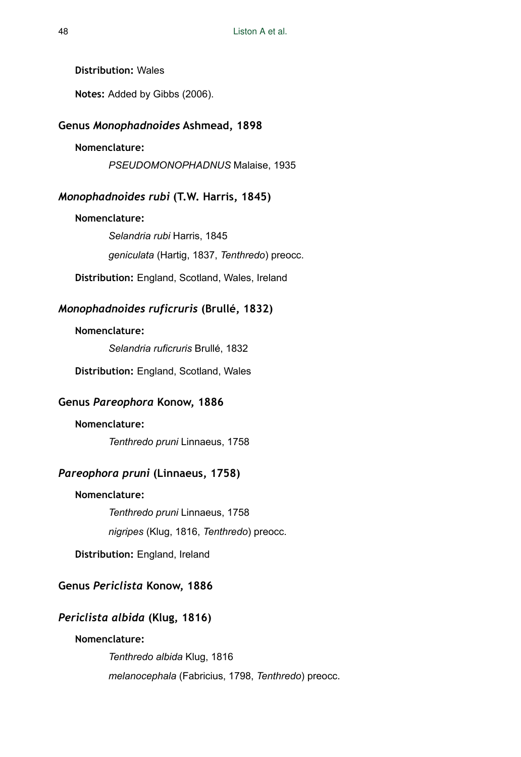**Distribution:** Wales

**Notes:** Added by Gibbs (2006).

### Genus *Monophadnoides* Ashmead, 1898

**Nomenclature:**

*PSEUDOMONOPHADNUS* Malaise, 1935

### *Monophadnoides rubi* (T.W. Harris, 1845)

**Nomenclature:**

*Selandria rubi* Harris, 1845

*geniculata* (Hartig, 1837, *Tenthredo*) preocc.

**Distribution:** England, Scotland, Wales, Ireland

### *Monophadnoides ruficruris* (Brullé, 1832)

**Nomenclature:**

*Selandria ruficruris* Brullé, 1832

**Distribution:** England, Scotland, Wales

### Genus *Pareophora* Konow, 1886

**Nomenclature:**

*Tenthredo pruni* Linnaeus, 1758

### *Pareophora pruni* (Linnaeus, 1758)

**Nomenclature:**

*Tenthredo pruni* Linnaeus, 1758

*nigripes* (Klug, 1816, *Tenthredo*) preocc.

**Distribution:** England, Ireland

### Genus *Periclista* Konow, 1886

### *Periclista albida* (Klug, 1816)

**Nomenclature:**

*Tenthredo albida* Klug, 1816

*melanocephala* (Fabricius, 1798, *Tenthredo*) preocc.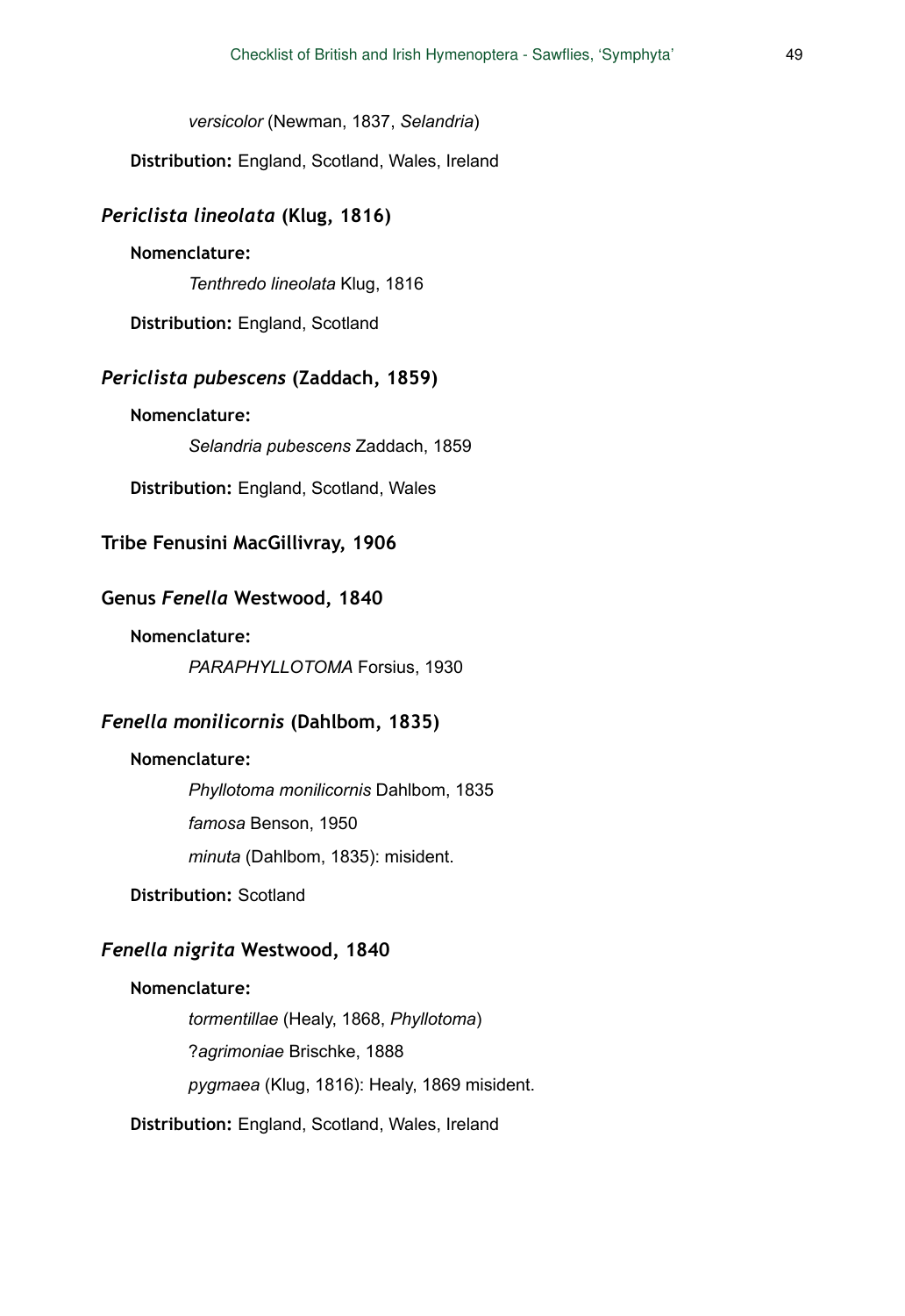*versicolor* (Newman, 1837, *Selandria*)

**Distribution:** England, Scotland, Wales, Ireland

### *Periclista lineolata* (Klug, 1816)

**Nomenclature:**

*Tenthredo lineolata* Klug, 1816

**Distribution:** England, Scotland

### *Periclista pubescens* (Zaddach, 1859)

**Nomenclature:**

*Selandria pubescens* Zaddach, 1859

**Distribution:** England, Scotland, Wales

## Tribe Fenusini MacGillivray, 1906

## Genus *Fenella* Westwood, 1840

**Nomenclature:**

*PARAPHYLLOTOMA* Forsius, 1930

### *Fenella monilicornis* (Dahlbom, 1835)

**Nomenclature:**

*Phyllotoma monilicornis* Dahlbom, 1835

*famosa* Benson, 1950

*minuta* (Dahlbom, 1835): misident.

**Distribution:** Scotland

### *Fenella nigrita* Westwood, 1840

**Nomenclature:**

*tormentillae* (Healy, 1868, *Phyllotoma*)

?*agrimoniae* Brischke, 1888

*pygmaea* (Klug, 1816): Healy, 1869 misident.

**Distribution:** England, Scotland, Wales, Ireland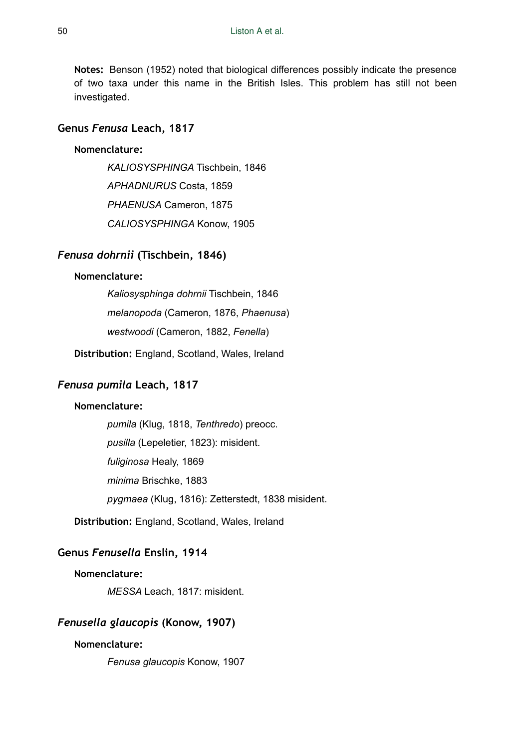**Notes:** Benson (1952) noted that biological differences possibly indicate the presence of two taxa under this name in the British Isles. This problem has still not been investigated.

### Genus *Fenusa* Leach, 1817

**Nomenclature:**

*KALIOSYSPHINGA* Tischbein, 1846

*APHADNURUS* Costa, 1859

*PHAENUSA* Cameron, 1875

*CALIOSYSPHINGA* Konow, 1905

### *Fenusa dohrnii* (Tischbein, 1846)

**Nomenclature:**

*Kaliosysphinga dohrnii* Tischbein, 1846

*melanopoda* (Cameron, 1876, *Phaenusa*)

*westwoodi* (Cameron, 1882, *Fenella*)

**Distribution:** England, Scotland, Wales, Ireland

### *Fenusa pumila* Leach, 1817

**Nomenclature:**

*pumila* (Klug, 1818, *Tenthredo*) preocc.

*pusilla* (Lepeletier, 1823): misident.

*fuliginosa* Healy, 1869

*minima* Brischke, 1883

*pygmaea* (Klug, 1816): Zetterstedt, 1838 misident.

**Distribution:** England, Scotland, Wales, Ireland

### Genus *Fenusella* Enslin, 1914

**Nomenclature:**

*MESSA* Leach, 1817: misident.

### *Fenusella glaucopis* (Konow, 1907)

**Nomenclature:**

*Fenusa glaucopis* Konow, 1907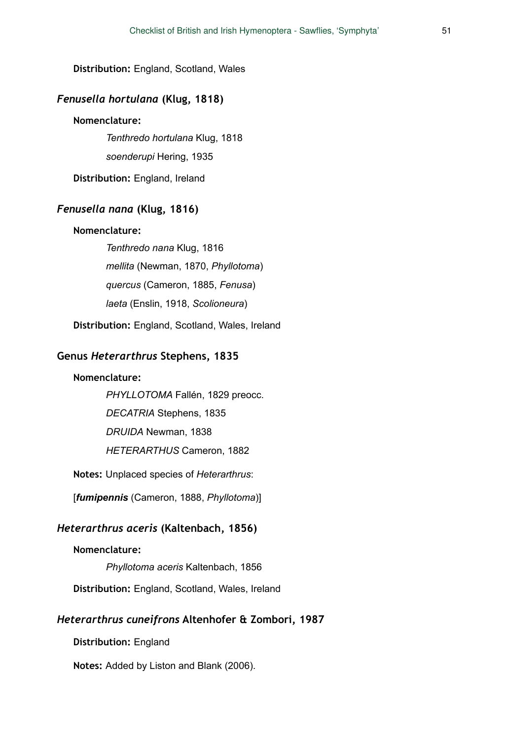**Distribution:** England, Scotland, Wales

### *Fenusella hortulana* (Klug, 1818)

**Nomenclature:**

*Tenthredo hortulana* Klug, 1818

*soenderupi* Hering, 1935

**Distribution:** England, Ireland

### *Fenusella nana* (Klug, 1816)

**Nomenclature:**

*Tenthredo nana* Klug, 1816

*mellita* (Newman, 1870, *Phyllotoma*)

*quercus* (Cameron, 1885, *Fenusa*)

*laeta* (Enslin, 1918, *Scolioneura*)

**Distribution:** England, Scotland, Wales, Ireland

## Genus *Heterarthrus* Stephens, 1835

**Nomenclature:**

*PHYLLOTOMA* Fallén, 1829 preocc.

*DECATRIA* Stephens, 1835

*DRUIDA* Newman, 1838

*HETERARTHUS* Cameron, 1882

**Notes:** Unplaced species of *Heterarthrus*:

[***fumipennis*** (Cameron, 1888, *Phyllotoma*)]

### *Heterarthrus aceris* (Kaltenbach, 1856)

**Nomenclature:**

*Phyllotoma aceris* Kaltenbach, 1856

**Distribution:** England, Scotland, Wales, Ireland

### *Heterarthrus cuneifrons* Altenhofer & Zombori, 1987

**Distribution:** England

**Notes:** Added by Liston and Blank (2006).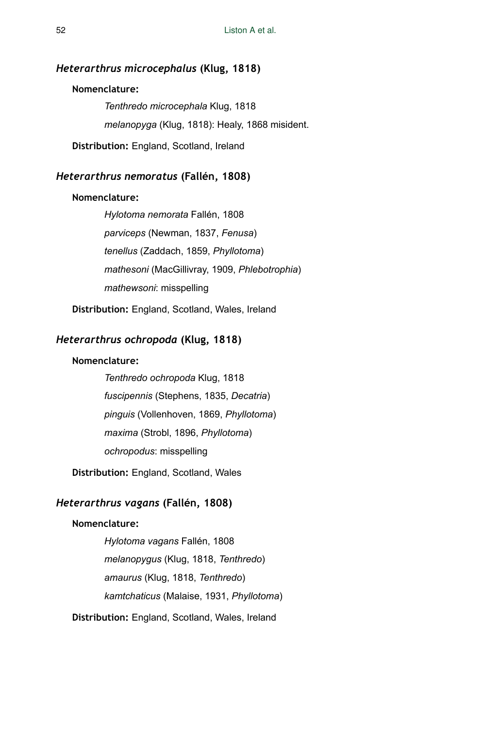### *Heterarthrus microcephalus* (Klug, 1818)

**Nomenclature:**

*Tenthredo microcephala* Klug, 1818

*melanopyga* (Klug, 1818): Healy, 1868 misident.

**Distribution:** England, Scotland, Ireland

### *Heterarthrus nemoratus* (Fallén, 1808)

**Nomenclature:**

*Hylotoma nemorata* Fallén, 1808

*parviceps* (Newman, 1837, *Fenusa*)

*tenellus* (Zaddach, 1859, *Phyllotoma*)

*mathesoni* (MacGillivray, 1909, *Phlebotrophia*)

*mathewsoni*: misspelling

**Distribution:** England, Scotland, Wales, Ireland

### *Heterarthrus ochropoda* (Klug, 1818)

**Nomenclature:**

*Tenthredo ochropoda* Klug, 1818

*fuscipennis* (Stephens, 1835, *Decatria*)

*pinguis* (Vollenhoven, 1869, *Phyllotoma*)

*maxima* (Strobl, 1896, *Phyllotoma*)

*ochropodus*: misspelling

**Distribution:** England, Scotland, Wales

### *Heterarthrus vagans* (Fallén, 1808)

**Nomenclature:**

*Hylotoma vagans* Fallén, 1808

*melanopygus* (Klug, 1818, *Tenthredo*)

*amaurus* (Klug, 1818, *Tenthredo*)

*kamtchaticus* (Malaise, 1931, *Phyllotoma*)

**Distribution:** England, Scotland, Wales, Ireland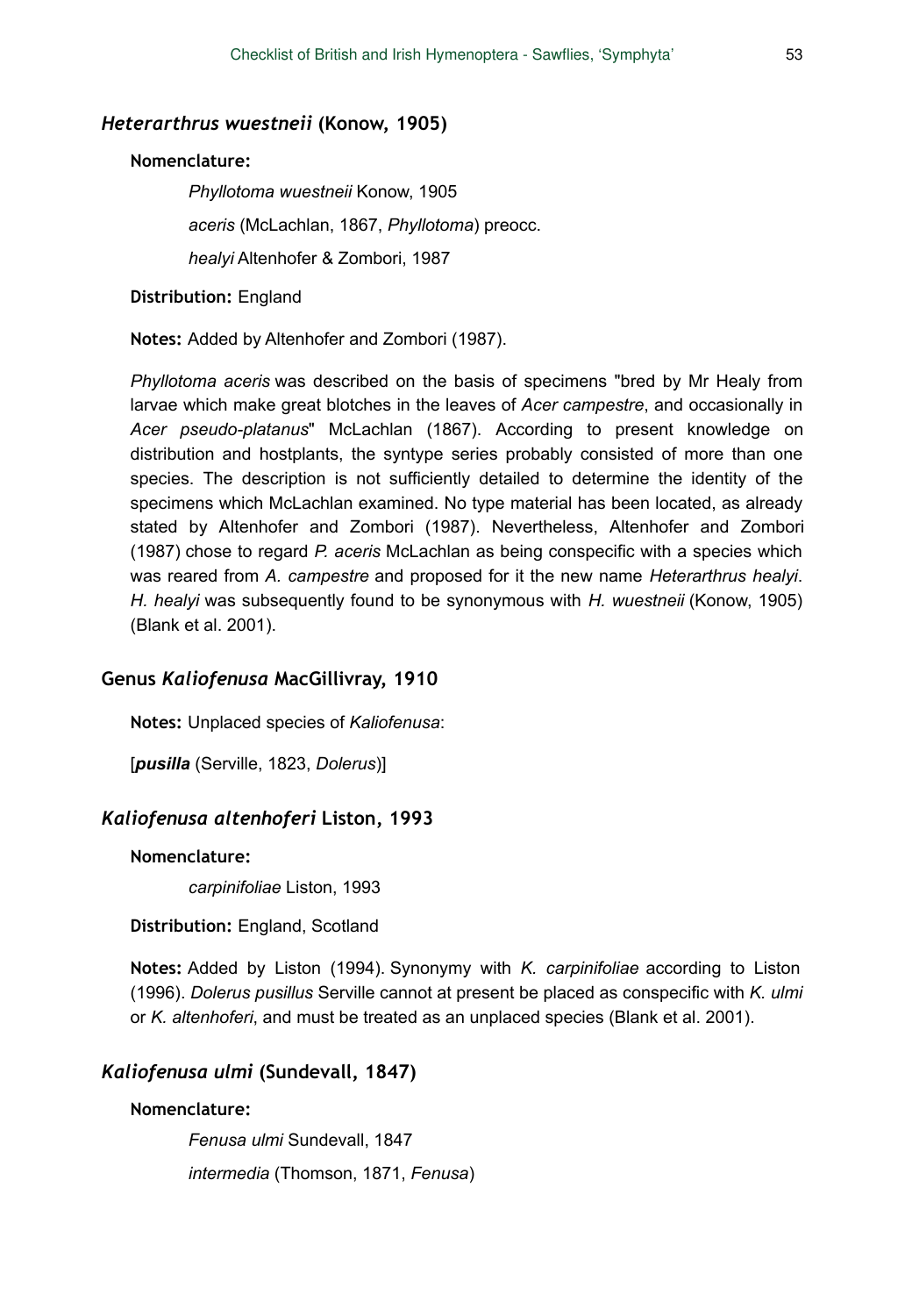### *Heterarthrus wuestneii* (Konow, 1905)

**Nomenclature:**

*Phyllotoma wuestneii* Konow, 1905

*aceris* (McLachlan, 1867, *Phyllotoma*) preocc.

*healyi* Altenhofer & Zombori, 1987

**Distribution:** England

**Notes:** Added by Altenhofer and Zombori (1987).

*Phyllotoma aceris* was described on the basis of specimens "bred by Mr Healy from larvae which make great blotches in the leaves of *Acer campestre*, and occasionally in *Acer pseudo-platanus*" McLachlan (1867). According to present knowledge on distribution and hostplants, the syntype series probably consisted of more than one species. The description is not sufficiently detailed to determine the identity of the specimens which McLachlan examined. No type material has been located, as already stated by Altenhofer and Zombori (1987). Nevertheless, Altenhofer and Zombori (1987) chose to regard *P. aceris* McLachlan as being conspecific with a species which was reared from *A. campestre* and proposed for it the new name *Heterarthrus healyi*. *H. healyi* was subsequently found to be synonymous with *H. wuestneii* (Konow, 1905) (Blank et al. 2001).

## Genus *Kaliofenusa* MacGillivray, 1910

**Notes:** Unplaced species of *Kaliofenusa*:

[***pusilla*** (Serville, 1823, *Dolerus*)]

### *Kaliofenusa altenhoferi* Liston, 1993

**Nomenclature:**

*carpinifoliae* Liston, 1993

**Distribution:** England, Scotland

**Notes:** Added by Liston (1994). Synonymy with *K. carpinifoliae* according to Liston (1996). *Dolerus pusillus* Serville cannot at present be placed as conspecific with *K. ulmi* or *K. altenhoferi*, and must be treated as an unplaced species (Blank et al. 2001).

### *Kaliofenusa ulmi* (Sundevall, 1847)

**Nomenclature:**

*Fenusa ulmi* Sundevall, 1847

*intermedia* (Thomson, 1871, *Fenusa*)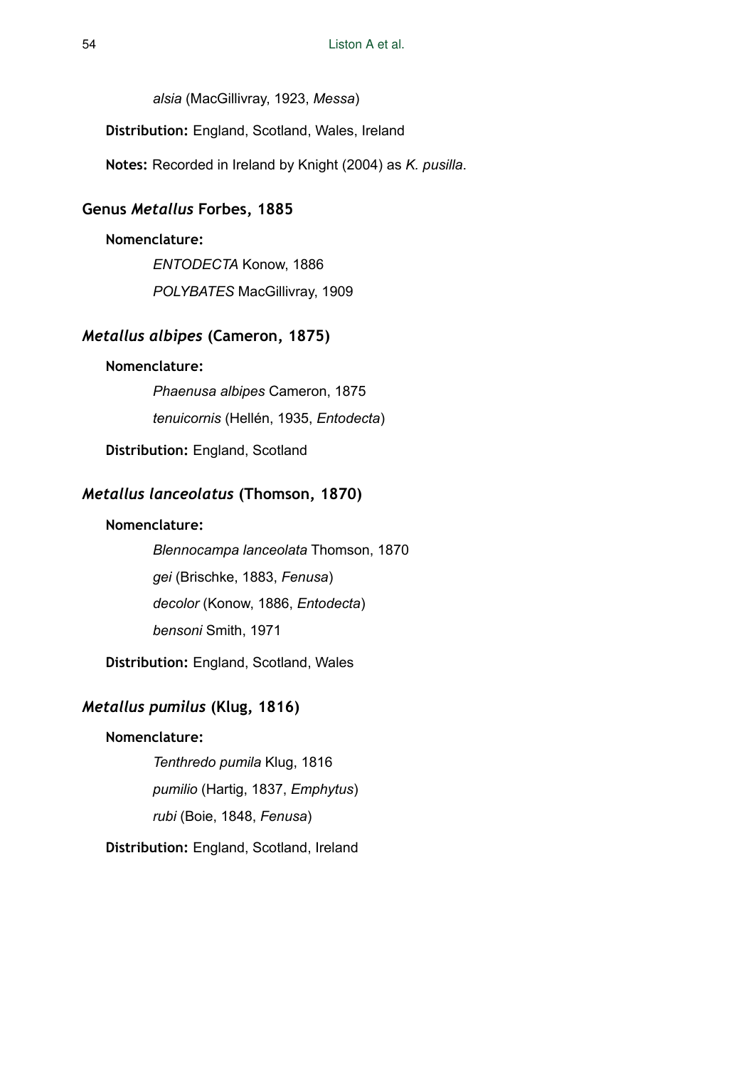*alsia* (MacGillivray, 1923, *Messa*)

**Distribution:** England, Scotland, Wales, Ireland

**Notes:** Recorded in Ireland by Knight (2004) as *K. pusilla*.

## Genus *Metallus* Forbes, 1885

**Nomenclature:**

*ENTODECTA* Konow, 1886

*POLYBATES* MacGillivray, 1909

### *Metallus albipes* (Cameron, 1875)

**Nomenclature:**

*Phaenusa albipes* Cameron, 1875

*tenuicornis* (Hellén, 1935, *Entodecta*)

**Distribution:** England, Scotland

### *Metallus lanceolatus* (Thomson, 1870)

**Nomenclature:**

*Blennocampa lanceolata* Thomson, 1870

*gei* (Brischke, 1883, *Fenusa*)

*decolor* (Konow, 1886, *Entodecta*)

*bensoni* Smith, 1971

**Distribution:** England, Scotland, Wales

### *Metallus pumilus* (Klug, 1816)

**Nomenclature:**

*Tenthredo pumila* Klug, 1816

*pumilio* (Hartig, 1837, *Emphytus*)

*rubi* (Boie, 1848, *Fenusa*)

**Distribution:** England, Scotland, Ireland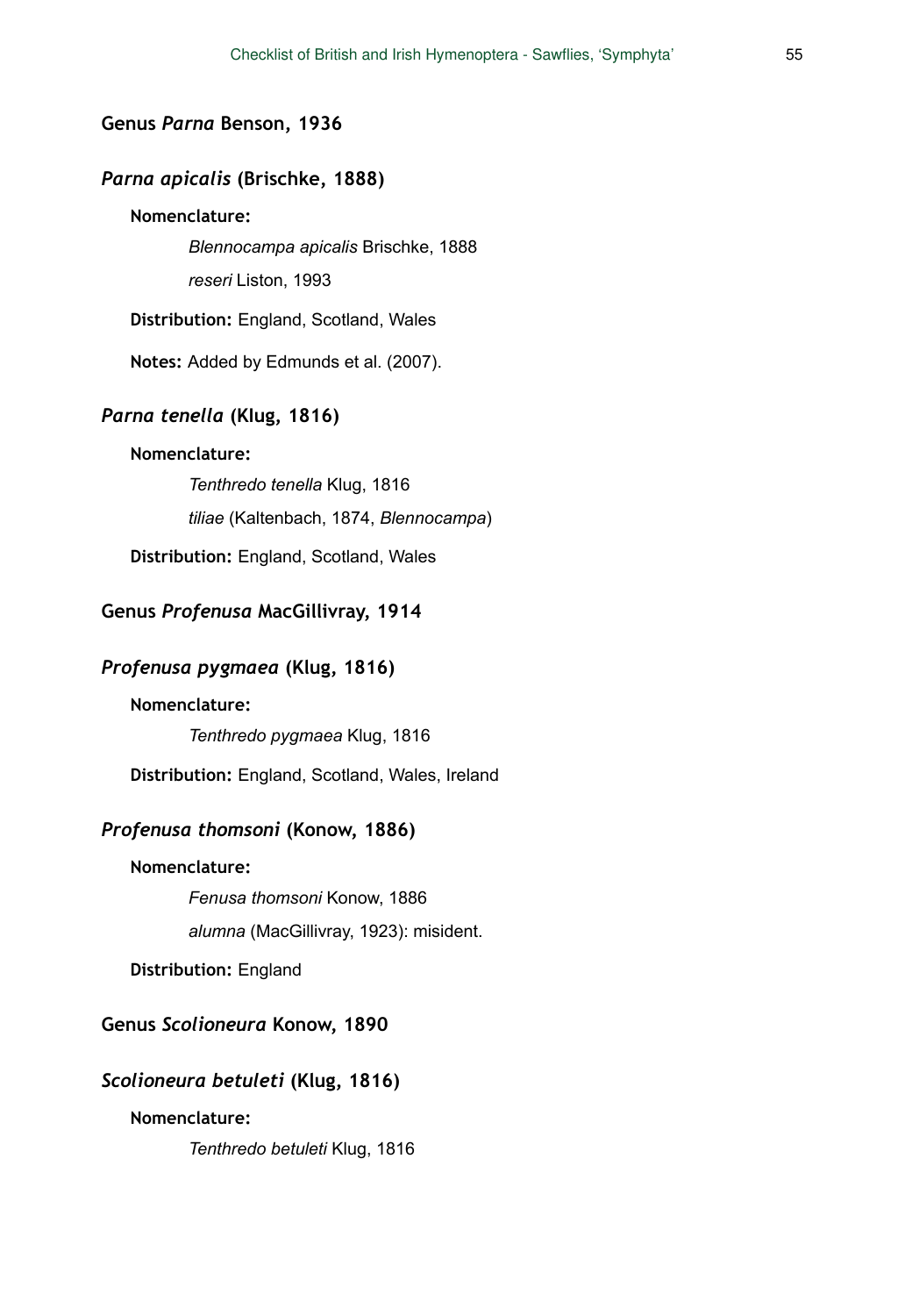## Genus *Parna* Benson, 1936

### *Parna apicalis* (Brischke, 1888)

**Nomenclature:**

*Blennocampa apicalis* Brischke, 1888

*reseri* Liston, 1993

**Distribution:** England, Scotland, Wales

**Notes:** Added by Edmunds et al. (2007).

### *Parna tenella* (Klug, 1816)

**Nomenclature:**

*Tenthredo tenella* Klug, 1816

*tiliae* (Kaltenbach, 1874, *Blennocampa*)

**Distribution:** England, Scotland, Wales

## Genus *Profenusa* MacGillivray, 1914

### *Profenusa pygmaea* (Klug, 1816)

**Nomenclature:**

*Tenthredo pygmaea* Klug, 1816

**Distribution:** England, Scotland, Wales, Ireland

### *Profenusa thomsoni* (Konow, 1886)

**Nomenclature:**

*Fenusa thomsoni* Konow, 1886

*alumna* (MacGillivray, 1923): misident.

**Distribution:** England

## Genus *Scolioneura* Konow, 1890

### *Scolioneura betuleti* (Klug, 1816)

**Nomenclature:**

*Tenthredo betuleti* Klug, 1816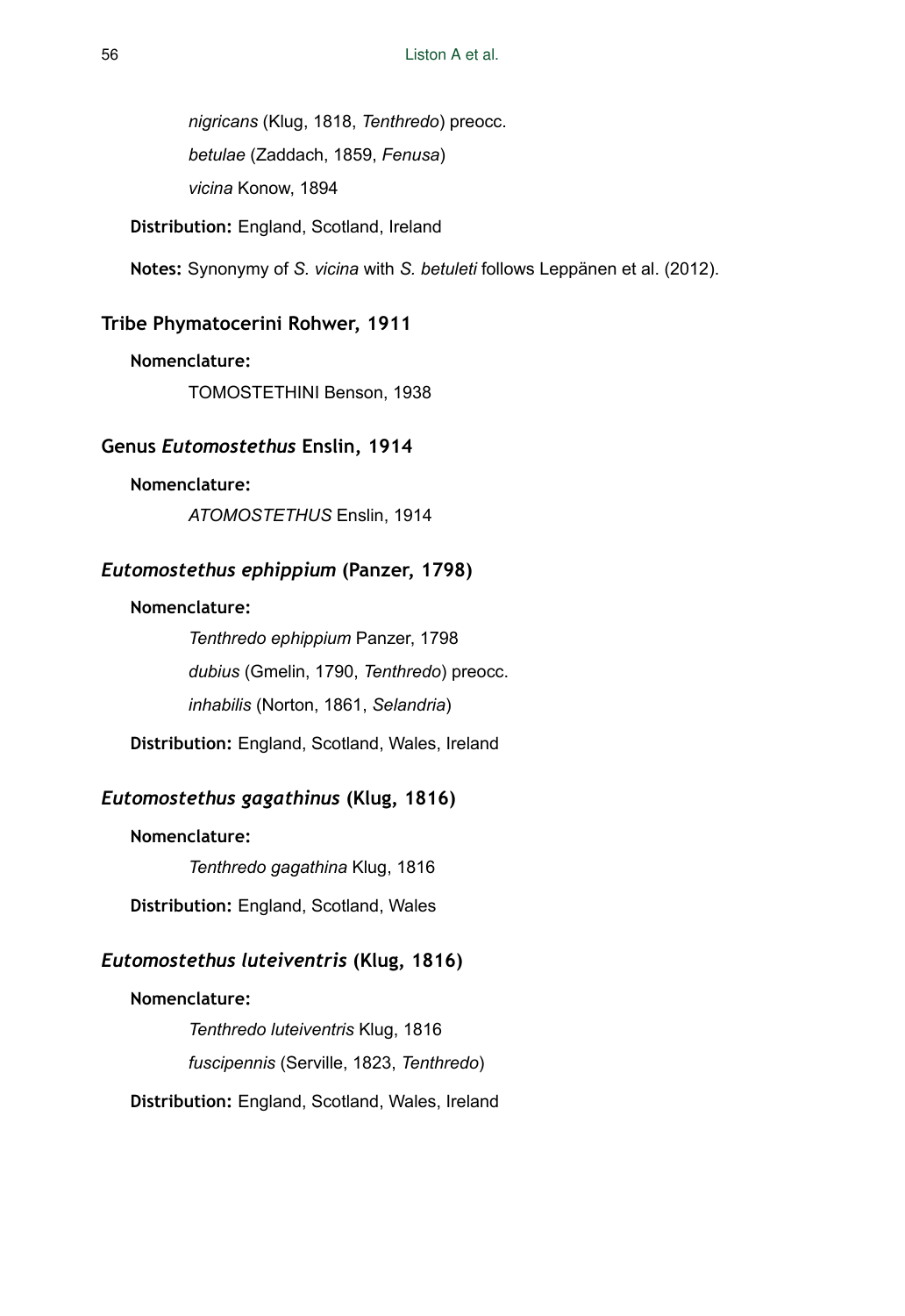*nigricans* (Klug, 1818, *Tenthredo*) preocc.

*betulae* (Zaddach, 1859, *Fenusa*)

*vicina* Konow, 1894

**Distribution:** England, Scotland, Ireland

**Notes:** Synonymy of *S. vicina* with *S. betuleti* follows Leppänen et al. (2012).

## Tribe Phymatocerini Rohwer, 1911

**Nomenclature:**

TOMOSTETHINI Benson, 1938

## Genus *Eutomostethus* Enslin, 1914

**Nomenclature:**

*ATOMOSTETHUS* Enslin, 1914

### *Eutomostethus ephippium* (Panzer, 1798)

**Nomenclature:**

*Tenthredo ephippium* Panzer, 1798

*dubius* (Gmelin, 1790, *Tenthredo*) preocc.

*inhabilis* (Norton, 1861, *Selandria*)

**Distribution:** England, Scotland, Wales, Ireland

### *Eutomostethus gagathinus* (Klug, 1816)

**Nomenclature:**

*Tenthredo gagathina* Klug, 1816

**Distribution:** England, Scotland, Wales

### *Eutomostethus luteiventris* (Klug, 1816)

**Nomenclature:**

*Tenthredo luteiventris* Klug, 1816

*fuscipennis* (Serville, 1823, *Tenthredo*)

**Distribution:** England, Scotland, Wales, Ireland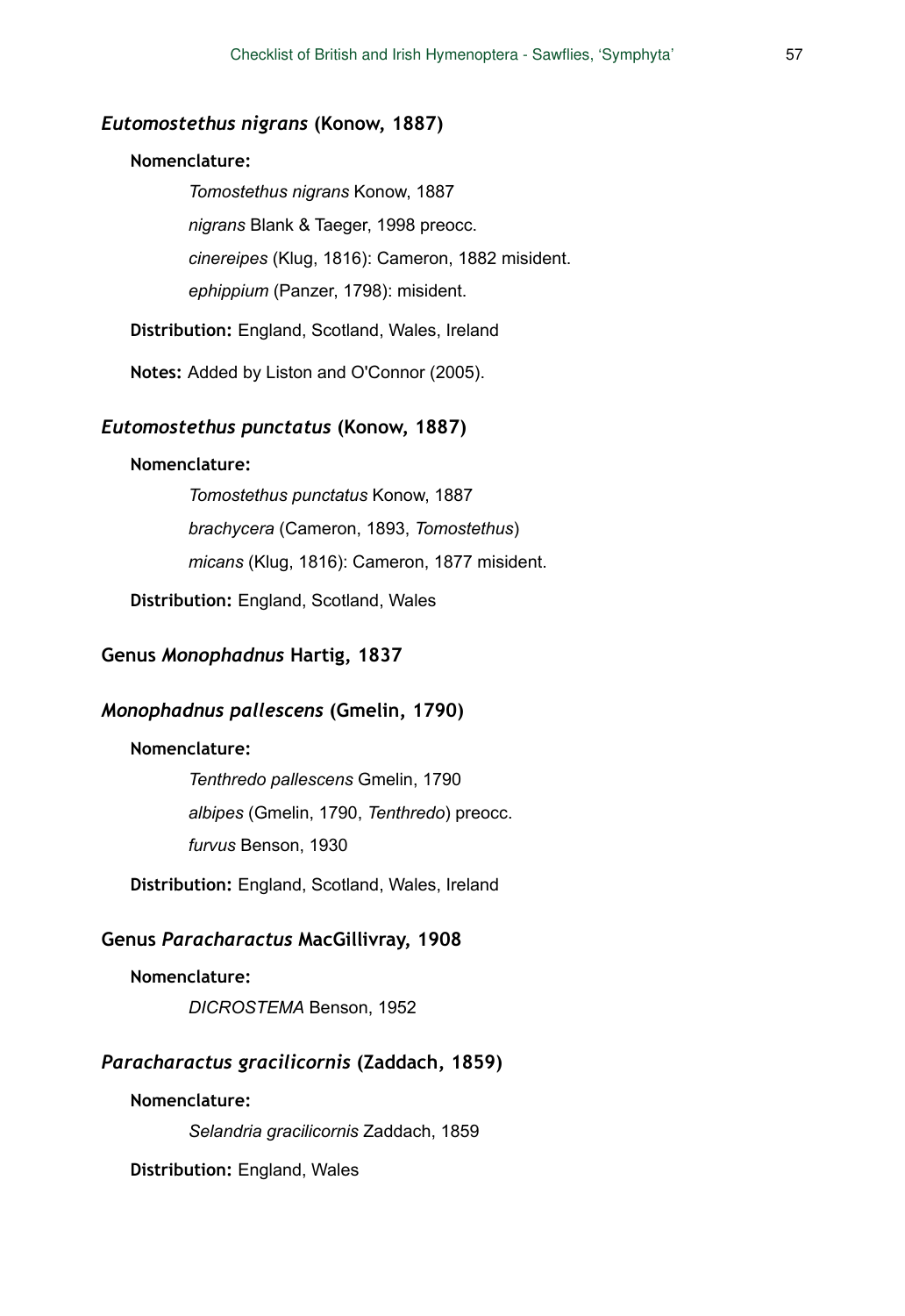### *Eutomostethus nigrans* (Konow, 1887)

**Nomenclature:**

*Tomostethus nigrans* Konow, 1887

*nigrans* Blank & Taeger, 1998 preocc.

*cinereipes* (Klug, 1816): Cameron, 1882 misident.

*ephippium* (Panzer, 1798): misident.

**Distribution:** England, Scotland, Wales, Ireland

**Notes:** Added by Liston and O'Connor (2005).

### *Eutomostethus punctatus* (Konow, 1887)

**Nomenclature:**

*Tomostethus punctatus* Konow, 1887

*brachycera* (Cameron, 1893, *Tomostethus*)

*micans* (Klug, 1816): Cameron, 1877 misident.

**Distribution:** England, Scotland, Wales

## Genus *Monophadnus* Hartig, 1837

### *Monophadnus pallescens* (Gmelin, 1790)

**Nomenclature:**

*Tenthredo pallescens* Gmelin, 1790

*albipes* (Gmelin, 1790, *Tenthredo*) preocc.

*furvus* Benson, 1930

**Distribution:** England, Scotland, Wales, Ireland

## Genus *Paracharactus* MacGillivray, 1908

**Nomenclature:**

*DICROSTEMA* Benson, 1952

### *Paracharactus gracilicornis* (Zaddach, 1859)

**Nomenclature:**

*Selandria gracilicornis* Zaddach, 1859

**Distribution:** England, Wales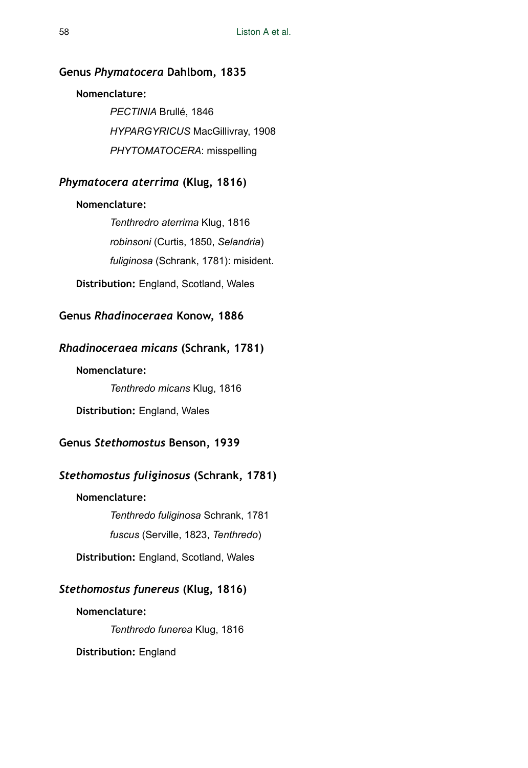## Genus *Phymatocera* Dahlbom, 1835

**Nomenclature:**

*PECTINIA* Brullé, 1846

*HYPARGYRICUS* MacGillivray, 1908

*PHYTOMATOCERA*: misspelling

### *Phymatocera aterrima* (Klug, 1816)

**Nomenclature:**

*Tenthredro aterrima* Klug, 1816

*robinsoni* (Curtis, 1850, *Selandria*)

*fuliginosa* (Schrank, 1781): misident.

**Distribution:** England, Scotland, Wales

## Genus *Rhadinoceraea* Konow, 1886

### *Rhadinoceraea micans* (Schrank, 1781)

**Nomenclature:**

*Tenthredo micans* Klug, 1816

**Distribution:** England, Wales

## Genus *Stethomostus* Benson, 1939

### *Stethomostus fuliginosus* (Schrank, 1781)

**Nomenclature:**

*Tenthredo fuliginosa* Schrank, 1781

*fuscus* (Serville, 1823, *Tenthredo*)

**Distribution:** England, Scotland, Wales

### *Stethomostus funereus* (Klug, 1816)

**Nomenclature:**

*Tenthredo funerea* Klug, 1816

**Distribution:** England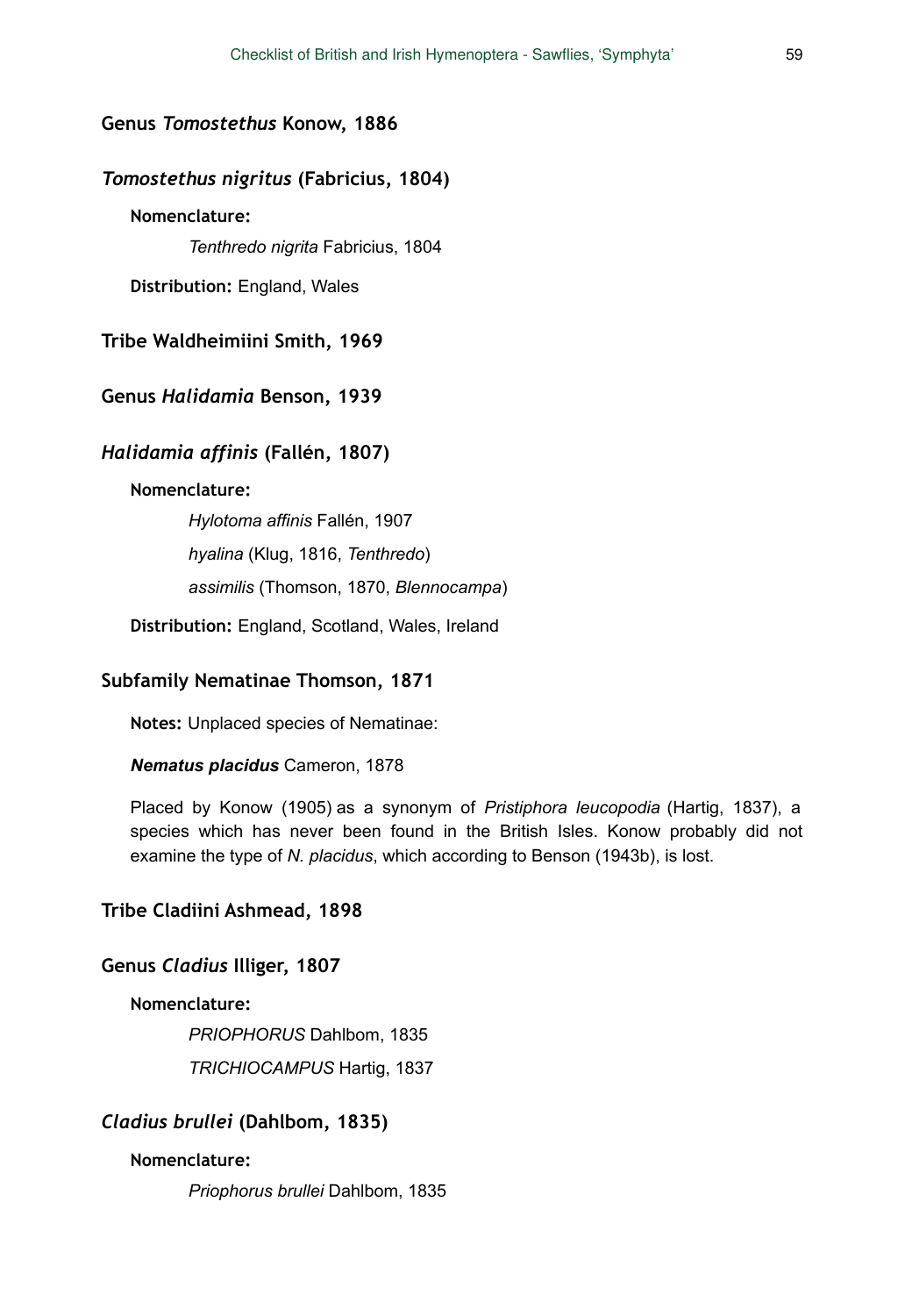### Genus *Tomostethus* Konow, 1886

#### *Tomostethus nigritus* (Fabricius, 1804)

**Nomenclature:**

*Tenthredo nigrita* Fabricius, 1804

**Distribution:** England, Wales

### Tribe Waldheimiini Smith, 1969

### Genus *Halidamia* Benson, 1939

#### *Halidamia affinis* (Fallén, 1807)

**Nomenclature:**

*Hylotoma affinis* Fallén, 1907

*hyalina* (Klug, 1816, *Tenthredo*)

*assimilis* (Thomson, 1870, *Blennocampa*)

**Distribution:** England, Scotland, Wales, Ireland

### Subfamily Nematinae Thomson, 1871

**Notes:** Unplaced species of Nematinae:

***Nematus placidus*** Cameron, 1878

Placed by Konow (1905) as a synonym of *Pristiphora leucopodia* (Hartig, 1837), a species which has never been found in the British Isles. Konow probably did not examine the type of *N. placidus*, which according to Benson (1943b), is lost.

### Tribe Cladiini Ashmead, 1898

### Genus *Cladius* Illiger, 1807

**Nomenclature:**

*PRIOPHORUS* Dahlbom, 1835

*TRICHIOCAMPUS* Hartig, 1837

#### *Cladius brullei* (Dahlbom, 1835)

**Nomenclature:**

*Priophorus brullei* Dahlbom, 1835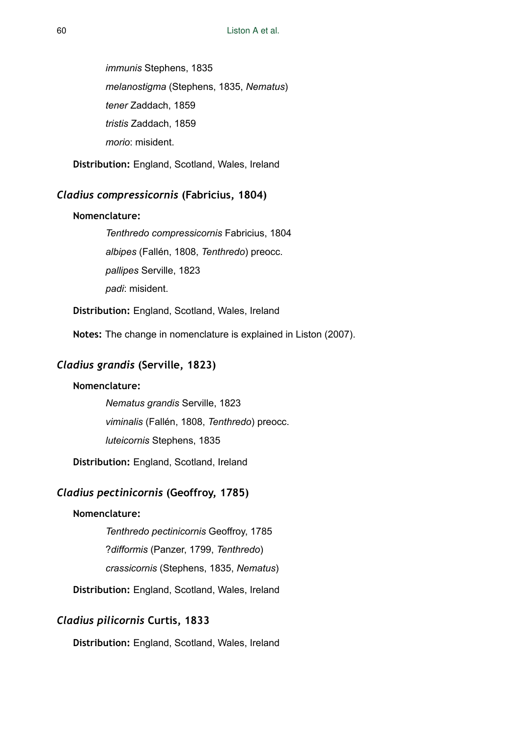*immunis* Stephens, 1835

*melanostigma* (Stephens, 1835, *Nematus*)

*tener* Zaddach, 1859

*tristis* Zaddach, 1859

*morio*: misident.

**Distribution:** England, Scotland, Wales, Ireland

## *Cladius compressicornis* (Fabricius, 1804)

**Nomenclature:**

*Tenthredo compressicornis* Fabricius, 1804

*albipes* (Fallén, 1808, *Tenthredo*) preocc.

*pallipes* Serville, 1823

*padi*: misident.

**Distribution:** England, Scotland, Wales, Ireland

**Notes:** The change in nomenclature is explained in Liston (2007).

## *Cladius grandis* (Serville, 1823)

**Nomenclature:**

*Nematus grandis* Serville, 1823

*viminalis* (Fallén, 1808, *Tenthredo*) preocc.

*luteicornis* Stephens, 1835

**Distribution:** England, Scotland, Ireland

## *Cladius pectinicornis* (Geoffroy, 1785)

**Nomenclature:**

*Tenthredo pectinicornis* Geoffroy, 1785

?*difformis* (Panzer, 1799, *Tenthredo*)

*crassicornis* (Stephens, 1835, *Nematus*)

**Distribution:** England, Scotland, Wales, Ireland

## *Cladius pilicornis* Curtis, 1833

**Distribution:** England, Scotland, Wales, Ireland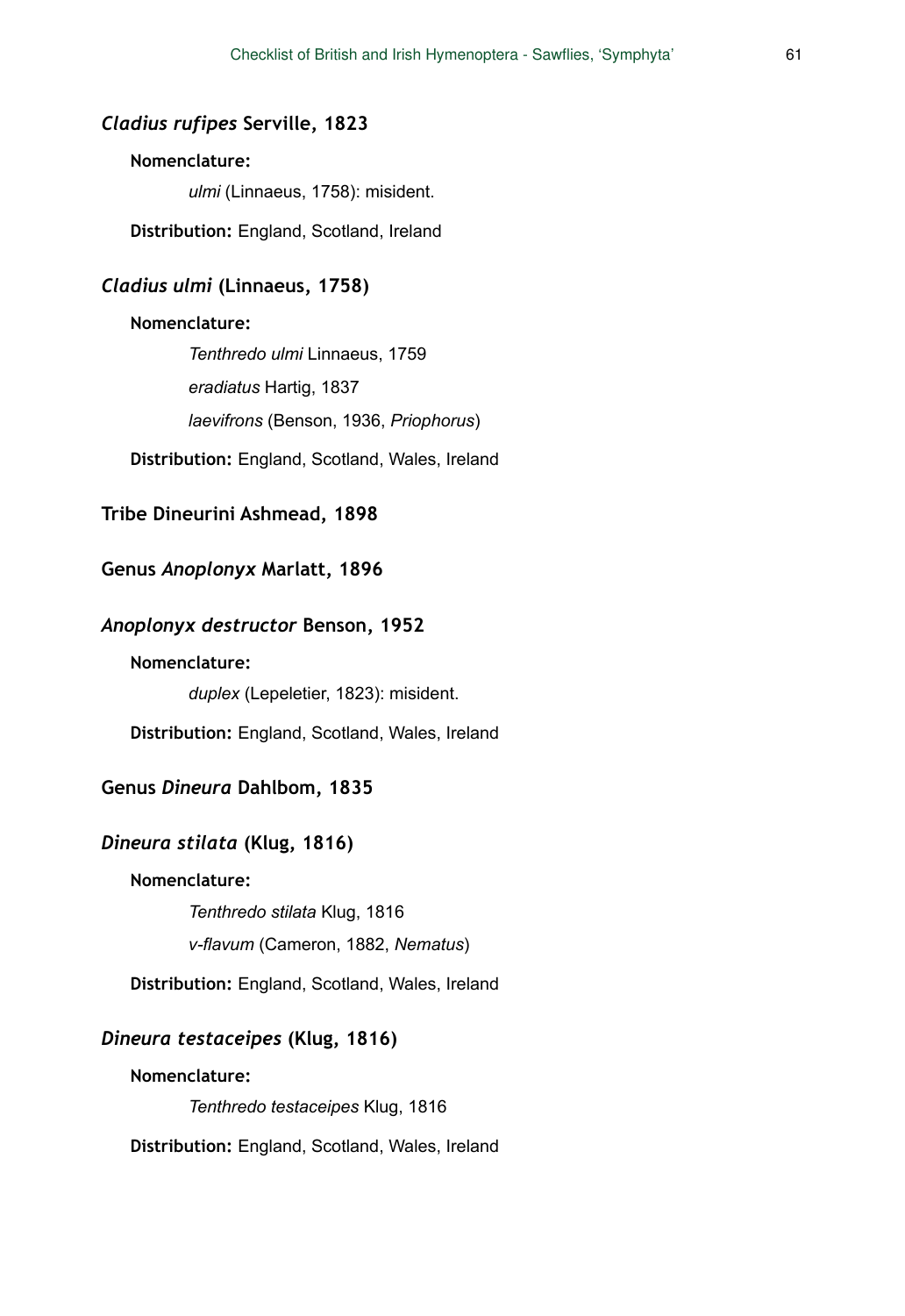### *Cladius rufipes* Serville, 1823

**Nomenclature:**

*ulmi* (Linnaeus, 1758): misident.

**Distribution:** England, Scotland, Ireland

### *Cladius ulmi* (Linnaeus, 1758)

**Nomenclature:**

*Tenthredo ulmi* Linnaeus, 1759

*eradiatus* Hartig, 1837

*laevifrons* (Benson, 1936, *Priophorus*)

**Distribution:** England, Scotland, Wales, Ireland

## Tribe Dineurini Ashmead, 1898

## Genus *Anoplonyx* Marlatt, 1896

### *Anoplonyx destructor* Benson, 1952

**Nomenclature:**

*duplex* (Lepeletier, 1823): misident.

**Distribution:** England, Scotland, Wales, Ireland

## Genus *Dineura* Dahlbom, 1835

### *Dineura stilata* (Klug, 1816)

**Nomenclature:**

*Tenthredo stilata* Klug, 1816

*v-flavum* (Cameron, 1882, *Nematus*)

**Distribution:** England, Scotland, Wales, Ireland

### *Dineura testaceipes* (Klug, 1816)

**Nomenclature:**

*Tenthredo testaceipes* Klug, 1816

**Distribution:** England, Scotland, Wales, Ireland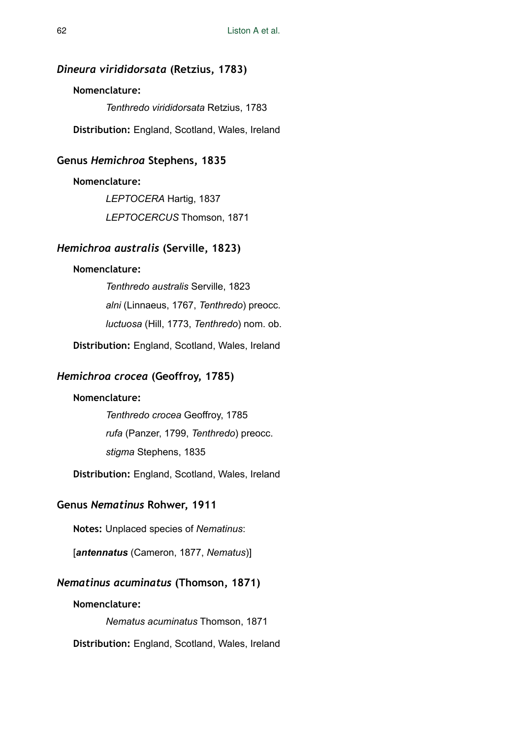### *Dineura viridiorsata* (Retzius, 1783)

**Nomenclature:**

*Tenthredo viridiorsata* Retzius, 1783

**Distribution:** England, Scotland, Wales, Ireland

### Genus *Hemichroa* Stephens, 1835

**Nomenclature:**

*LEPTOCERA* Hartig, 1837

*LEPTOCERCUS* Thomson, 1871

### *Hemichroa australis* (Serville, 1823)

**Nomenclature:**

*Tenthredo australis* Serville, 1823

*alni* (Linnaeus, 1767, *Tenthredo*) preocc.

*luctuosa* (Hill, 1773, *Tenthredo*) nom. ob.

**Distribution:** England, Scotland, Wales, Ireland

### *Hemichroa crocea* (Geoffroy, 1785)

**Nomenclature:**

*Tenthredo crocea* Geoffroy, 1785

*rufa* (Panzer, 1799, *Tenthredo*) preocc.

*stigma* Stephens, 1835

**Distribution:** England, Scotland, Wales, Ireland

### Genus *Nematinus* Rohwer, 1911

**Notes:** Unplaced species of *Nematinus*:

[***antennatus*** (Cameron, 1877, *Nematus*)]

### *Nematinus acuminatus* (Thomson, 1871)

**Nomenclature:**

*Nematus acuminatus* Thomson, 1871

**Distribution:** England, Scotland, Wales, Ireland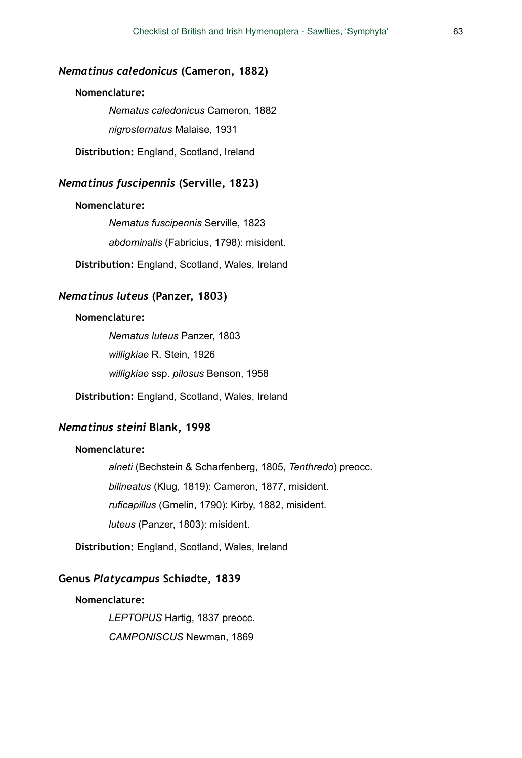### *Nematinus caledonicus* (Cameron, 1882)

**Nomenclature:**

*Nematus caledonicus* Cameron, 1882

*nigrosternatus* Malaise, 1931

**Distribution:** England, Scotland, Ireland

### *Nematinus fuscipennis* (Serville, 1823)

**Nomenclature:**

*Nematus fuscipennis* Serville, 1823

*abdominalis* (Fabricius, 1798): misident.

**Distribution:** England, Scotland, Wales, Ireland

### *Nematinus luteus* (Panzer, 1803)

**Nomenclature:**

*Nematus luteus* Panzer, 1803

*willigkiae* R. Stein, 1926

*willigkiae* ssp. *pilosus* Benson, 1958

**Distribution:** England, Scotland, Wales, Ireland

### *Nematinus steini* Blank, 1998

**Nomenclature:**

*alneti* (Bechstein & Scharfenberg, 1805, *Tenthredo*) preocc.

*bilineatus* (Klug, 1819): Cameron, 1877, misident.

*ruficapillus* (Gmelin, 1790): Kirby, 1882, misident.

*luteus* (Panzer, 1803): misident.

**Distribution:** England, Scotland, Wales, Ireland

### Genus *Platycampus* Schiødte, 1839

**Nomenclature:**

*LEPTOPUS* Hartig, 1837 preocc.

*CAMPONISCUS* Newman, 1869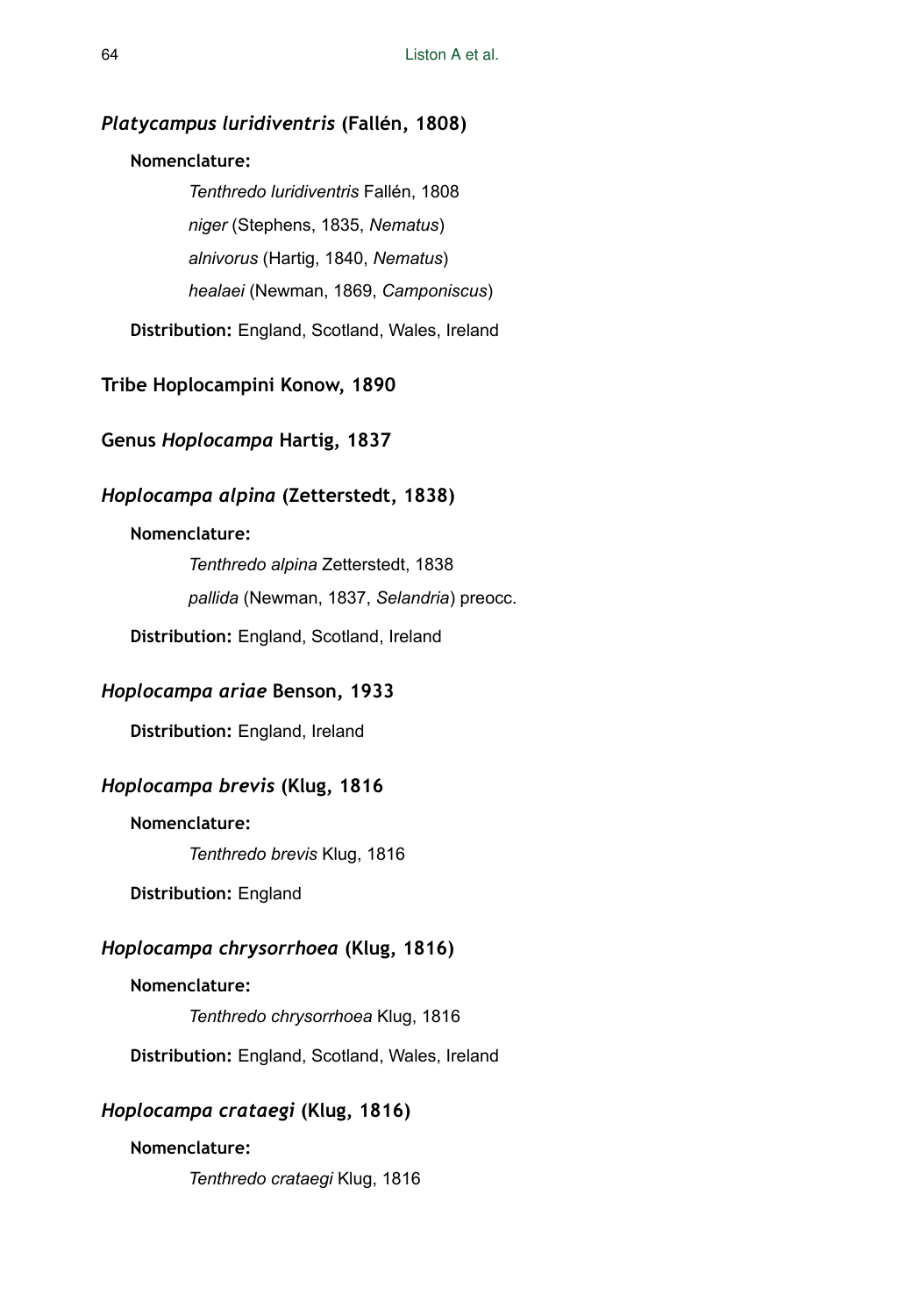### *Platycampus luridiventris* (Fallén, 1808)

**Nomenclature:**

*Tenthredo luridiventris* Fallén, 1808

*niger* (Stephens, 1835, *Nematus*)

*alnivorus* (Hartig, 1840, *Nematus*)

*healaei* (Newman, 1869, *Camponiscus*)

**Distribution:** England, Scotland, Wales, Ireland

## Tribe Hoplocampini Konow, 1890

## Genus *Hoplocampa* Hartig, 1837

### *Hoplocampa alpina* (Zetterstedt, 1838)

**Nomenclature:**

*Tenthredo alpina* Zetterstedt, 1838

*pallida* (Newman, 1837, *Selandria*) preocc.

**Distribution:** England, Scotland, Ireland

### *Hoplocampa ariae* Benson, 1933

**Distribution:** England, Ireland

### *Hoplocampa brevis* (Klug, 1816

**Nomenclature:**

*Tenthredo brevis* Klug, 1816

**Distribution:** England

### *Hoplocampa chrysorrhoea* (Klug, 1816)

**Nomenclature:**

*Tenthredo chrysorrhoea* Klug, 1816

**Distribution:** England, Scotland, Wales, Ireland

### *Hoplocampa crataegi* (Klug, 1816)

**Nomenclature:**

*Tenthredo crataegi* Klug, 1816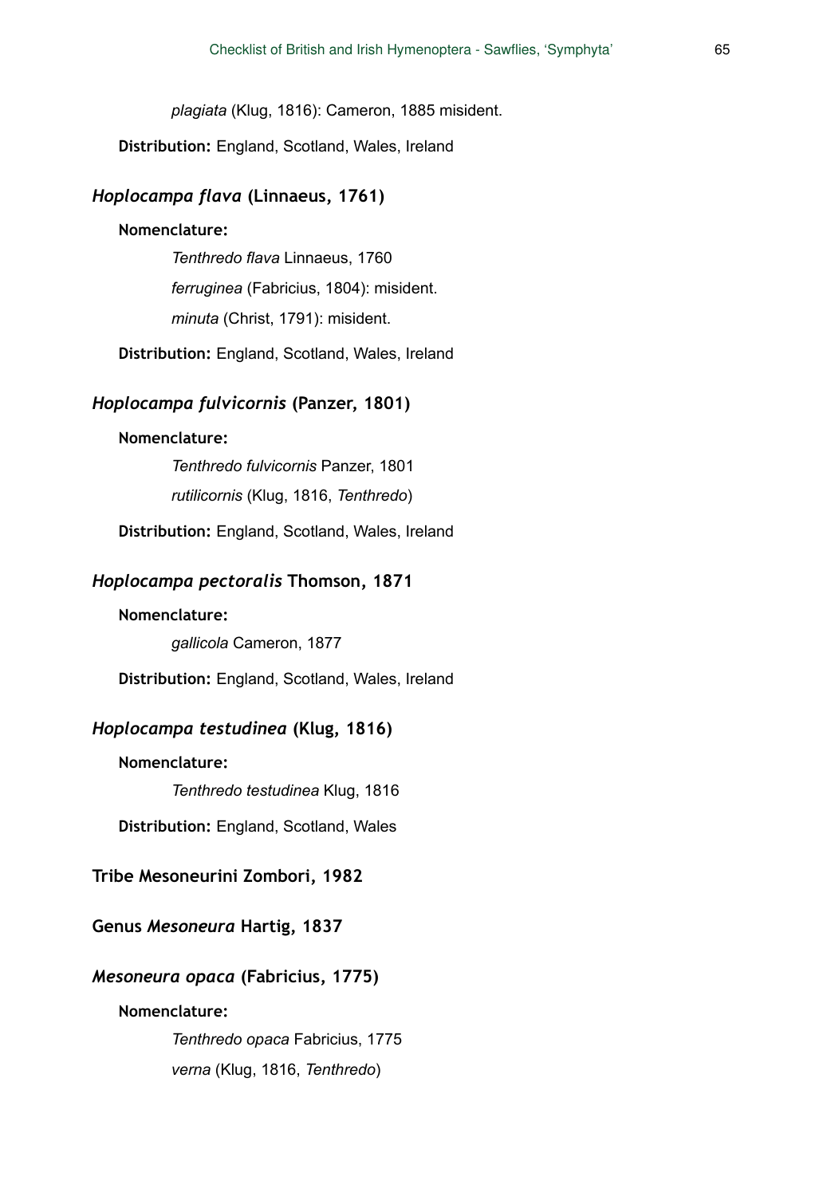*plagiata* (Klug, 1816): Cameron, 1885 misident.

**Distribution:** England, Scotland, Wales, Ireland

### *Hoplocampa flava* (Linnaeus, 1761)

**Nomenclature:**

*Tenthredo flava* Linnaeus, 1760

*ferruginea* (Fabricius, 1804): misident.

*minuta* (Christ, 1791): misident.

**Distribution:** England, Scotland, Wales, Ireland

### *Hoplocampa fulvicornis* (Panzer, 1801)

**Nomenclature:**

*Tenthredo fulvicornis* Panzer, 1801

*rutilicornis* (Klug, 1816, *Tenthredo*)

**Distribution:** England, Scotland, Wales, Ireland

### *Hoplocampa pectoralis* Thomson, 1871

**Nomenclature:**

*gallicola* Cameron, 1877

**Distribution:** England, Scotland, Wales, Ireland

### *Hoplocampa testudinea* (Klug, 1816)

**Nomenclature:**

*Tenthredo testudinea* Klug, 1816

**Distribution:** England, Scotland, Wales

## Tribe Mesoneurini Zombori, 1982

## Genus *Mesoneura* Hartig, 1837

### *Mesoneura opaca* (Fabricius, 1775)

**Nomenclature:**

*Tenthredo opaca* Fabricius, 1775

*verna* (Klug, 1816, *Tenthredo*)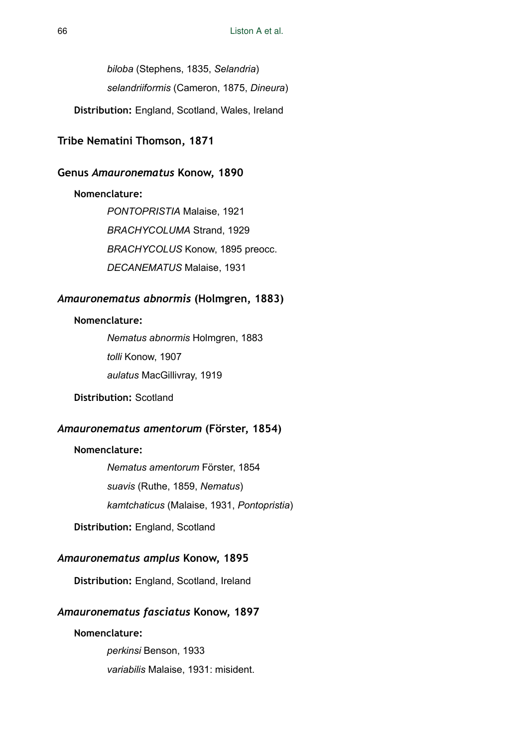*biloba* (Stephens, 1835, *Selandria*)

*selandriiformis* (Cameron, 1875, *Dineura*)

**Distribution:** England, Scotland, Wales, Ireland

## Tribe Nematini Thomson, 1871

## Genus *Amauronematus* Konow, 1890

**Nomenclature:**

*PONTOPRISTIA* Malaise, 1921

*BRACHYCOLUMA* Strand, 1929

*BRACHYCOLUS* Konow, 1895 preocc.

*DECANEMATUS* Malaise, 1931

### *Amauronematus abnormis* (Holmgren, 1883)

**Nomenclature:**

*Nematus abnormis* Holmgren, 1883

*tolli* Konow, 1907

*aulatus* MacGillivray, 1919

**Distribution:** Scotland

### *Amauronematus amentorum* (Förster, 1854)

**Nomenclature:**

*Nematus amentorum* Förster, 1854

*suavis* (Ruthe, 1859, *Nematus*)

*kamtchaticus* (Malaise, 1931, *Pontopristia*)

**Distribution:** England, Scotland

### *Amauronematus amplus* Konow, 1895

**Distribution:** England, Scotland, Ireland

### *Amauronematus fasciatus* Konow, 1897

**Nomenclature:**

*perkinsi* Benson, 1933

*variabilis* Malaise, 1931: misident.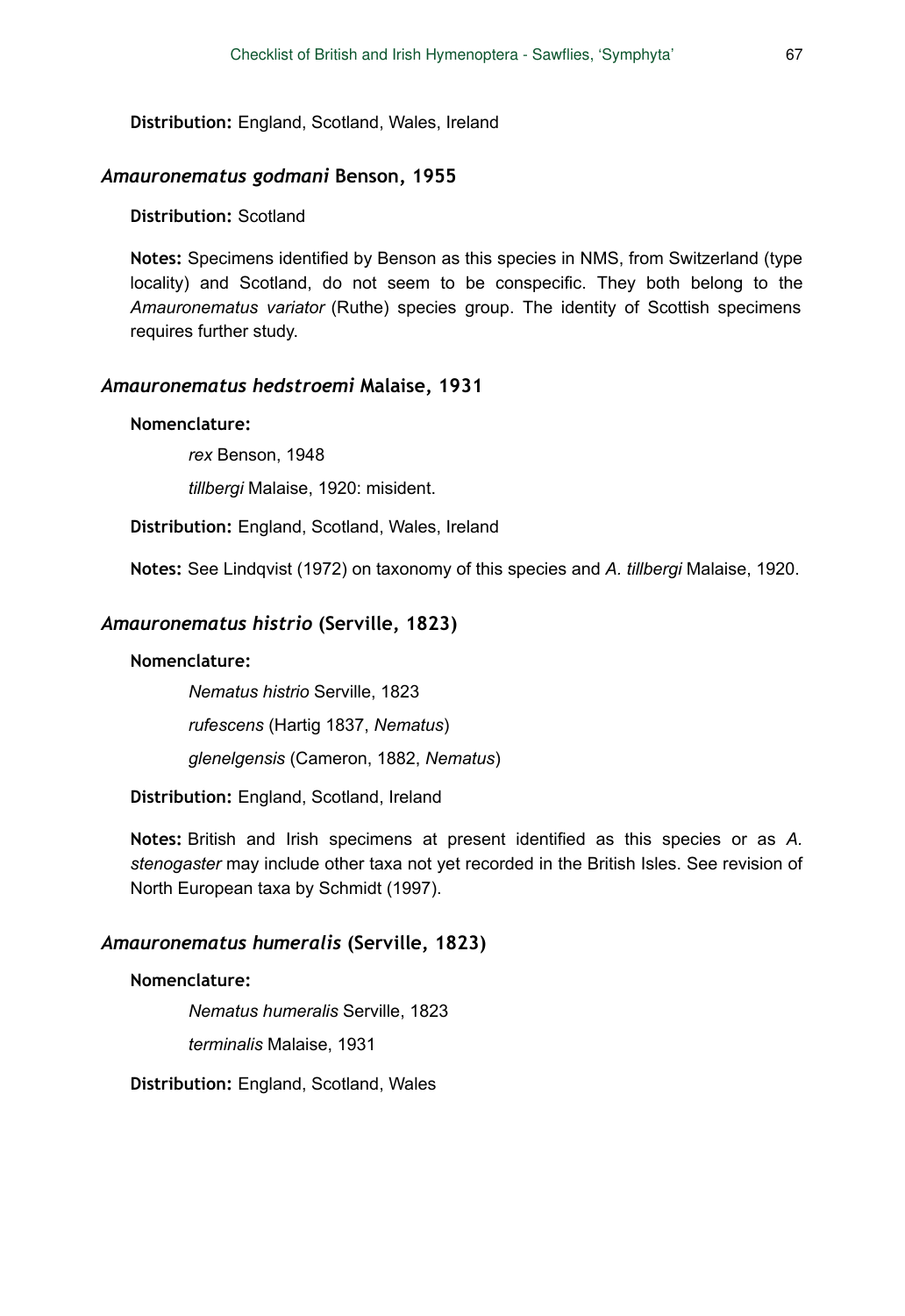**Distribution:** England, Scotland, Wales, Ireland

### *Amauronematus godmani* Benson, 1955

**Distribution:** Scotland

**Notes:** Specimens identified by Benson as this species in NMS, from Switzerland (type locality) and Scotland, do not seem to be conspecific. They both belong to the *Amauronematus variator* (Ruthe) species group. The identity of Scottish specimens requires further study.

### *Amauronematus hedstroemi* Malaise, 1931

**Nomenclature:**

*rex* Benson, 1948

*tillbergi* Malaise, 1920: misident.

**Distribution:** England, Scotland, Wales, Ireland

**Notes:** See Lindqvist (1972) on taxonomy of this species and *A. tillbergi* Malaise, 1920.

### *Amauronematus histrio* (Serville, 1823)

**Nomenclature:**

*Nematus histrio* Serville, 1823

*rufescens* (Hartig 1837, *Nematus*)

*glenelgensis* (Cameron, 1882, *Nematus*)

**Distribution:** England, Scotland, Ireland

**Notes:** British and Irish specimens at present identified as this species or as *A. stenogaster* may include other taxa not yet recorded in the British Isles. See revision of North European taxa by Schmidt (1997).

### *Amauronematus humeralis* (Serville, 1823)

**Nomenclature:**

*Nematus humeralis* Serville, 1823

*terminalis* Malaise, 1931

**Distribution:** England, Scotland, Wales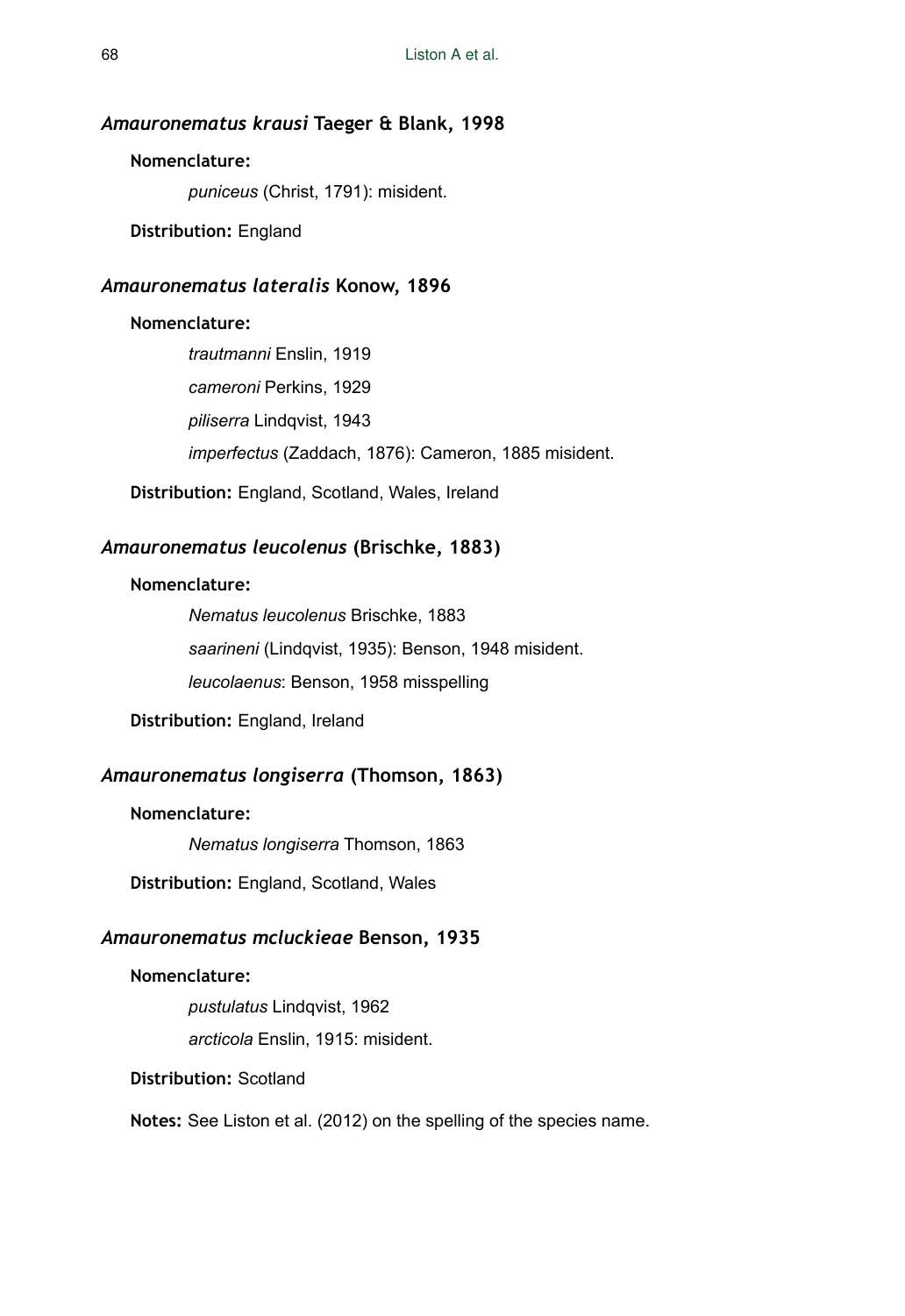### *Amauronematus krausi* Taeger & Blank, 1998

**Nomenclature:**

*puniceus* (Christ, 1791): misident.

**Distribution:** England

### *Amauronematus lateralis* Konow, 1896

**Nomenclature:**

*trautmanni* Enslin, 1919

*cameroni* Perkins, 1929

*piliserra* Lindqvist, 1943

*imperfectus* (Zaddach, 1876): Cameron, 1885 misident.

**Distribution:** England, Scotland, Wales, Ireland

### *Amauronematus leucolenus* (Brischke, 1883)

**Nomenclature:**

*Nematus leucolenus* Brischke, 1883

*saarineni* (Lindqvist, 1935): Benson, 1948 misident.

*leucolaenus*: Benson, 1958 misspelling

**Distribution:** England, Ireland

### *Amauronematus longiserra* (Thomson, 1863)

**Nomenclature:**

*Nematus longiserra* Thomson, 1863

**Distribution:** England, Scotland, Wales

### *Amauronematus mcluckieae* Benson, 1935

**Nomenclature:**

*pustulatus* Lindqvist, 1962

*arcticola* Enslin, 1915: misident.

**Distribution:** Scotland

**Notes:** See Liston et al. (2012) on the spelling of the species name.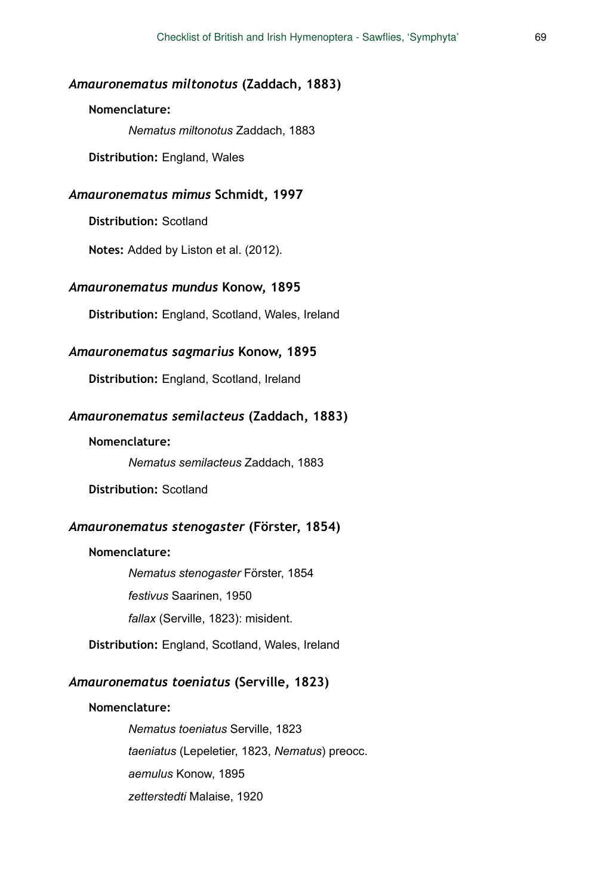### *Amauronematus miltonotus* (Zaddach, 1883)

**Nomenclature:**

*Nematus miltonotus* Zaddach, 1883

**Distribution:** England, Wales

### *Amauronematus mimus* Schmidt, 1997

**Distribution:** Scotland

**Notes:** Added by Liston et al. (2012).

### *Amauronematus mundus* Konow, 1895

**Distribution:** England, Scotland, Wales, Ireland

### *Amauronematus sagmarius* Konow, 1895

**Distribution:** England, Scotland, Ireland

### *Amauronematus semilacteus* (Zaddach, 1883)

**Nomenclature:**

*Nematus semilacteus* Zaddach, 1883

**Distribution:** Scotland

### *Amauronematus stenogaster* (Förster, 1854)

**Nomenclature:**

*Nematus stenogaster* Förster, 1854

*festivus* Saarinen, 1950

*fallax* (Serville, 1823): misident.

**Distribution:** England, Scotland, Wales, Ireland

### *Amauronematus toeniatus* (Serville, 1823)

**Nomenclature:**

*Nematus toeniatus* Serville, 1823

*taeniatus* (Lepeletier, 1823, *Nematus*) preocc.

*aemulus* Konow, 1895

*zetterstedti* Malaise, 1920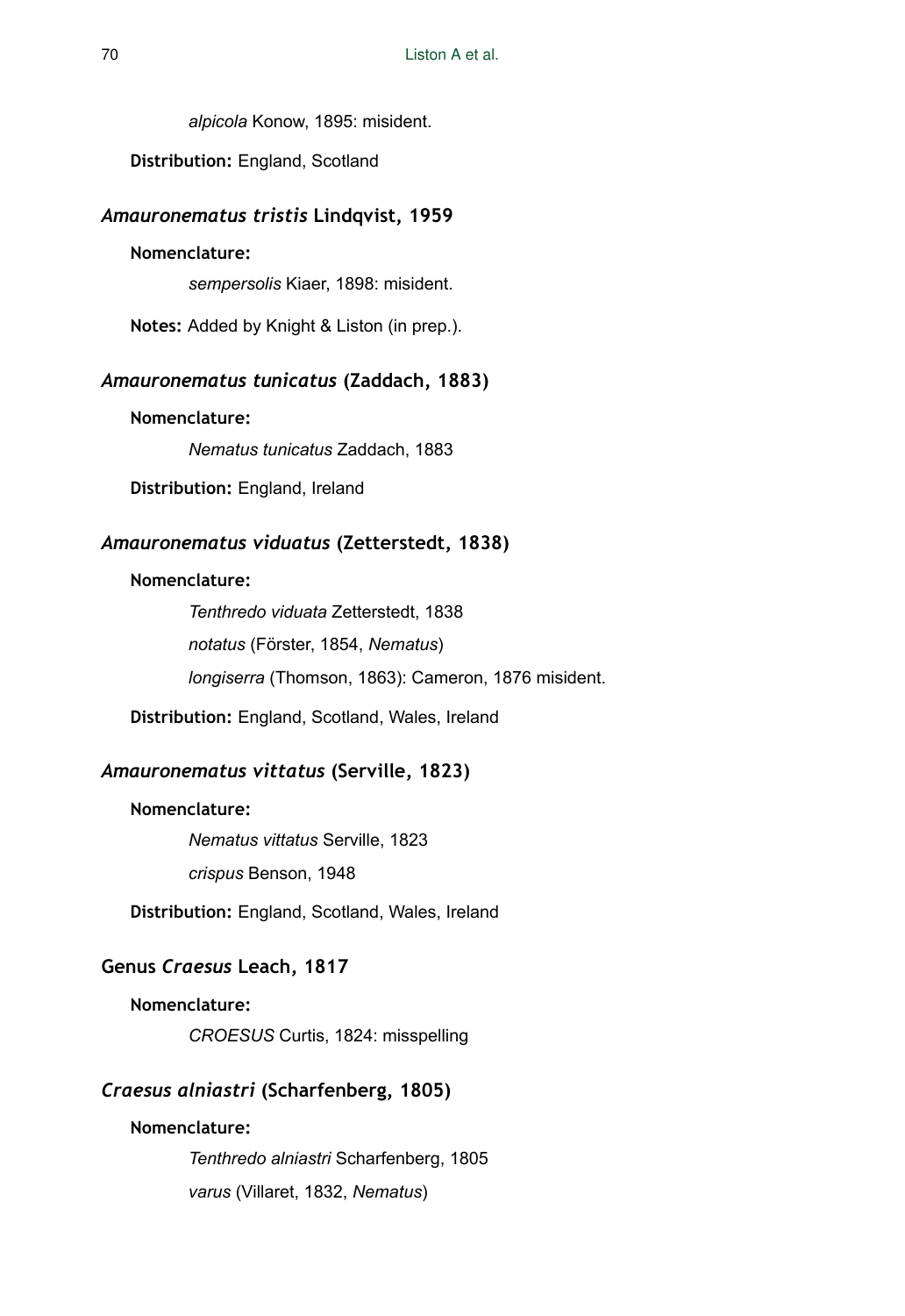*alpicola* Konow, 1895: misident.

**Distribution:** England, Scotland

### *Amauronematus tristis* Lindqvist, 1959

**Nomenclature:**

*sempersolis* Kiaer, 1898: misident.

**Notes:** Added by Knight & Liston (in prep.).

### *Amauronematus tunicatus* (Zaddach, 1883)

**Nomenclature:**

*Nematus tunicatus* Zaddach, 1883

**Distribution:** England, Ireland

### *Amauronematus viduatus* (Zetterstedt, 1838)

**Nomenclature:**

*Tenthredo viduata* Zetterstedt, 1838

*notatus* (Förster, 1854, *Nematus*)

*longiserra* (Thomson, 1863): Cameron, 1876 misident.

**Distribution:** England, Scotland, Wales, Ireland

### *Amauronematus vittatus* (Serville, 1823)

**Nomenclature:**

*Nematus vittatus* Serville, 1823

*crispus* Benson, 1948

**Distribution:** England, Scotland, Wales, Ireland

## Genus *Craesus* Leach, 1817

**Nomenclature:**

*CROESUS* Curtis, 1824: misspelling

### *Craesus alniastri* (Scharfenberg, 1805)

**Nomenclature:**

*Tenthredo alniastri* Scharfenberg, 1805

*varus* (Villaret, 1832, *Nematus*)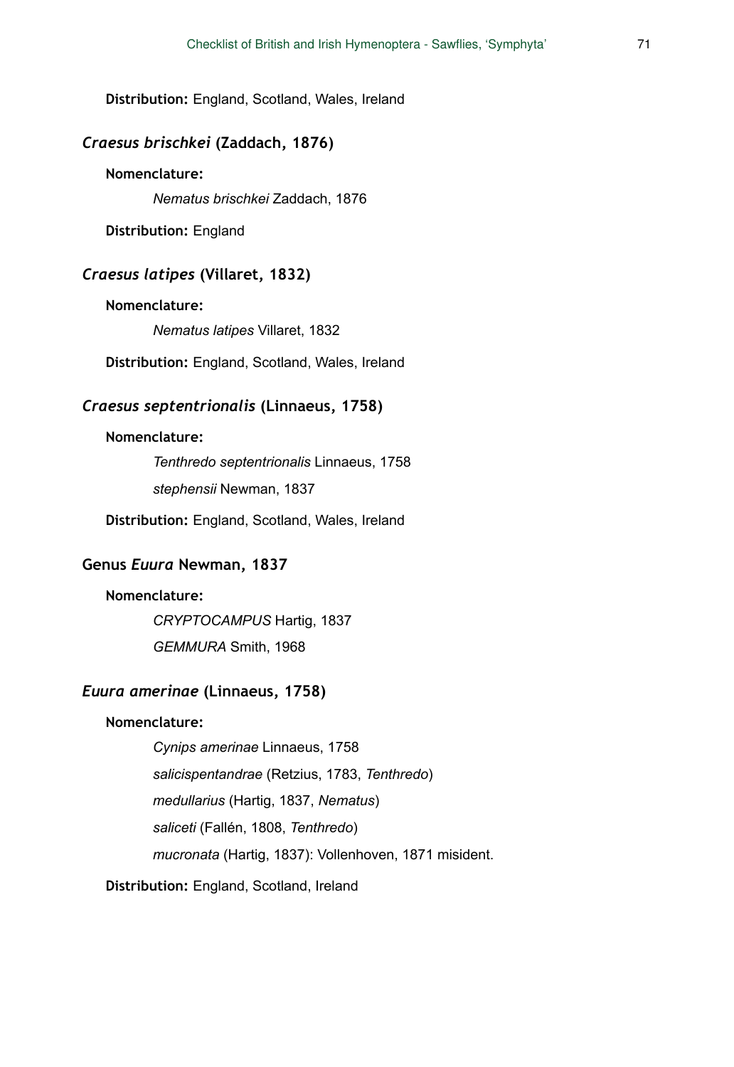**Distribution:** England, Scotland, Wales, Ireland

### *Craesus brischkei* (Zaddach, 1876)

**Nomenclature:**

*Nematus brischkei* Zaddach, 1876

**Distribution:** England

### *Craesus latipes* (Villaret, 1832)

**Nomenclature:**

*Nematus latipes* Villaret, 1832

**Distribution:** England, Scotland, Wales, Ireland

### *Craesus septentrionalis* (Linnaeus, 1758)

**Nomenclature:**

*Tenthredo septentrionalis* Linnaeus, 1758

*stephensii* Newman, 1837

**Distribution:** England, Scotland, Wales, Ireland

## Genus *Euura* Newman, 1837

**Nomenclature:**

*CRYPTOCAMPUS* Hartig, 1837

*GEMMURA* Smith, 1968

### *Euura amerinae* (Linnaeus, 1758)

**Nomenclature:**

*Cynips amerinae* Linnaeus, 1758

*salicispentandrae* (Retzius, 1783, *Tenthredo*)

*medullarius* (Hartig, 1837, *Nematus*)

*saliceti* (Fallén, 1808, *Tenthredo*)

*mucronata* (Hartig, 1837): Vollenhoven, 1871 misident.

**Distribution:** England, Scotland, Ireland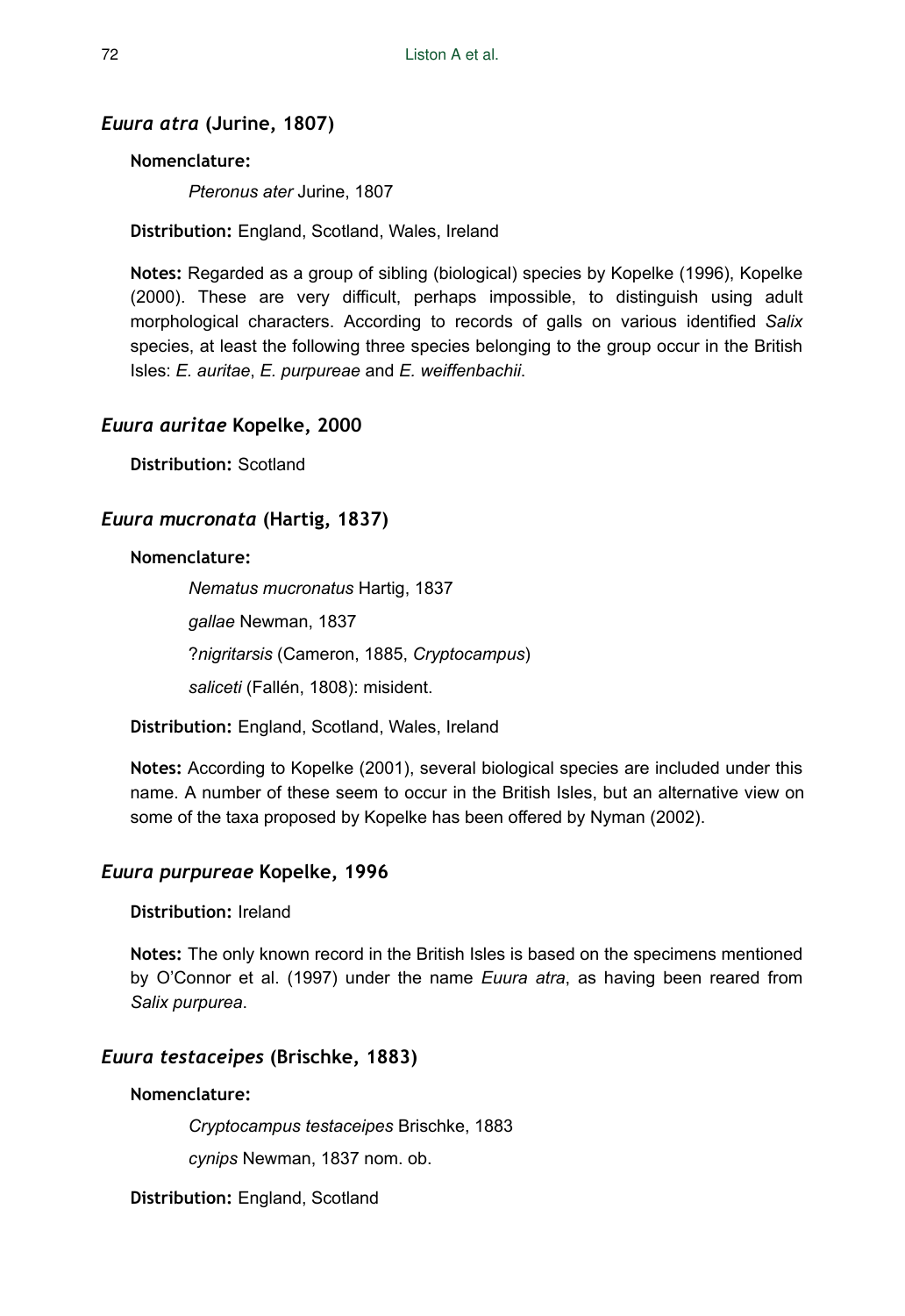### *Euura atra* (Jurine, 1807)

**Nomenclature:**

*Pteronus ater* Jurine, 1807

**Distribution:** England, Scotland, Wales, Ireland

**Notes:** Regarded as a group of sibling (biological) species by Kopelke (1996), Kopelke (2000). These are very difficult, perhaps impossible, to distinguish using adult morphological characters. According to records of galls on various identified *Salix* species, at least the following three species belonging to the group occur in the British Isles: *E. auritae*, *E. purpureae* and *E. weiffenbachii*.

### *Euura auritae* Kopelke, 2000

**Distribution:** Scotland

### *Euura mucronata* (Hartig, 1837)

**Nomenclature:**

*Nematus mucronatus* Hartig, 1837

*gallae* Newman, 1837

?*nigritarsis* (Cameron, 1885, *Cryptocampus*)

*saliceti* (Fallén, 1808): misident.

**Distribution:** England, Scotland, Wales, Ireland

**Notes:** According to Kopelke (2001), several biological species are included under this name. A number of these seem to occur in the British Isles, but an alternative view on some of the taxa proposed by Kopelke has been offered by Nyman (2002).

### *Euura purpureae* Kopelke, 1996

**Distribution:** Ireland

**Notes:** The only known record in the British Isles is based on the specimens mentioned by O'Connor et al. (1997) under the name *Euura atra*, as having been reared from *Salix purpurea*.

### *Euura testaceipes* (Brischke, 1883)

**Nomenclature:**

*Cryptocampus testaceipes* Brischke, 1883

*cynips* Newman, 1837 nom. ob.

**Distribution:** England, Scotland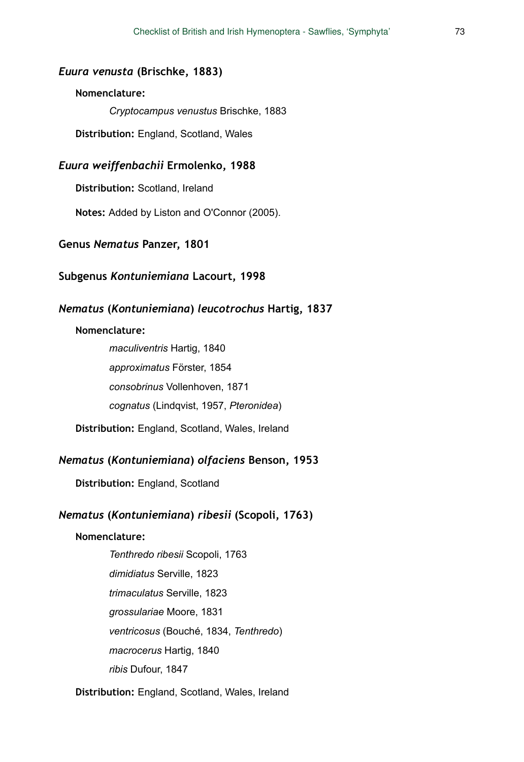### *Euura venusta* (Brischke, 1883)

**Nomenclature:**

*Cryptocampus venustus* Brischke, 1883

**Distribution:** England, Scotland, Wales

### *Euura weiffenbachii* Ermolenko, 1988

**Distribution:** Scotland, Ireland

**Notes:** Added by Liston and O'Connor (2005).

## Genus *Nematus* Panzer, 1801

## Subgenus *Kontuniemiana* Lacourt, 1998

### *Nematus* (*Kontuniemiana*) *leucotrochus* Hartig, 1837

**Nomenclature:**

*maculiventris* Hartig, 1840

*approximatus* Förster, 1854

*consobrinus* Vollenhoven, 1871

*cognatus* (Lindqvist, 1957, *Pteronidea*)

**Distribution:** England, Scotland, Wales, Ireland

### *Nematus* (*Kontuniemiana*) *olfaciens* Benson, 1953

**Distribution:** England, Scotland

### *Nematus* (*Kontuniemiana*) *ribesii* (Scopoli, 1763)

**Nomenclature:**

*Tenthredo ribesii* Scopoli, 1763

*dimidiatus* Serville, 1823

*trimaculatus* Serville, 1823

*grossulariae* Moore, 1831

*ventricosus* (Bouché, 1834, *Tenthredo*)

*macrocerus* Hartig, 1840

*ribis* Dufour, 1847

**Distribution:** England, Scotland, Wales, Ireland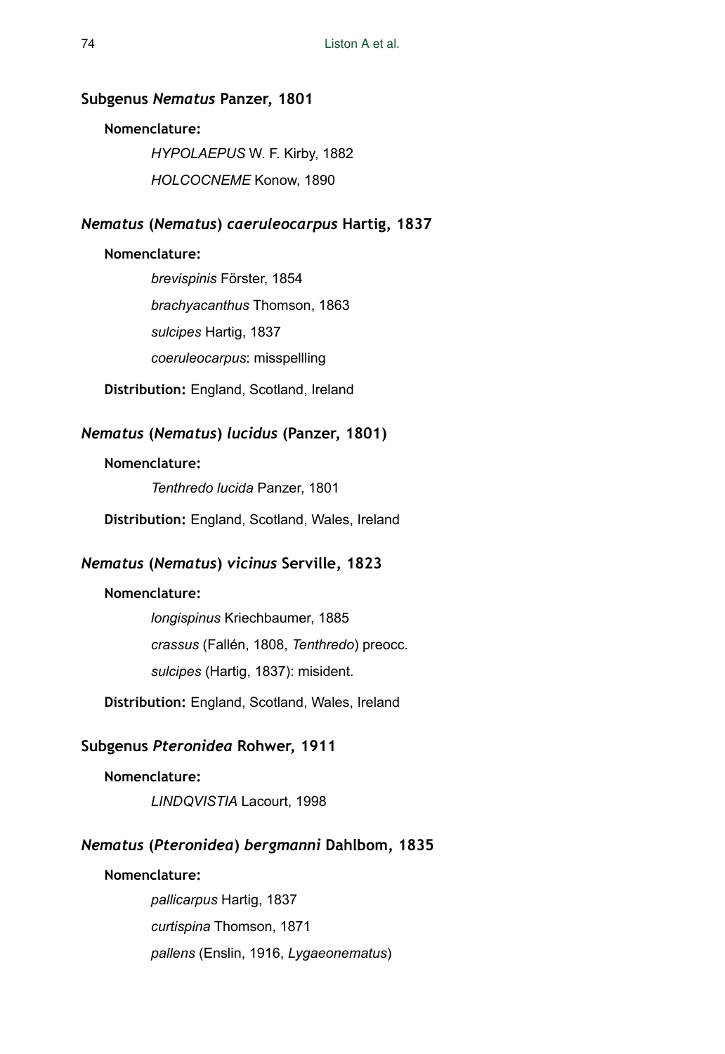### Subgenus *Nematus* Panzer, 1801

**Nomenclature:**

*HYPOLAEPUS* W. F. Kirby, 1882

*HOLCOCNEME* Konow, 1890

### *Nematus* (*Nematus*) *caeruleocarpus* Hartig, 1837

**Nomenclature:**

*brevispinis* Förster, 1854

*brachyacanthus* Thomson, 1863

*sulcipes* Hartig, 1837

*coeruleocarpus*: misspellling

**Distribution:** England, Scotland, Ireland

### *Nematus* (*Nematus*) *lucidus* (Panzer, 1801)

**Nomenclature:**

*Tenthredo lucida* Panzer, 1801

**Distribution:** England, Scotland, Wales, Ireland

### *Nematus* (*Nematus*) *vicinus* Serville, 1823

**Nomenclature:**

*longispinus* Kriechbaumer, 1885

*crassus* (Fallén, 1808, *Tenthredo*) preocc.

*sulcipes* (Hartig, 1837): misident.

**Distribution:** England, Scotland, Wales, Ireland

### Subgenus *Pteronidea* Rohwer, 1911

**Nomenclature:**

*LINDQVISTIA* Lacourt, 1998

### *Nematus* (*Pteronidea*) *bergmanni* Dahlbom, 1835

**Nomenclature:**

*pallicarpus* Hartig, 1837

*curtispina* Thomson, 1871

*pallens* (Enslin, 1916, *Lygaeonematus*)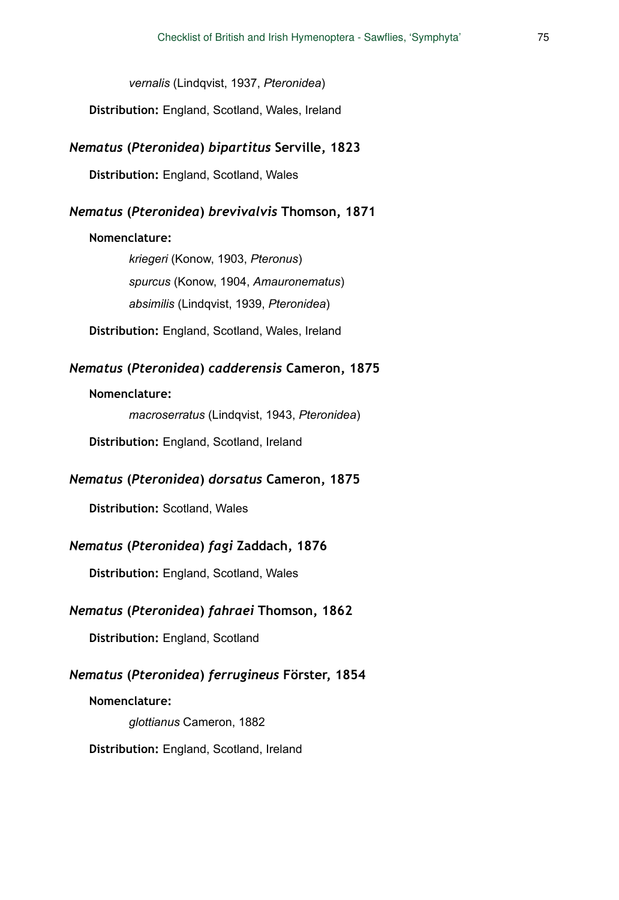*vernalis* (Lindqvist, 1937, *Pteronidea*)

**Distribution:** England, Scotland, Wales, Ireland

### *Nematus* (*Pteronidea*) *bipartitus* Serville, 1823

**Distribution:** England, Scotland, Wales

### *Nematus* (*Pteronidea*) *brevivalvis* Thomson, 1871

**Nomenclature:**

*kriegeri* (Konow, 1903, *Pteronus*)

*spurcus* (Konow, 1904, *Amauronematus*)

*absimilis* (Lindqvist, 1939, *Pteronidea*)

**Distribution:** England, Scotland, Wales, Ireland

### *Nematus* (*Pteronidea*) *cadderensis* Cameron, 1875

**Nomenclature:**

*macroserratus* (Lindqvist, 1943, *Pteronidea*)

**Distribution:** England, Scotland, Ireland

### *Nematus* (*Pteronidea*) *dorsatus* Cameron, 1875

**Distribution:** Scotland, Wales

### *Nematus* (*Pteronidea*) *fagi* Zaddach, 1876

**Distribution:** England, Scotland, Wales

### *Nematus* (*Pteronidea*) *fahraei* Thomson, 1862

**Distribution:** England, Scotland

### *Nematus* (*Pteronidea*) *ferrugineus* Förster, 1854

**Nomenclature:**

*glottianus* Cameron, 1882

**Distribution:** England, Scotland, Ireland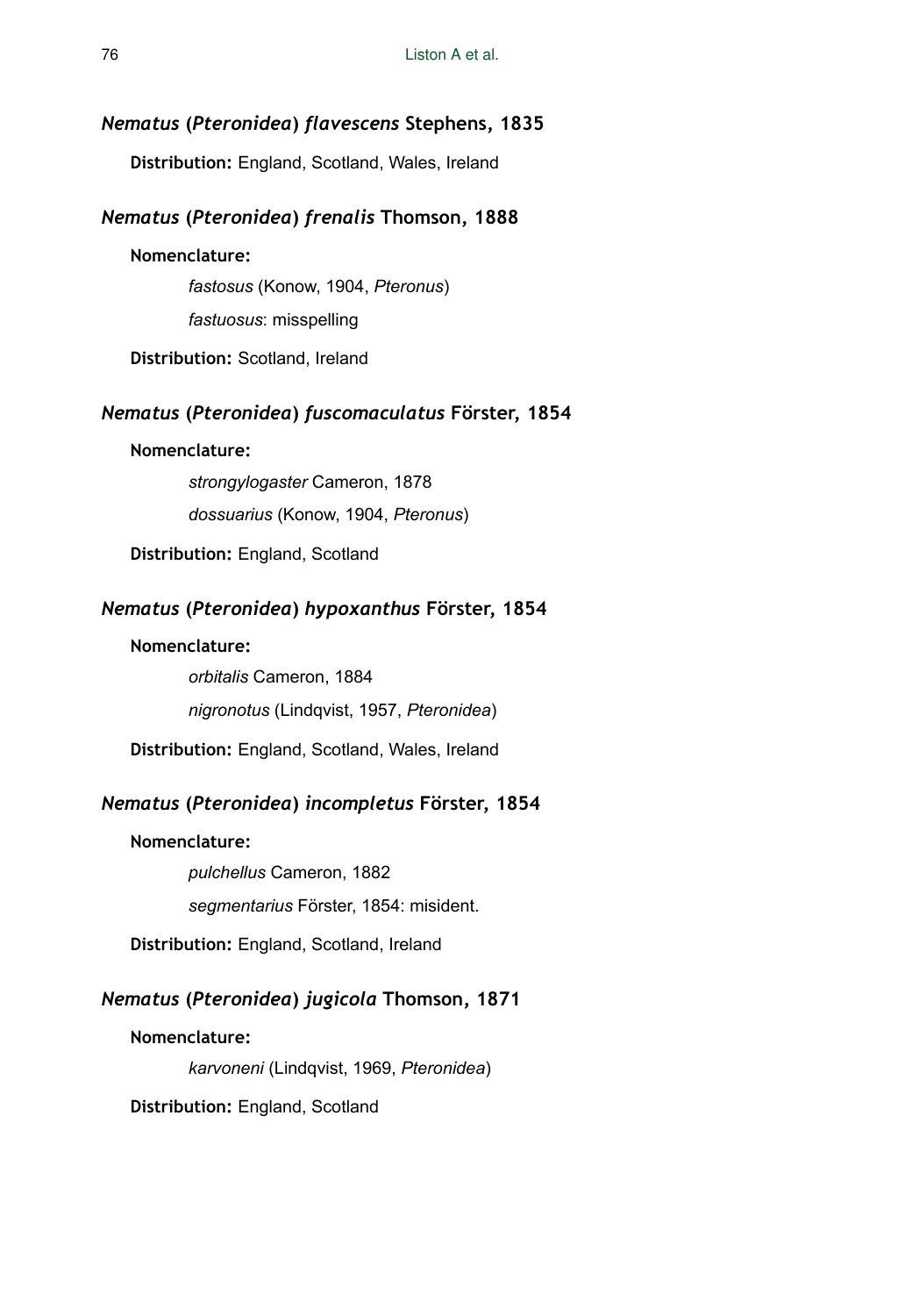### *Nematus* (*Pteronidea*) *flavescens* Stephens, 1835

**Distribution:** England, Scotland, Wales, Ireland

### *Nematus* (*Pteronidea*) *frenalis* Thomson, 1888

**Nomenclature:**

*fastosus* (Konow, 1904, *Pteronus*)

*fastuosus*: misspelling

**Distribution:** Scotland, Ireland

### *Nematus* (*Pteronidea*) *fuscomaculatus* Förster, 1854

**Nomenclature:**

*strongylogaster* Cameron, 1878

*dossuarius* (Konow, 1904, *Pteronus*)

**Distribution:** England, Scotland

### *Nematus* (*Pteronidea*) *hypoxanthus* Förster, 1854

**Nomenclature:**

*orbitalis* Cameron, 1884

*nigronotus* (Lindqvist, 1957, *Pteronidea*)

**Distribution:** England, Scotland, Wales, Ireland

### *Nematus* (*Pteronidea*) *incompletus* Förster, 1854

**Nomenclature:**

*pulchellus* Cameron, 1882

*segmentarius* Förster, 1854: misident.

**Distribution:** England, Scotland, Ireland

### *Nematus* (*Pteronidea*) *jugicola* Thomson, 1871

**Nomenclature:**

*karvoneni* (Lindqvist, 1969, *Pteronidea*)

**Distribution:** England, Scotland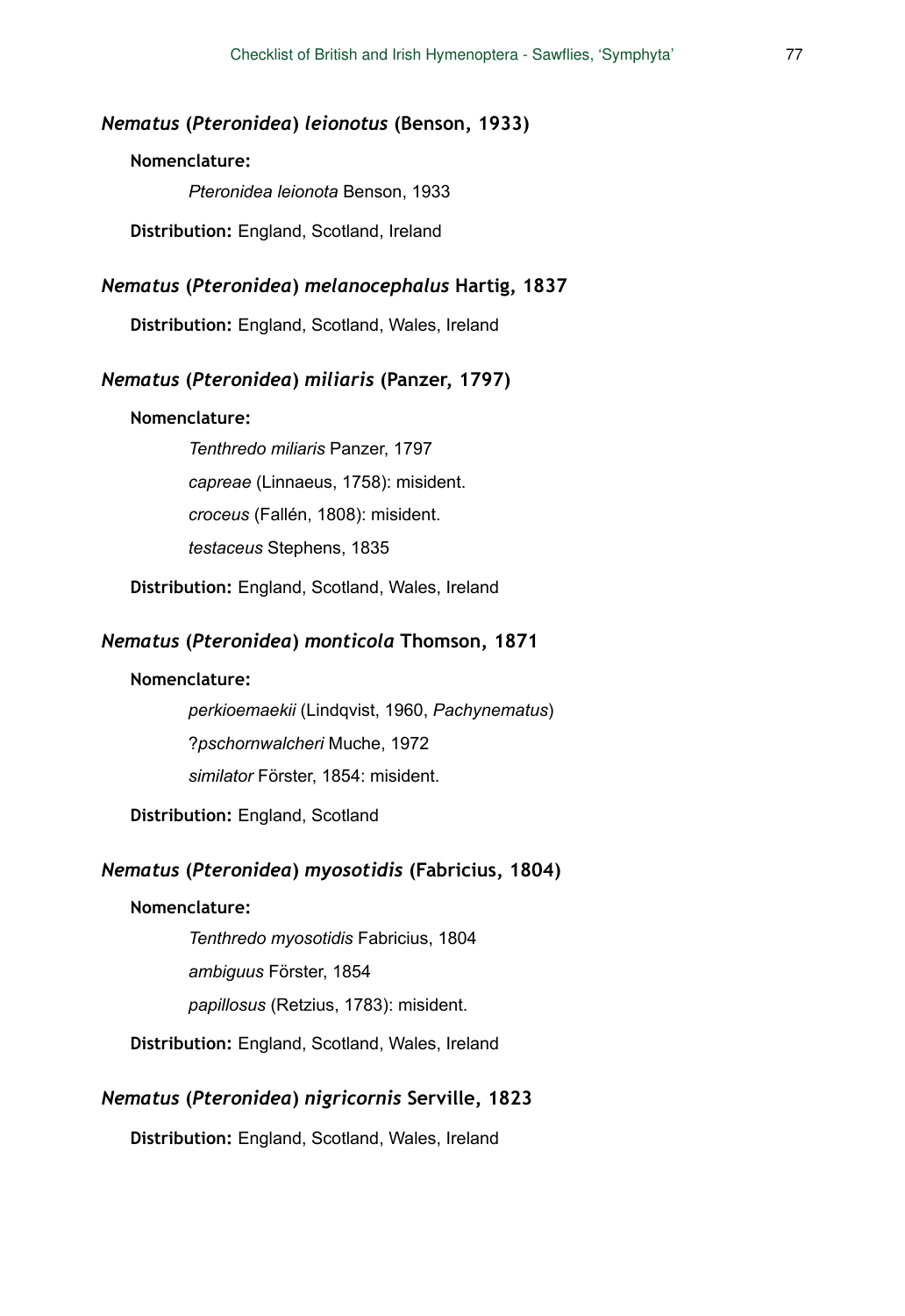### *Nematus* (*Pteronidea*) *leionotus* (Benson, 1933)

**Nomenclature:**

*Pteronidea leionota* Benson, 1933

**Distribution:** England, Scotland, Ireland

### *Nematus* (*Pteronidea*) *melanocephalus* Hartig, 1837

**Distribution:** England, Scotland, Wales, Ireland

### *Nematus* (*Pteronidea*) *miliaris* (Panzer, 1797)

**Nomenclature:**

*Tenthredo miliaris* Panzer, 1797

*capreae* (Linnaeus, 1758): misident.

*croceus* (Fallén, 1808): misident.

*testaceus* Stephens, 1835

**Distribution:** England, Scotland, Wales, Ireland

### *Nematus* (*Pteronidea*) *monticola* Thomson, 1871

**Nomenclature:**

*perkioemaekii* (Lindqvist, 1960, *Pachynematus*)

?*pschornwalcheri* Muche, 1972

*similator* Förster, 1854: misident.

**Distribution:** England, Scotland

### *Nematus* (*Pteronidea*) *myosotidis* (Fabricius, 1804)

**Nomenclature:**

*Tenthredo myosotidis* Fabricius, 1804

*ambiguus* Förster, 1854

*papillosus* (Retzius, 1783): misident.

**Distribution:** England, Scotland, Wales, Ireland

### *Nematus* (*Pteronidea*) *nigricornis* Serville, 1823

**Distribution:** England, Scotland, Wales, Ireland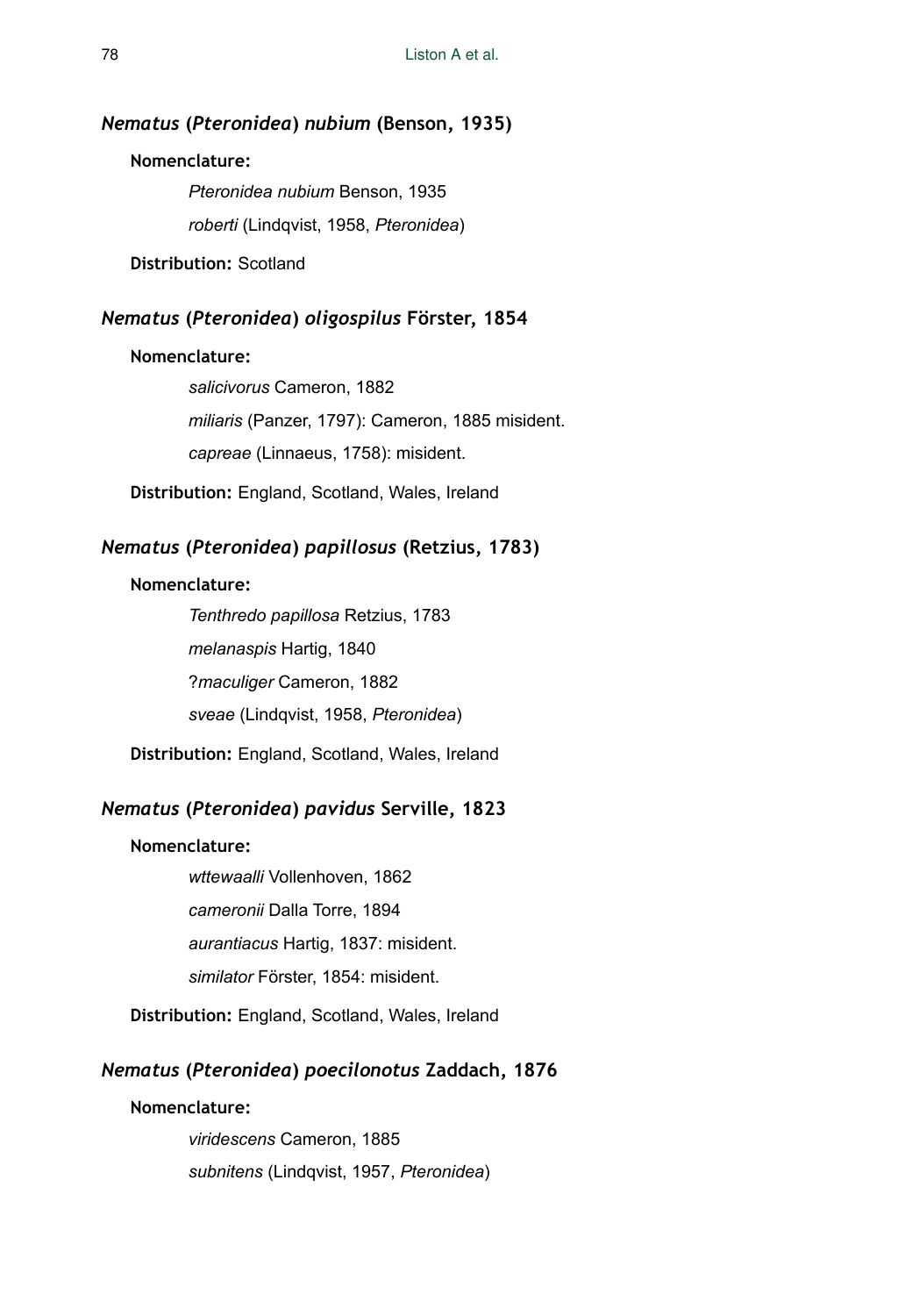### *Nematus* (*Pteronidea*) *nubium* (Benson, 1935)

**Nomenclature:**

*Pteronidea nubium* Benson, 1935

*roberti* (Lindqvist, 1958, *Pteronidea*)

**Distribution:** Scotland

### *Nematus* (*Pteronidea*) *oligospilus* Förster, 1854

**Nomenclature:**

*salicivorus* Cameron, 1882

*miliaris* (Panzer, 1797): Cameron, 1885 misident.

*capreae* (Linnaeus, 1758): misident.

**Distribution:** England, Scotland, Wales, Ireland

### *Nematus* (*Pteronidea*) *papillosus* (Retzius, 1783)

**Nomenclature:**

*Tenthredo papillosa* Retzius, 1783

*melanaspis* Hartig, 1840

?*maculiger* Cameron, 1882

*sveae* (Lindqvist, 1958, *Pteronidea*)

**Distribution:** England, Scotland, Wales, Ireland

### *Nematus* (*Pteronidea*) *pavidus* Serville, 1823

**Nomenclature:**

*wttewaalli* Vollenhoven, 1862

*cameronii* Dalla Torre, 1894

*aurantiacus* Hartig, 1837: misident.

*similator* Förster, 1854: misident.

**Distribution:** England, Scotland, Wales, Ireland

### *Nematus* (*Pteronidea*) *poecilonotus* Zaddach, 1876

**Nomenclature:**

*viridescens* Cameron, 1885

*subnitens* (Lindqvist, 1957, *Pteronidea*)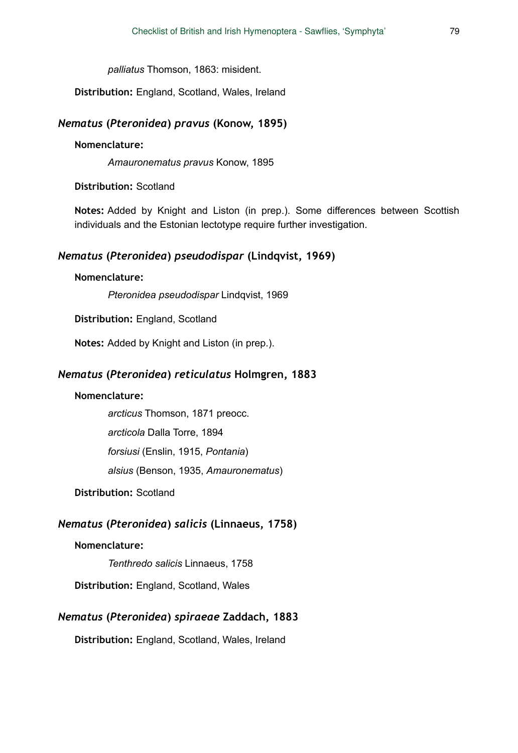*palliatus* Thomson, 1863: misident.

**Distribution:** England, Scotland, Wales, Ireland

### *Nematus* (*Pteronidea*) *pravus* (Konow, 1895)

**Nomenclature:**

*Amauronematus pravus* Konow, 1895

**Distribution:** Scotland

**Notes:** Added by Knight and Liston (in prep.). Some differences between Scottish individuals and the Estonian lectotype require further investigation.

### *Nematus* (*Pteronidea*) *pseudodispar* (Lindqvist, 1969)

**Nomenclature:**

*Pteronidea pseudodispar* Lindqvist, 1969

**Distribution:** England, Scotland

**Notes:** Added by Knight and Liston (in prep.).

### *Nematus* (*Pteronidea*) *reticulatus* Holmgren, 1883

**Nomenclature:**

*arcticus* Thomson, 1871 preocc.

*arcticola* Dalla Torre, 1894

*forsiusi* (Enslin, 1915, *Pontania*)

*alsius* (Benson, 1935, *Amauronematus*)

**Distribution:** Scotland

### *Nematus* (*Pteronidea*) *salicis* (Linnaeus, 1758)

**Nomenclature:**

*Tenthredo salicis* Linnaeus, 1758

**Distribution:** England, Scotland, Wales

### *Nematus* (*Pteronidea*) *spiraeae* Zaddach, 1883

**Distribution:** England, Scotland, Wales, Ireland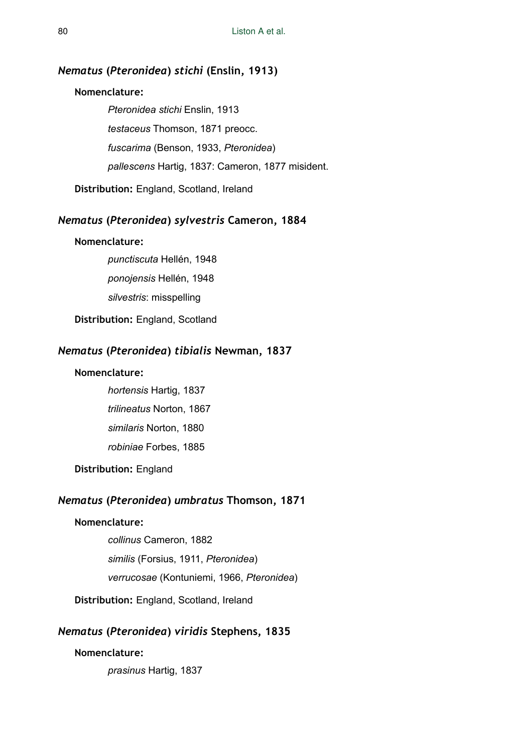### *Nematus* (*Pteronidea*) *stichi* (Enslin, 1913)

**Nomenclature:**

*Pteronidea stichi* Enslin, 1913

*testaceus* Thomson, 1871 preocc.

*fuscarima* (Benson, 1933, *Pteronidea*)

*pallescens* Hartig, 1837: Cameron, 1877 misident.

**Distribution:** England, Scotland, Ireland

### *Nematus* (*Pteronidea*) *sylvestris* Cameron, 1884

**Nomenclature:**

*punctiscuta* Hellén, 1948

*ponojensis* Hellén, 1948

*silvestris*: misspelling

**Distribution:** England, Scotland

### *Nematus* (*Pteronidea*) *tibialis* Newman, 1837

**Nomenclature:**

*hortensis* Hartig, 1837

*trilineatus* Norton, 1867

*similaris* Norton, 1880

*robiniae* Forbes, 1885

**Distribution:** England

### *Nematus* (*Pteronidea*) *umbratus* Thomson, 1871

**Nomenclature:**

*collinus* Cameron, 1882

*similis* (Forsius, 1911, *Pteronidea*)

*verrucosae* (Kontuniemi, 1966, *Pteronidea*)

**Distribution:** England, Scotland, Ireland

### *Nematus* (*Pteronidea*) *viridis* Stephens, 1835

**Nomenclature:**

*prasinus* Hartig, 1837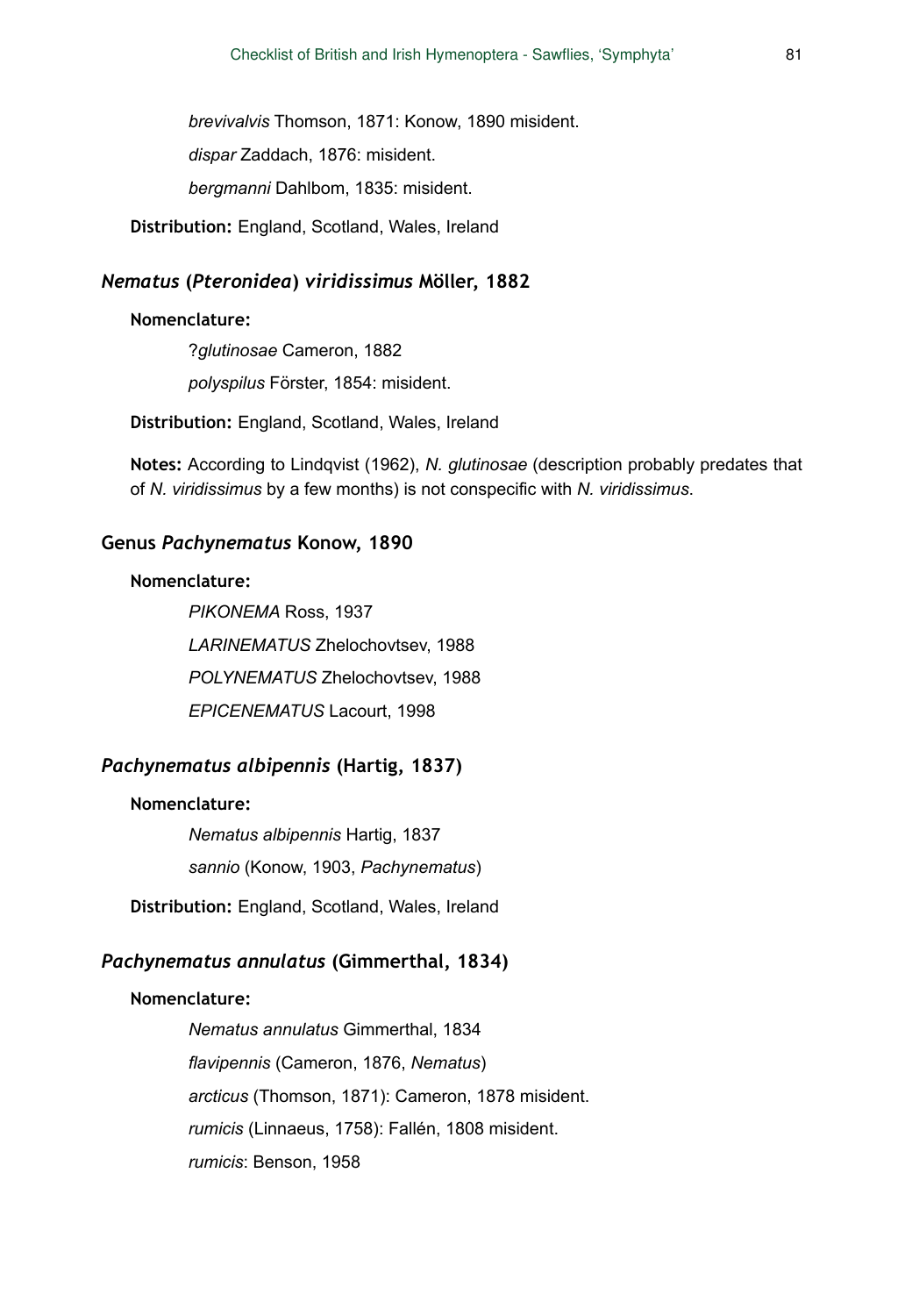*brevivalvis* Thomson, 1871: Konow, 1890 misident.

*dispar* Zaddach, 1876: misident.

*bergmanni* Dahlbom, 1835: misident.

**Distribution:** England, Scotland, Wales, Ireland

### *Nematus* (*Pteronidea*) *viridissimus* Möller, 1882

**Nomenclature:**

?*glutinosae* Cameron, 1882

*polyspilus* Förster, 1854: misident.

**Distribution:** England, Scotland, Wales, Ireland

**Notes:** According to Lindqvist (1962), *N. glutinosae* (description probably predates that of *N. viridissimus* by a few months) is not conspecific with *N. viridissimus*.

## Genus *Pachynematus* Konow, 1890

**Nomenclature:**

*PIKONEMA* Ross, 1937

*LARINEMATUS* Zhelochovtsev, 1988

*POLYNEMATUS* Zhelochovtsev, 1988

*EPICENEMATUS* Lacourt, 1998

### *Pachynematus albipennis* (Hartig, 1837)

**Nomenclature:**

*Nematus albipennis* Hartig, 1837

*sannio* (Konow, 1903, *Pachynematus*)

**Distribution:** England, Scotland, Wales, Ireland

### *Pachynematus annulatus* (Gimmerthal, 1834)

**Nomenclature:**

*Nematus annulatus* Gimmerthal, 1834

*flavipennis* (Cameron, 1876, *Nematus*)

*arcticus* (Thomson, 1871): Cameron, 1878 misident.

*rumicis* (Linnaeus, 1758): Fallén, 1808 misident.

*rumicis*: Benson, 1958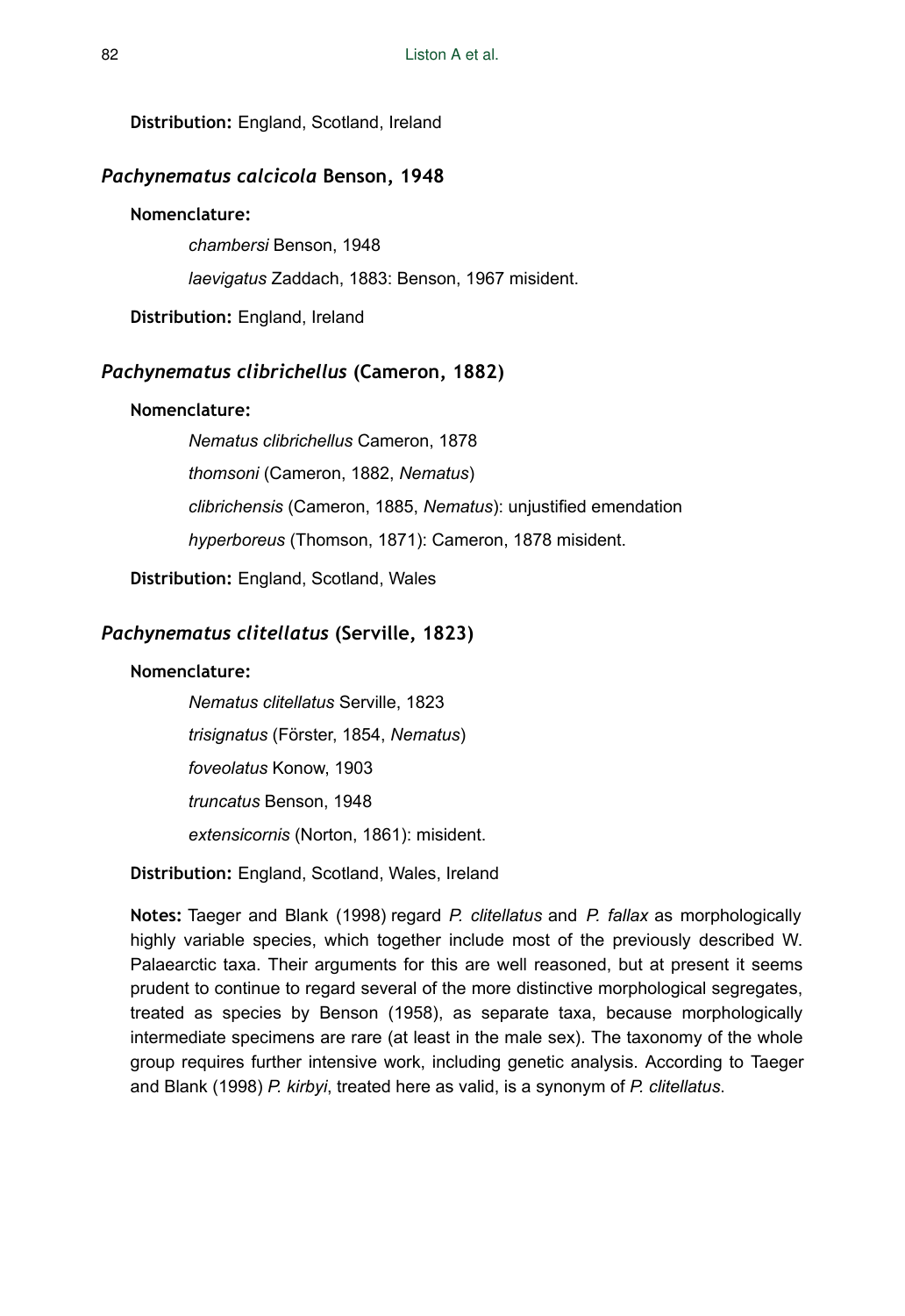**Distribution:** England, Scotland, Ireland

## *Pachynematus calcicola* Benson, 1948

**Nomenclature:**

*chambersi* Benson, 1948

*laevigatus* Zaddach, 1883: Benson, 1967 misident.

**Distribution:** England, Ireland

## *Pachynematus clibrichellus* (Cameron, 1882)

**Nomenclature:**

*Nematus clibrichellus* Cameron, 1878

*thomsoni* (Cameron, 1882, *Nematus*)

*clibrichensis* (Cameron, 1885, *Nematus*): unjustified emendation

*hyperboreus* (Thomson, 1871): Cameron, 1878 misident.

**Distribution:** England, Scotland, Wales

## *Pachynematus clitellatus* (Serville, 1823)

**Nomenclature:**

*Nematus clitellatus* Serville, 1823

*trisignatus* (Förster, 1854, *Nematus*)

*foveolatus* Konow, 1903

*truncatus* Benson, 1948

*extensicornis* (Norton, 1861): misident.

**Distribution:** England, Scotland, Wales, Ireland

**Notes:** Taeger and Blank (1998) regard *P. clitellatus* and *P. fallax* as morphologically highly variable species, which together include most of the previously described W. Palaearctic taxa. Their arguments for this are well reasoned, but at present it seems prudent to continue to regard several of the more distinctive morphological segregates, treated as species by Benson (1958), as separate taxa, because morphologically intermediate specimens are rare (at least in the male sex). The taxonomy of the whole group requires further intensive work, including genetic analysis. According to Taeger and Blank (1998) *P. kirbyi*, treated here as valid, is a synonym of *P. clitellatus*.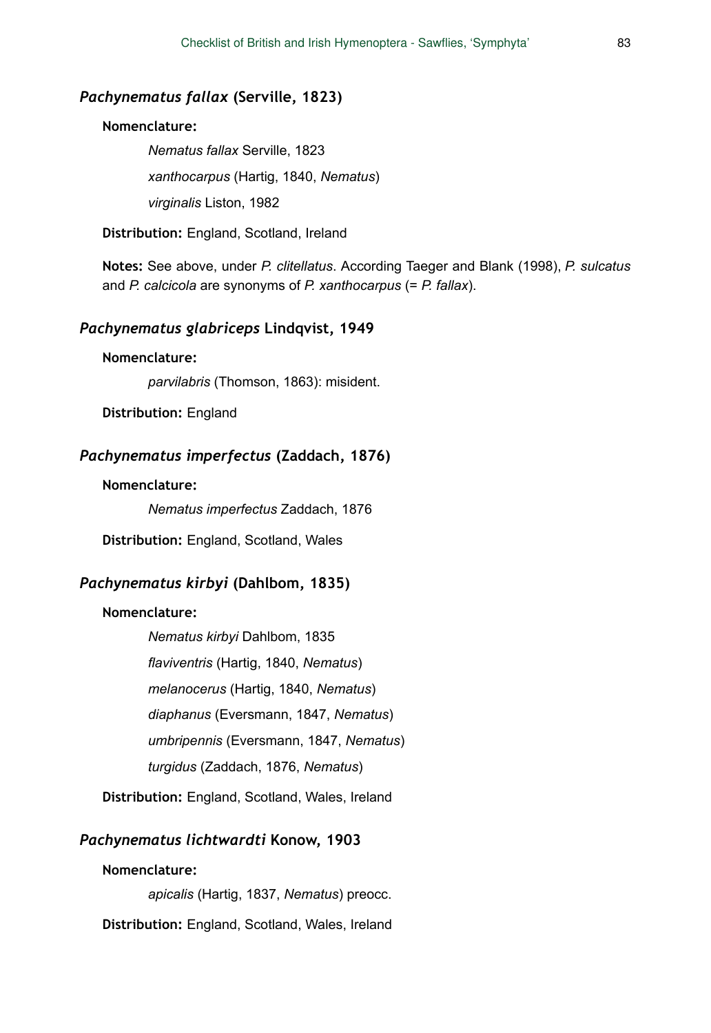### *Pachynematus fallax* (Serville, 1823)

**Nomenclature:**

*Nematus fallax* Serville, 1823

*xanthocarpus* (Hartig, 1840, *Nematus*)

*virginalis* Liston, 1982

**Distribution:** England, Scotland, Ireland

**Notes:** See above, under *P. clitellatus*. According Taeger and Blank (1998), *P. sulcatus* and *P. calcicola* are synonyms of *P. xanthocarpus* (= *P. fallax*).

### *Pachynematus glabriceps* Lindqvist, 1949

**Nomenclature:**

*parvilabris* (Thomson, 1863): misident.

**Distribution:** England

### *Pachynematus imperfectus* (Zaddach, 1876)

**Nomenclature:**

*Nematus imperfectus* Zaddach, 1876

**Distribution:** England, Scotland, Wales

### *Pachynematus kirbyi* (Dahlbom, 1835)

**Nomenclature:**

*Nematus kirbyi* Dahlbom, 1835

*flaviventris* (Hartig, 1840, *Nematus*)

*melanocerus* (Hartig, 1840, *Nematus*)

*diaphanus* (Eversmann, 1847, *Nematus*)

*umbripennis* (Eversmann, 1847, *Nematus*)

*turgidus* (Zaddach, 1876, *Nematus*)

**Distribution:** England, Scotland, Wales, Ireland

### *Pachynematus lichtwardti* Konow, 1903

**Nomenclature:**

*apicalis* (Hartig, 1837, *Nematus*) preocc.

**Distribution:** England, Scotland, Wales, Ireland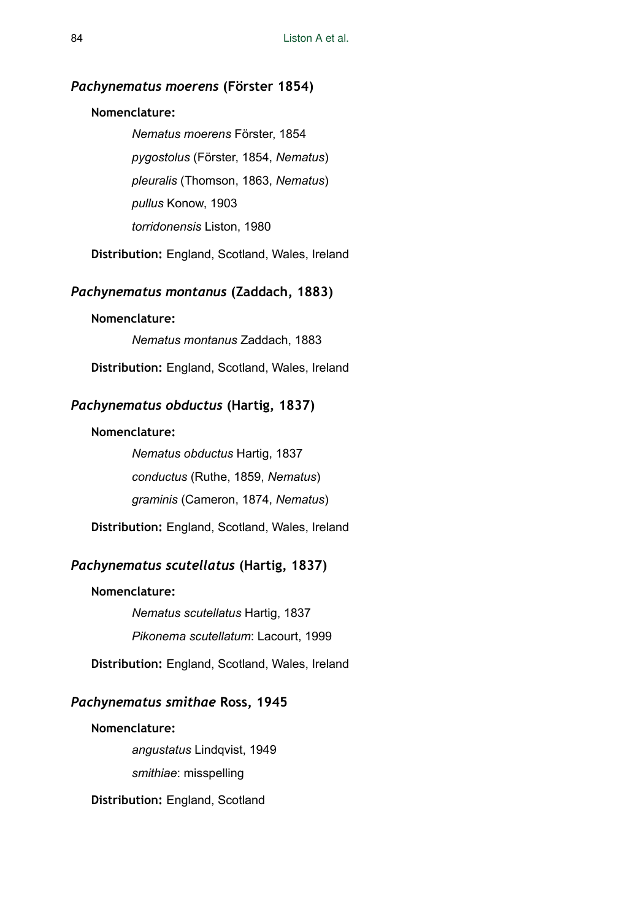### *Pachynematus moerens* (Förster 1854)

**Nomenclature:**

*Nematus moerens* Förster, 1854

*pygostolus* (Förster, 1854, *Nematus*)

*pleuralis* (Thomson, 1863, *Nematus*)

*pullus* Konow, 1903

*torridonensis* Liston, 1980

**Distribution:** England, Scotland, Wales, Ireland

### *Pachynematus montanus* (Zaddach, 1883)

**Nomenclature:**

*Nematus montanus* Zaddach, 1883

**Distribution:** England, Scotland, Wales, Ireland

### *Pachynematus obductus* (Hartig, 1837)

**Nomenclature:**

*Nematus obductus* Hartig, 1837

*conductus* (Ruthe, 1859, *Nematus*)

*graminis* (Cameron, 1874, *Nematus*)

**Distribution:** England, Scotland, Wales, Ireland

### *Pachynematus scutellatus* (Hartig, 1837)

**Nomenclature:**

*Nematus scutellatus* Hartig, 1837

*Pikonema scutellatum*: Lacourt, 1999

**Distribution:** England, Scotland, Wales, Ireland

### *Pachynematus smithae* Ross, 1945

**Nomenclature:**

*angustatus* Lindqvist, 1949

*smithiae*: misspelling

**Distribution:** England, Scotland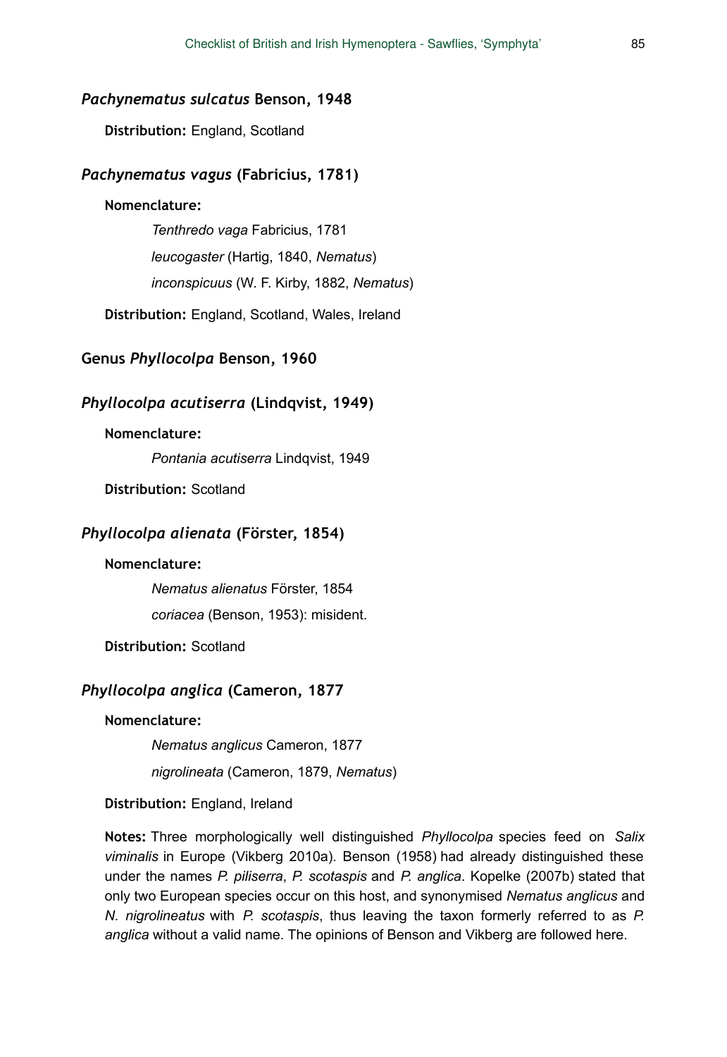### *Pachynematus sulcatus* Benson, 1948

**Distribution:** England, Scotland

### *Pachynematus vagus* (Fabricius, 1781)

**Nomenclature:**

*Tenthredo vaga* Fabricius, 1781

*leucogaster* (Hartig, 1840, *Nematus*)

*inconspicuus* (W. F. Kirby, 1882, *Nematus*)

**Distribution:** England, Scotland, Wales, Ireland

## Genus *Phyllocolpa* Benson, 1960

### *Phyllocolpa acutiserra* (Lindqvist, 1949)

**Nomenclature:**

*Pontania acutiserra* Lindqvist, 1949

**Distribution:** Scotland

### *Phyllocolpa alienata* (Förster, 1854)

**Nomenclature:**

*Nematus alienatus* Förster, 1854

*coriacea* (Benson, 1953): misident.

**Distribution:** Scotland

### *Phyllocolpa anglica* (Cameron, 1877

**Nomenclature:**

*Nematus anglicus* Cameron, 1877

*nigrolineata* (Cameron, 1879, *Nematus*)

**Distribution:** England, Ireland

**Notes:** Three morphologically well distinguished *Phyllocolpa* species feed on *Salix viminalis* in Europe (Vikberg 2010a). Benson (1958) had already distinguished these under the names *P. piliserra*, *P. scotaspis* and *P. anglica*. Kopelke (2007b) stated that only two European species occur on this host, and synonymised *Nematus anglicus* and *N. nigrolineatus* with *P. scotaspis*, thus leaving the taxon formerly referred to as *P. anglica* without a valid name. The opinions of Benson and Vikberg are followed here.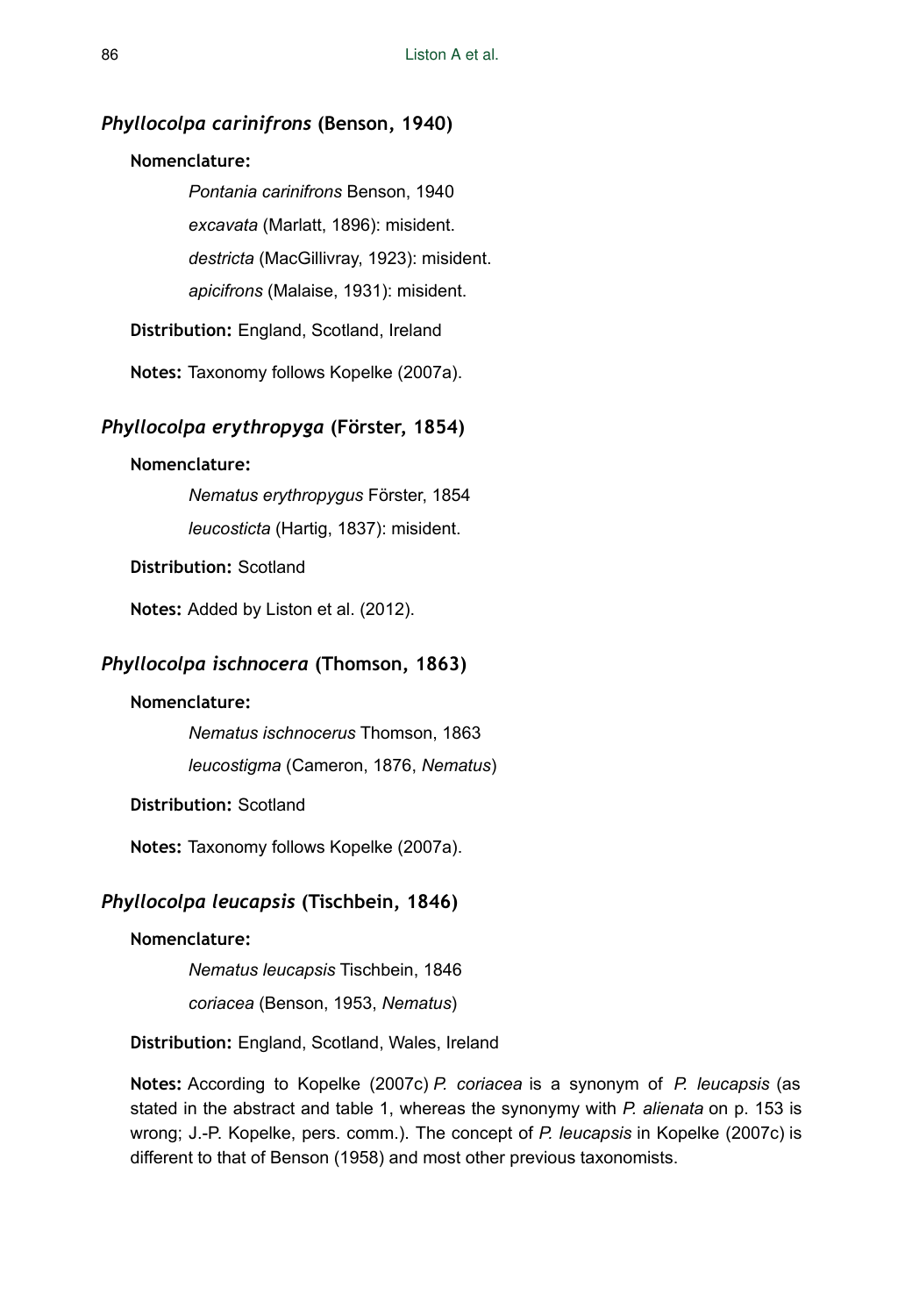### *Phyllocolpa carinifrons* (Benson, 1940)

**Nomenclature:**

*Pontania carinifrons* Benson, 1940

*excavata* (Marlatt, 1896): misident.

*destricta* (MacGillivray, 1923): misident.

*apicifrons* (Malaise, 1931): misident.

**Distribution:** England, Scotland, Ireland

**Notes:** Taxonomy follows Kopelke (2007a).

### *Phyllocolpa erythropyga* (Förster, 1854)

**Nomenclature:**

*Nematus erythropygus* Förster, 1854

*leucosticta* (Hartig, 1837): misident.

**Distribution:** Scotland

**Notes:** Added by Liston et al. (2012).

### *Phyllocolpa ischnocera* (Thomson, 1863)

**Nomenclature:**

*Nematus ischnocerus* Thomson, 1863

*leucostigma* (Cameron, 1876, *Nematus*)

**Distribution:** Scotland

**Notes:** Taxonomy follows Kopelke (2007a).

### *Phyllocolpa leucapsis* (Tischbein, 1846)

**Nomenclature:**

*Nematus leucapsis* Tischbein, 1846

*coriacea* (Benson, 1953, *Nematus*)

**Distribution:** England, Scotland, Wales, Ireland

**Notes:** According to Kopelke (2007c) *P. coriacea* is a synonym of *P. leucapsis* (as stated in the abstract and table 1, whereas the synonymy with *P. alienata* on p. 153 is wrong; J.-P. Kopelke, pers. comm.). The concept of *P. leucapsis* in Kopelke (2007c) is different to that of Benson (1958) and most other previous taxonomists.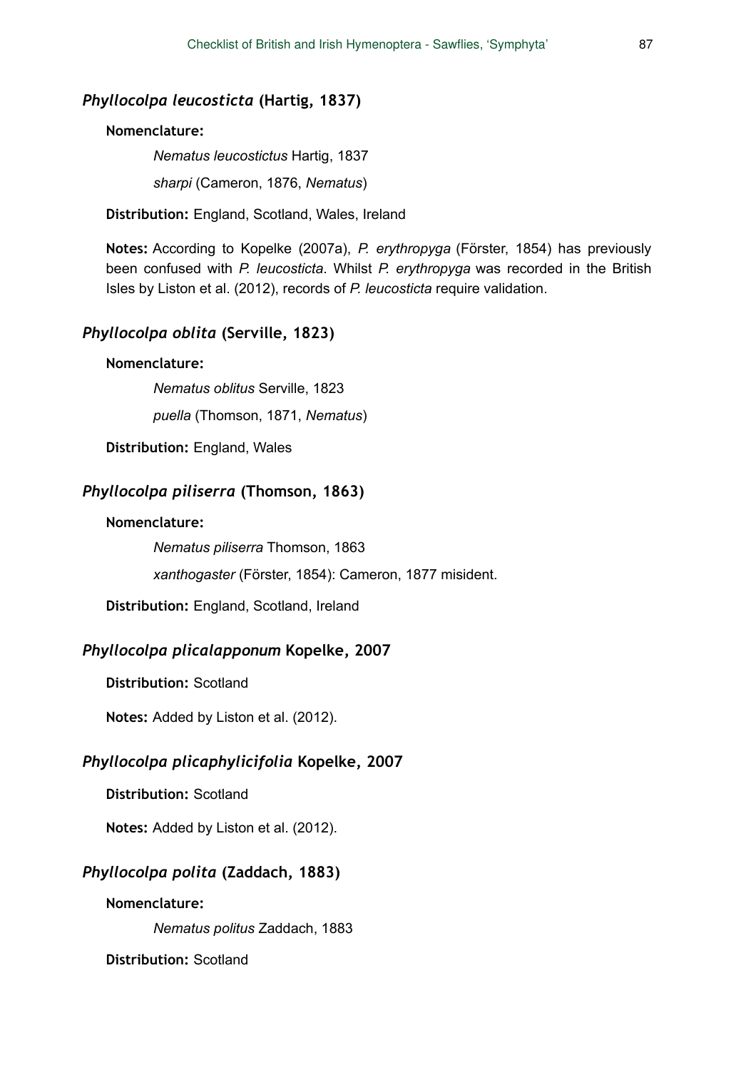### *Phyllocolpa leucosticta* (Hartig, 1837)

**Nomenclature:**

*Nematus leucostictus* Hartig, 1837

*sharpi* (Cameron, 1876, *Nematus*)

**Distribution:** England, Scotland, Wales, Ireland

**Notes:** According to Kopelke (2007a), *P. erythropyga* (Förster, 1854) has previously been confused with *P. leucosticta*. Whilst *P. erythropyga* was recorded in the British Isles by Liston et al. (2012), records of *P. leucosticta* require validation.

### *Phyllocolpa oblita* (Serville, 1823)

**Nomenclature:**

*Nematus oblitus* Serville, 1823

*puella* (Thomson, 1871, *Nematus*)

**Distribution:** England, Wales

### *Phyllocolpa piliserra* (Thomson, 1863)

**Nomenclature:**

*Nematus piliserra* Thomson, 1863

*xanthogaster* (Förster, 1854): Cameron, 1877 misident.

**Distribution:** England, Scotland, Ireland

### *Phyllocolpa plicalapponum* Kopelke, 2007

**Distribution:** Scotland

**Notes:** Added by Liston et al. (2012).

### *Phyllocolpa plicaphylicifolia* Kopelke, 2007

**Distribution:** Scotland

**Notes:** Added by Liston et al. (2012).

### *Phyllocolpa polita* (Zaddach, 1883)

**Nomenclature:**

*Nematus politus* Zaddach, 1883

**Distribution:** Scotland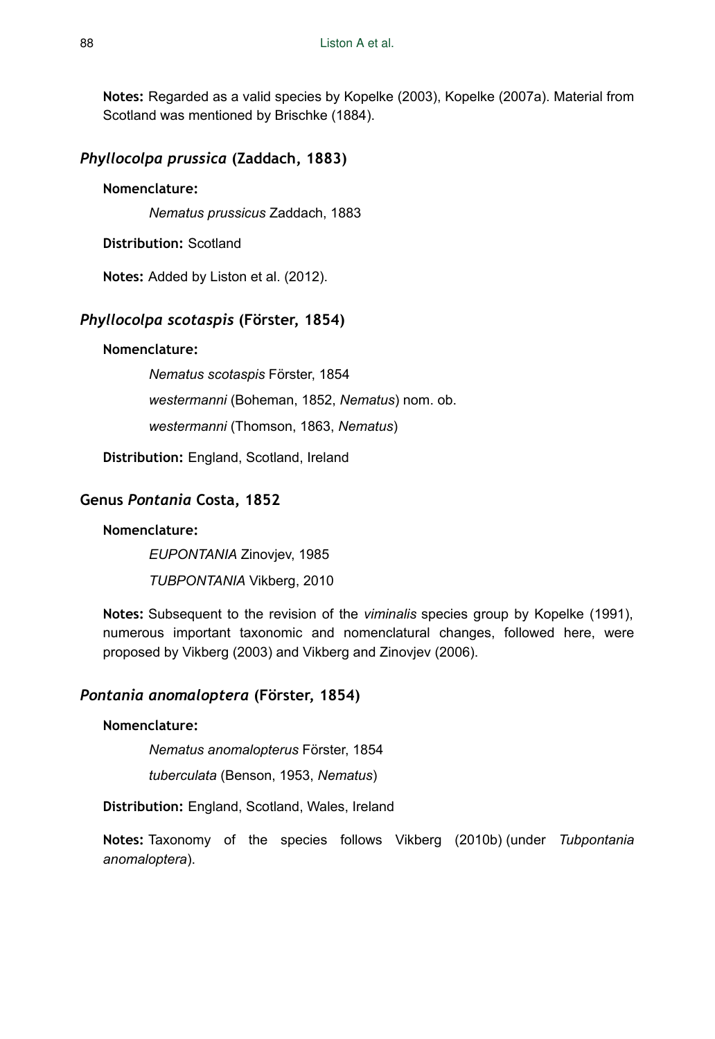**Notes:** Regarded as a valid species by Kopelke (2003), Kopelke (2007a). Material from Scotland was mentioned by Brischke (1884).

### *Phyllocolpa prussica* (Zaddach, 1883)

**Nomenclature:**

*Nematus prussicus* Zaddach, 1883

**Distribution:** Scotland

**Notes:** Added by Liston et al. (2012).

### *Phyllocolpa scotaspis* (Förster, 1854)

**Nomenclature:**

*Nematus scotaspis* Förster, 1854

*westermanni* (Boheman, 1852, *Nematus*) nom. ob.

*westermanni* (Thomson, 1863, *Nematus*)

**Distribution:** England, Scotland, Ireland

### Genus *Pontania* Costa, 1852

**Nomenclature:**

*EUPONTANIA* Zinovjev, 1985

*TUBPONTANIA* Vikberg, 2010

**Notes:** Subsequent to the revision of the *viminalis* species group by Kopelke (1991), numerous important taxonomic and nomenclatural changes, followed here, were proposed by Vikberg (2003) and Vikberg and Zinovjev (2006).

### *Pontania anomaloptera* (Förster, 1854)

**Nomenclature:**

*Nematus anomalopterus* Förster, 1854

*tuberculata* (Benson, 1953, *Nematus*)

**Distribution:** England, Scotland, Wales, Ireland

**Notes:** Taxonomy of the species follows Vikberg (2010b) (under *Tubpontania anomaloptera*).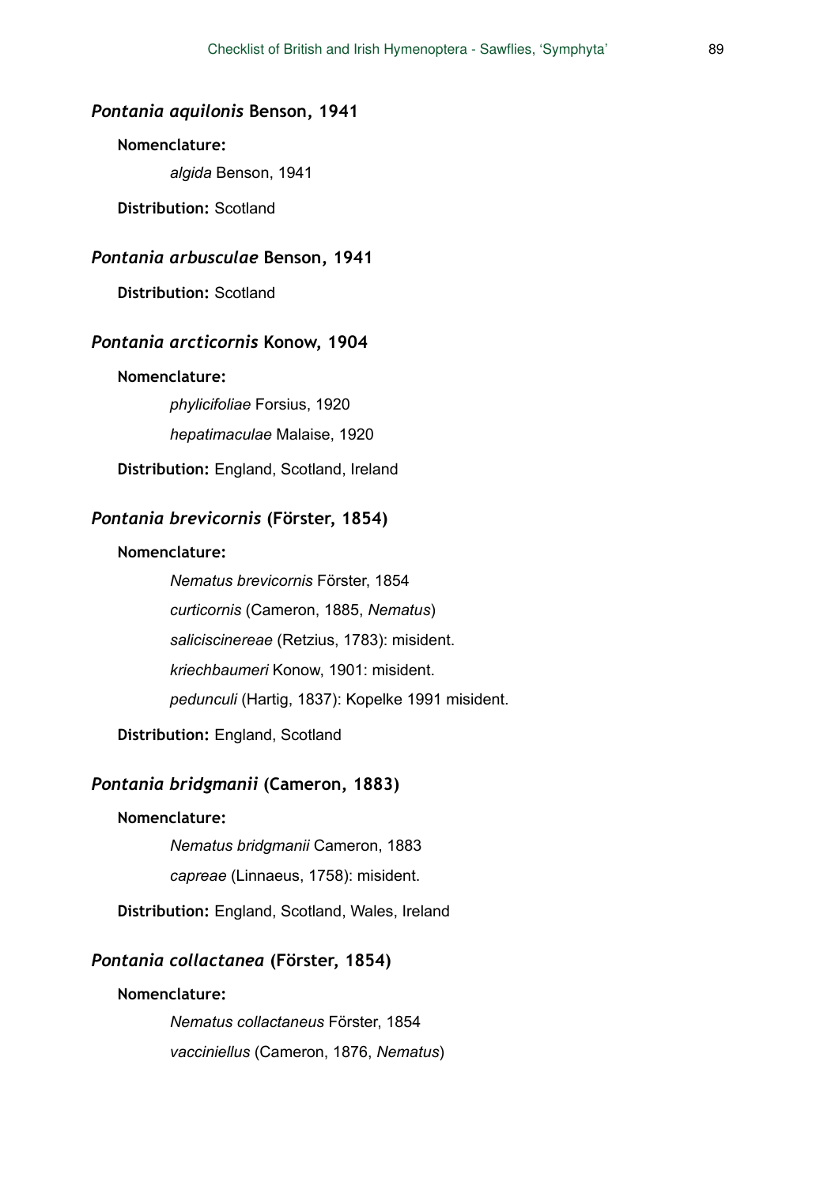### *Pontania aquilonis* Benson, 1941

**Nomenclature:**

*algida* Benson, 1941

**Distribution:** Scotland

### *Pontania arbusculae* Benson, 1941

**Distribution:** Scotland

### *Pontania arcticornis* Konow, 1904

**Nomenclature:**

*phylicifoliae* Forsius, 1920

*hepatimaculae* Malaise, 1920

**Distribution:** England, Scotland, Ireland

### *Pontania brevicornis* (Förster, 1854)

**Nomenclature:**

*Nematus brevicornis* Förster, 1854

*curticornis* (Cameron, 1885, *Nematus*)

*saliciscinereae* (Retzius, 1783): misident.

*kriechbaumeri* Konow, 1901: misident.

*pedunculi* (Hartig, 1837): Kopelke 1991 misident.

**Distribution:** England, Scotland

### *Pontania bridgmanii* (Cameron, 1883)

**Nomenclature:**

*Nematus bridgmanii* Cameron, 1883

*capreae* (Linnaeus, 1758): misident.

**Distribution:** England, Scotland, Wales, Ireland

### *Pontania collactanea* (Förster, 1854)

**Nomenclature:**

*Nematus collactaneus* Förster, 1854

*vacciniellus* (Cameron, 1876, *Nematus*)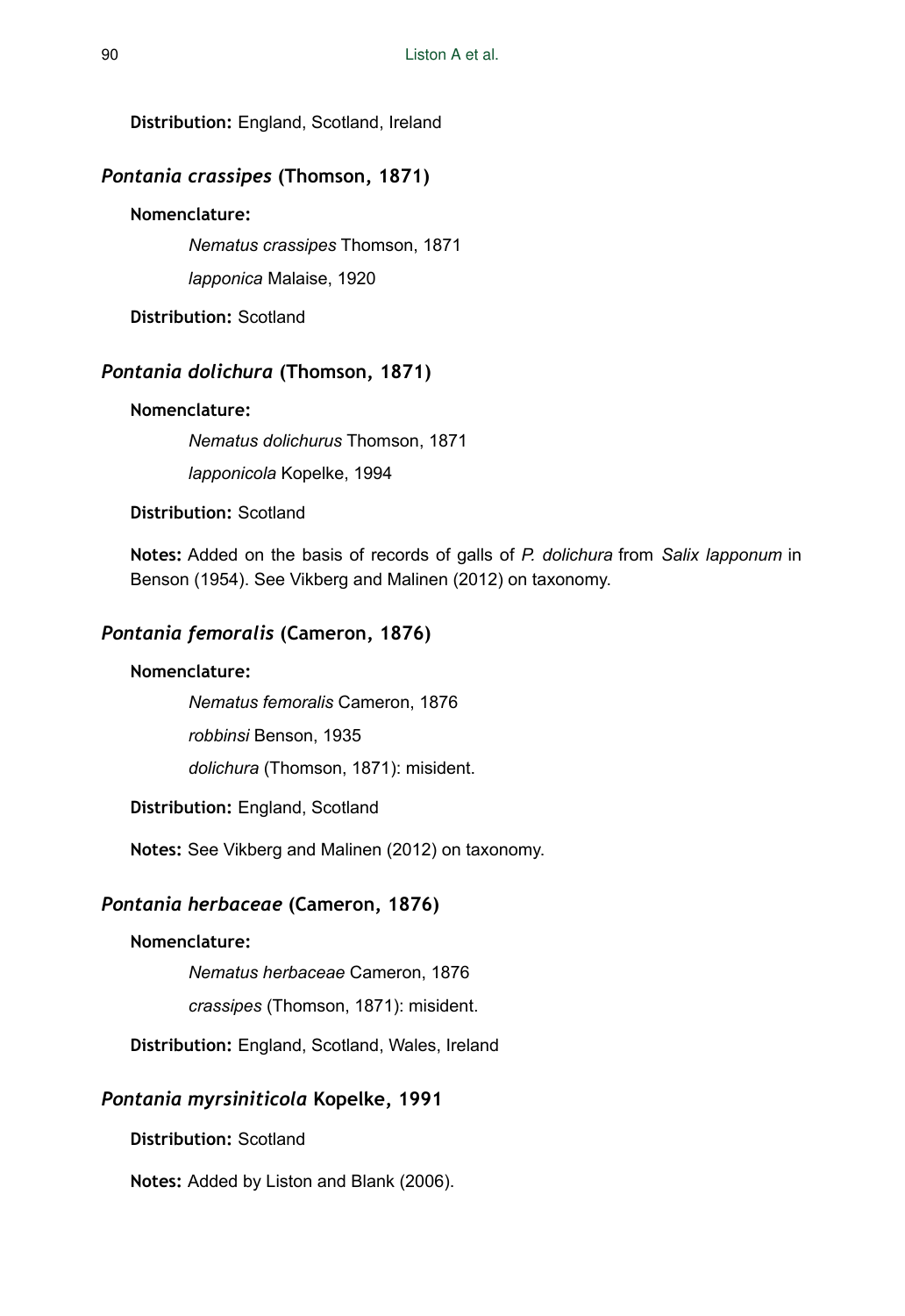**Distribution:** England, Scotland, Ireland

### *Pontania crassipes* (Thomson, 1871)

**Nomenclature:**

*Nematus crassipes* Thomson, 1871

*lapponica* Malaise, 1920

**Distribution:** Scotland

### *Pontania dolichura* (Thomson, 1871)

**Nomenclature:**

*Nematus dolichurus* Thomson, 1871

*lapponicola* Kopelke, 1994

**Distribution:** Scotland

**Notes:** Added on the basis of records of galls of *P. dolichura* from *Salix lapponum* in Benson (1954). See Vikberg and Malinen (2012) on taxonomy.

### *Pontania femoralis* (Cameron, 1876)

**Nomenclature:**

*Nematus femoralis* Cameron, 1876

*robbinsi* Benson, 1935

*dolichura* (Thomson, 1871): misident.

**Distribution:** England, Scotland

**Notes:** See Vikberg and Malinen (2012) on taxonomy.

### *Pontania herbaceae* (Cameron, 1876)

**Nomenclature:**

*Nematus herbaceae* Cameron, 1876

*crassipes* (Thomson, 1871): misident.

**Distribution:** England, Scotland, Wales, Ireland

### *Pontania myrsiniticola* Kopelke, 1991

**Distribution:** Scotland

**Notes:** Added by Liston and Blank (2006).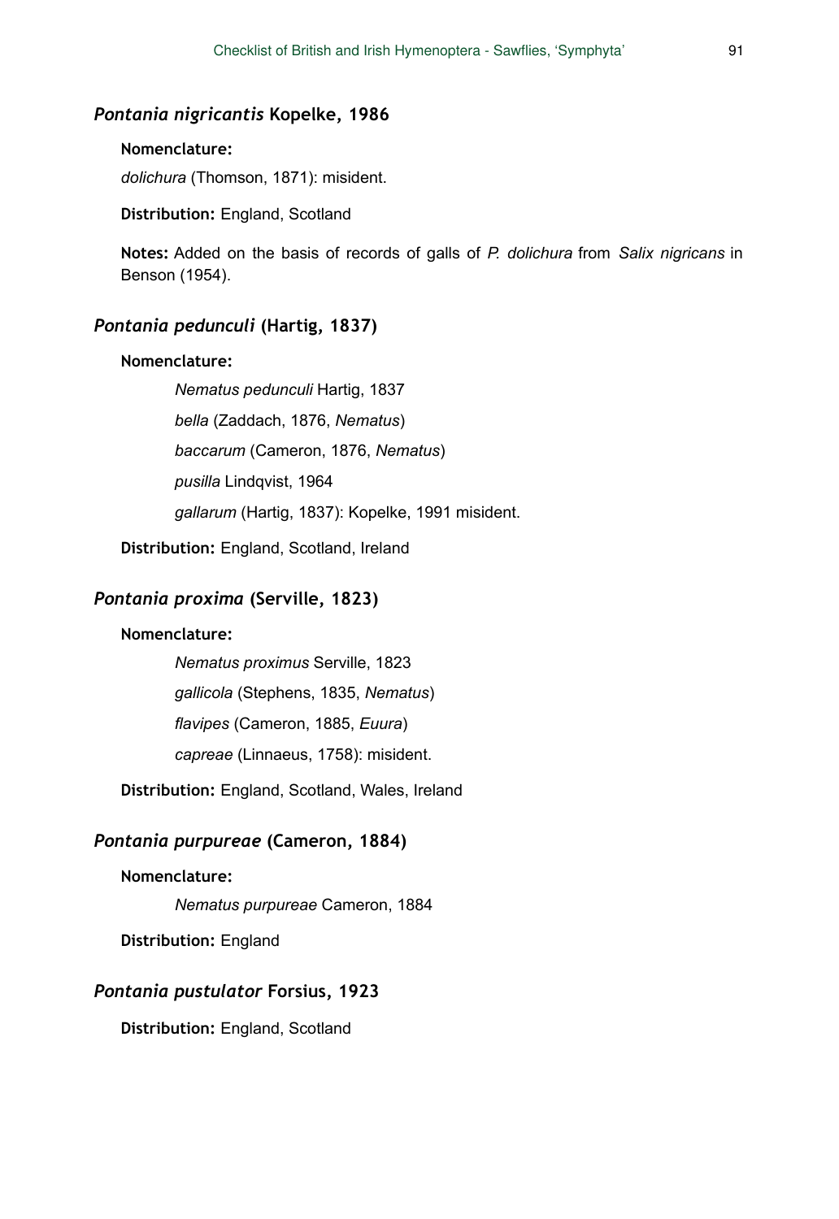### *Pontania nigricantis* Kopelke, 1986

**Nomenclature:**

*dolichura* (Thomson, 1871): misident.

**Distribution:** England, Scotland

**Notes:** Added on the basis of records of galls of *P. dolichura* from *Salix nigricans* in Benson (1954).

### *Pontania pedunculi* (Hartig, 1837)

**Nomenclature:**

*Nematus pedunculi* Hartig, 1837

*bella* (Zaddach, 1876, *Nematus*)

*baccarum* (Cameron, 1876, *Nematus*)

*pusilla* Lindqvist, 1964

*gallarum* (Hartig, 1837): Kopelke, 1991 misident.

**Distribution:** England, Scotland, Ireland

### *Pontania proxima* (Serville, 1823)

**Nomenclature:**

*Nematus proximus* Serville, 1823

*gallicola* (Stephens, 1835, *Nematus*)

*flavipes* (Cameron, 1885, *Euura*)

*capreae* (Linnaeus, 1758): misident.

**Distribution:** England, Scotland, Wales, Ireland

### *Pontania purpureae* (Cameron, 1884)

**Nomenclature:**

*Nematus purpureae* Cameron, 1884

**Distribution:** England

### *Pontania pustulator* Forsius, 1923

**Distribution:** England, Scotland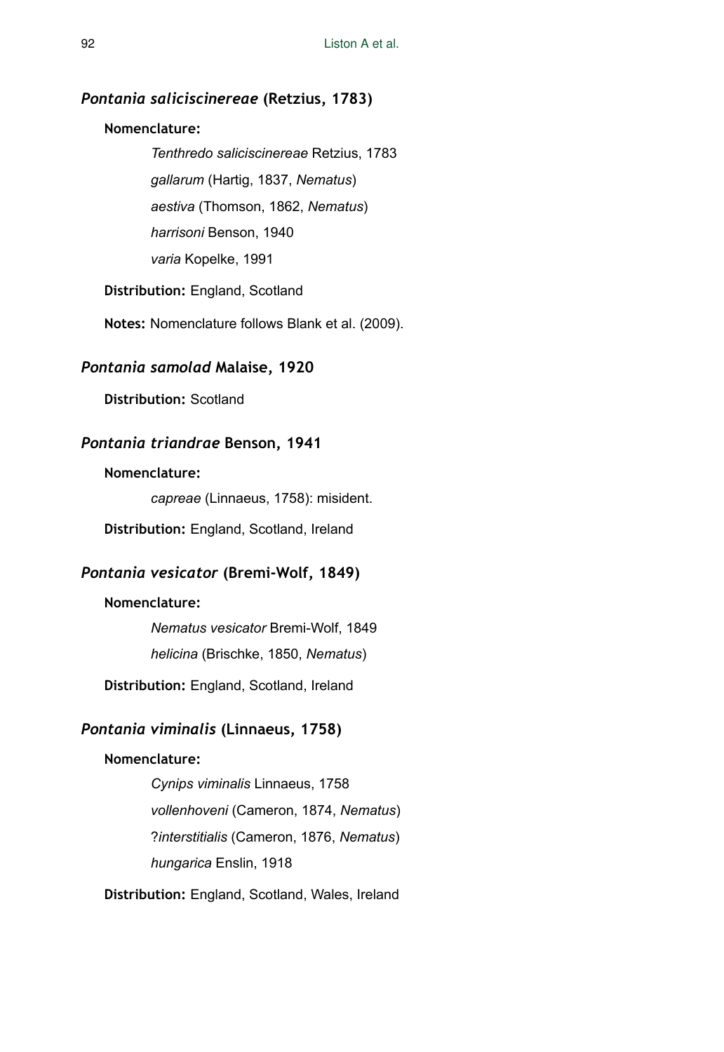### *Pontania saliciscinereae* (Retzius, 1783)

**Nomenclature:**

*Tenthredo saliciscinereae* Retzius, 1783

*gallarum* (Hartig, 1837, *Nematus*)

*aestiva* (Thomson, 1862, *Nematus*)

*harrisoni* Benson, 1940

*varia* Kopelke, 1991

**Distribution:** England, Scotland

**Notes:** Nomenclature follows Blank et al. (2009).

### *Pontania samolad* Malaise, 1920

**Distribution:** Scotland

### *Pontania triandrae* Benson, 1941

**Nomenclature:**

*capreae* (Linnaeus, 1758): misident.

**Distribution:** England, Scotland, Ireland

### *Pontania vesicator* (Bremi-Wolf, 1849)

**Nomenclature:**

*Nematus vesicator* Bremi-Wolf, 1849

*helicina* (Brischke, 1850, *Nematus*)

**Distribution:** England, Scotland, Ireland

### *Pontania viminalis* (Linnaeus, 1758)

**Nomenclature:**

*Cynips viminalis* Linnaeus, 1758

*vollenhoveni* (Cameron, 1874, *Nematus*)

?*interstitialis* (Cameron, 1876, *Nematus*)

*hungarica* Enslin, 1918

**Distribution:** England, Scotland, Wales, Ireland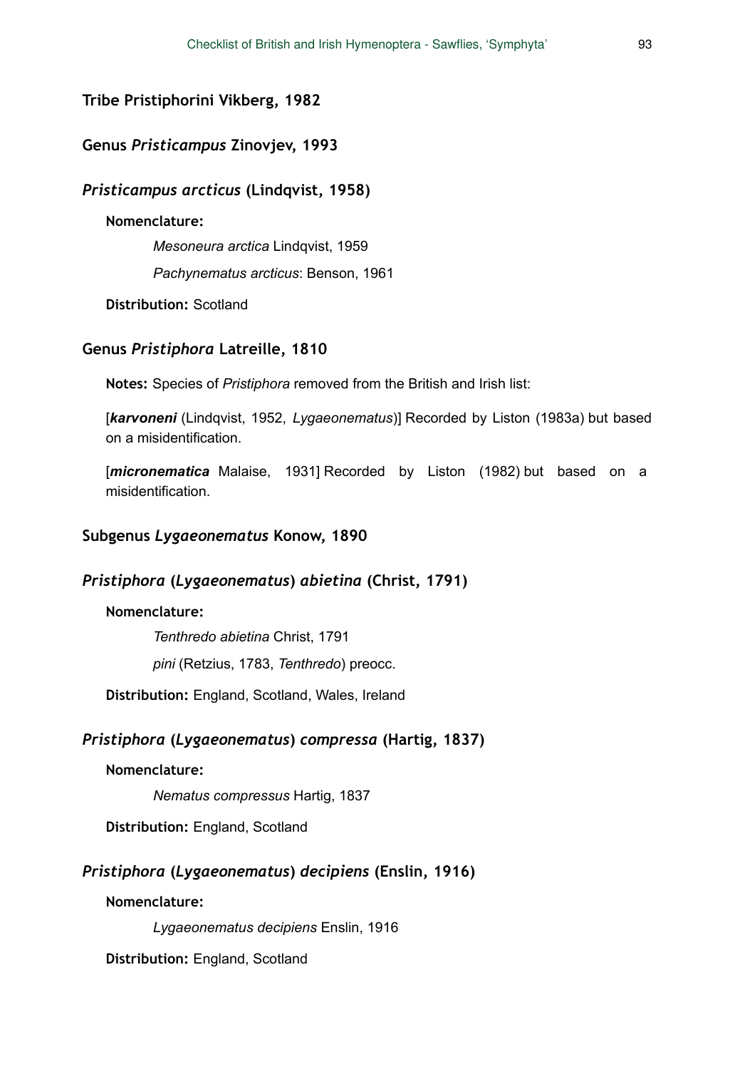## Tribe Pristiphorini Vikberg, 1982

### Genus *Pristicampus* Zinovjev, 1993

#### *Pristicampus arcticus* (Lindqvist, 1958)

**Nomenclature:**

*Mesoneura arctica* Lindqvist, 1959

*Pachynematus arcticus*: Benson, 1961

**Distribution:** Scotland

### Genus *Pristiphora* Latreille, 1810

**Notes:** Species of *Pristiphora* removed from the British and Irish list:

[***karvoneni*** (Lindqvist, 1952, *Lygaeonematus*)] Recorded by Liston (1983a) but based on a misidentification.

[***micronematica*** Malaise, 1931] Recorded by Liston (1982) but based on a misidentification.

### Subgenus *Lygaeonematus* Konow, 1890

#### *Pristiphora* (*Lygaeonematus*) *abietina* (Christ, 1791)

**Nomenclature:**

*Tenthredo abietina* Christ, 1791

*pini* (Retzius, 1783, *Tenthredo*) preocc.

**Distribution:** England, Scotland, Wales, Ireland

#### *Pristiphora* (*Lygaeonematus*) *compressa* (Hartig, 1837)

**Nomenclature:**

*Nematus compressus* Hartig, 1837

**Distribution:** England, Scotland

#### *Pristiphora* (*Lygaeonematus*) *decipiens* (Enslin, 1916)

**Nomenclature:**

*Lygaeonematus decipiens* Enslin, 1916

**Distribution:** England, Scotland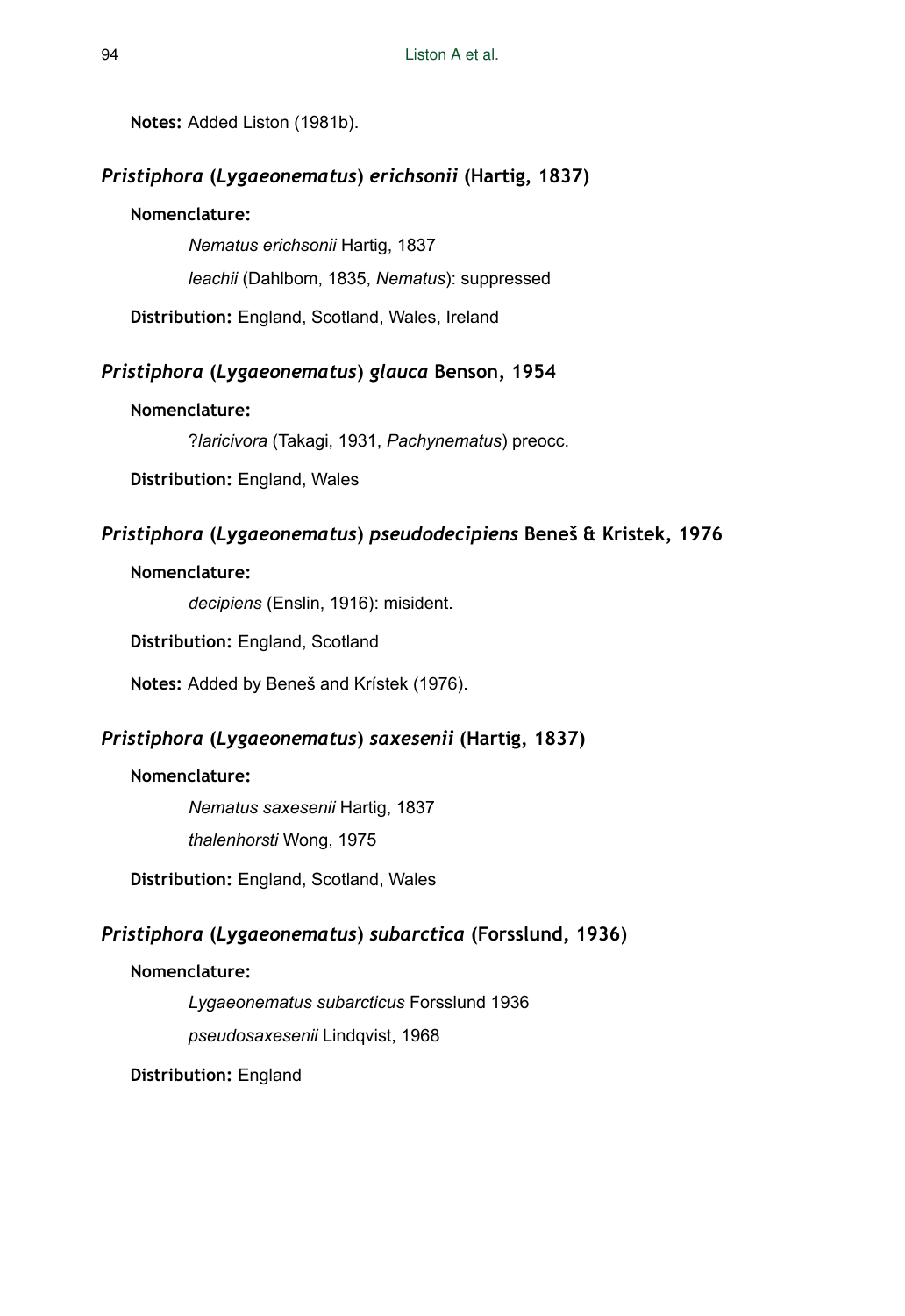**Notes:** Added Liston (1981b).

### *Pristiphora* (*Lygaeonematus*) *erichsonii* (Hartig, 1837)

**Nomenclature:**

*Nematus erichsonii* Hartig, 1837

*leachii* (Dahlbom, 1835, *Nematus*): suppressed

**Distribution:** England, Scotland, Wales, Ireland

### *Pristiphora* (*Lygaeonematus*) *glauca* Benson, 1954

**Nomenclature:**

?*laricivora* (Takagi, 1931, *Pachynematus*) preocc.

**Distribution:** England, Wales

### *Pristiphora* (*Lygaeonematus*) *pseudodecipiens* Beneš & Kristek, 1976

**Nomenclature:**

*decipiens* (Enslin, 1916): misident.

**Distribution:** England, Scotland

**Notes:** Added by Beneš and Krístek (1976).

### *Pristiphora* (*Lygaeonematus*) *saxesenii* (Hartig, 1837)

**Nomenclature:**

*Nematus saxesenii* Hartig, 1837

*thalenhorsti* Wong, 1975

**Distribution:** England, Scotland, Wales

### *Pristiphora* (*Lygaeonematus*) *subarctica* (Forsslund, 1936)

**Nomenclature:**

*Lygaeonematus subarcticus* Forsslund 1936

*pseudosaxesenii* Lindqvist, 1968

**Distribution:** England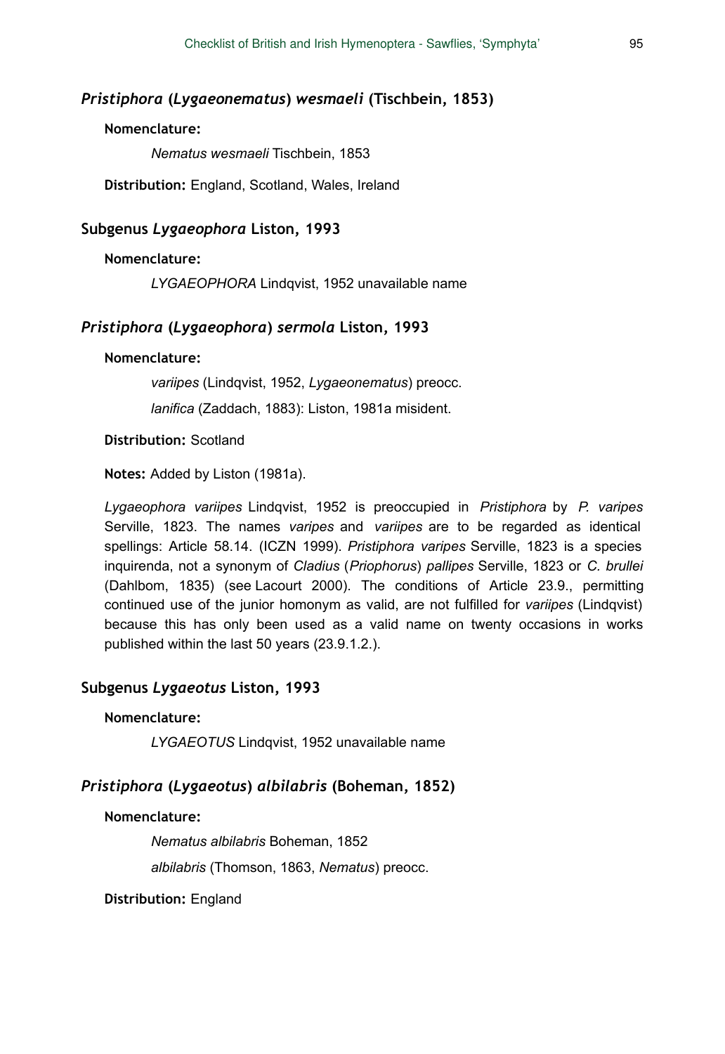### *Pristiphora* (*Lygaeonematus*) *wesmaeli* (Tischbein, 1853)

**Nomenclature:**

*Nematus wesmaeli* Tischbein, 1853

**Distribution:** England, Scotland, Wales, Ireland

### Subgenus *Lygaeophora* Liston, 1993

**Nomenclature:**

*LYGAEOPHORA* Lindqvist, 1952 unavailable name

### *Pristiphora* (*Lygaeophora*) *sermola* Liston, 1993

**Nomenclature:**

*variipes* (Lindqvist, 1952, *Lygaeonematus*) preocc.

*lanifica* (Zaddach, 1883): Liston, 1981a misident.

**Distribution:** Scotland

**Notes:** Added by Liston (1981a).

*Lygaeophora variipes* Lindqvist, 1952 is preoccupied in *Pristiphora* by *P. varipes* Serville, 1823. The names *varipes* and *variipes* are to be regarded as identical spellings: Article 58.14. (ICZN 1999). *Pristiphora varipes* Serville, 1823 is a species inquirenda, not a synonym of *Cladius* (*Priophorus*) *pallipes* Serville, 1823 or *C. brullei* (Dahlbom, 1835) (see Lacourt 2000). The conditions of Article 23.9., permitting continued use of the junior homonym as valid, are not fulfilled for *variipes* (Lindqvist) because this has only been used as a valid name on twenty occasions in works published within the last 50 years (23.9.1.2.).

### Subgenus *Lygaeotus* Liston, 1993

**Nomenclature:**

*LYGAEOTUS* Lindqvist, 1952 unavailable name

### *Pristiphora* (*Lygaeotus*) *albilabris* (Boheman, 1852)

**Nomenclature:**

*Nematus albilabris* Boheman, 1852

*albilabris* (Thomson, 1863, *Nematus*) preocc.

**Distribution:** England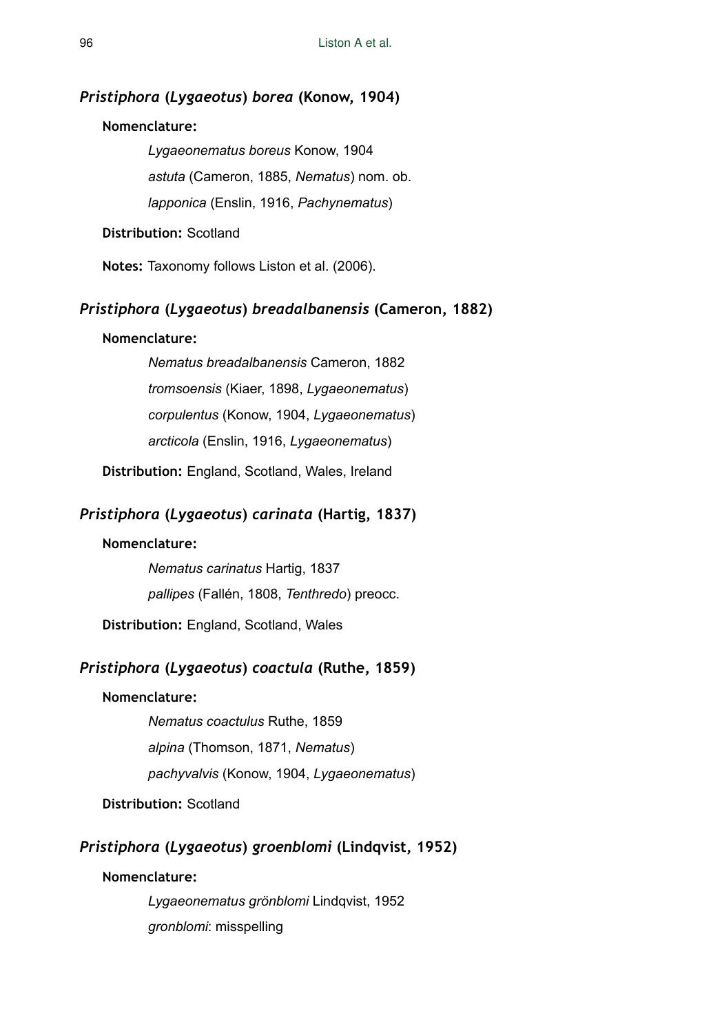### *Pristiphora* (*Lygaeotus*) *borea* (Konow, 1904)

**Nomenclature:**

*Lygaeonematus boreus* Konow, 1904

*astuta* (Cameron, 1885, *Nematus*) nom. ob.

*lapponica* (Enslin, 1916, *Pachynematus*)

**Distribution:** Scotland

**Notes:** Taxonomy follows Liston et al. (2006).

### *Pristiphora* (*Lygaeotus*) *breadalbanensis* (Cameron, 1882)

**Nomenclature:**

*Nematus breadalbanensis* Cameron, 1882

*tromsoensis* (Kiaer, 1898, *Lygaeonematus*)

*corpulentus* (Konow, 1904, *Lygaeonematus*)

*arcticola* (Enslin, 1916, *Lygaeonematus*)

**Distribution:** England, Scotland, Wales, Ireland

### *Pristiphora* (*Lygaeotus*) *carinata* (Hartig, 1837)

**Nomenclature:**

*Nematus carinatus* Hartig, 1837

*pallipes* (Fallén, 1808, *Tenthredo*) preocc.

**Distribution:** England, Scotland, Wales

### *Pristiphora* (*Lygaeotus*) *coactula* (Ruthe, 1859)

**Nomenclature:**

*Nematus coactulus* Ruthe, 1859

*alpina* (Thomson, 1871, *Nematus*)

*pachyvalvis* (Konow, 1904, *Lygaeonematus*)

**Distribution:** Scotland

### *Pristiphora* (*Lygaeotus*) *groenblomi* (Lindqvist, 1952)

**Nomenclature:**

*Lygaeonematus grönblomi* Lindqvist, 1952

*gronblomi*: misspelling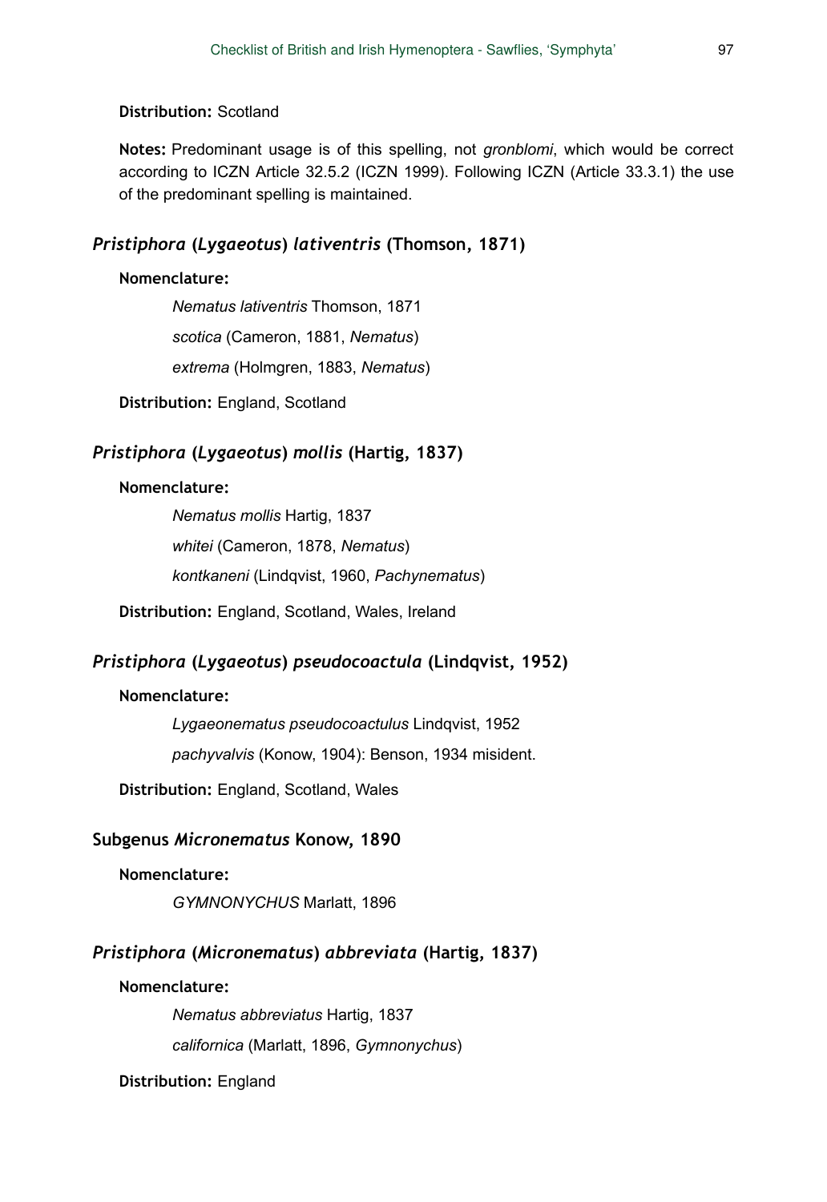**Distribution:** Scotland

**Notes:** Predominant usage is of this spelling, not *gronblomi*, which would be correct according to ICZN Article 32.5.2 (ICZN 1999). Following ICZN (Article 33.3.1) the use of the predominant spelling is maintained.

### *Pristiphora* (*Lygaeotus*) *lativentris* (Thomson, 1871)

**Nomenclature:**

*Nematus lativentris* Thomson, 1871

*scotica* (Cameron, 1881, *Nematus*)

*extrema* (Holmgren, 1883, *Nematus*)

**Distribution:** England, Scotland

### *Pristiphora* (*Lygaeotus*) *mollis* (Hartig, 1837)

**Nomenclature:**

*Nematus mollis* Hartig, 1837

*whitei* (Cameron, 1878, *Nematus*)

*kontkaneni* (Lindqvist, 1960, *Pachynematus*)

**Distribution:** England, Scotland, Wales, Ireland

### *Pristiphora* (*Lygaeotus*) *pseudocoactula* (Lindqvist, 1952)

**Nomenclature:**

*Lygaeonematus pseudocoactulus* Lindqvist, 1952

*pachyvalvis* (Konow, 1904): Benson, 1934 misident.

**Distribution:** England, Scotland, Wales

### Subgenus *Micronematus* Konow, 1890

**Nomenclature:**

*GYMNONYCHUS* Marlatt, 1896

### *Pristiphora* (*Micronematus*) *abbreviata* (Hartig, 1837)

**Nomenclature:**

*Nematus abbreviatus* Hartig, 1837

*californica* (Marlatt, 1896, *Gymnonychus*)

**Distribution:** England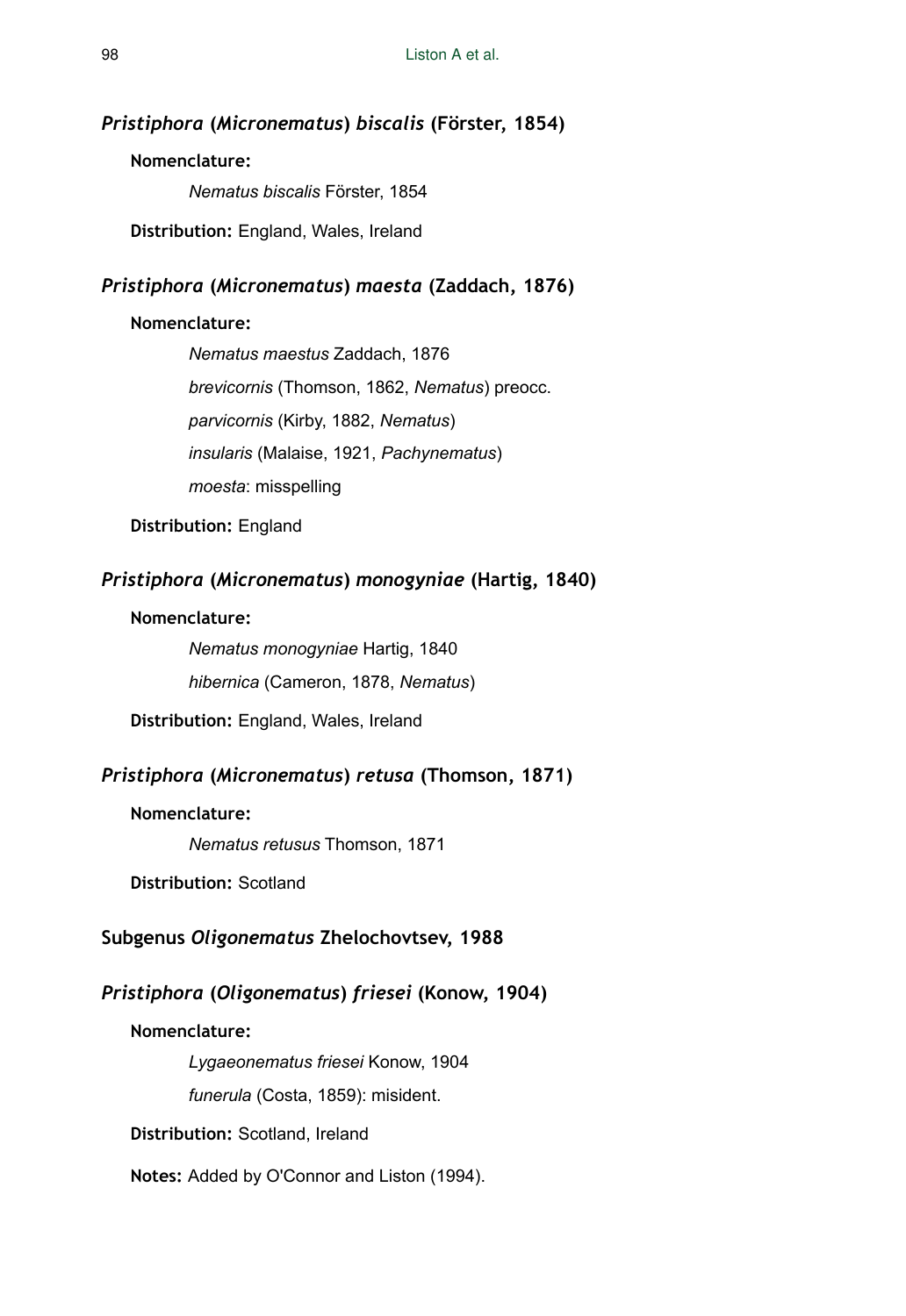### *Pristiphora* (*Micronematus*) *biscalis* (Förster, 1854)

**Nomenclature:**

*Nematus biscalis* Förster, 1854

**Distribution:** England, Wales, Ireland

### *Pristiphora* (*Micronematus*) *maesta* (Zaddach, 1876)

**Nomenclature:**

*Nematus maestus* Zaddach, 1876

*brevicornis* (Thomson, 1862, *Nematus*) preocc.

*parvicornis* (Kirby, 1882, *Nematus*)

*insularis* (Malaise, 1921, *Pachynematus*)

*moesta*: misspelling

**Distribution:** England

### *Pristiphora* (*Micronematus*) *monogyniae* (Hartig, 1840)

**Nomenclature:**

*Nematus monogyniae* Hartig, 1840

*hibernica* (Cameron, 1878, *Nematus*)

**Distribution:** England, Wales, Ireland

### *Pristiphora* (*Micronematus*) *retusa* (Thomson, 1871)

**Nomenclature:**

*Nematus retusus* Thomson, 1871

**Distribution:** Scotland

## Subgenus *Oligonematus* Zhelochovtsev, 1988

### *Pristiphora* (*Oligonematus*) *friesei* (Konow, 1904)

**Nomenclature:**

*Lygaeonematus friesei* Konow, 1904

*funerula* (Costa, 1859): misident.

**Distribution:** Scotland, Ireland

**Notes:** Added by O'Connor and Liston (1994).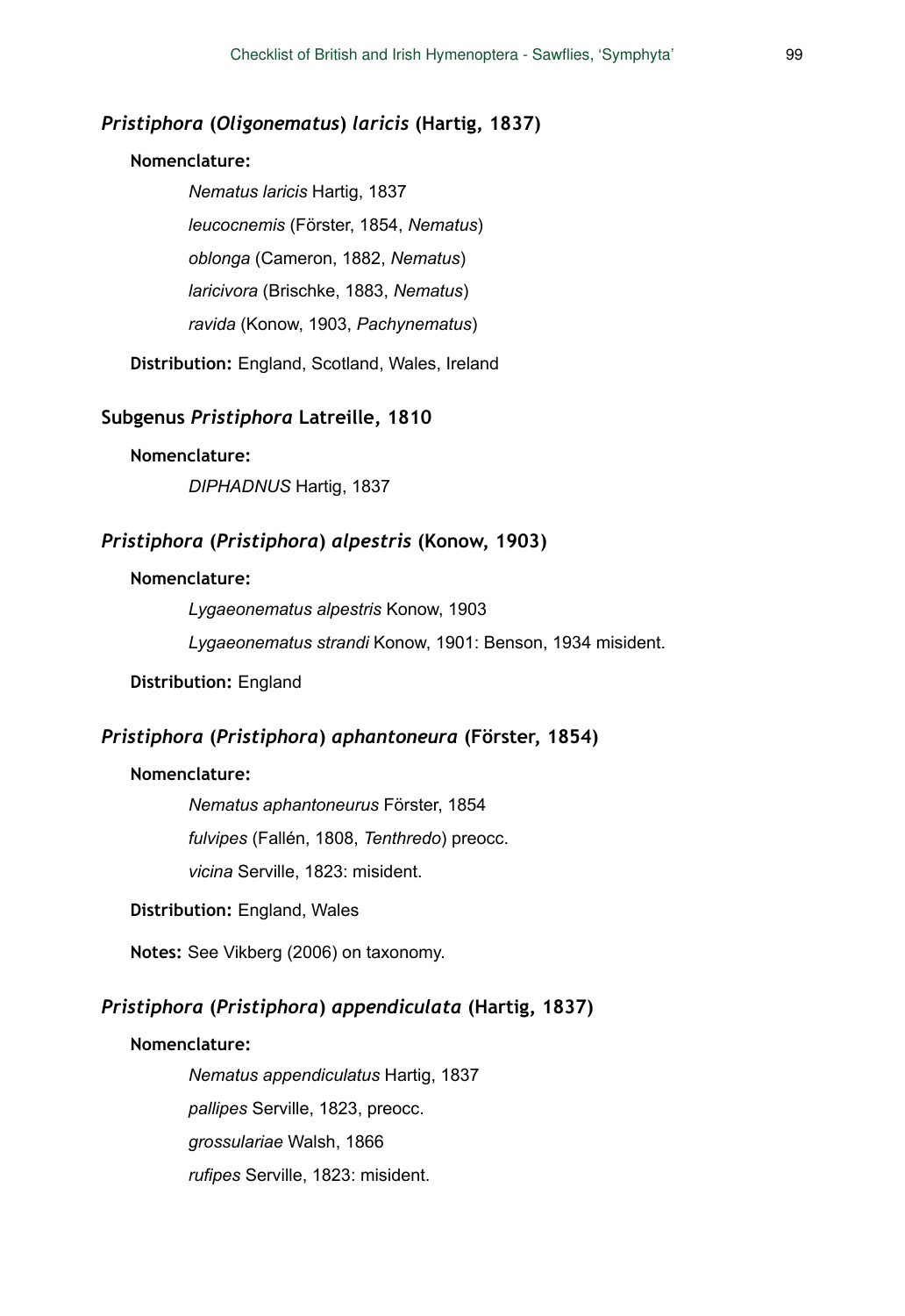### *Pristiphora* (*Oligonematus*) *laricis* (Hartig, 1837)

**Nomenclature:**

*Nematus laricis* Hartig, 1837

*leucocnemis* (Förster, 1854, *Nematus*)

*oblonga* (Cameron, 1882, *Nematus*)

*laricivora* (Brischke, 1883, *Nematus*)

*ravida* (Konow, 1903, *Pachynematus*)

**Distribution:** England, Scotland, Wales, Ireland

### Subgenus *Pristiphora* Latreille, 1810

**Nomenclature:**

*DIPHADNUS* Hartig, 1837

### *Pristiphora* (*Pristiphora*) *alpestris* (Konow, 1903)

**Nomenclature:**

*Lygaeonematus alpestris* Konow, 1903

*Lygaeonematus strandi* Konow, 1901: Benson, 1934 misident.

**Distribution:** England

### *Pristiphora* (*Pristiphora*) *aphantoneura* (Förster, 1854)

**Nomenclature:**

*Nematus aphantoneurus* Förster, 1854

*fulvipes* (Fallén, 1808, *Tenthredo*) preocc.

*vicina* Serville, 1823: misident.

**Distribution:** England, Wales

**Notes:** See Vikberg (2006) on taxonomy.

### *Pristiphora* (*Pristiphora*) *appendiculata* (Hartig, 1837)

**Nomenclature:**

*Nematus appendiculatus* Hartig, 1837

*pallipes* Serville, 1823, preocc.

*grossulariae* Walsh, 1866

*rufipes* Serville, 1823: misident.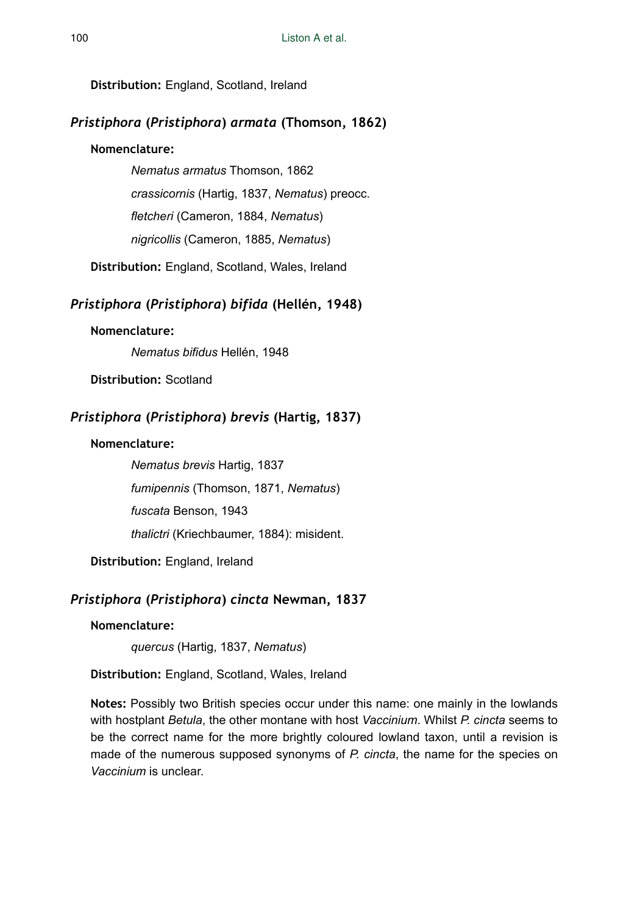**Distribution:** England, Scotland, Ireland

### *Pristiphora* (*Pristiphora*) *armata* (Thomson, 1862)

**Nomenclature:**

*Nematus armatus* Thomson, 1862

*crassicornis* (Hartig, 1837, *Nematus*) preocc.

*fletcheri* (Cameron, 1884, *Nematus*)

*nigricollis* (Cameron, 1885, *Nematus*)

**Distribution:** England, Scotland, Wales, Ireland

### *Pristiphora* (*Pristiphora*) *bifida* (Hellén, 1948)

**Nomenclature:**

*Nematus bifidus* Hellén, 1948

**Distribution:** Scotland

### *Pristiphora* (*Pristiphora*) *brevis* (Hartig, 1837)

**Nomenclature:**

*Nematus brevis* Hartig, 1837

*fumipennis* (Thomson, 1871, *Nematus*)

*fuscata* Benson, 1943

*thalictri* (Kriechbaumer, 1884): misident.

**Distribution:** England, Ireland

### *Pristiphora* (*Pristiphora*) *cincta* Newman, 1837

**Nomenclature:**

*quercus* (Hartig, 1837, *Nematus*)

**Distribution:** England, Scotland, Wales, Ireland

**Notes:** Possibly two British species occur under this name: one mainly in the lowlands with hostplant *Betula*, the other montane with host *Vaccinium*. Whilst *P. cincta* seems to be the correct name for the more brightly coloured lowland taxon, until a revision is made of the numerous supposed synonyms of *P. cincta*, the name for the species on *Vaccinium* is unclear.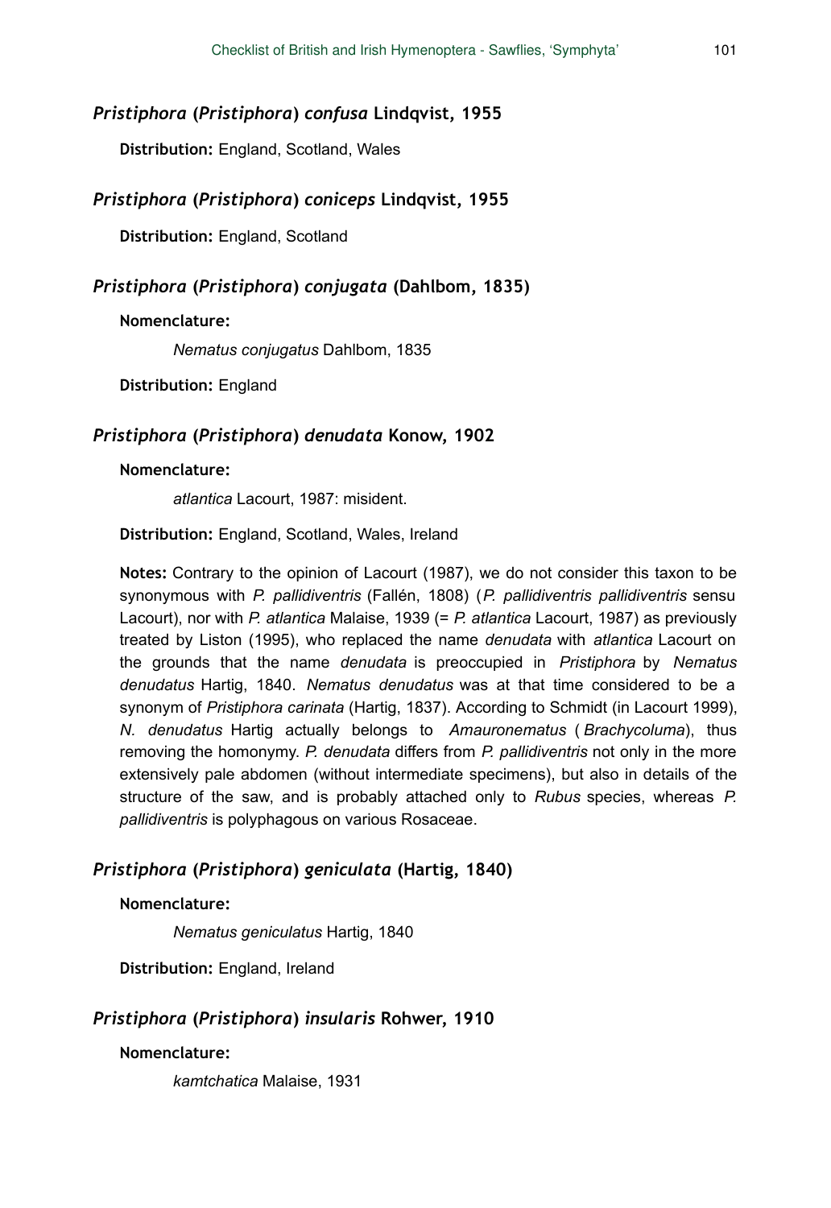### *Pristiphora* (*Pristiphora*) *confusa* Lindqvist, 1955

**Distribution:** England, Scotland, Wales

### *Pristiphora* (*Pristiphora*) *coniceps* Lindqvist, 1955

**Distribution:** England, Scotland

### *Pristiphora* (*Pristiphora*) *conjugata* (Dahlbom, 1835)

**Nomenclature:**

*Nematus conjugatus* Dahlbom, 1835

**Distribution:** England

### *Pristiphora* (*Pristiphora*) *denudata* Konow, 1902

**Nomenclature:**

*atlantica* Lacourt, 1987: misident.

**Distribution:** England, Scotland, Wales, Ireland

**Notes:** Contrary to the opinion of Lacourt (1987), we do not consider this taxon to be synonymous with *P. pallidiventris* (Fallén, 1808) (*P. pallidiventris pallidiventris* sensu Lacourt), nor with *P. atlantica* Malaise, 1939 (= *P. atlantica* Lacourt, 1987) as previously treated by Liston (1995), who replaced the name *denudata* with *atlantica* Lacourt on the grounds that the name *denudata* is preoccupied in *Pristiphora* by *Nematus denudatus* Hartig, 1840. *Nematus denudatus* was at that time considered to be a synonym of *Pristiphora carinata* (Hartig, 1837). According to Schmidt (in Lacourt 1999), *N. denudatus* Hartig actually belongs to *Amauronematus* (*Brachycoluma*), thus removing the homonymy. *P. denudata* differs from *P. pallidiventris* not only in the more extensively pale abdomen (without intermediate specimens), but also in details of the structure of the saw, and is probably attached only to *Rubus* species, whereas *P. pallidiventris* is polyphagous on various Rosaceae.

### *Pristiphora* (*Pristiphora*) *geniculata* (Hartig, 1840)

**Nomenclature:**

*Nematus geniculatus* Hartig, 1840

**Distribution:** England, Ireland

### *Pristiphora* (*Pristiphora*) *insularis* Rohwer, 1910

**Nomenclature:**

*kamtchatica* Malaise, 1931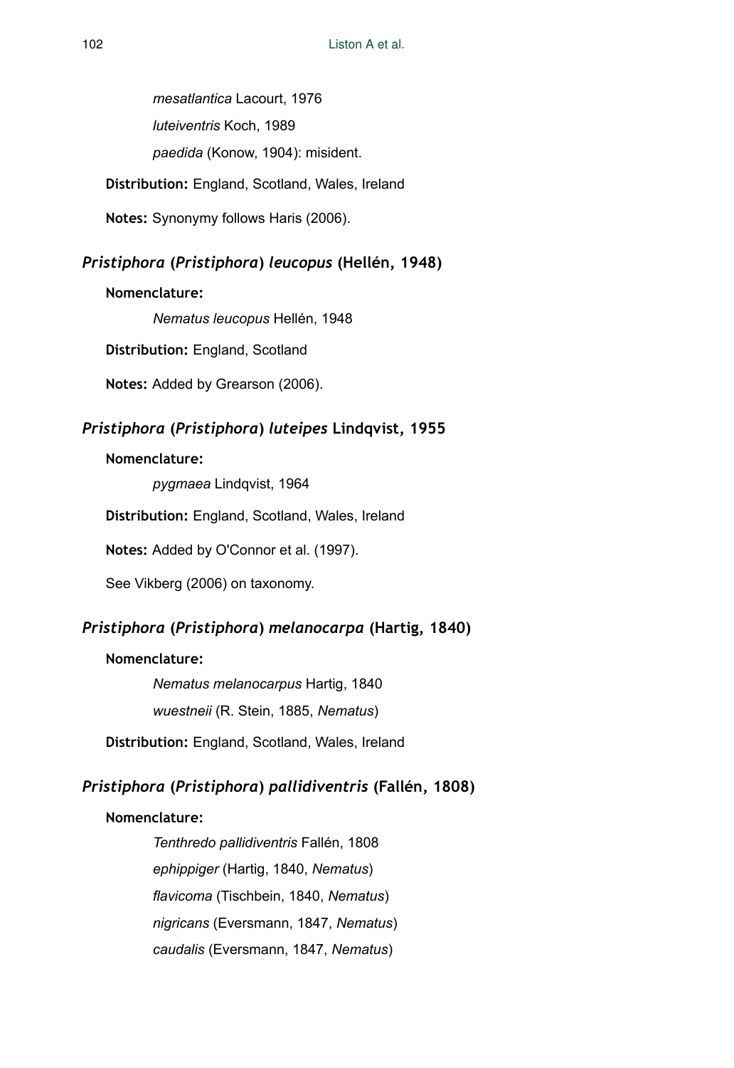*mesatlantica* Lacourt, 1976

*luteiventris* Koch, 1989

*paedida* (Konow, 1904): misident.

**Distribution:** England, Scotland, Wales, Ireland

**Notes:** Synonymy follows Haris (2006).

### *Pristiphora* (*Pristiphora*) *leucopus* (Hellén, 1948)

**Nomenclature:**

*Nematus leucopus* Hellén, 1948

**Distribution:** England, Scotland

**Notes:** Added by Grearson (2006).

### *Pristiphora* (*Pristiphora*) *luteipes* Lindqvist, 1955

**Nomenclature:**

*pygmaea* Lindqvist, 1964

**Distribution:** England, Scotland, Wales, Ireland

**Notes:** Added by O'Connor et al. (1997).

See Vikberg (2006) on taxonomy.

### *Pristiphora* (*Pristiphora*) *melanocarpa* (Hartig, 1840)

**Nomenclature:**

*Nematus melanocarpus* Hartig, 1840

*wuestneii* (R. Stein, 1885, *Nematus*)

**Distribution:** England, Scotland, Wales, Ireland

### *Pristiphora* (*Pristiphora*) *pallidiventris* (Fallén, 1808)

**Nomenclature:**

*Tenthredo pallidiventris* Fallén, 1808

*ephippiger* (Hartig, 1840, *Nematus*)

*flavicoma* (Tischbein, 1840, *Nematus*)

*nigricans* (Eversmann, 1847, *Nematus*)

*caudalis* (Eversmann, 1847, *Nematus*)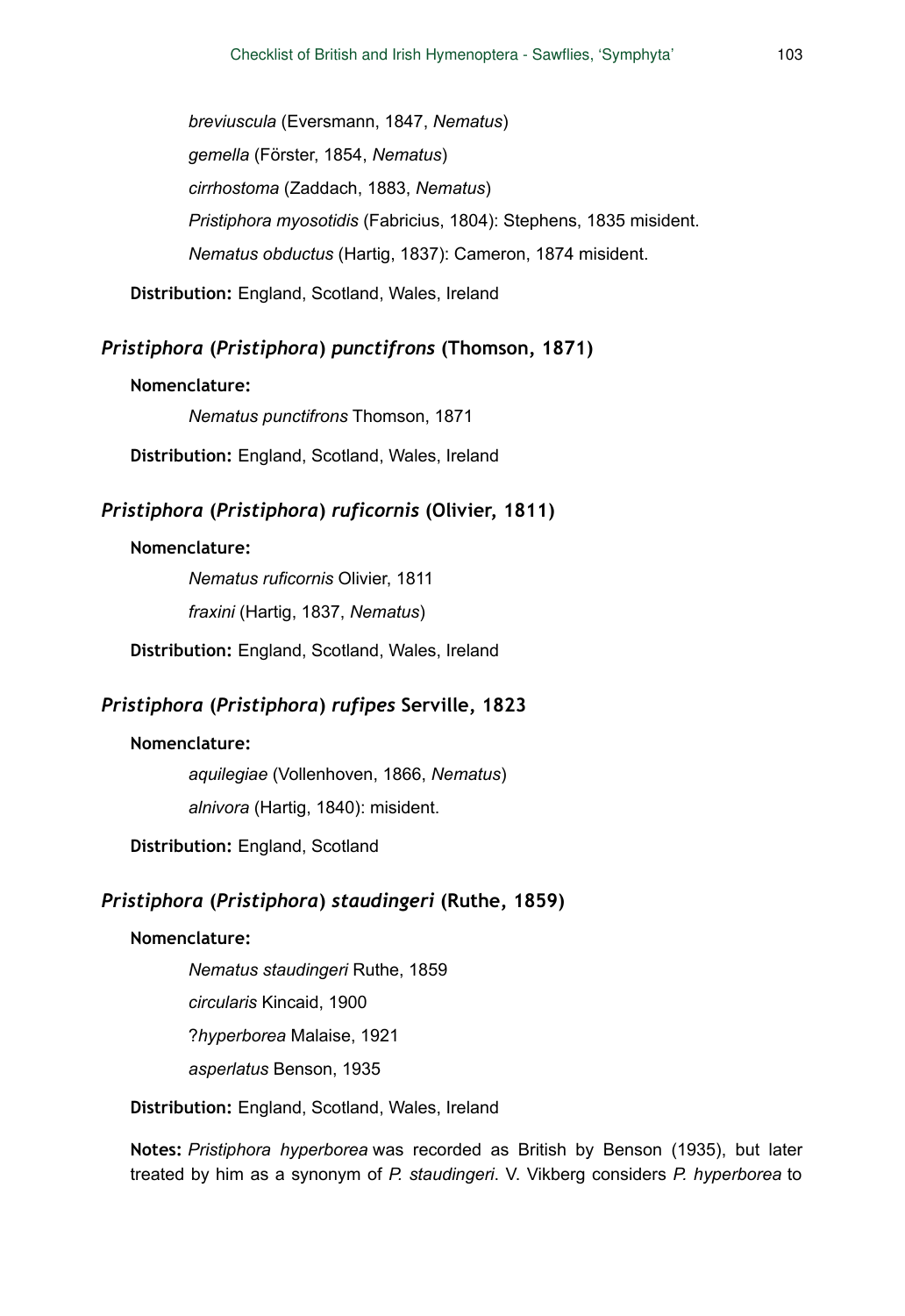*breviuscula* (Eversmann, 1847, *Nematus*)

*gemella* (Förster, 1854, *Nematus*)

*cirrhostoma* (Zaddach, 1883, *Nematus*)

*Pristiphora myosotidis* (Fabricius, 1804): Stephens, 1835 misident.

*Nematus obductus* (Hartig, 1837): Cameron, 1874 misident.

**Distribution:** England, Scotland, Wales, Ireland

### *Pristiphora* (*Pristiphora*) *punctifrons* (Thomson, 1871)

**Nomenclature:**

*Nematus punctifrons* Thomson, 1871

**Distribution:** England, Scotland, Wales, Ireland

### *Pristiphora* (*Pristiphora*) *ruficornis* (Olivier, 1811)

**Nomenclature:**

*Nematus ruficornis* Olivier, 1811

*fraxini* (Hartig, 1837, *Nematus*)

**Distribution:** England, Scotland, Wales, Ireland

### *Pristiphora* (*Pristiphora*) *rufipes* Serville, 1823

**Nomenclature:**

*aquilegiae* (Vollenhoven, 1866, *Nematus*)

*alnivora* (Hartig, 1840): misident.

**Distribution:** England, Scotland

### *Pristiphora* (*Pristiphora*) *staudingeri* (Ruthe, 1859)

**Nomenclature:**

*Nematus staudingeri* Ruthe, 1859

*circularis* Kincaid, 1900

?*hyperborea* Malaise, 1921

*asperlatus* Benson, 1935

**Distribution:** England, Scotland, Wales, Ireland

**Notes:** *Pristiphora hyperborea* was recorded as British by Benson (1935), but later treated by him as a synonym of *P. staudingeri*. V. Vikberg considers *P. hyperborea* to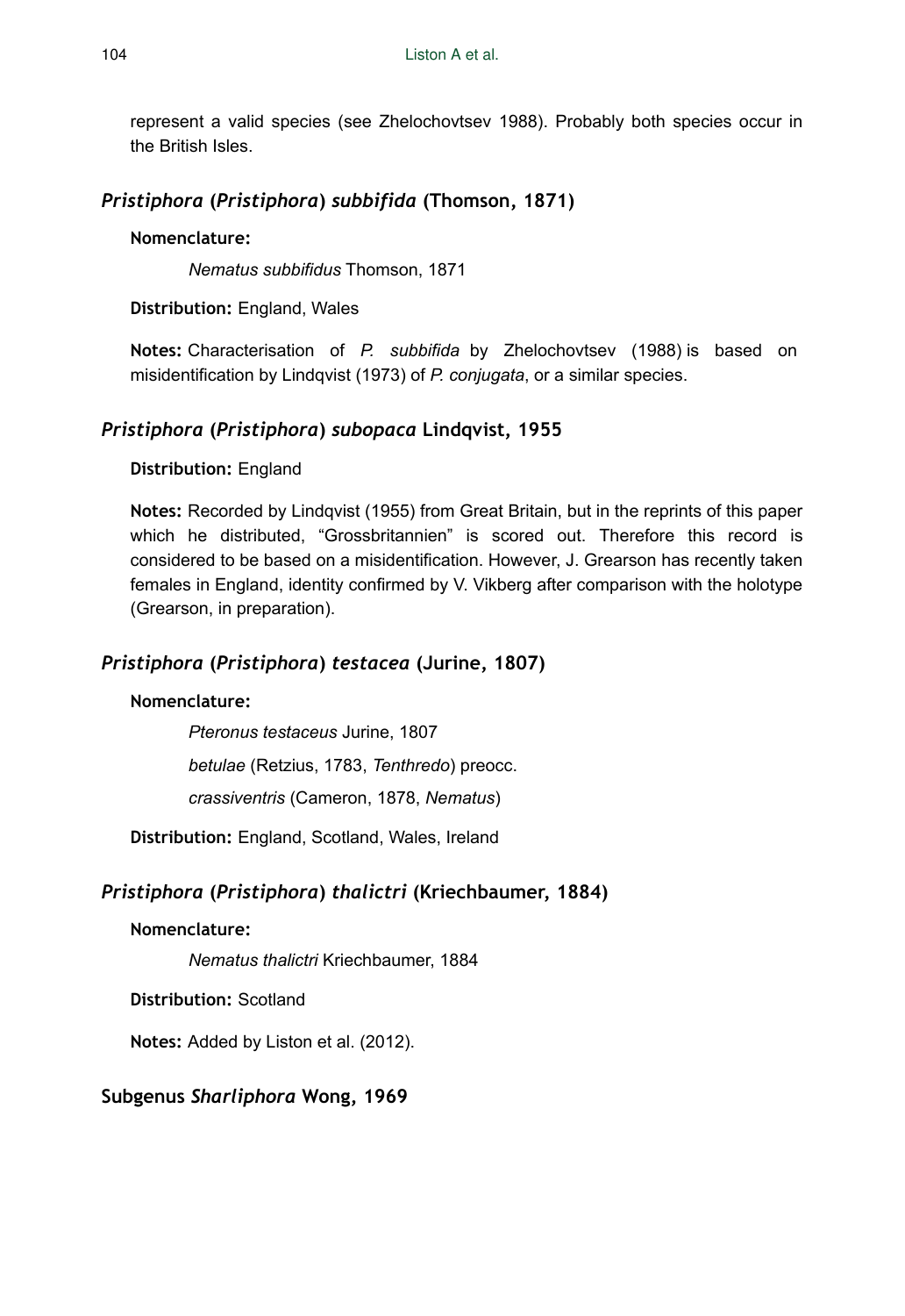represent a valid species (see Zhelochovtsev 1988). Probably both species occur in the British Isles.

### *Pristiphora* (*Pristiphora*) *subbifida* (Thomson, 1871)

**Nomenclature:**

*Nematus subbifidus* Thomson, 1871

**Distribution:** England, Wales

**Notes:** Characterisation of *P. subbifida* by Zhelochovtsev (1988) is based on misidentification by Lindqvist (1973) of *P. conjugata*, or a similar species.

### *Pristiphora* (*Pristiphora*) *subopaca* Lindqvist, 1955

**Distribution:** England

**Notes:** Recorded by Lindqvist (1955) from Great Britain, but in the reprints of this paper which he distributed, "Grossbritannien" is scored out. Therefore this record is considered to be based on a misidentification. However, J. Grearson has recently taken females in England, identity confirmed by V. Vikberg after comparison with the holotype (Grearson, in preparation).

### *Pristiphora* (*Pristiphora*) *testacea* (Jurine, 1807)

**Nomenclature:**

*Pteronus testaceus* Jurine, 1807

*betulae* (Retzius, 1783, *Tenthredo*) preocc.

*crassiventris* (Cameron, 1878, *Nematus*)

**Distribution:** England, Scotland, Wales, Ireland

### *Pristiphora* (*Pristiphora*) *thalictri* (Kriechbaumer, 1884)

**Nomenclature:**

*Nematus thalictri* Kriechbaumer, 1884

**Distribution:** Scotland

**Notes:** Added by Liston et al. (2012).

### Subgenus *Sharliphora* Wong, 1969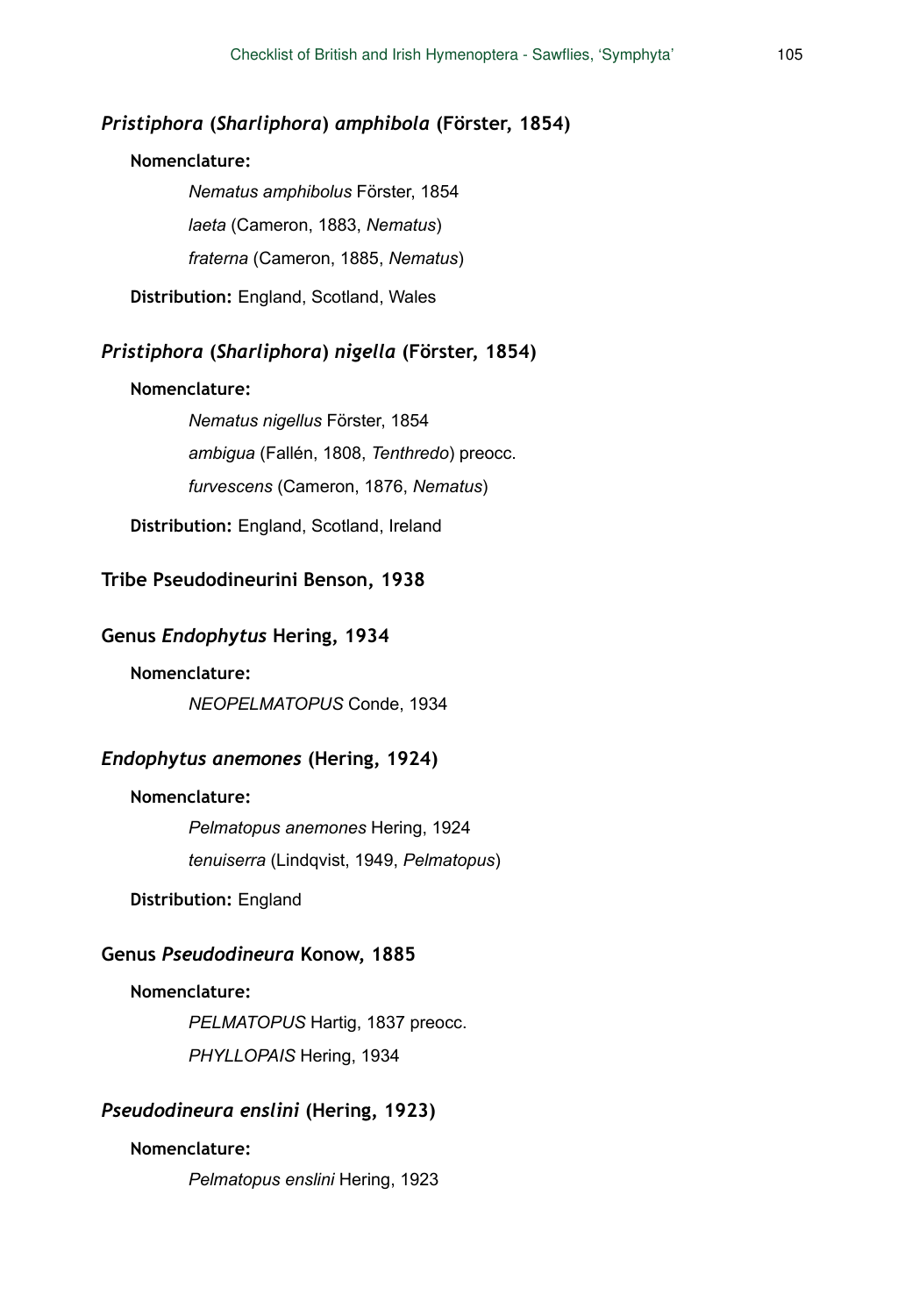### *Pristiphora* (*Sharliphora*) *amphibola* (Förster, 1854)

**Nomenclature:**

*Nematus amphibolus* Förster, 1854

*laeta* (Cameron, 1883, *Nematus*)

*fraterna* (Cameron, 1885, *Nematus*)

**Distribution:** England, Scotland, Wales

### *Pristiphora* (*Sharliphora*) *nigella* (Förster, 1854)

**Nomenclature:**

*Nematus nigellus* Förster, 1854

*ambigua* (Fallén, 1808, *Tenthredo*) preocc.

*furvescens* (Cameron, 1876, *Nematus*)

**Distribution:** England, Scotland, Ireland

### Tribe Pseudodineurini Benson, 1938

### Genus *Endophytus* Hering, 1934

**Nomenclature:**

*NEOPELMATOPUS* Conde, 1934

### *Endophytus anemones* (Hering, 1924)

**Nomenclature:**

*Pelmatopus anemones* Hering, 1924

*tenuiserra* (Lindqvist, 1949, *Pelmatopus*)

**Distribution:** England

### Genus *Pseudodineura* Konow, 1885

**Nomenclature:**

*PELMATOPUS* Hartig, 1837 preocc.

*PHYLLOPAIS* Hering, 1934

### *Pseudodineura enslini* (Hering, 1923)

**Nomenclature:**

*Pelmatopus enslini* Hering, 1923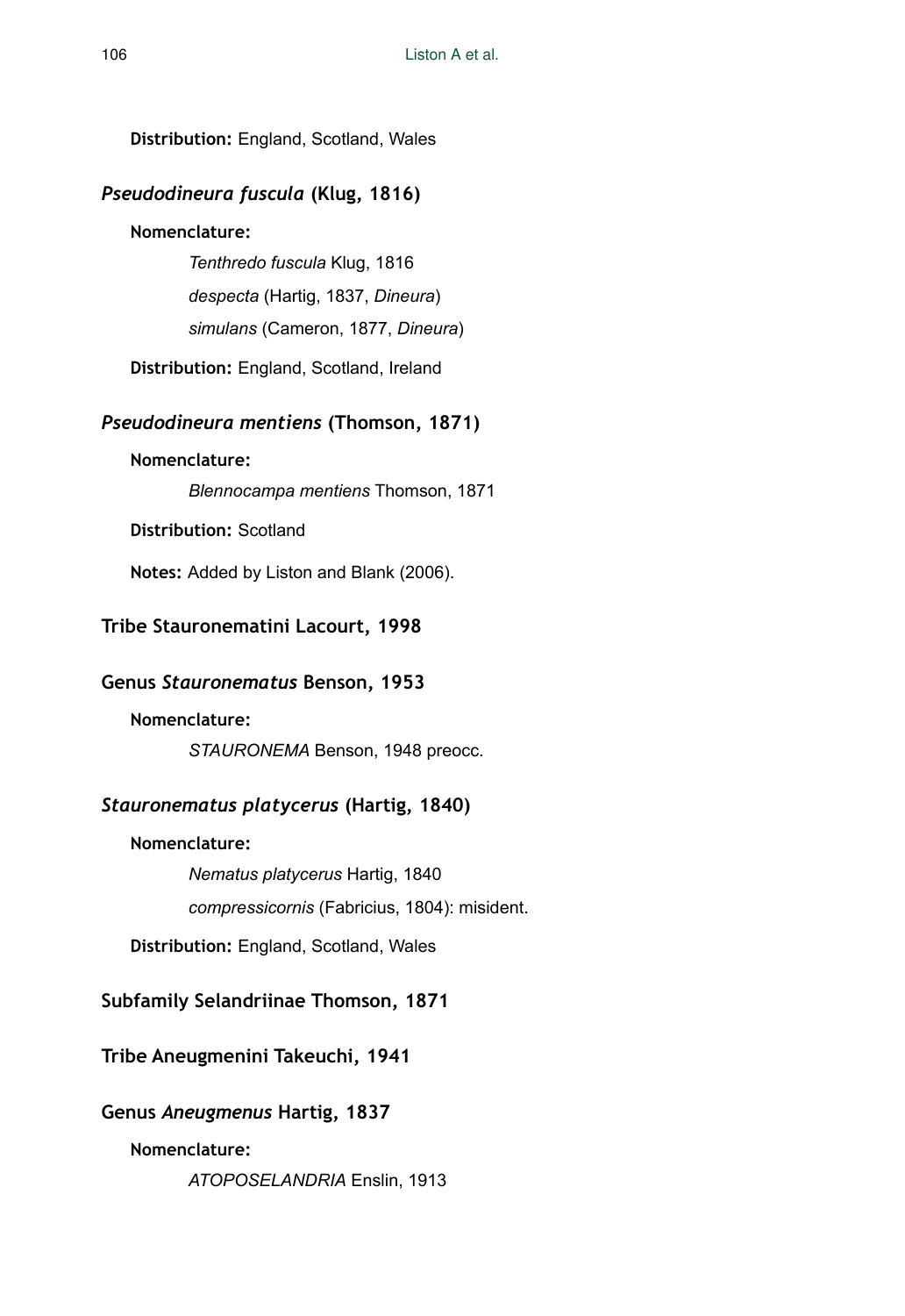**Distribution:** England, Scotland, Wales

### *Pseudodineura fuscula* (Klug, 1816)

**Nomenclature:**

*Tenthredo fuscula* Klug, 1816

*despecta* (Hartig, 1837, *Dineura*)

*simulans* (Cameron, 1877, *Dineura*)

**Distribution:** England, Scotland, Ireland

### *Pseudodineura mentiens* (Thomson, 1871)

**Nomenclature:**

*Blennocampa mentiens* Thomson, 1871

**Distribution:** Scotland

**Notes:** Added by Liston and Blank (2006).

## Tribe Stauronematini Lacourt, 1998

## Genus *Stauronematus* Benson, 1953

**Nomenclature:**

*STAURONEMA* Benson, 1948 preocc.

### *Stauronematus platycerus* (Hartig, 1840)

**Nomenclature:**

*Nematus platycerus* Hartig, 1840

*compressicornis* (Fabricius, 1804): misident.

**Distribution:** England, Scotland, Wales

## Subfamily Selandriinae Thomson, 1871

## Tribe Aneugmenini Takeuchi, 1941

## Genus *Aneugmenus* Hartig, 1837

**Nomenclature:**

*ATOPOSELANDRIA* Enslin, 1913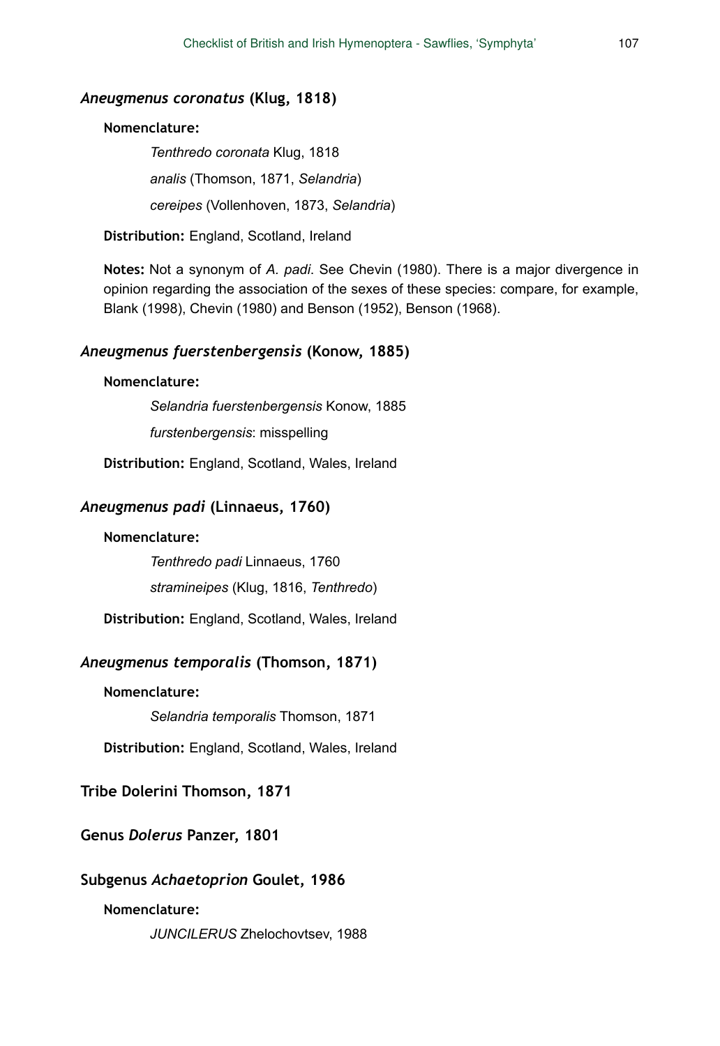### *Aneugmenus coronatus* (Klug, 1818)

**Nomenclature:**

*Tenthredo coronata* Klug, 1818

*analis* (Thomson, 1871, *Selandria*)

*cereipes* (Vollenhoven, 1873, *Selandria*)

**Distribution:** England, Scotland, Ireland

**Notes:** Not a synonym of *A. padi*. See Chevin (1980). There is a major divergence in opinion regarding the association of the sexes of these species: compare, for example, Blank (1998), Chevin (1980) and Benson (1952), Benson (1968).

### *Aneugmenus fuerstenbergensis* (Konow, 1885)

**Nomenclature:**

*Selandria fuerstenbergensis* Konow, 1885

*furstenbergensis*: misspelling

**Distribution:** England, Scotland, Wales, Ireland

### *Aneugmenus padi* (Linnaeus, 1760)

**Nomenclature:**

*Tenthredo padi* Linnaeus, 1760

*stramineipes* (Klug, 1816, *Tenthredo*)

**Distribution:** England, Scotland, Wales, Ireland

### *Aneugmenus temporalis* (Thomson, 1871)

**Nomenclature:**

*Selandria temporalis* Thomson, 1871

**Distribution:** England, Scotland, Wales, Ireland

## Tribe Dolerini Thomson, 1871

## Genus *Dolerus* Panzer, 1801

## Subgenus *Achaetoprion* Goulet, 1986

**Nomenclature:**

*JUNCILERUS* Zhelochovtsev, 1988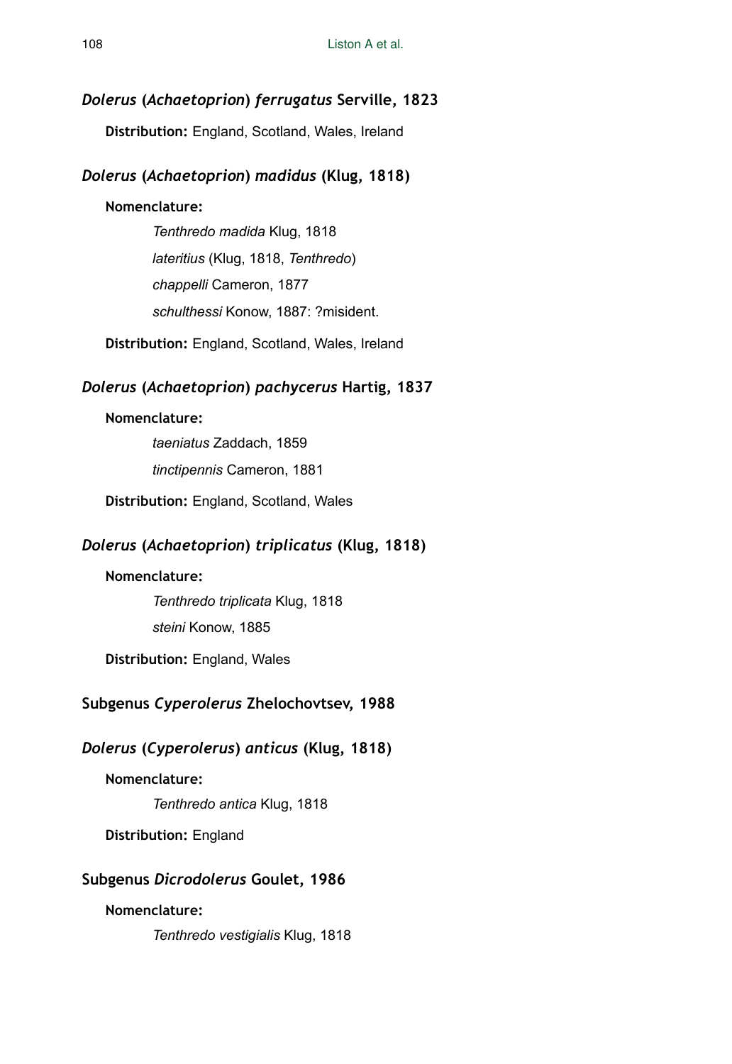### *Dolerus* (*Achaetoprion*) *ferrugatus* Serville, 1823

**Distribution:** England, Scotland, Wales, Ireland

### *Dolerus* (*Achaetoprion*) *madidus* (Klug, 1818)

**Nomenclature:**

*Tenthredo madida* Klug, 1818

*lateritius* (Klug, 1818, *Tenthredo*)

*chappelli* Cameron, 1877

*schulthessi* Konow, 1887: ?misident.

**Distribution:** England, Scotland, Wales, Ireland

### *Dolerus* (*Achaetoprion*) *pachycerus* Hartig, 1837

**Nomenclature:**

*taeniatus* Zaddach, 1859

*tinctipennis* Cameron, 1881

**Distribution:** England, Scotland, Wales

### *Dolerus* (*Achaetoprion*) *triplicatus* (Klug, 1818)

**Nomenclature:**

*Tenthredo triplicata* Klug, 1818

*steini* Konow, 1885

**Distribution:** England, Wales

## Subgenus *Cyperolerus* Zhelochovtsev, 1988

### *Dolerus* (*Cyperolerus*) *anticus* (Klug, 1818)

**Nomenclature:**

*Tenthredo antica* Klug, 1818

**Distribution:** England

## Subgenus *Dicrodolerus* Goulet, 1986

**Nomenclature:**

*Tenthredo vestigialis* Klug, 1818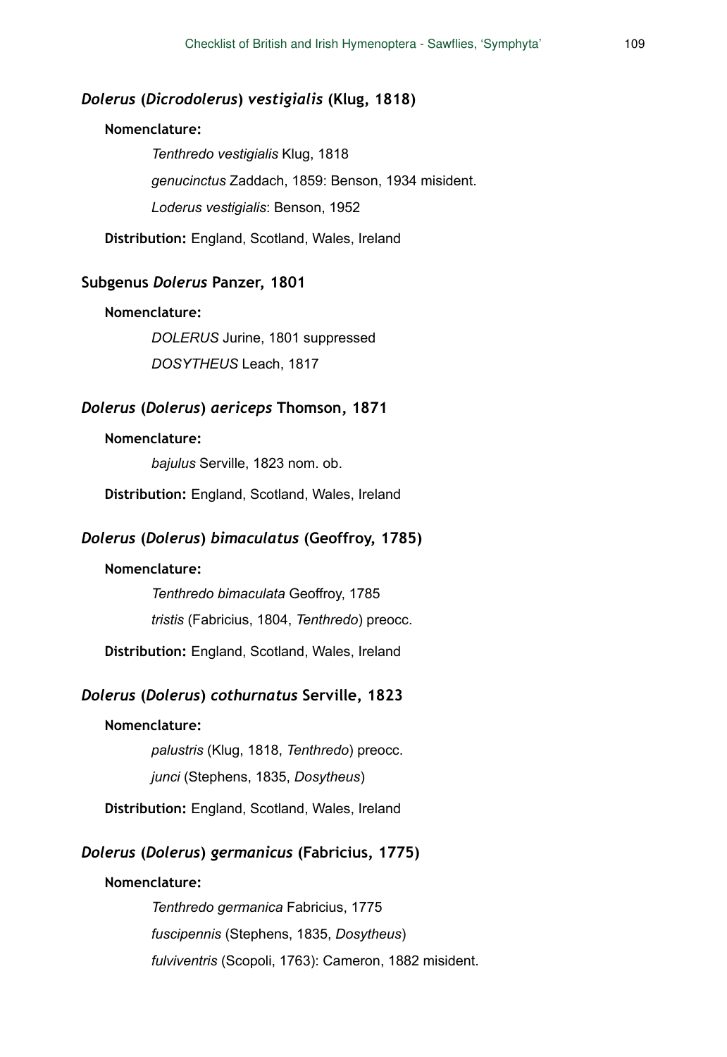### *Dolerus* (*Dicrodolerus*) *vestigialis* (Klug, 1818)

**Nomenclature:**

*Tenthredo vestigialis* Klug, 1818

*genucinctus* Zaddach, 1859: Benson, 1934 misident.

*Loderus vestigialis*: Benson, 1952

**Distribution:** England, Scotland, Wales, Ireland

### Subgenus *Dolerus* Panzer, 1801

**Nomenclature:**

*DOLERUS* Jurine, 1801 suppressed

*DOSYTHEUS* Leach, 1817

### *Dolerus* (*Dolerus*) *aericeps* Thomson, 1871

**Nomenclature:**

*bajulus* Serville, 1823 nom. ob.

**Distribution:** England, Scotland, Wales, Ireland

### *Dolerus* (*Dolerus*) *bimaculatus* (Geoffroy, 1785)

**Nomenclature:**

*Tenthredo bimaculata* Geoffroy, 1785

*tristis* (Fabricius, 1804, *Tenthredo*) preocc.

**Distribution:** England, Scotland, Wales, Ireland

### *Dolerus* (*Dolerus*) *cothurnatus* Serville, 1823

**Nomenclature:**

*palustris* (Klug, 1818, *Tenthredo*) preocc.

*junci* (Stephens, 1835, *Dosytheus*)

**Distribution:** England, Scotland, Wales, Ireland

### *Dolerus* (*Dolerus*) *germanicus* (Fabricius, 1775)

**Nomenclature:**

*Tenthredo germanica* Fabricius, 1775

*fuscipennis* (Stephens, 1835, *Dosytheus*)

*fulviventris* (Scopoli, 1763): Cameron, 1882 misident.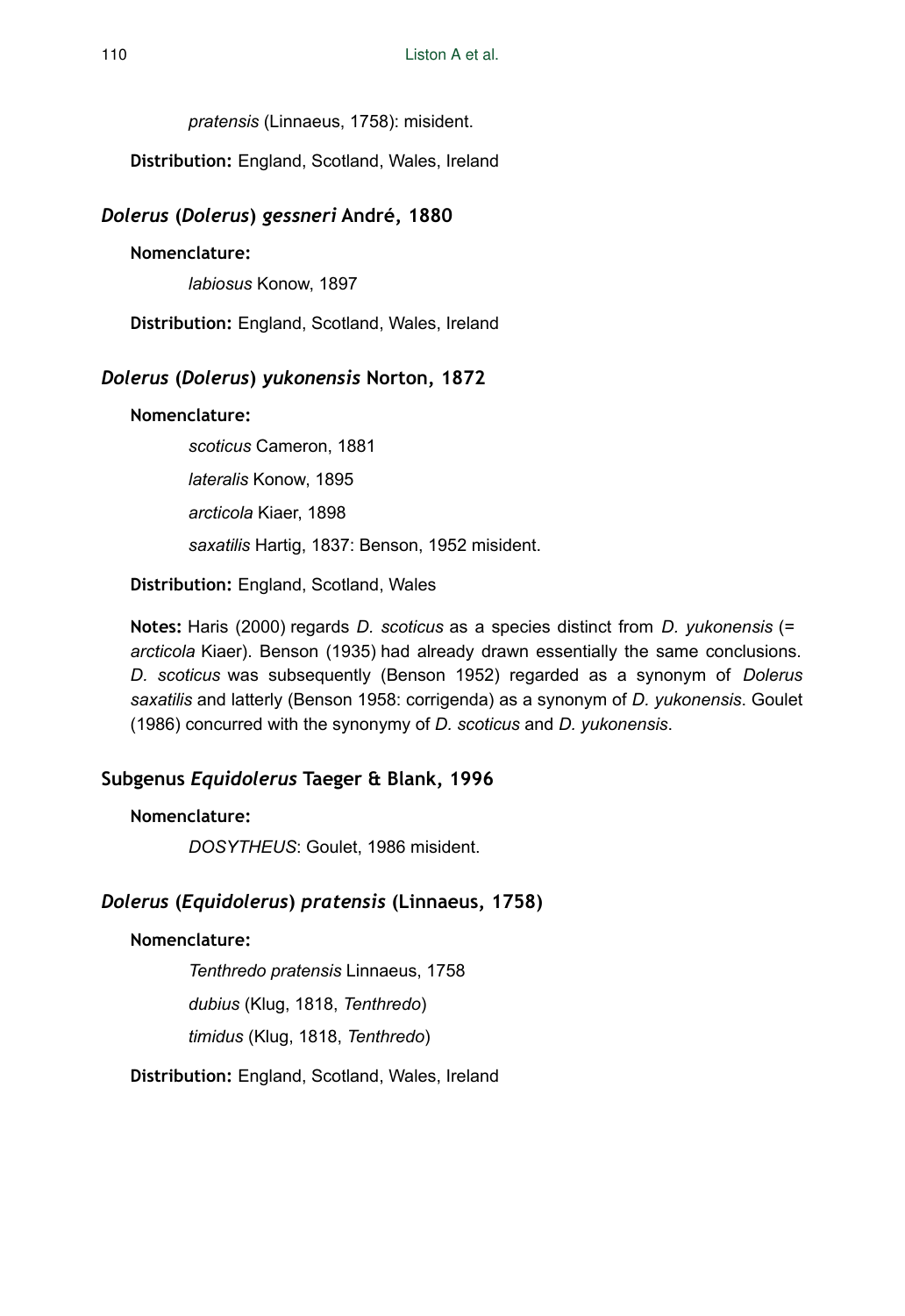*pratensis* (Linnaeus, 1758): misident.

**Distribution:** England, Scotland, Wales, Ireland

### *Dolerus* (*Dolerus*) *gessneri* André, 1880

**Nomenclature:**

*labiosus* Konow, 1897

**Distribution:** England, Scotland, Wales, Ireland

### *Dolerus* (*Dolerus*) *yukonensis* Norton, 1872

**Nomenclature:**

*scoticus* Cameron, 1881

*lateralis* Konow, 1895

*arcticola* Kiaer, 1898

*saxatilis* Hartig, 1837: Benson, 1952 misident.

**Distribution:** England, Scotland, Wales

**Notes:** Haris (2000) regards *D. scoticus* as a species distinct from *D. yukonensis* (= *arcticola* Kiaer). Benson (1935) had already drawn essentially the same conclusions. *D. scoticus* was subsequently (Benson 1952) regarded as a synonym of *Dolerus saxatilis* and latterly (Benson 1958: corrigenda) as a synonym of *D. yukonensis*. Goulet (1986) concurred with the synonymy of *D. scoticus* and *D. yukonensis*.

## Subgenus *Equidolerus* Taeger & Blank, 1996

**Nomenclature:**

*DOSYTHEUS*: Goulet, 1986 misident.

### *Dolerus* (*Equidolerus*) *pratensis* (Linnaeus, 1758)

**Nomenclature:**

*Tenthredo pratensis* Linnaeus, 1758

*dubius* (Klug, 1818, *Tenthredo*)

*timidus* (Klug, 1818, *Tenthredo*)

**Distribution:** England, Scotland, Wales, Ireland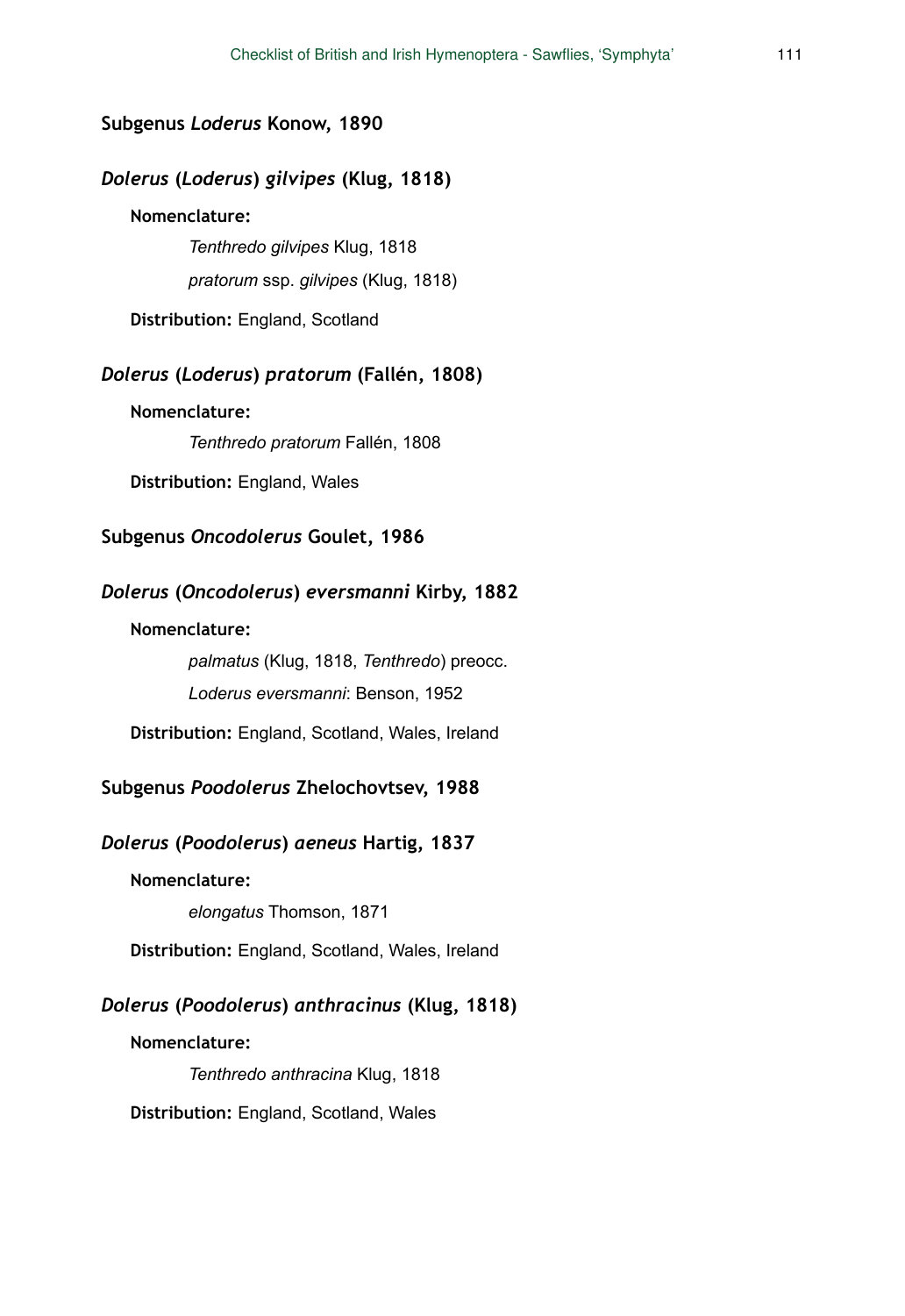### Subgenus *Loderus* Konow, 1890

#### *Dolerus* (*Loderus*) *gilvipes* (Klug, 1818)

**Nomenclature:**

*Tenthredo gilvipes* Klug, 1818

*pratorum* ssp. *gilvipes* (Klug, 1818)

**Distribution:** England, Scotland

#### *Dolerus* (*Loderus*) *pratorum* (Fallén, 1808)

**Nomenclature:**

*Tenthredo pratorum* Fallén, 1808

**Distribution:** England, Wales

### Subgenus *Oncodolerus* Goulet, 1986

#### *Dolerus* (*Oncodolerus*) *eversmanni* Kirby, 1882

**Nomenclature:**

*palmatus* (Klug, 1818, *Tenthredo*) preocc.

*Loderus eversmanni*: Benson, 1952

**Distribution:** England, Scotland, Wales, Ireland

### Subgenus *Poodolerus* Zhelochovtsev, 1988

#### *Dolerus* (*Poodolerus*) *aeneus* Hartig, 1837

**Nomenclature:**

*elongatus* Thomson, 1871

**Distribution:** England, Scotland, Wales, Ireland

#### *Dolerus* (*Poodolerus*) *anthracinus* (Klug, 1818)

**Nomenclature:**

*Tenthredo anthracina* Klug, 1818

**Distribution:** England, Scotland, Wales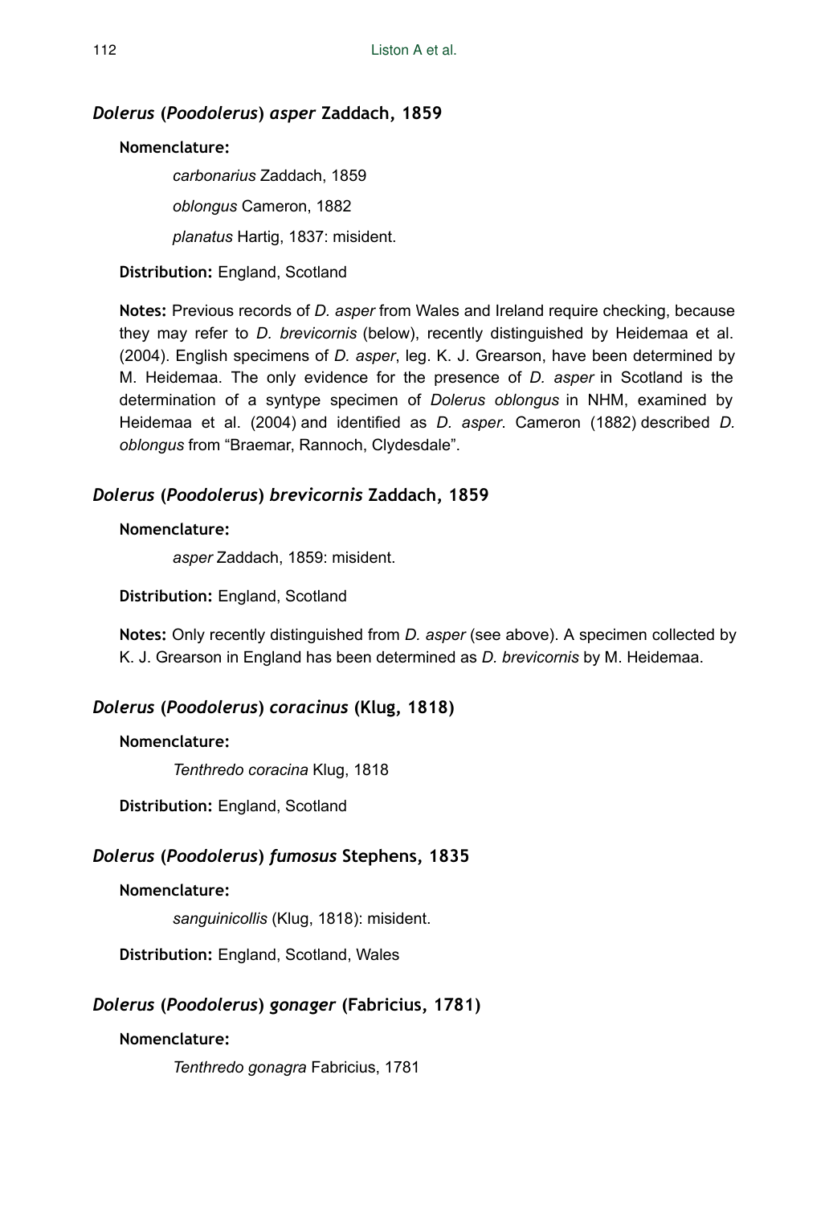### *Dolerus* (*Poodolerus*) *asper* Zaddach, 1859

**Nomenclature:**

*carbonarius* Zaddach, 1859

*oblongus* Cameron, 1882

*planatus* Hartig, 1837: misident.

**Distribution:** England, Scotland

**Notes:** Previous records of *D. asper* from Wales and Ireland require checking, because they may refer to *D. brevicornis* (below), recently distinguished by Heidemaa et al. (2004). English specimens of *D. asper*, leg. K. J. Grearson, have been determined by M. Heidemaa. The only evidence for the presence of *D. asper* in Scotland is the determination of a syntype specimen of *Dolerus oblongus* in NHM, examined by Heidemaa et al. (2004) and identified as *D. asper*. Cameron (1882) described *D. oblongus* from "Braemar, Rannoch, Clydesdale".

### *Dolerus* (*Poodolerus*) *brevicornis* Zaddach, 1859

**Nomenclature:**

*asper* Zaddach, 1859: misident.

**Distribution:** England, Scotland

**Notes:** Only recently distinguished from *D. asper* (see above). A specimen collected by K. J. Grearson in England has been determined as *D. brevicornis* by M. Heidemaa.

### *Dolerus* (*Poodolerus*) *coracinus* (Klug, 1818)

**Nomenclature:**

*Tenthredo coracina* Klug, 1818

**Distribution:** England, Scotland

### *Dolerus* (*Poodolerus*) *fumosus* Stephens, 1835

**Nomenclature:**

*sanguinicollis* (Klug, 1818): misident.

**Distribution:** England, Scotland, Wales

### *Dolerus* (*Poodolerus*) *gonager* (Fabricius, 1781)

**Nomenclature:**

*Tenthredo gonagra* Fabricius, 1781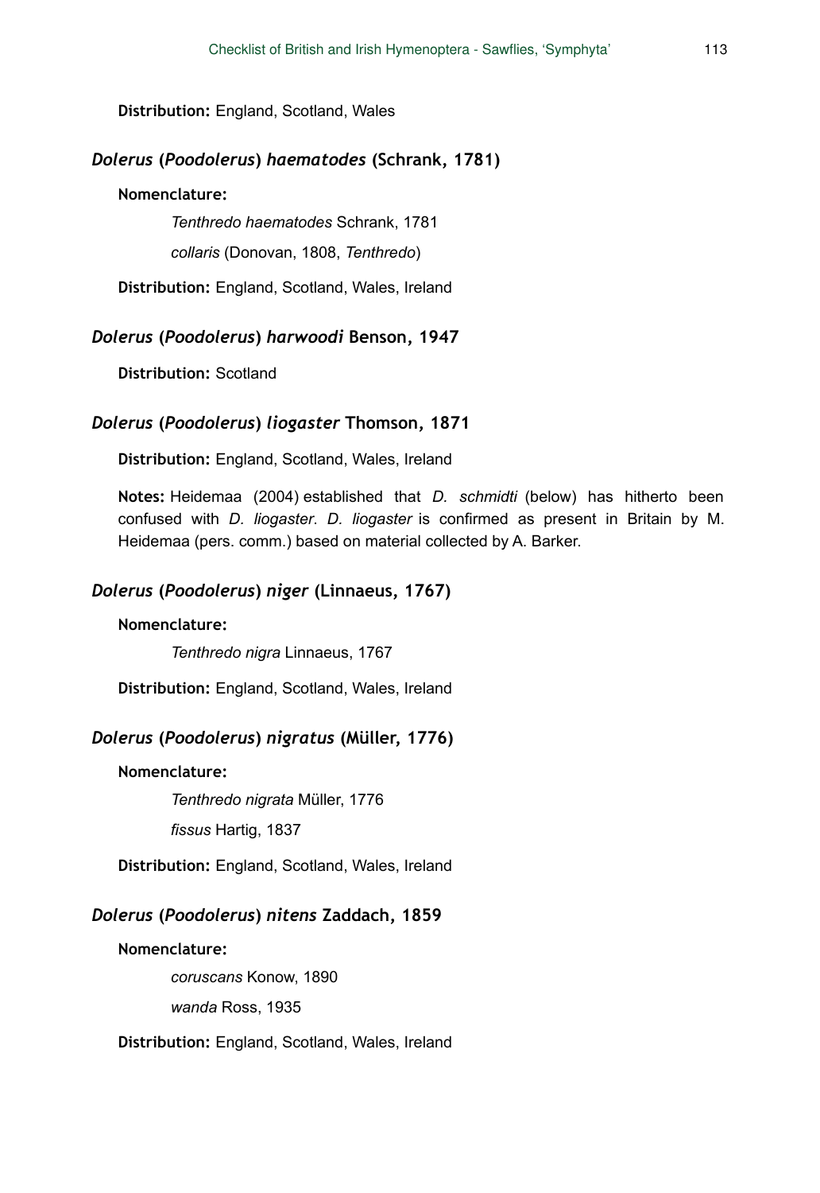**Distribution:** England, Scotland, Wales

### *Dolerus* (*Poodolerus*) *haematodes* (Schrank, 1781)

**Nomenclature:**

*Tenthredo haematodes* Schrank, 1781

*collaris* (Donovan, 1808, *Tenthredo*)

**Distribution:** England, Scotland, Wales, Ireland

### *Dolerus* (*Poodolerus*) *harwoodi* Benson, 1947

**Distribution:** Scotland

### *Dolerus* (*Poodolerus*) *liogaster* Thomson, 1871

**Distribution:** England, Scotland, Wales, Ireland

**Notes:** Heidemaa (2004) established that *D. schmidti* (below) has hitherto been confused with *D. liogaster*. *D. liogaster* is confirmed as present in Britain by M. Heidemaa (pers. comm.) based on material collected by A. Barker.

### *Dolerus* (*Poodolerus*) *niger* (Linnaeus, 1767)

**Nomenclature:**

*Tenthredo nigra* Linnaeus, 1767

**Distribution:** England, Scotland, Wales, Ireland

### *Dolerus* (*Poodolerus*) *nigratus* (Müller, 1776)

**Nomenclature:**

*Tenthredo nigrata* Müller, 1776

*fissus* Hartig, 1837

**Distribution:** England, Scotland, Wales, Ireland

### *Dolerus* (*Poodolerus*) *nitens* Zaddach, 1859

**Nomenclature:**

*coruscans* Konow, 1890

*wanda* Ross, 1935

**Distribution:** England, Scotland, Wales, Ireland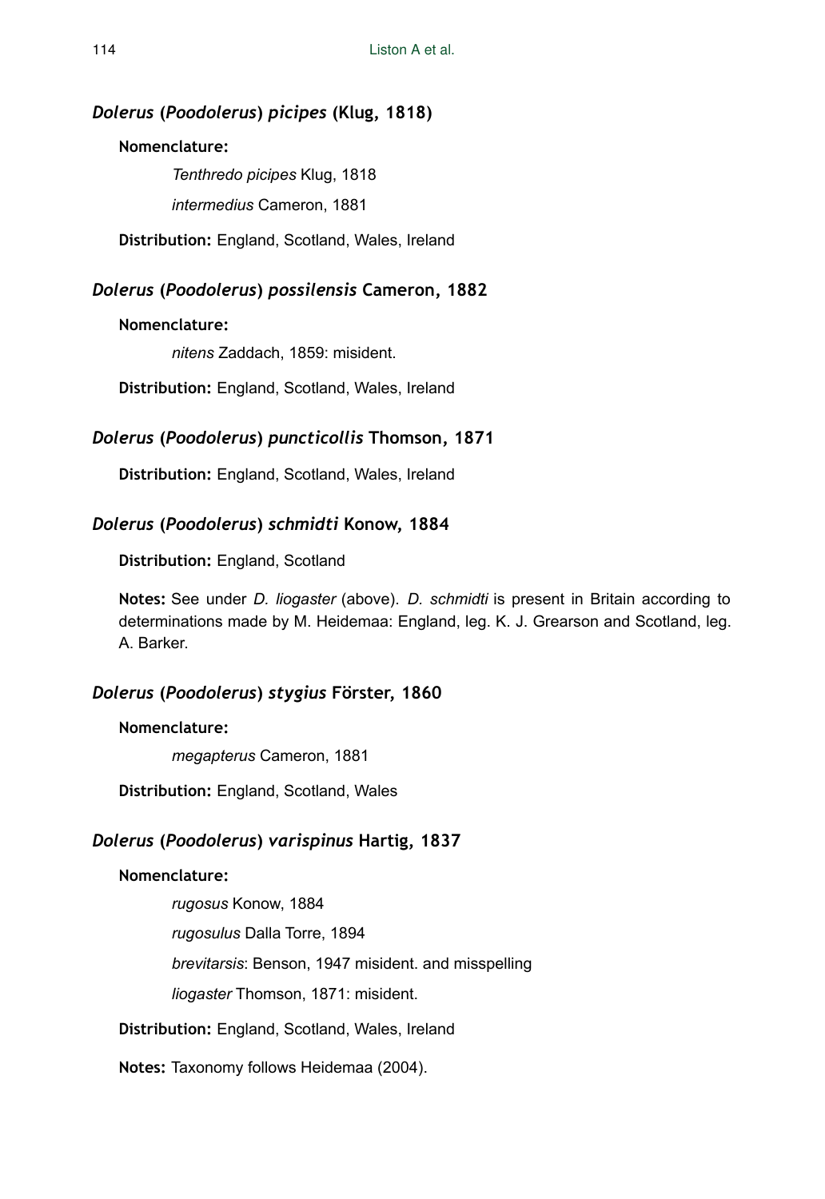### *Dolerus* (*Poodolerus*) *picipes* (Klug, 1818)

**Nomenclature:**

*Tenthredo picipes* Klug, 1818

*intermedius* Cameron, 1881

**Distribution:** England, Scotland, Wales, Ireland

### *Dolerus* (*Poodolerus*) *possilensis* Cameron, 1882

**Nomenclature:**

*nitens* Zaddach, 1859: misident.

**Distribution:** England, Scotland, Wales, Ireland

### *Dolerus* (*Poodolerus*) *puncticollis* Thomson, 1871

**Distribution:** England, Scotland, Wales, Ireland

### *Dolerus* (*Poodolerus*) *schmidti* Konow, 1884

**Distribution:** England, Scotland

**Notes:** See under *D. liogaster* (above). *D. schmidti* is present in Britain according to determinations made by M. Heidemaa: England, leg. K. J. Grearson and Scotland, leg. A. Barker.

### *Dolerus* (*Poodolerus*) *stygius* Förster, 1860

**Nomenclature:**

*megapterus* Cameron, 1881

**Distribution:** England, Scotland, Wales

### *Dolerus* (*Poodolerus*) *varispinus* Hartig, 1837

**Nomenclature:**

*rugosus* Konow, 1884

*rugosulus* Dalla Torre, 1894

*brevitarsis*: Benson, 1947 misident. and misspelling

*liogaster* Thomson, 1871: misident.

**Distribution:** England, Scotland, Wales, Ireland

**Notes:** Taxonomy follows Heidemaa (2004).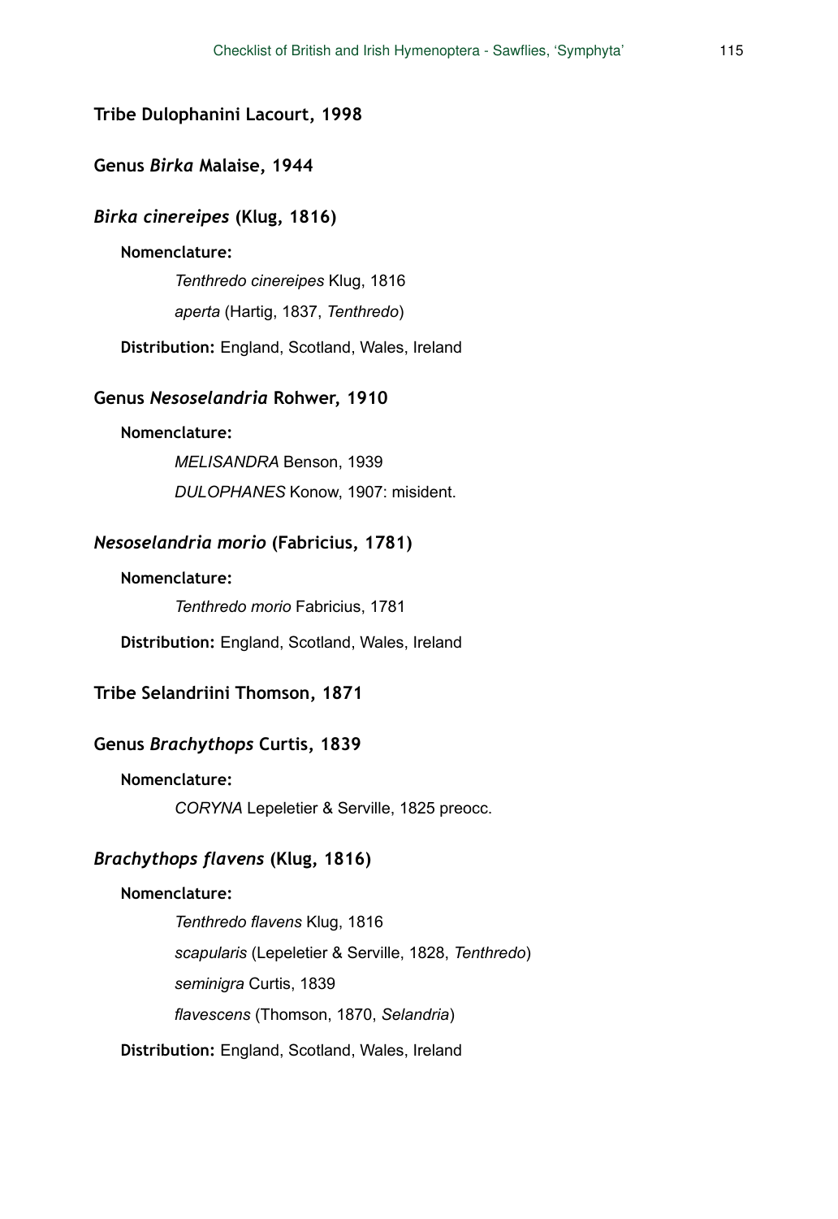### Tribe Dulophanini Lacourt, 1998

### Genus *Birka* Malaise, 1944

### *Birka cinereipes* (Klug, 1816)

**Nomenclature:**

*Tenthredo cinereipes* Klug, 1816

*aperta* (Hartig, 1837, *Tenthredo*)

**Distribution:** England, Scotland, Wales, Ireland

### Genus *Nesoselandria* Rohwer, 1910

**Nomenclature:**

*MELISANDRA* Benson, 1939

*DULOPHANES* Konow, 1907: misident.

### *Nesoselandria morio* (Fabricius, 1781)

**Nomenclature:**

*Tenthredo morio* Fabricius, 1781

**Distribution:** England, Scotland, Wales, Ireland

### Tribe Selandriini Thomson, 1871

### Genus *Brachythops* Curtis, 1839

**Nomenclature:**

*CORYNA* Lepeletier & Serville, 1825 preocc.

### *Brachythops flavens* (Klug, 1816)

**Nomenclature:**

*Tenthredo flavens* Klug, 1816

*scapularis* (Lepeletier & Serville, 1828, *Tenthredo*)

*seminigra* Curtis, 1839

*flavescens* (Thomson, 1870, *Selandria*)

**Distribution:** England, Scotland, Wales, Ireland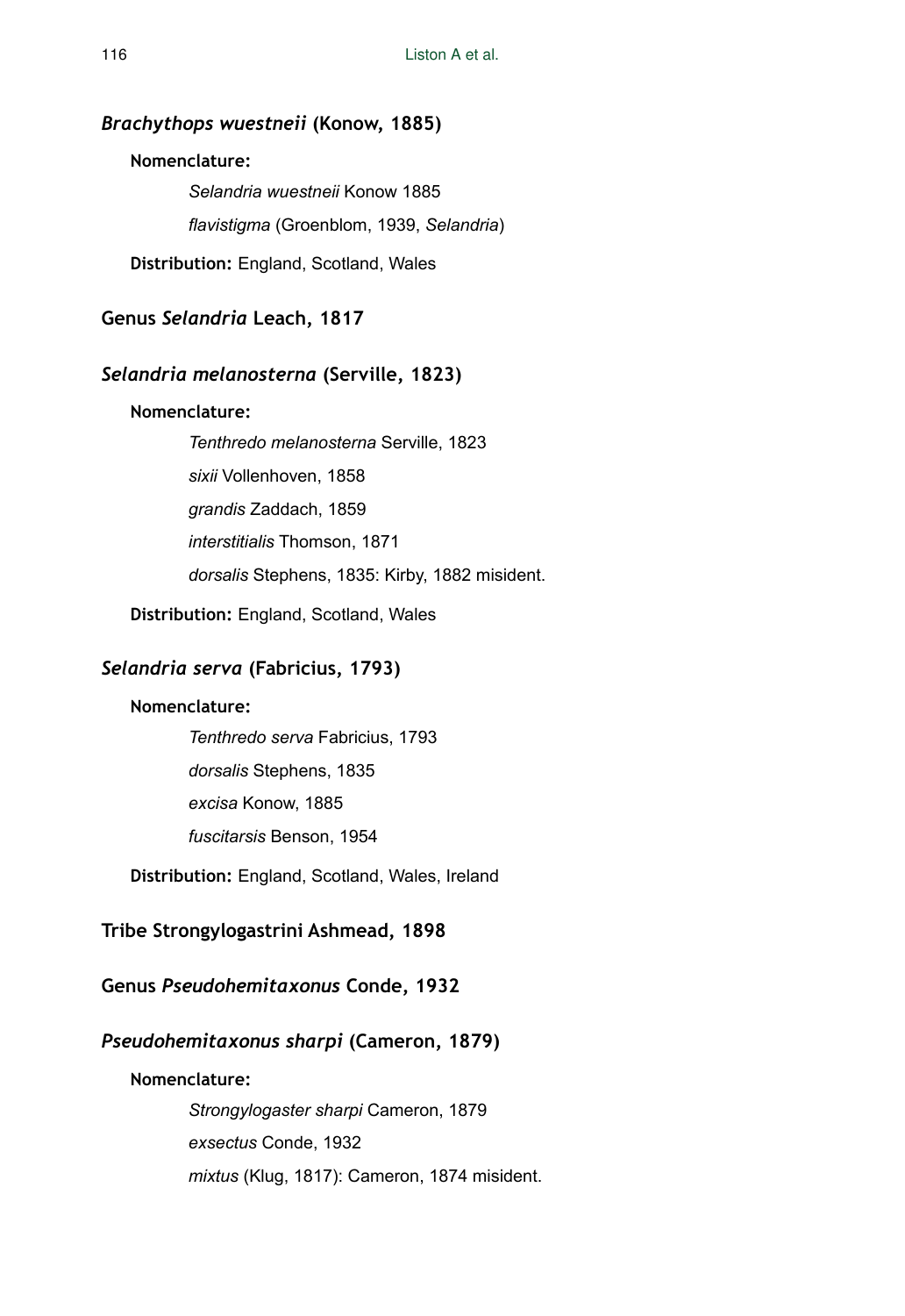### *Brachythops wuestneii* (Konow, 1885)

**Nomenclature:**

*Selandria wuestneii* Konow 1885

*flavistigma* (Groenblom, 1939, *Selandria*)

**Distribution:** England, Scotland, Wales

## Genus *Selandria* Leach, 1817

### *Selandria melanosterna* (Serville, 1823)

**Nomenclature:**

*Tenthredo melanosterna* Serville, 1823

*sixii* Vollenhoven, 1858

*grandis* Zaddach, 1859

*interstitialis* Thomson, 1871

*dorsalis* Stephens, 1835: Kirby, 1882 misident.

**Distribution:** England, Scotland, Wales

### *Selandria serva* (Fabricius, 1793)

**Nomenclature:**

*Tenthredo serva* Fabricius, 1793

*dorsalis* Stephens, 1835

*excisa* Konow, 1885

*fuscitarsis* Benson, 1954

**Distribution:** England, Scotland, Wales, Ireland

## Tribe Strongylogastrini Ashmead, 1898

## Genus *Pseudohemitaxonus* Conde, 1932

### *Pseudohemitaxonus sharpi* (Cameron, 1879)

**Nomenclature:**

*Strongylogaster sharpi* Cameron, 1879

*exsectus* Conde, 1932

*mixtus* (Klug, 1817): Cameron, 1874 misident.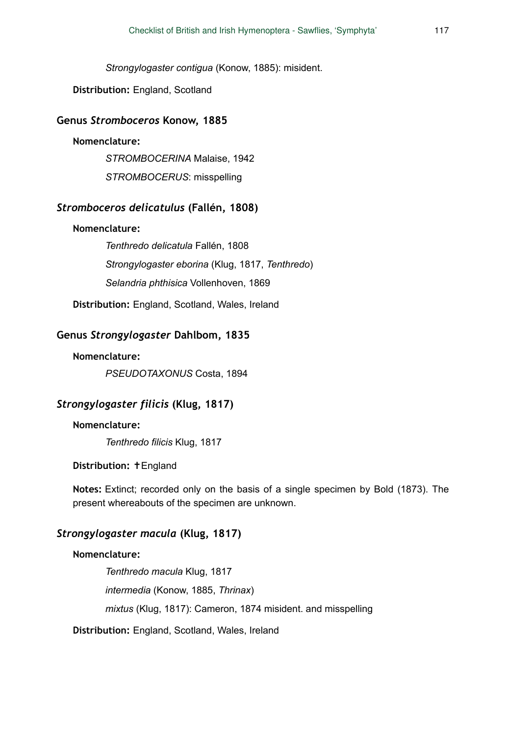*Strongylogaster contigua* (Konow, 1885): misident.

**Distribution:** England, Scotland

### Genus *Stromboceros* Konow, 1885

**Nomenclature:**

*STROMBOCERINA* Malaise, 1942

*STROMBOCERUS*: misspelling

### *Stromboceros delicatulus* (Fallén, 1808)

**Nomenclature:**

*Tenthredo delicatula* Fallén, 1808

*Strongylogaster eborina* (Klug, 1817, *Tenthredo*)

*Selandria phthisica* Vollenhoven, 1869

**Distribution:** England, Scotland, Wales, Ireland

### Genus *Strongylogaster* Dahlbom, 1835

**Nomenclature:**

*PSEUDOTAXONUS* Costa, 1894

### *Strongylogaster filicis* (Klug, 1817)

**Nomenclature:**

*Tenthredo filicis* Klug, 1817

**Distribution:** †England

**Notes:** Extinct; recorded only on the basis of a single specimen by Bold (1873). The present whereabouts of the specimen are unknown.

### *Strongylogaster macula* (Klug, 1817)

**Nomenclature:**

*Tenthredo macula* Klug, 1817

*intermedia* (Konow, 1885, *Thrinax*)

*mixtus* (Klug, 1817): Cameron, 1874 misident. and misspelling

**Distribution:** England, Scotland, Wales, Ireland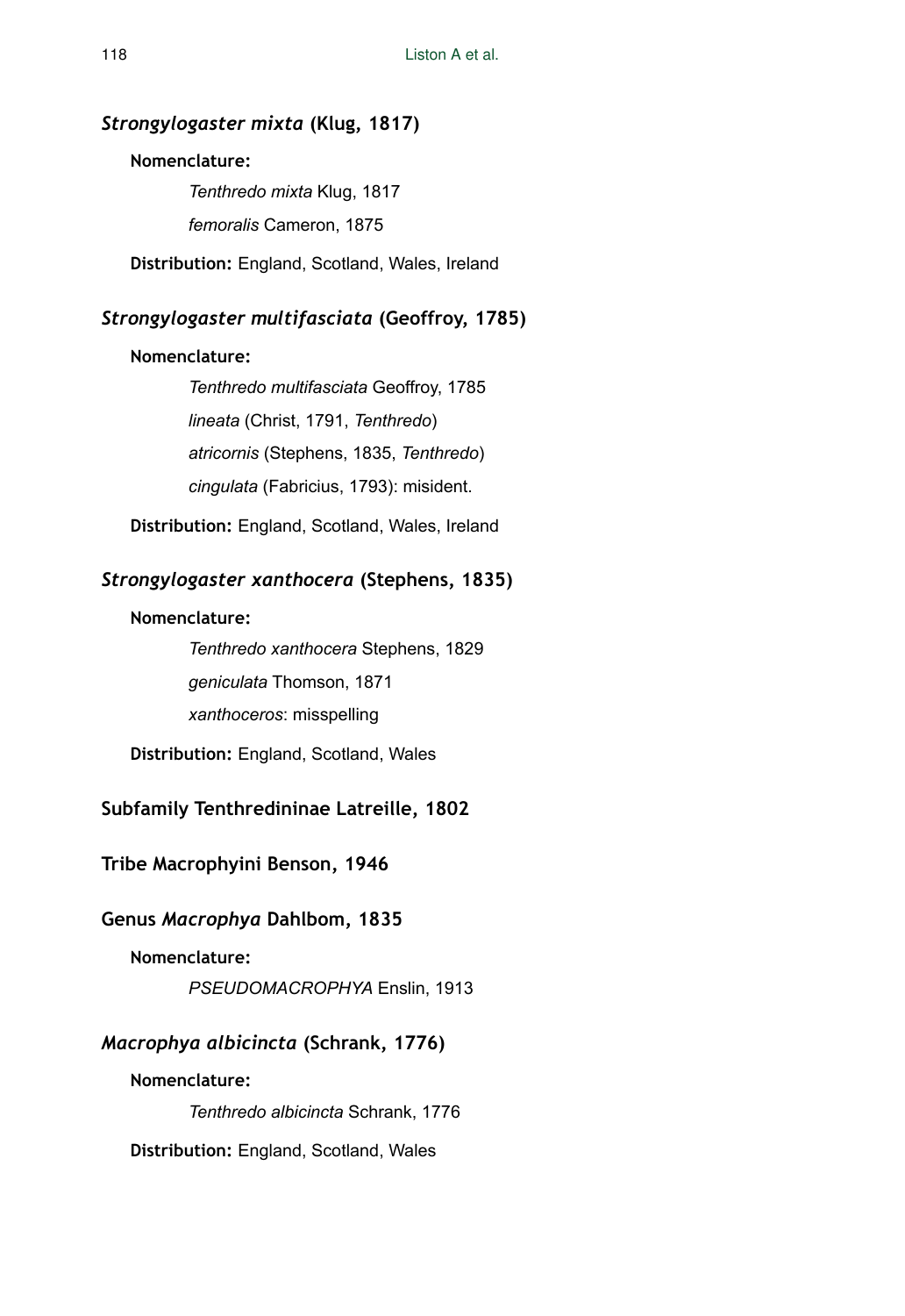### *Strongylogaster mixta* (Klug, 1817)

**Nomenclature:**

*Tenthredo mixta* Klug, 1817

*femoralis* Cameron, 1875

**Distribution:** England, Scotland, Wales, Ireland

### *Strongylogaster multifasciata* (Geoffroy, 1785)

**Nomenclature:**

*Tenthredo multifasciata* Geoffroy, 1785

*lineata* (Christ, 1791, *Tenthredo*)

*atricornis* (Stephens, 1835, *Tenthredo*)

*cingulata* (Fabricius, 1793): misident.

**Distribution:** England, Scotland, Wales, Ireland

### *Strongylogaster xanthocera* (Stephens, 1835)

**Nomenclature:**

*Tenthredo xanthocera* Stephens, 1829

*geniculata* Thomson, 1871

*xanthoceros*: misspelling

**Distribution:** England, Scotland, Wales

## Subfamily Tenthredininae Latreille, 1802

## Tribe Macrophyini Benson, 1946

## Genus *Macrophya* Dahlbom, 1835

**Nomenclature:**

*PSEUDOMACROPHYA* Enslin, 1913

### *Macrophya albicincta* (Schrank, 1776)

**Nomenclature:**

*Tenthredo albicincta* Schrank, 1776

**Distribution:** England, Scotland, Wales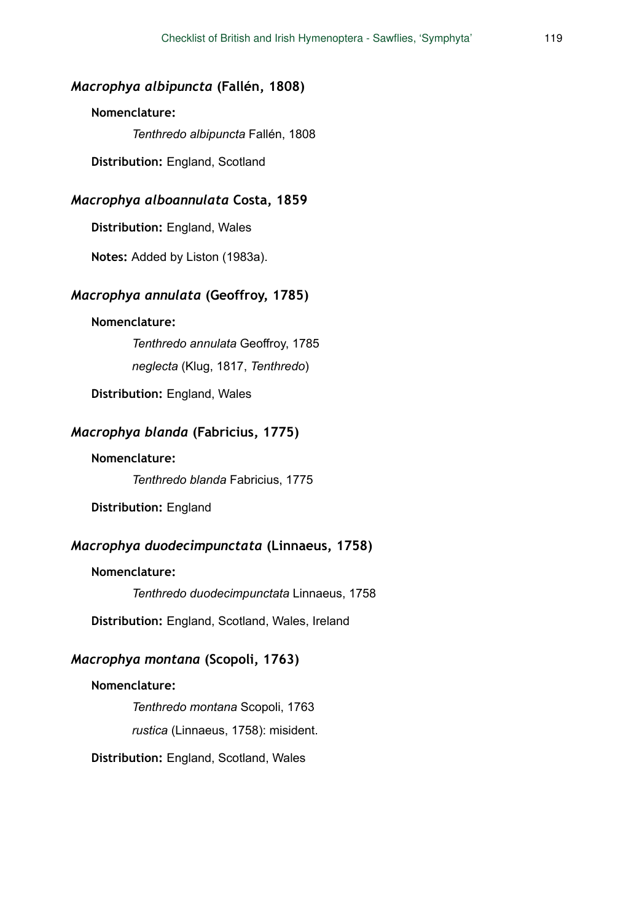### *Macrophya albipuncta* (Fallén, 1808)

**Nomenclature:**

*Tenthredo albipuncta* Fallén, 1808

**Distribution:** England, Scotland

### *Macrophya alboannulata* Costa, 1859

**Distribution:** England, Wales

**Notes:** Added by Liston (1983a).

### *Macrophya annulata* (Geoffroy, 1785)

**Nomenclature:**

*Tenthredo annulata* Geoffroy, 1785

*neglecta* (Klug, 1817, *Tenthredo*)

**Distribution:** England, Wales

### *Macrophya blanda* (Fabricius, 1775)

**Nomenclature:**

*Tenthredo blanda* Fabricius, 1775

**Distribution:** England

### *Macrophya duodecimpunctata* (Linnaeus, 1758)

**Nomenclature:**

*Tenthredo duodecimpunctata* Linnaeus, 1758

**Distribution:** England, Scotland, Wales, Ireland

### *Macrophya montana* (Scopoli, 1763)

**Nomenclature:**

*Tenthredo montana* Scopoli, 1763

*rustica* (Linnaeus, 1758): misident.

**Distribution:** England, Scotland, Wales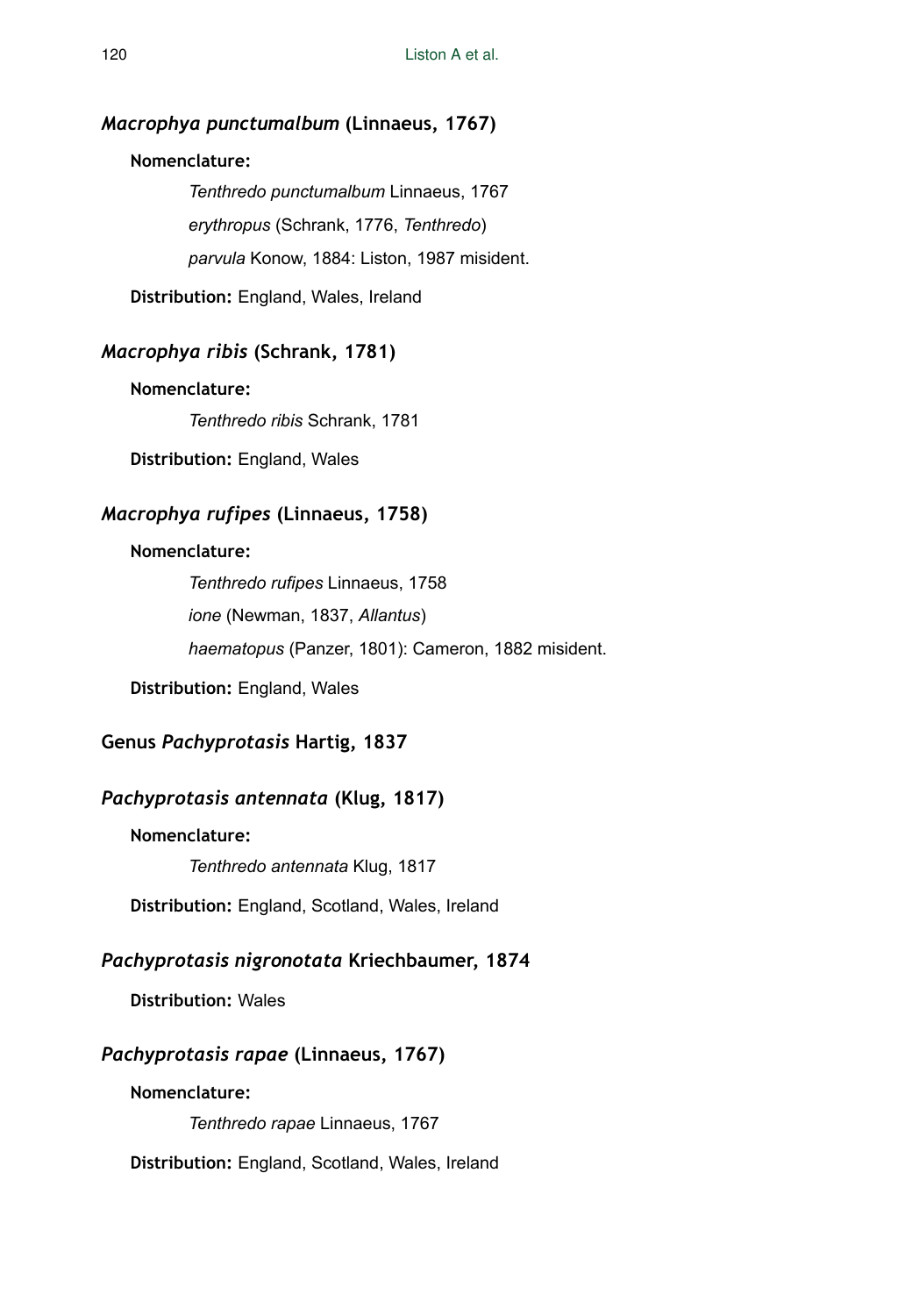### *Macrophya punctumalbum* (Linnaeus, 1767)

**Nomenclature:**

*Tenthredo punctumalbum* Linnaeus, 1767

*erythropus* (Schrank, 1776, *Tenthredo*)

*parvula* Konow, 1884: Liston, 1987 misident.

**Distribution:** England, Wales, Ireland

### *Macrophya ribis* (Schrank, 1781)

**Nomenclature:**

*Tenthredo ribis* Schrank, 1781

**Distribution:** England, Wales

### *Macrophya rufipes* (Linnaeus, 1758)

**Nomenclature:**

*Tenthredo rufipes* Linnaeus, 1758

*ione* (Newman, 1837, *Allantus*)

*haematopus* (Panzer, 1801): Cameron, 1882 misident.

**Distribution:** England, Wales

## Genus *Pachyprotasis* Hartig, 1837

### *Pachyprotasis antennata* (Klug, 1817)

**Nomenclature:**

*Tenthredo antennata* Klug, 1817

**Distribution:** England, Scotland, Wales, Ireland

### *Pachyprotasis nigronotata* Kriechbaumer, 1874

**Distribution:** Wales

### *Pachyprotasis rapae* (Linnaeus, 1767)

**Nomenclature:**

*Tenthredo rapae* Linnaeus, 1767

**Distribution:** England, Scotland, Wales, Ireland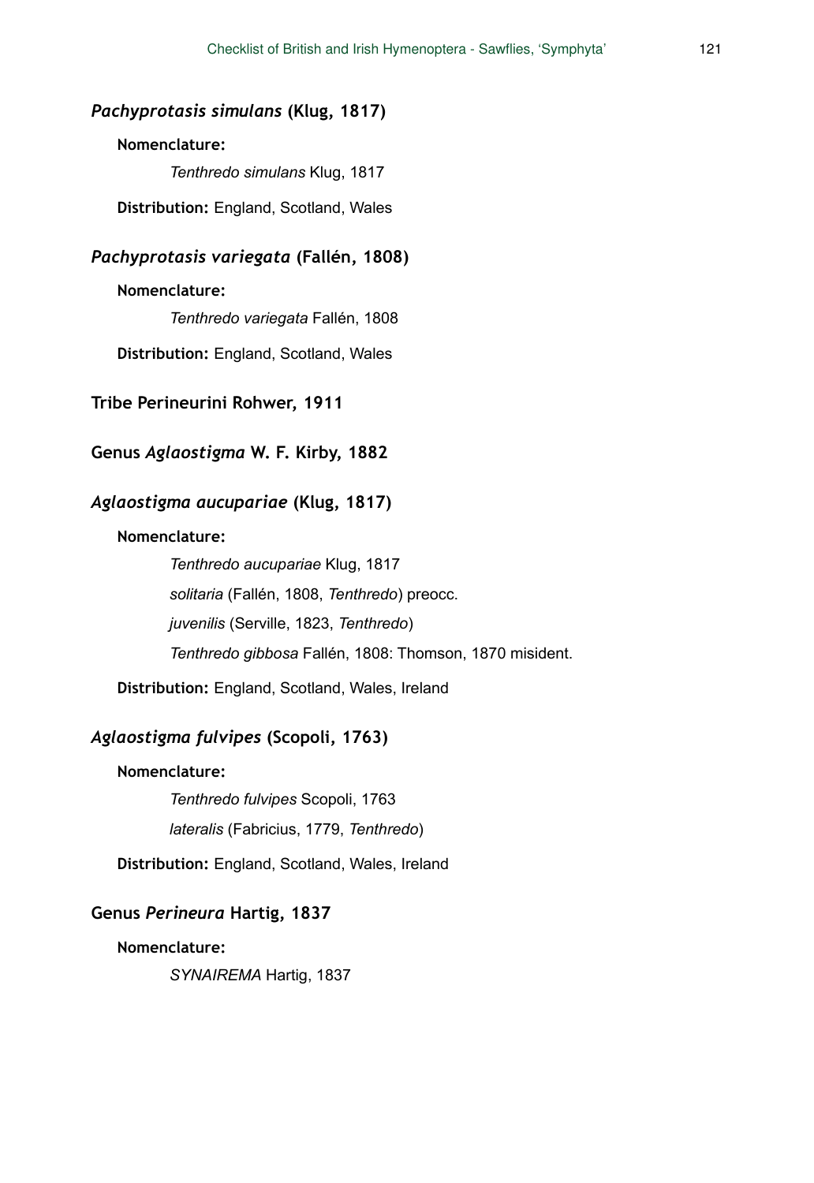### *Pachyprotasis simulans* (Klug, 1817)

**Nomenclature:**

*Tenthredo simulans* Klug, 1817

**Distribution:** England, Scotland, Wales

### *Pachyprotasis variegata* (Fallén, 1808)

**Nomenclature:**

*Tenthredo variegata* Fallén, 1808

**Distribution:** England, Scotland, Wales

## Tribe Perineurini Rohwer, 1911

## Genus *Aglaostigma* W. F. Kirby, 1882

### *Aglaostigma aucupariae* (Klug, 1817)

**Nomenclature:**

*Tenthredo aucupariae* Klug, 1817

*solitaria* (Fallén, 1808, *Tenthredo*) preocc.

*juvenilis* (Serville, 1823, *Tenthredo*)

*Tenthredo gibbosa* Fallén, 1808: Thomson, 1870 misident.

**Distribution:** England, Scotland, Wales, Ireland

### *Aglaostigma fulvipes* (Scopoli, 1763)

**Nomenclature:**

*Tenthredo fulvipes* Scopoli, 1763

*lateralis* (Fabricius, 1779, *Tenthredo*)

**Distribution:** England, Scotland, Wales, Ireland

## Genus *Perineura* Hartig, 1837

**Nomenclature:**

*SYNAIREMA* Hartig, 1837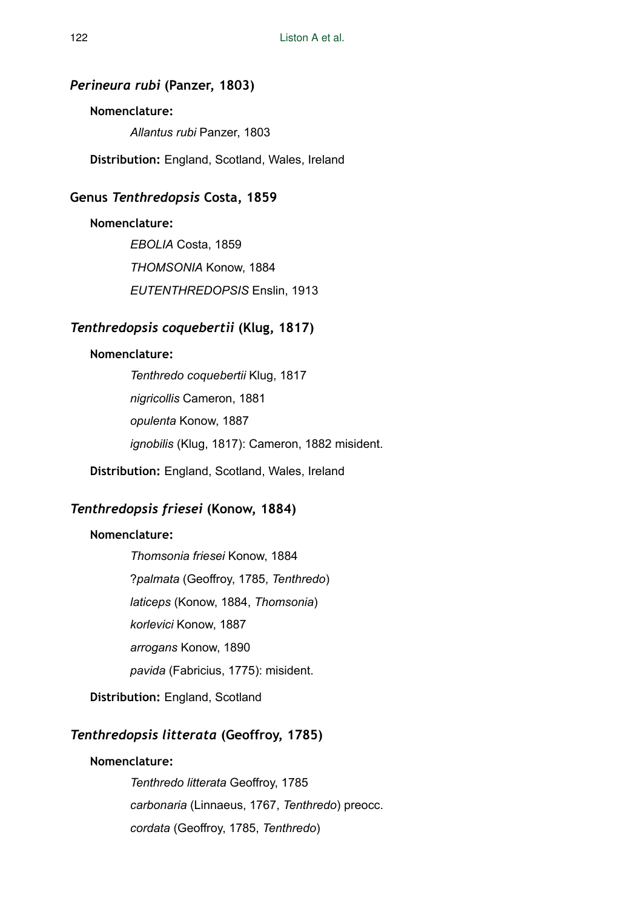### *Perineura rubi* (Panzer, 1803)

**Nomenclature:**

*Allantus rubi* Panzer, 1803

**Distribution:** England, Scotland, Wales, Ireland

### Genus *Tenthredopsis* Costa, 1859

**Nomenclature:**

*EBOLIA* Costa, 1859

*THOMSONIA* Konow, 1884

*EUTENTHREDOPSIS* Enslin, 1913

### *Tenthredopsis coquebertii* (Klug, 1817)

**Nomenclature:**

*Tenthredo coquebertii* Klug, 1817

*nigricollis* Cameron, 1881

*opulenta* Konow, 1887

*ignobilis* (Klug, 1817): Cameron, 1882 misident.

**Distribution:** England, Scotland, Wales, Ireland

### *Tenthredopsis friesei* (Konow, 1884)

**Nomenclature:**

*Thomsonia friesei* Konow, 1884

?*palmata* (Geoffroy, 1785, *Tenthredo*)

*laticeps* (Konow, 1884, *Thomsonia*)

*korlevici* Konow, 1887

*arrogans* Konow, 1890

*pavida* (Fabricius, 1775): misident.

**Distribution:** England, Scotland

### *Tenthredopsis litterata* (Geoffroy, 1785)

**Nomenclature:**

*Tenthredo litterata* Geoffroy, 1785

*carbonaria* (Linnaeus, 1767, *Tenthredo*) preocc.

*cordata* (Geoffroy, 1785, *Tenthredo*)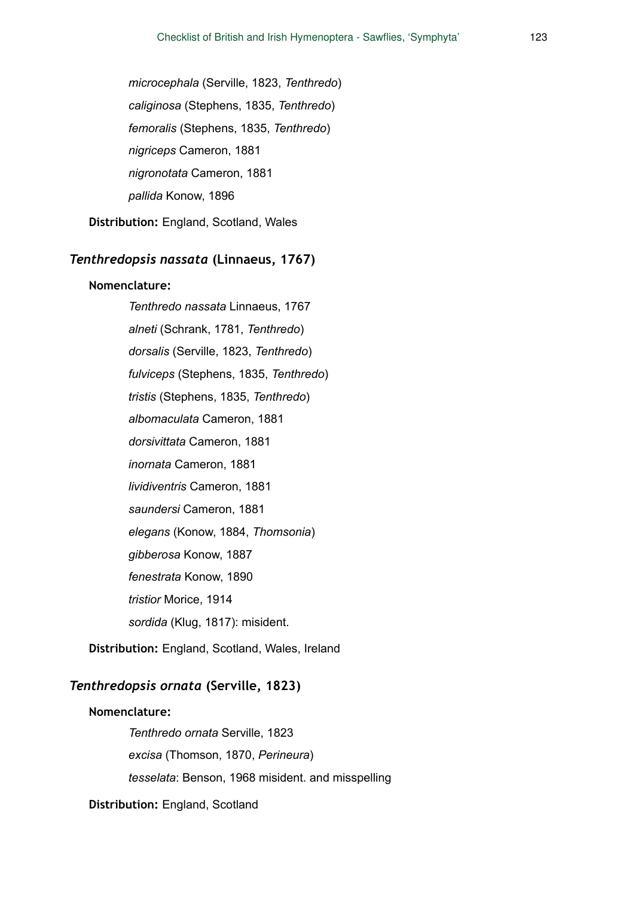*microcephala* (Serville, 1823, *Tenthredo*)

*caliginosa* (Stephens, 1835, *Tenthredo*)

*femoralis* (Stephens, 1835, *Tenthredo*)

*nigriceps* Cameron, 1881

*nigronotata* Cameron, 1881

*pallida* Konow, 1896

**Distribution:** England, Scotland, Wales

### *Tenthredopsis nassata* (Linnaeus, 1767)

**Nomenclature:**

*Tenthredo nassata* Linnaeus, 1767

*alneti* (Schrank, 1781, *Tenthredo*)

*dorsalis* (Serville, 1823, *Tenthredo*)

*fulviceps* (Stephens, 1835, *Tenthredo*)

*tristis* (Stephens, 1835, *Tenthredo*)

*albomaculata* Cameron, 1881

*dorsivittata* Cameron, 1881

*inornata* Cameron, 1881

*lividiventris* Cameron, 1881

*saundersi* Cameron, 1881

*elegans* (Konow, 1884, *Thomsonia*)

*gibberosa* Konow, 1887

*fenestrata* Konow, 1890

*tristior* Morice, 1914

*sordida* (Klug, 1817): misident.

**Distribution:** England, Scotland, Wales, Ireland

### *Tenthredopsis ornata* (Serville, 1823)

**Nomenclature:**

*Tenthredo ornata* Serville, 1823

*excisa* (Thomson, 1870, *Perineura*)

*tesselata*: Benson, 1968 misident. and misspelling

**Distribution:** England, Scotland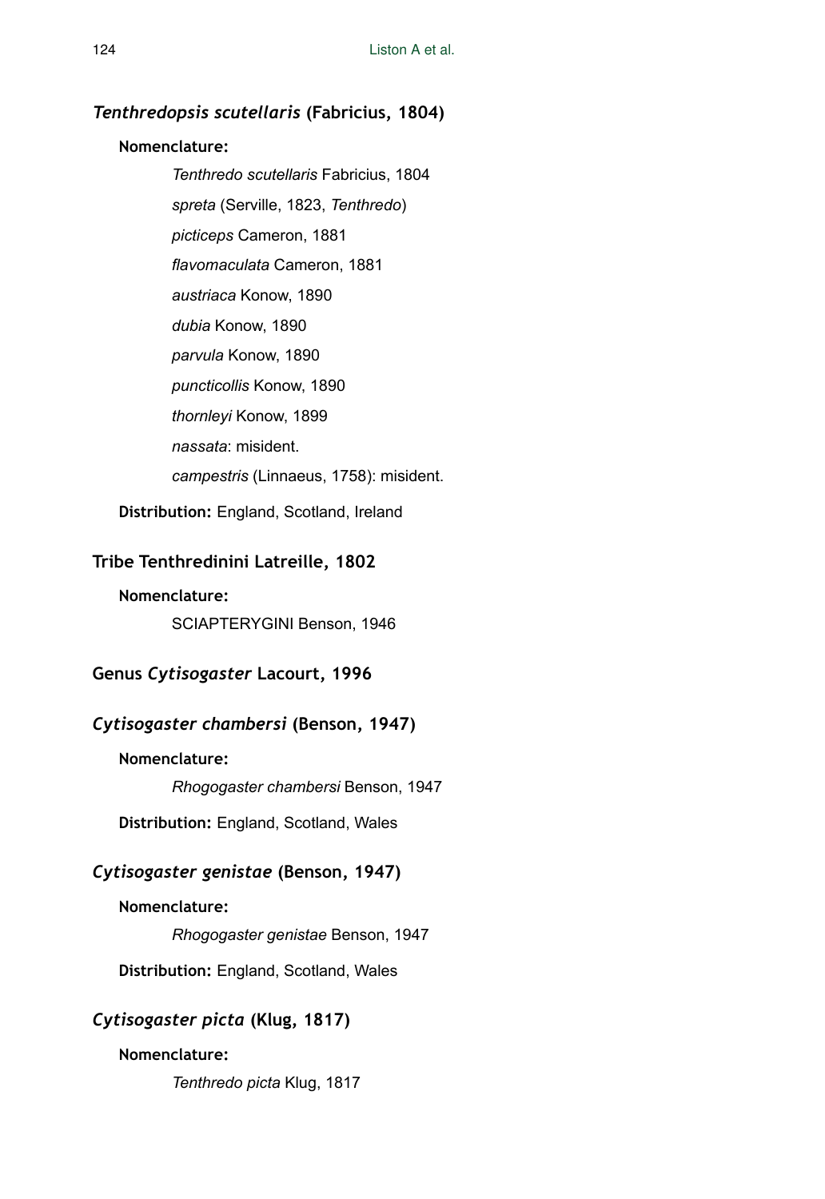### *Tenthredopsis scutellaris* (Fabricius, 1804)

**Nomenclature:**

*Tenthredo scutellaris* Fabricius, 1804

*spreta* (Serville, 1823, *Tenthredo*)

*picticeps* Cameron, 1881

*flavomaculata* Cameron, 1881

*austriaca* Konow, 1890

*dubia* Konow, 1890

*parvula* Konow, 1890

*puncticollis* Konow, 1890

*thornleyi* Konow, 1899

*nassata*: misident.

*campestris* (Linnaeus, 1758): misident.

**Distribution:** England, Scotland, Ireland

### Tribe Tenthredinini Latreille, 1802

**Nomenclature:**

SCIAPTERYGINI Benson, 1946

### Genus *Cytisogaster* Lacourt, 1996

### *Cytisogaster chambersi* (Benson, 1947)

**Nomenclature:**

*Rhogogaster chambersi* Benson, 1947

**Distribution:** England, Scotland, Wales

### *Cytisogaster genistae* (Benson, 1947)

**Nomenclature:**

*Rhogogaster genistae* Benson, 1947

**Distribution:** England, Scotland, Wales

### *Cytisogaster picta* (Klug, 1817)

**Nomenclature:**

*Tenthredo picta* Klug, 1817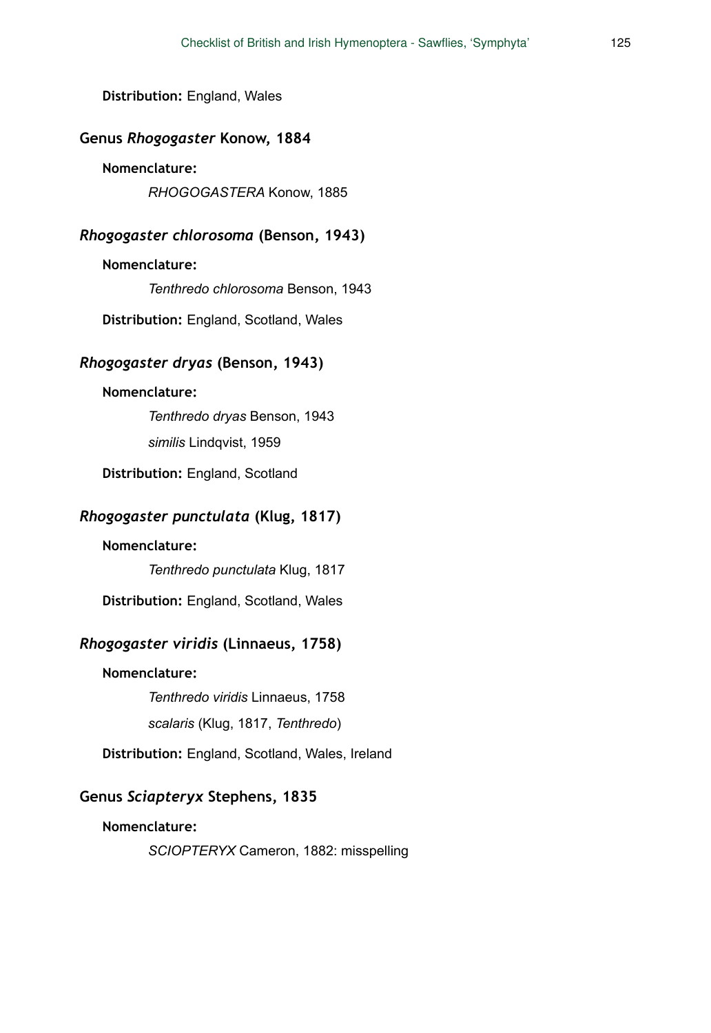**Distribution:** England, Wales

### Genus *Rhogogaster* Konow, 1884

**Nomenclature:**

*RHOGOGASTERA* Konow, 1885

### *Rhogogaster chlorosoma* (Benson, 1943)

**Nomenclature:**

*Tenthredo chlorosoma* Benson, 1943

**Distribution:** England, Scotland, Wales

### *Rhogogaster dryas* (Benson, 1943)

**Nomenclature:**

*Tenthredo dryas* Benson, 1943

*similis* Lindqvist, 1959

**Distribution:** England, Scotland

### *Rhogogaster punctulata* (Klug, 1817)

**Nomenclature:**

*Tenthredo punctulata* Klug, 1817

**Distribution:** England, Scotland, Wales

### *Rhogogaster viridis* (Linnaeus, 1758)

**Nomenclature:**

*Tenthredo viridis* Linnaeus, 1758

*scalaris* (Klug, 1817, *Tenthredo*)

**Distribution:** England, Scotland, Wales, Ireland

### Genus *Sciapteryx* Stephens, 1835

**Nomenclature:**

*SCIOPTERYX* Cameron, 1882: misspelling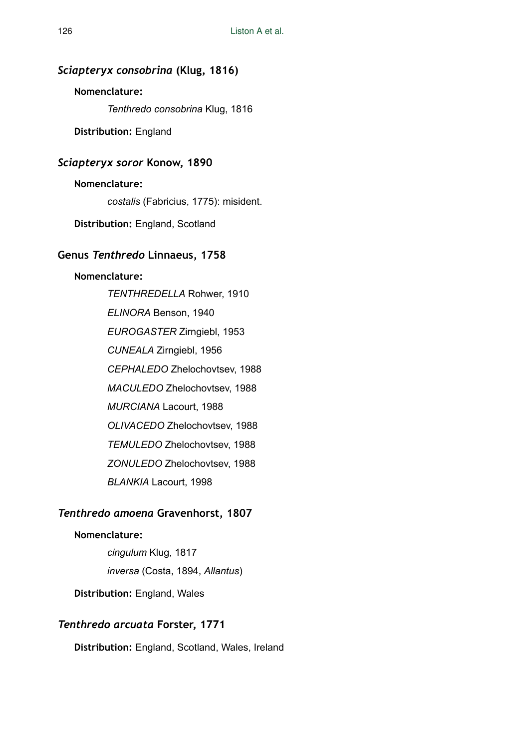### *Sciapteryx consobrina* (Klug, 1816)

**Nomenclature:**

*Tenthredo consobrina* Klug, 1816

**Distribution:** England

### *Sciapteryx soror* Konow, 1890

**Nomenclature:**

*costalis* (Fabricius, 1775): misident.

**Distribution:** England, Scotland

### Genus *Tenthredo* Linnaeus, 1758

**Nomenclature:**

*TENTHREDELLA* Rohwer, 1910

*ELINORA* Benson, 1940

*EUROGASTER* Zirngiebl, 1953

*CUNEALA* Zirngiebl, 1956

*CEPHALEDO* Zhelochovtsev, 1988

*MACULEDO* Zhelochovtsev, 1988

*MURCIANA* Lacourt, 1988

*OLIVACEDO* Zhelochovtsev, 1988

*TEMULEDO* Zhelochovtsev, 1988

*ZONULEDO* Zhelochovtsev, 1988

*BLANKIA* Lacourt, 1998

### *Tenthredo amoena* Gravenhorst, 1807

**Nomenclature:**

*cingulum* Klug, 1817

*inversa* (Costa, 1894, *Allantus*)

**Distribution:** England, Wales

### *Tenthredo arcuata* Forster, 1771

**Distribution:** England, Scotland, Wales, Ireland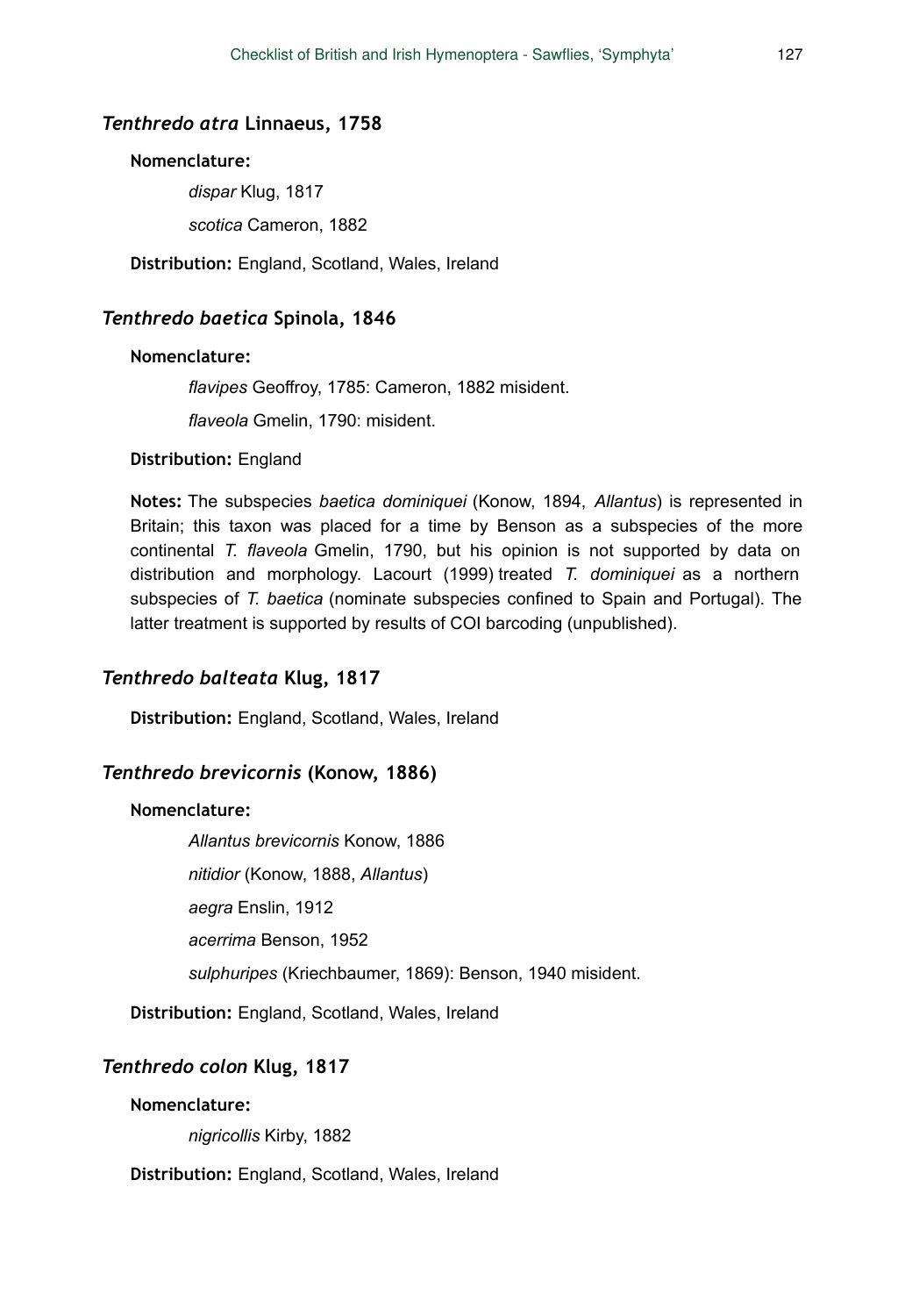### *Tenthredo atra* Linnaeus, 1758

**Nomenclature:**

*dispar* Klug, 1817

*scotica* Cameron, 1882

**Distribution:** England, Scotland, Wales, Ireland

### *Tenthredo baetica* Spinola, 1846

**Nomenclature:**

*flavipes* Geoffroy, 1785: Cameron, 1882 misident.

*flaveola* Gmelin, 1790: misident.

**Distribution:** England

**Notes:** The subspecies *baetica dominiquei* (Konow, 1894, *Allantus*) is represented in Britain; this taxon was placed for a time by Benson as a subspecies of the more continental *T. flaveola* Gmelin, 1790, but his opinion is not supported by data on distribution and morphology. Lacourt (1999) treated *T. dominiquei* as a northern subspecies of *T. baetica* (nominate subspecies confined to Spain and Portugal). The latter treatment is supported by results of COI barcoding (unpublished).

### *Tenthredo balteata* Klug, 1817

**Distribution:** England, Scotland, Wales, Ireland

### *Tenthredo brevicornis* (Konow, 1886)

**Nomenclature:**

*Allantus brevicornis* Konow, 1886

*nitidior* (Konow, 1888, *Allantus*)

*aegra* Enslin, 1912

*acerrima* Benson, 1952

*sulphuripes* (Kriechbaumer, 1869): Benson, 1940 misident.

**Distribution:** England, Scotland, Wales, Ireland

### *Tenthredo colon* Klug, 1817

**Nomenclature:**

*nigricollis* Kirby, 1882

**Distribution:** England, Scotland, Wales, Ireland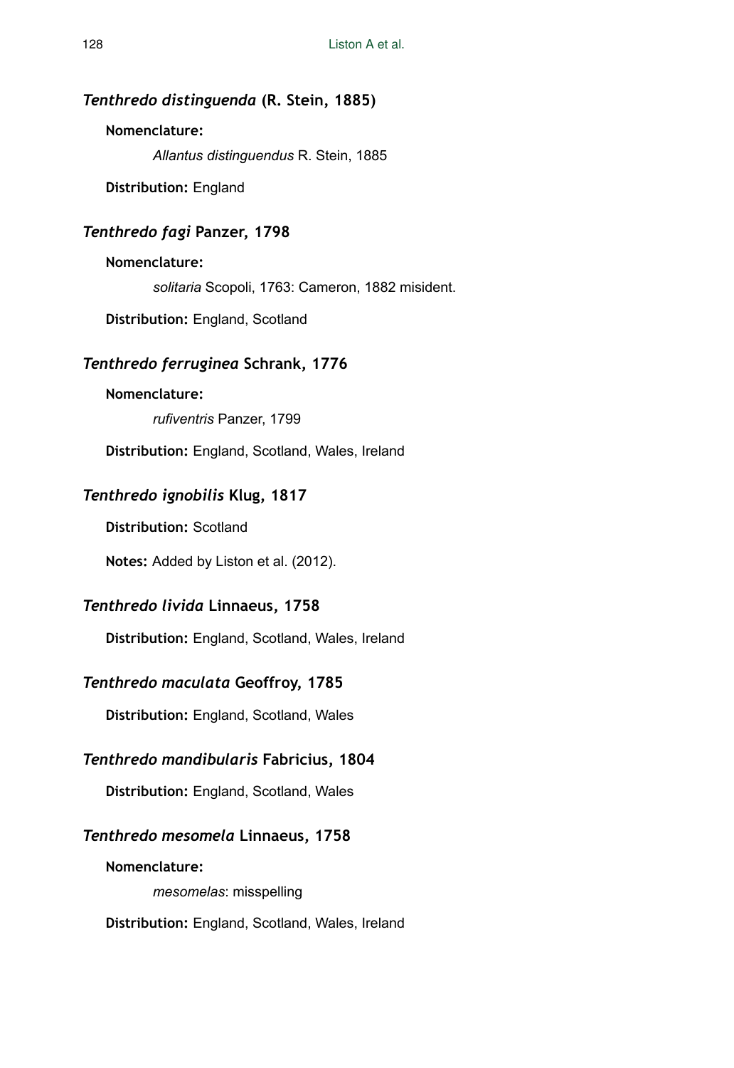## *Tenthredo distinguenda* (R. Stein, 1885)

**Nomenclature:**

*Allantus distinguendus* R. Stein, 1885

**Distribution:** England

## *Tenthredo fagi* Panzer, 1798

**Nomenclature:**

*solitaria* Scopoli, 1763: Cameron, 1882 misident.

**Distribution:** England, Scotland

## *Tenthredo ferruginea* Schrank, 1776

**Nomenclature:**

*rufiventris* Panzer, 1799

**Distribution:** England, Scotland, Wales, Ireland

## *Tenthredo ignobilis* Klug, 1817

**Distribution:** Scotland

**Notes:** Added by Liston et al. (2012).

## *Tenthredo livida* Linnaeus, 1758

**Distribution:** England, Scotland, Wales, Ireland

## *Tenthredo maculata* Geoffroy, 1785

**Distribution:** England, Scotland, Wales

## *Tenthredo mandibularis* Fabricius, 1804

**Distribution:** England, Scotland, Wales

## *Tenthredo mesomela* Linnaeus, 1758

**Nomenclature:**

*mesomelas*: misspelling

**Distribution:** England, Scotland, Wales, Ireland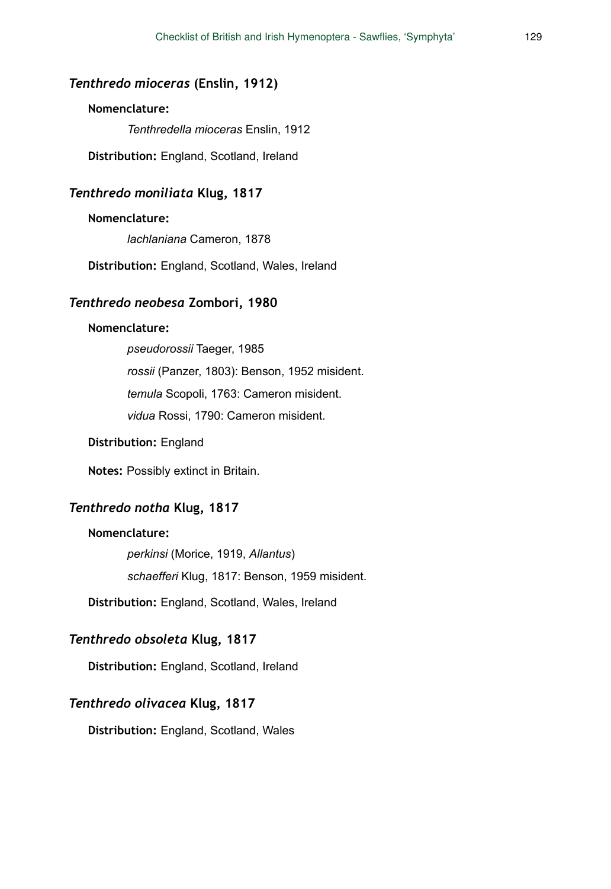### *Tenthredo mioceras* (Enslin, 1912)

**Nomenclature:**

*Tenthredella mioceras* Enslin, 1912

**Distribution:** England, Scotland, Ireland

### *Tenthredo moniliata* Klug, 1817

**Nomenclature:**

*lachlaniana* Cameron, 1878

**Distribution:** England, Scotland, Wales, Ireland

### *Tenthredo neobesa* Zombori, 1980

**Nomenclature:**

*pseudorossii* Taeger, 1985

*rossii* (Panzer, 1803): Benson, 1952 misident.

*temula* Scopoli, 1763: Cameron misident.

*vidua* Rossi, 1790: Cameron misident.

**Distribution:** England

**Notes:** Possibly extinct in Britain.

### *Tenthredo notha* Klug, 1817

**Nomenclature:**

*perkinsi* (Morice, 1919, *Allantus*)

*schaefferi* Klug, 1817: Benson, 1959 misident.

**Distribution:** England, Scotland, Wales, Ireland

### *Tenthredo obsoleta* Klug, 1817

**Distribution:** England, Scotland, Ireland

### *Tenthredo olivacea* Klug, 1817

**Distribution:** England, Scotland, Wales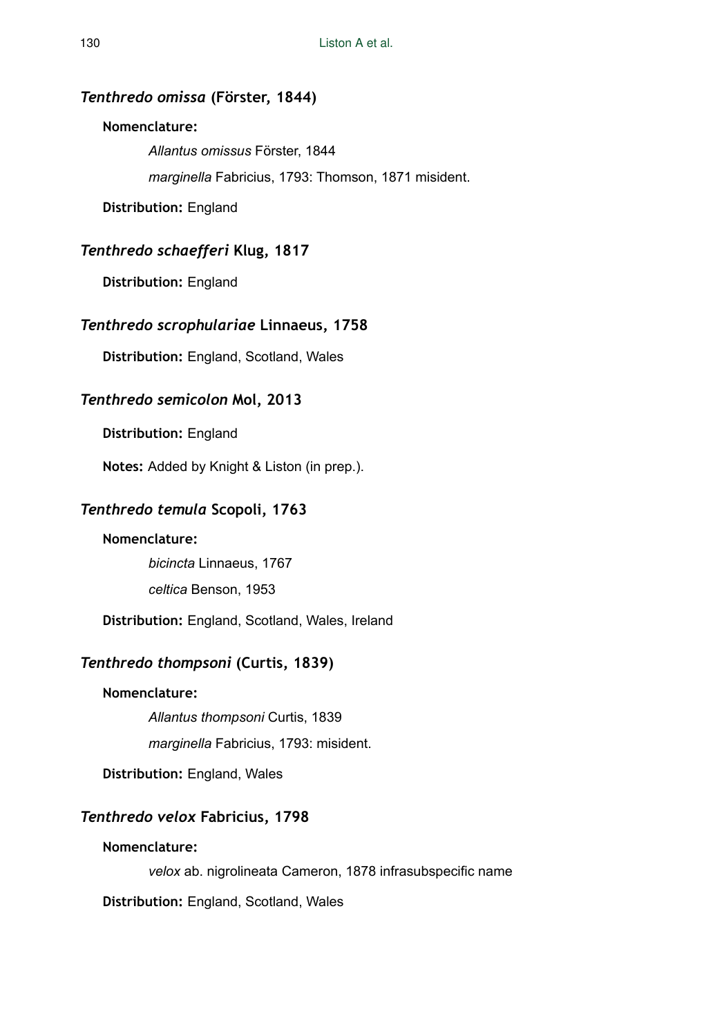### *Tenthredo omissa* (Förster, 1844)

**Nomenclature:**

*Allantus omissus* Förster, 1844

*marginella* Fabricius, 1793: Thomson, 1871 misident.

**Distribution:** England

### *Tenthredo schaefferi* Klug, 1817

**Distribution:** England

### *Tenthredo scrophulariae* Linnaeus, 1758

**Distribution:** England, Scotland, Wales

### *Tenthredo semicolon* Mol, 2013

**Distribution:** England

**Notes:** Added by Knight & Liston (in prep.).

### *Tenthredo temula* Scopoli, 1763

**Nomenclature:**

*bicincta* Linnaeus, 1767

*celtica* Benson, 1953

**Distribution:** England, Scotland, Wales, Ireland

### *Tenthredo thompsoni* (Curtis, 1839)

**Nomenclature:**

*Allantus thompsoni* Curtis, 1839

*marginella* Fabricius, 1793: misident.

**Distribution:** England, Wales

### *Tenthredo velox* Fabricius, 1798

**Nomenclature:**

*velox* ab. nigrolineata Cameron, 1878 infrasubspecific name

**Distribution:** England, Scotland, Wales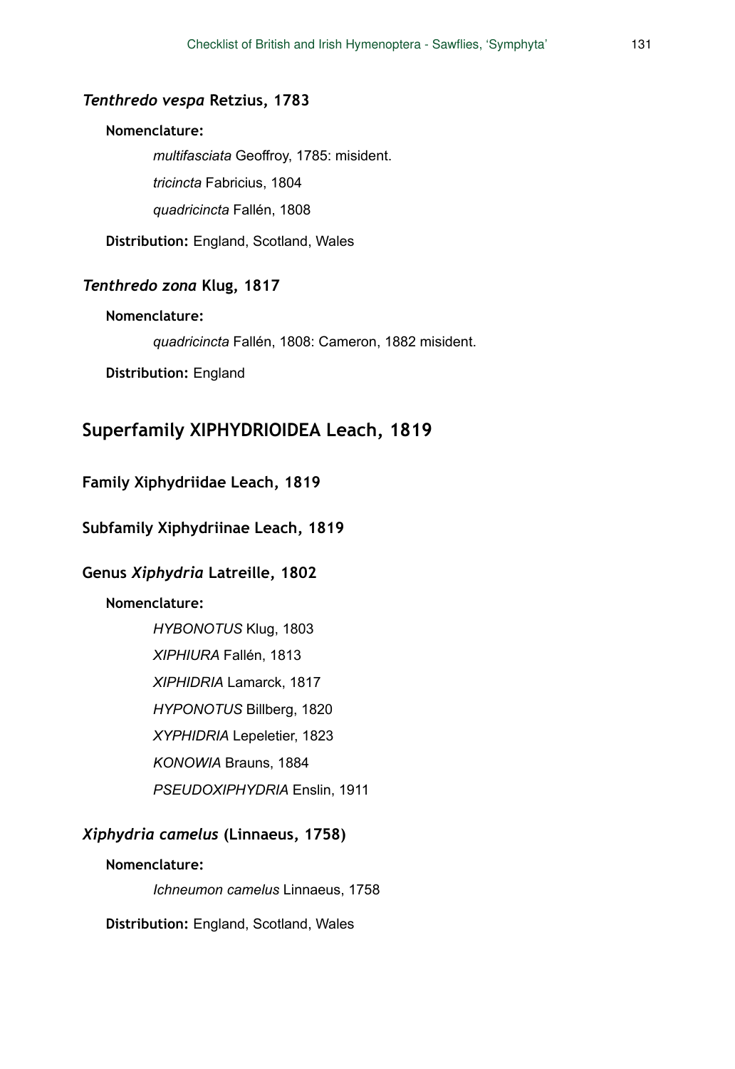### *Tenthredo vespa* Retzius, 1783

**Nomenclature:**

*multifasciata* Geoffroy, 1785: misident.

*tricincta* Fabricius, 1804

*quadricincta* Fallén, 1808

**Distribution:** England, Scotland, Wales

### *Tenthredo zona* Klug, 1817

**Nomenclature:**

*quadricincta* Fallén, 1808: Cameron, 1882 misident.

**Distribution:** England

## Superfamily XIPHYDRIOIDEA Leach, 1819

### Family Xiphydriidae Leach, 1819

### Subfamily Xiphydriinae Leach, 1819

### Genus *Xiphydria* Latreille, 1802

**Nomenclature:**

*HYBONOTUS* Klug, 1803

*XIPHIURA* Fallén, 1813

*XIPHIDRIA* Lamarck, 1817

*HYPONOTUS* Billberg, 1820

*XYPHIDRIA* Lepeletier, 1823

*KONOWIA* Brauns, 1884

*PSEUDOXIPHYDRIA* Enslin, 1911

### *Xiphydria camelus* (Linnaeus, 1758)

**Nomenclature:**

*Ichneumon camelus* Linnaeus, 1758

**Distribution:** England, Scotland, Wales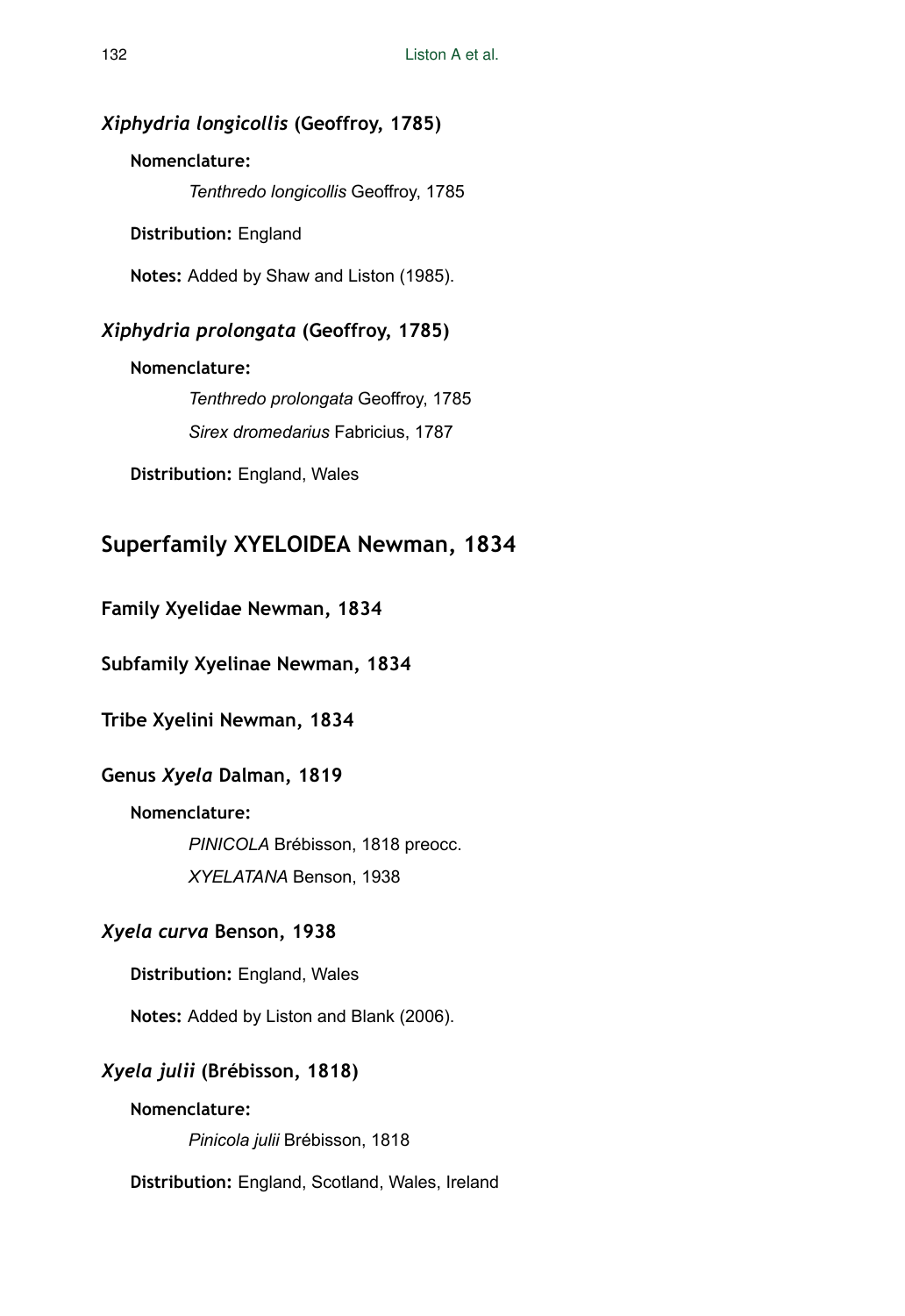### *Xiphydria longicollis* (Geoffroy, 1785)

**Nomenclature:**

*Tenthredo longicollis* Geoffroy, 1785

**Distribution:** England

**Notes:** Added by Shaw and Liston (1985).

### *Xiphydria prolongata* (Geoffroy, 1785)

**Nomenclature:**

*Tenthredo prolongata* Geoffroy, 1785

*Sirex dromedarius* Fabricius, 1787

**Distribution:** England, Wales

## Superfamily XYELOIDEA Newman, 1834

**Family Xyelidae Newman, 1834**

**Subfamily Xyelinae Newman, 1834**

**Tribe Xyelini Newman, 1834**

**Genus *Xyela* Dalman, 1819**

**Nomenclature:**

*PINICOLA* Brébisson, 1818 preocc.

*XYELATANA* Benson, 1938

### *Xyela curva* Benson, 1938

**Distribution:** England, Wales

**Notes:** Added by Liston and Blank (2006).

### *Xyela julii* (Brébisson, 1818)

**Nomenclature:**

*Pinicola julii* Brébisson, 1818

**Distribution:** England, Scotland, Wales, Ireland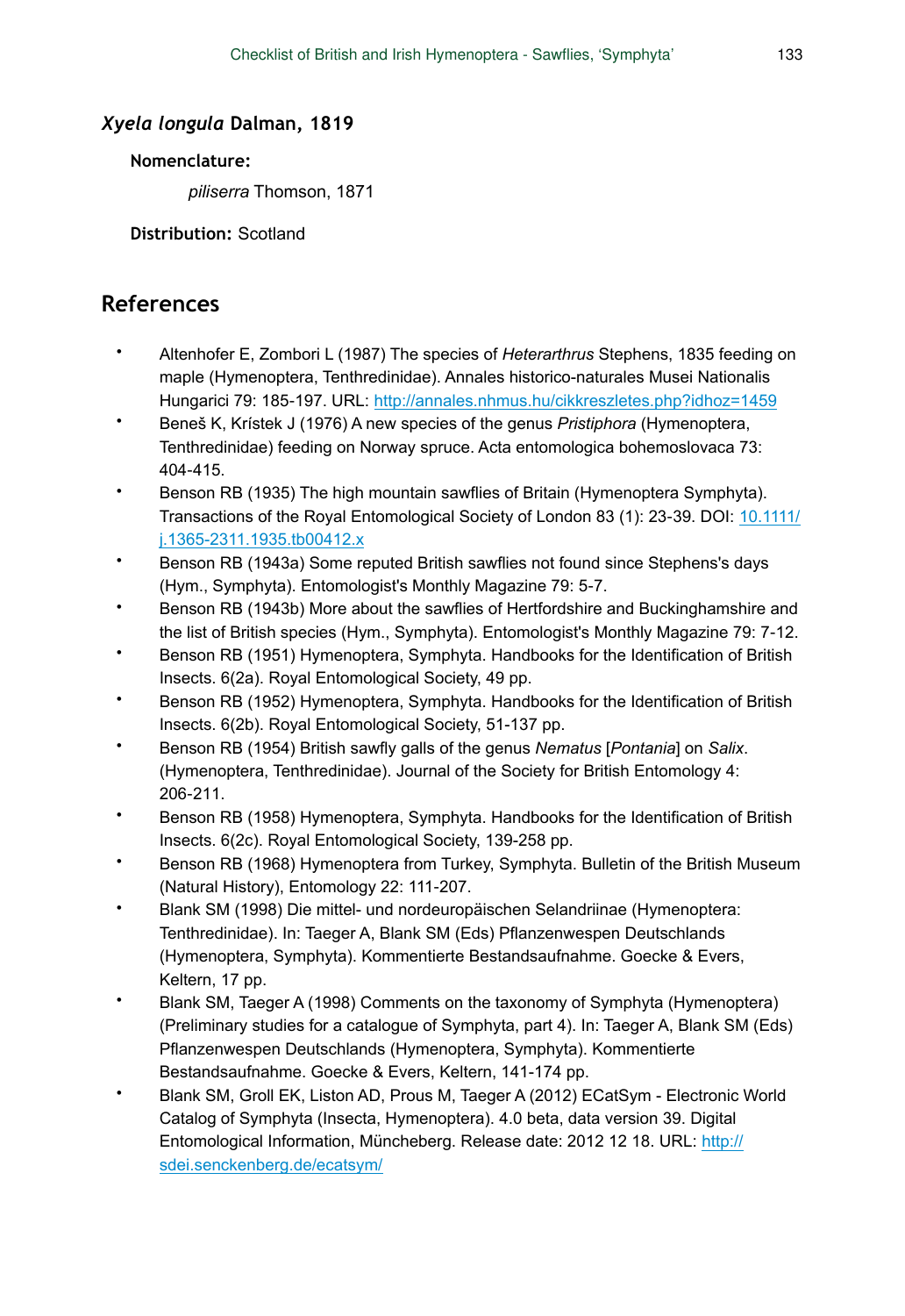### *Xyela longula* Dalman, 1819

**Nomenclature:**

*piliserra* Thomson, 1871

**Distribution:** Scotland

## References

- Altenhofer E, Zombori L (1987) The species of *Heterarthrus* Stephens, 1835 feeding on maple (Hymenoptera, Tenthredinidae). Annales historico-naturales Musei Nationalis Hungarici 79: 185-197. URL: http://annales.nhmus.hu/cikkreszletes.php?idhoz=1459
- Beneš K, Krístek J (1976) A new species of the genus *Pristiphora* (Hymenoptera, Tenthredinidae) feeding on Norway spruce. Acta entomologica bohemoslovaca 73: 404-415.
- Benson RB (1935) The high mountain sawflies of Britain (Hymenoptera Symphyta). Transactions of the Royal Entomological Society of London 83 (1): 23-39. DOI: 10.1111/j.1365-2311.1935.tb00412.x
- Benson RB (1943a) Some reputed British sawflies not found since Stephens's days (Hym., Symphyta). Entomologist's Monthly Magazine 79: 5-7.
- Benson RB (1943b) More about the sawflies of Hertfordshire and Buckinghamshire and the list of British species (Hym., Symphyta). Entomologist's Monthly Magazine 79: 7-12.
- Benson RB (1951) Hymenoptera, Symphyta. Handbooks for the Identification of British Insects. 6(2a). Royal Entomological Society, 49 pp.
- Benson RB (1952) Hymenoptera, Symphyta. Handbooks for the Identification of British Insects. 6(2b). Royal Entomological Society, 51-137 pp.
- Benson RB (1954) British sawfly galls of the genus *Nematus* [*Pontania*] on *Salix*. (Hymenoptera, Tenthredinidae). Journal of the Society for British Entomology 4: 206-211.
- Benson RB (1958) Hymenoptera, Symphyta. Handbooks for the Identification of British Insects. 6(2c). Royal Entomological Society, 139-258 pp.
- Benson RB (1968) Hymenoptera from Turkey, Symphyta. Bulletin of the British Museum (Natural History), Entomology 22: 111-207.
- Blank SM (1998) Die mittel- und nordeuropäischen Selandriinae (Hymenoptera: Tenthredinidae). In: Taeger A, Blank SM (Eds) Pflanzenwespen Deutschlands (Hymenoptera, Symphyta). Kommentierte Bestandsaufnahme. Goecke & Evers, Keltern, 17 pp.
- Blank SM, Taeger A (1998) Comments on the taxonomy of Symphyta (Hymenoptera) (Preliminary studies for a catalogue of Symphyta, part 4). In: Taeger A, Blank SM (Eds) Pflanzenwespen Deutschlands (Hymenoptera, Symphyta). Kommentierte Bestandsaufnahme. Goecke & Evers, Keltern, 141-174 pp.
- Blank SM, Groll EK, Liston AD, Prous M, Taeger A (2012) ECatSym - Electronic World Catalog of Symphyta (Insecta, Hymenoptera). 4.0 beta, data version 39. Digital Entomological Information, Müncheberg. Release date: 2012 12 18. URL: http://sdei.senckenberg.de/ecatsym/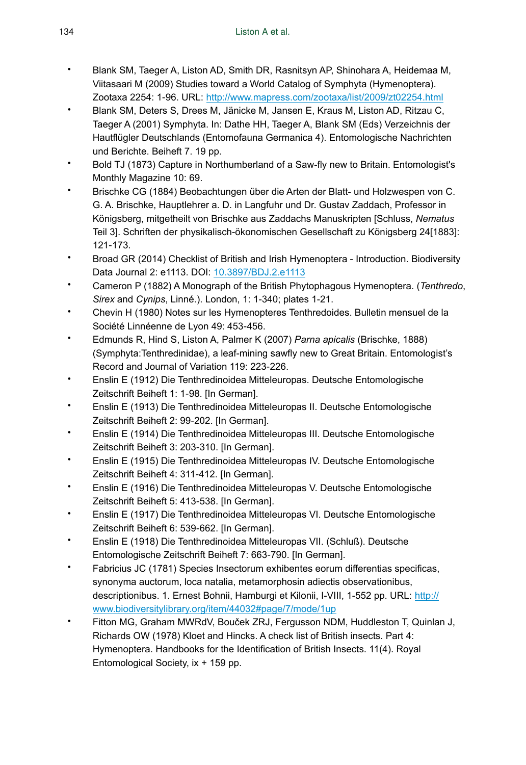- Blank SM, Taeger A, Liston AD, Smith DR, Rasnitsyn AP, Shinohara A, Heidemaa M, Viitasaari M (2009) Studies toward a World Catalog of Symphyta (Hymenoptera). Zootaxa 2254: 1-96. URL: [http://www.mapress.com/zootaxa/list/2009/zt02254.html](http://www.mapress.com/zootaxa/list/2009/zt02254.html)
- Blank SM, Deters S, Drees M, Jänicke M, Jansen E, Kraus M, Liston AD, Ritzau C, Taeger A (2001) Symphyta. In: Dathe HH, Taeger A, Blank SM (Eds) Verzeichnis der Hautflügler Deutschlands (Entomofauna Germanica 4). Entomologische Nachrichten und Berichte. Beiheft 7. 19 pp.
- Bold TJ (1873) Capture in Northumberland of a Saw-fly new to Britain. Entomologist's Monthly Magazine 10: 69.
- Brischke CG (1884) Beobachtungen über die Arten der Blatt- und Holzwespen von C. G. A. Brischke, Hauptlehrer a. D. in Langfuhr und Dr. Gustav Zaddach, Professor in Königsberg, mitgetheilt von Brischke aus Zaddachs Manuskripten [Schluss, *Nematus* Teil 3]. Schriften der physikalisch-ökonomischen Gesellschaft zu Königsberg 24[1883]: 121-173.
- Broad GR (2014) Checklist of British and Irish Hymenoptera - Introduction. Biodiversity Data Journal 2: e1113. DOI: [10.3897/BDJ.2.e1113](https://doi.org/10.3897/BDJ.2.e1113)
- Cameron P (1882) A Monograph of the British Phytophagous Hymenoptera. (*Tenthredo*, *Sirex* and *Cynips*, Linné.). London, 1: 1-340; plates 1-21.
- Chevin H (1980) Notes sur les Hymenopteres Tenthredoides. Bulletin mensuel de la Société Linnéenne de Lyon 49: 453-456.
- Edmunds R, Hind S, Liston A, Palmer K (2007) *Parna apicalis* (Brischke, 1888) (Symphyta:Tenthredinidae), a leaf-mining sawfly new to Great Britain. Entomologist's Record and Journal of Variation 119: 223-226.
- Enslin E (1912) Die Tenthredinoidea Mitteleuropas. Deutsche Entomologische Zeitschrift Beiheft 1: 1-98. [In German].
- Enslin E (1913) Die Tenthredinoidea Mitteleuropas II. Deutsche Entomologische Zeitschrift Beiheft 2: 99-202. [In German].
- Enslin E (1914) Die Tenthredinoidea Mitteleuropas III. Deutsche Entomologische Zeitschrift Beiheft 3: 203-310. [In German].
- Enslin E (1915) Die Tenthredinoidea Mitteleuropas IV. Deutsche Entomologische Zeitschrift Beiheft 4: 311-412. [In German].
- Enslin E (1916) Die Tenthredinoidea Mitteleuropas V. Deutsche Entomologische Zeitschrift Beiheft 5: 413-538. [In German].
- Enslin E (1917) Die Tenthredinoidea Mitteleuropas VI. Deutsche Entomologische Zeitschrift Beiheft 6: 539-662. [In German].
- Enslin E (1918) Die Tenthredinoidea Mitteleuropas VII. (Schluß). Deutsche Entomologische Zeitschrift Beiheft 7: 663-790. [In German].
- Fabricius JC (1781) Species Insectorum exhibentes eorum differentias specificas, synonyma auctorum, loca natalia, metamorphosin adiectis observationibus, descriptionibus. 1. Ernest Bohnii, Hamburgi et Kilonii, I-VIII, 1-552 pp. URL: [http://www.biodiversitylibrary.org/item/44032#page/7/mode/1up](http://www.biodiversitylibrary.org/item/44032#page/7/mode/1up)
- Fitton MG, Graham MWRdV, Bouček ZRJ, Fergusson NDM, Huddleston T, Quinlan J, Richards OW (1978) Kloet and Hincks. A check list of British insects. Part 4: Hymenoptera. Handbooks for the Identification of British Insects. 11(4). Royal Entomological Society, ix + 159 pp.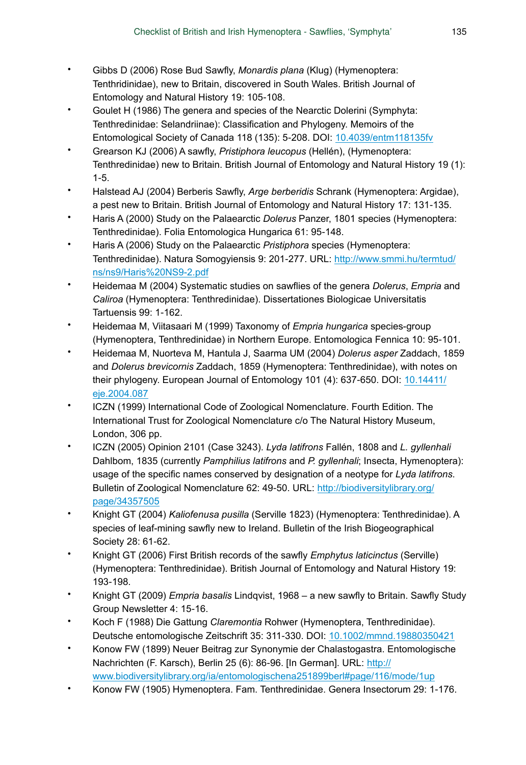- Gibbs D (2006) Rose Bud Sawfly, *Monardis plana* (Klug) (Hymenoptera: Tenthridinidae), new to Britain, discovered in South Wales. British Journal of Entomology and Natural History 19: 105-108.
- Goulet H (1986) The genera and species of the Nearctic Dolerini (Symphyta: Tenthredinidae: Selandriinae): Classification and Phylogeny. Memoirs of the Entomological Society of Canada 118 (135): 5-208. DOI: [10.4039/entm118135fv](10.4039/entm118135fv)
- Grearson KJ (2006) A sawfly, *Pristiphora leucopus* (Hellén), (Hymenoptera: Tenthredinidae) new to Britain. British Journal of Entomology and Natural History 19 (1): 1-5.
- Halstead AJ (2004) Berberis Sawfly, *Arge berberidis* Schrank (Hymenoptera: Argidae), a pest new to Britain. British Journal of Entomology and Natural History 17: 131-135.
- Haris A (2000) Study on the Palaearctic *Dolerus* Panzer, 1801 species (Hymenoptera: Tenthredinidae). Folia Entomologica Hungarica 61: 95-148.
- Haris A (2006) Study on the Palaearctic *Pristiphora* species (Hymenoptera: Tenthredinidae). Natura Somogyiensis 9: 201-277. URL: [http://www.smmi.hu/termtud/ns/ns9/Haris%20NS9-2.pdf](http://www.smmi.hu/termtud/ns/ns9/Haris%20NS9-2.pdf)
- Heidemaa M (2004) Systematic studies on sawflies of the genera *Dolerus*, *Empria* and *Caliroa* (Hymenoptera: Tenthredinidae). Dissertationes Biologicae Universitatis Tartuensis 99: 1-162.
- Heidemaa M, Viitasaari M (1999) Taxonomy of *Empria hungarica* species-group (Hymenoptera, Tenthredinidae) in Northern Europe. Entomologica Fennica 10: 95-101.
- Heidemaa M, Nuorteva M, Hantula J, Saarma UM (2004) *Dolerus asper* Zaddach, 1859 and *Dolerus brevicornis* Zaddach, 1859 (Hymenoptera: Tenthredinidae), with notes on their phylogeny. European Journal of Entomology 101 (4): 637-650. DOI: [10.14411/eje.2004.087](10.14411/eje.2004.087)
- ICZN (1999) International Code of Zoological Nomenclature. Fourth Edition. The International Trust for Zoological Nomenclature c/o The Natural History Museum, London, 306 pp.
- ICZN (2005) Opinion 2101 (Case 3243). *Lyda latifrons* Fallén, 1808 and *L. gyllenhali* Dahlbom, 1835 (currently *Pamphilius latifrons* and *P. gyllenhali*; Insecta, Hymenoptera): usage of the specific names conserved by designation of a neotype for *Lyda latifrons*. Bulletin of Zoological Nomenclature 62: 49-50. URL: [http://biodiversitylibrary.org/page/34357505](http://biodiversitylibrary.org/page/34357505)
- Knight GT (2004) *Kaliofenusa pusilla* (Serville 1823) (Hymenoptera: Tenthredinidae). A species of leaf-mining sawfly new to Ireland. Bulletin of the Irish Biogeographical Society 28: 61-62.
- Knight GT (2006) First British records of the sawfly *Emphytus laticinctus* (Serville) (Hymenoptera: Tenthredinidae). British Journal of Entomology and Natural History 19: 193-198.
- Knight GT (2009) *Empria basalis* Lindqvist, 1968 – a new sawfly to Britain. Sawfly Study Group Newsletter 4: 15-16.
- Koch F (1988) Die Gattung *Claremontia* Rohwer (Hymenoptera, Tenthredinidae). Deutsche entomologische Zeitschrift 35: 311-330. DOI: [10.1002/mmnd.19880350421](10.1002/mmnd.19880350421)
- Konow FW (1899) Neuer Beitrag zur Synonymie der Chalastogastra. Entomologische Nachrichten (F. Karsch), Berlin 25 (6): 86-96. [In German]. URL: [http://www.biodiversitylibrary.org/ia/entomologischena251899berl#page/116/mode/1up](http://www.biodiversitylibrary.org/ia/entomologischena251899berl#page/116/mode/1up)
- Konow FW (1905) Hymenoptera. Fam. Tenthredinidae. Genera Insectorum 29: 1-176.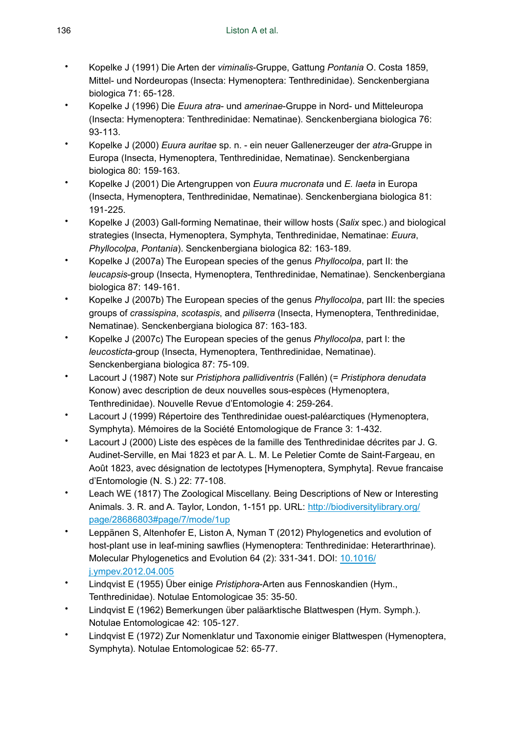- Kopelke J (1991) Die Arten der *viminalis*-Gruppe, Gattung *Pontania* O. Costa 1859, Mittel- und Nordeuropas (Insecta: Hymenoptera: Tenthredinidae). Senckenbergiana biologica 71: 65-128.
- Kopelke J (1996) Die *Euura atra*- und *amerinae*-Gruppe in Nord- und Mitteleuropa (Insecta: Hymenoptera: Tenthredinidae: Nematinae). Senckenbergiana biologica 76: 93-113.
- Kopelke J (2000) *Euura auritae* sp. n. - ein neuer Gallenerzeuger der *atra*-Gruppe in Europa (Insecta, Hymenoptera, Tenthredinidae, Nematinae). Senckenbergiana biologica 80: 159-163.
- Kopelke J (2001) Die Artengruppen von *Euura mucronata* und *E. laeta* in Europa (Insecta, Hymenoptera, Tenthredinidae, Nematinae). Senckenbergiana biologica 81: 191-225.
- Kopelke J (2003) Gall-forming Nematinae, their willow hosts (*Salix* spec.) and biological strategies (Insecta, Hymenoptera, Symphyta, Tenthredinidae, Nematinae: *Euura*, *Phyllocolpa*, *Pontania*). Senckenbergiana biologica 82: 163-189.
- Kopelke J (2007a) The European species of the genus *Phyllocolpa*, part II: the *leucapsis*-group (Insecta, Hymenoptera, Tenthredinidae, Nematinae). Senckenbergiana biologica 87: 149-161.
- Kopelke J (2007b) The European species of the genus *Phyllocolpa*, part III: the species groups of *crassispina*, *scotaspis*, and *piliserra* (Insecta, Hymenoptera, Tenthredinidae, Nematinae). Senckenbergiana biologica 87: 163-183.
- Kopelke J (2007c) The European species of the genus *Phyllocolpa*, part I: the *leucosticta*-group (Insecta, Hymenoptera, Tenthredinidae, Nematinae). Senckenbergiana biologica 87: 75-109.
- Lacourt J (1987) Note sur *Pristiphora pallidiventris* (Fallén) (= *Pristiphora denudata* Konow) avec description de deux nouvelles sous-espèces (Hymenoptera, Tenthredinidae). Nouvelle Revue d'Entomologie 4: 259-264.
- Lacourt J (1999) Répertoire des Tenthredinidae ouest-paléarctiques (Hymenoptera, Symphyta). Mémoires de la Société Entomologique de France 3: 1-432.
- Lacourt J (2000) Liste des espèces de la famille des Tenthredinidae décrites par J. G. Audinet-Serville, en Mai 1823 et par A. L. M. Le Peletier Comte de Saint-Fargeau, en Août 1823, avec désignation de lectotypes [Hymenoptera, Symphyta]. Revue francaise d'Entomologie (N. S.) 22: 77-108.
- Leach WE (1817) The Zoological Miscellany. Being Descriptions of New or Interesting Animals. 3. R. and A. Taylor, London, 1-151 pp. URL: http://biodiversitylibrary.org/page/28686803#page/7/mode/1up
- Leppänen S, Altenhofer E, Liston A, Nyman T (2012) Phylogenetics and evolution of host-plant use in leaf-mining sawflies (Hymenoptera: Tenthredinidae: Heterarthrinae). Molecular Phylogenetics and Evolution 64 (2): 331-341. DOI: 10.1016/j.ympev.2012.04.005
- Lindqvist E (1955) Über einige *Pristiphora*-Arten aus Fennoskandien (Hym., Tenthredinidae). Notulae Entomologicae 35: 35-50.
- Lindqvist E (1962) Bemerkungen über paläarktische Blattwespen (Hym. Symph.). Notulae Entomologicae 42: 105-127.
- Lindqvist E (1972) Zur Nomenklatur und Taxonomie einiger Blattwespen (Hymenoptera, Symphyta). Notulae Entomologicae 52: 65-77.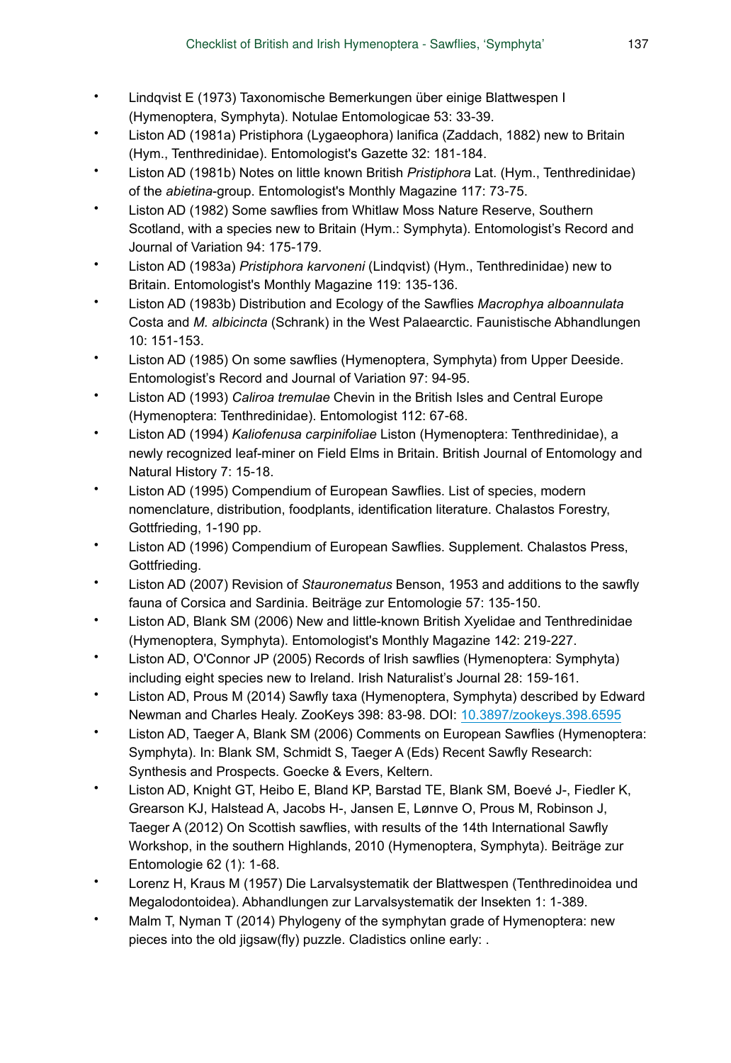- Lindqvist E (1973) Taxonomische Bemerkungen über einige Blattwespen I (Hymenoptera, Symphyta). Notulae Entomologicae 53: 33-39.
- Liston AD (1981a) Pristiphora (Lygaeophora) lanifica (Zaddach, 1882) new to Britain (Hym., Tenthredinidae). Entomologist's Gazette 32: 181-184.
- Liston AD (1981b) Notes on little known British *Pristiphora* Lat. (Hym., Tenthredinidae) of the *abietina*-group. Entomologist's Monthly Magazine 117: 73-75.
- Liston AD (1982) Some sawflies from Whitlaw Moss Nature Reserve, Southern Scotland, with a species new to Britain (Hym.: Symphyta). Entomologist's Record and Journal of Variation 94: 175-179.
- Liston AD (1983a) *Pristiphora karvoneni* (Lindqvist) (Hym., Tenthredinidae) new to Britain. Entomologist's Monthly Magazine 119: 135-136.
- Liston AD (1983b) Distribution and Ecology of the Sawflies *Macrophya alboannulata* Costa and *M. albicincta* (Schrank) in the West Palaearctic. Faunistische Abhandlungen 10: 151-153.
- Liston AD (1985) On some sawflies (Hymenoptera, Symphyta) from Upper Deeside. Entomologist's Record and Journal of Variation 97: 94-95.
- Liston AD (1993) *Caliroa tremulae* Chevin in the British Isles and Central Europe (Hymenoptera: Tenthredinidae). Entomologist 112: 67-68.
- Liston AD (1994) *Kaliofenusa carpinifoliae* Liston (Hymenoptera: Tenthredinidae), a newly recognized leaf-miner on Field Elms in Britain. British Journal of Entomology and Natural History 7: 15-18.
- Liston AD (1995) Compendium of European Sawflies. List of species, modern nomenclature, distribution, foodplants, identification literature. Chalastos Forestry, Gottfrieding, 1-190 pp.
- Liston AD (1996) Compendium of European Sawflies. Supplement. Chalastos Press, Gottfrieding.
- Liston AD (2007) Revision of *Stauronematus* Benson, 1953 and additions to the sawfly fauna of Corsica and Sardinia. Beiträge zur Entomologie 57: 135-150.
- Liston AD, Blank SM (2006) New and little-known British Xyelidae and Tenthredinidae (Hymenoptera, Symphyta). Entomologist's Monthly Magazine 142: 219-227.
- Liston AD, O'Connor JP (2005) Records of Irish sawflies (Hymenoptera: Symphyta) including eight species new to Ireland. Irish Naturalist's Journal 28: 159-161.
- Liston AD, Prous M (2014) Sawfly taxa (Hymenoptera, Symphyta) described by Edward Newman and Charles Healy. ZooKeys 398: 83-98. DOI: 10.3897/zookeys.398.6595
- Liston AD, Taeger A, Blank SM (2006) Comments on European Sawflies (Hymenoptera: Symphyta). In: Blank SM, Schmidt S, Taeger A (Eds) Recent Sawfly Research: Synthesis and Prospects. Goecke & Evers, Keltern.
- Liston AD, Knight GT, Heibo E, Bland KP, Barstad TE, Blank SM, Boevé J-, Fiedler K, Grearson KJ, Halstead A, Jacobs H-, Jansen E, Lønnve O, Prous M, Robinson J, Taeger A (2012) On Scottish sawflies, with results of the 14th International Sawfly Workshop, in the southern Highlands, 2010 (Hymenoptera, Symphyta). Beiträge zur Entomologie 62 (1): 1-68.
- Lorenz H, Kraus M (1957) Die Larvalsystematik der Blattwespen (Tenthredinoidea und Megalodontoidea). Abhandlungen zur Larvalsystematik der Insekten 1: 1-389.
- Malm T, Nyman T (2014) Phylogeny of the symphytan grade of Hymenoptera: new pieces into the old jigsaw(fly) puzzle. Cladistics online early: .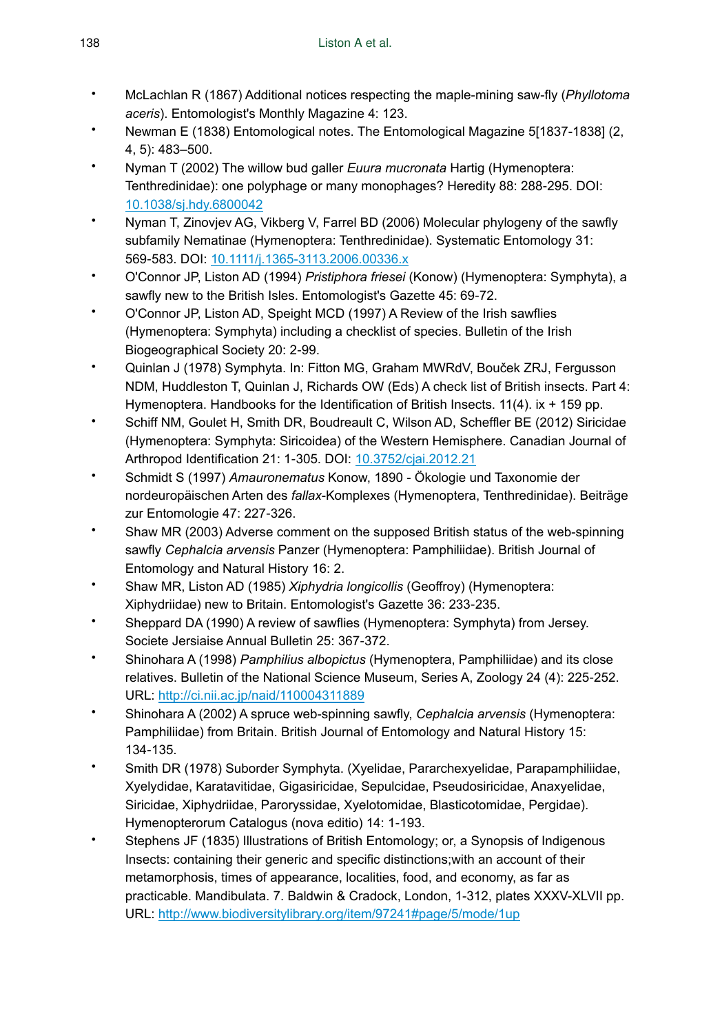- McLachlan R (1867) Additional notices respecting the maple-mining saw-fly (*Phyllotoma aceris*). Entomologist's Monthly Magazine 4: 123.
- Newman E (1838) Entomological notes. The Entomological Magazine 5[1837-1838] (2, 4, 5): 483–500.
- Nyman T (2002) The willow bud galler *Euura mucronata* Hartig (Hymenoptera: Tenthredinidae): one polyphage or many monophages? Heredity 88: 288-295. DOI: [10.1038/sj.hdy.6800042](10.1038/sj.hdy.6800042)
- Nyman T, Zinovjev AG, Vikberg V, Farrel BD (2006) Molecular phylogeny of the sawfly subfamily Nematinae (Hymenoptera: Tenthredinidae). Systematic Entomology 31: 569-583. DOI: [10.1111/j.1365-3113.2006.00336.x](10.1111/j.1365-3113.2006.00336.x)
- O'Connor JP, Liston AD (1994) *Pristiphora friesei* (Konow) (Hymenoptera: Symphyta), a sawfly new to the British Isles. Entomologist's Gazette 45: 69-72.
- O'Connor JP, Liston AD, Speight MCD (1997) A Review of the Irish sawflies (Hymenoptera: Symphyta) including a checklist of species. Bulletin of the Irish Biogeographical Society 20: 2-99.
- Quinlan J (1978) Symphyta. In: Fitton MG, Graham MWRdV, Bouček ZRJ, Fergusson NDM, Huddleston T, Quinlan J, Richards OW (Eds) A check list of British insects. Part 4: Hymenoptera. Handbooks for the Identification of British Insects. 11(4). ix + 159 pp.
- Schiff NM, Goulet H, Smith DR, Boudreault C, Wilson AD, Scheffler BE (2012) Siricidae (Hymenoptera: Symphyta: Siricoidea) of the Western Hemisphere. Canadian Journal of Arthropod Identification 21: 1-305. DOI: [10.3752/cjai.2012.21](10.3752/cjai.2012.21)
- Schmidt S (1997) *Amauronematus* Konow, 1890 - Ökologie und Taxonomie der nordeuropäischen Arten des *fallax*-Komplexes (Hymenoptera, Tenthredinidae). Beiträge zur Entomologie 47: 227-326.
- Shaw MR (2003) Adverse comment on the supposed British status of the web-spinning sawfly *Cephalcia arvensis* Panzer (Hymenoptera: Pamphiliidae). British Journal of Entomology and Natural History 16: 2.
- Shaw MR, Liston AD (1985) *Xiphydria longicollis* (Geoffroy) (Hymenoptera: Xiphydriidae) new to Britain. Entomologist's Gazette 36: 233-235.
- Sheppard DA (1990) A review of sawflies (Hymenoptera: Symphyta) from Jersey. Societe Jersiaise Annual Bulletin 25: 367-372.
- Shinohara A (1998) *Pamphilius albopictus* (Hymenoptera, Pamphiliidae) and its close relatives. Bulletin of the National Science Museum, Series A, Zoology 24 (4): 225-252. URL: [http://ci.nii.ac.jp/naid/110004311889](http://ci.nii.ac.jp/naid/110004311889)
- Shinohara A (2002) A spruce web-spinning sawfly, *Cephalcia arvensis* (Hymenoptera: Pamphiliidae) from Britain. British Journal of Entomology and Natural History 15: 134-135.
- Smith DR (1978) Suborder Symphyta. (Xyelidae, Pararchexyelidae, Parapamphiliidae, Xyelydidae, Karatavitidae, Gigasiricidae, Sepulcidae, Pseudosiricidae, Anaxyelidae, Siricidae, Xiphydriidae, Paroryssidae, Xyelotomidae, Blasticotomidae, Pergidae). Hymenopterorum Catalogus (nova editio) 14: 1-193.
- Stephens JF (1835) Illustrations of British Entomology; or, a Synopsis of Indigenous Insects: containing their generic and specific distinctions;with an account of their metamorphosis, times of appearance, localities, food, and economy, as far as practicable. Mandibulata. 7. Baldwin & Cradock, London, 1-312, plates XXXV-XLVII pp. URL: [http://www.biodiversitylibrary.org/item/97241#page/5/mode/1up](http://www.biodiversitylibrary.org/item/97241#page/5/mode/1up)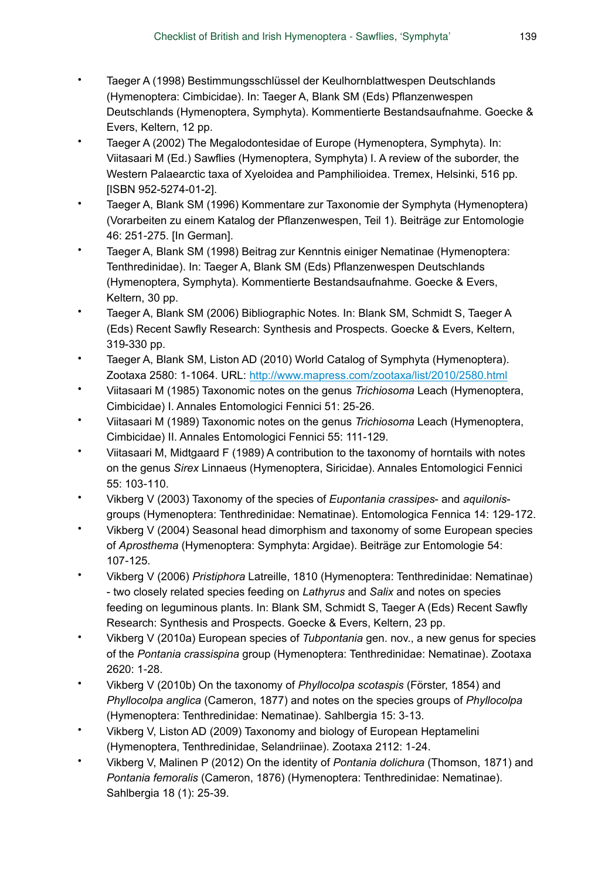- Taeger A (1998) Bestimmungsschlüssel der Keulhornblattwespen Deutschlands (Hymenoptera: Cimbicidae). In: Taeger A, Blank SM (Eds) Pflanzenwespen Deutschlands (Hymenoptera, Symphyta). Kommentierte Bestandsaufnahme. Goecke & Evers, Keltern, 12 pp.
- Taeger A (2002) The Megalodontesidae of Europe (Hymenoptera, Symphyta). In: Viitasaari M (Ed.) Sawflies (Hymenoptera, Symphyta) I. A review of the suborder, the Western Palaearctic taxa of Xyeloidea and Pamphilioidea. Tremex, Helsinki, 516 pp. [ISBN 952-5274-01-2].
- Taeger A, Blank SM (1996) Kommentare zur Taxonomie der Symphyta (Hymenoptera) (Vorarbeiten zu einem Katalog der Pflanzenwespen, Teil 1). Beiträge zur Entomologie 46: 251-275. [In German].
- Taeger A, Blank SM (1998) Beitrag zur Kenntnis einiger Nematinae (Hymenoptera: Tenthredinidae). In: Taeger A, Blank SM (Eds) Pflanzenwespen Deutschlands (Hymenoptera, Symphyta). Kommentierte Bestandsaufnahme. Goecke & Evers, Keltern, 30 pp.
- Taeger A, Blank SM (2006) Bibliographic Notes. In: Blank SM, Schmidt S, Taeger A (Eds) Recent Sawfly Research: Synthesis and Prospects. Goecke & Evers, Keltern, 319-330 pp.
- Taeger A, Blank SM, Liston AD (2010) World Catalog of Symphyta (Hymenoptera). Zootaxa 2580: 1-1064. URL: http://www.mapress.com/zootaxa/list/2010/2580.html
- Viitasaari M (1985) Taxonomic notes on the genus *Trichiosoma* Leach (Hymenoptera, Cimbicidae) I. Annales Entomologici Fennici 51: 25-26.
- Viitasaari M (1989) Taxonomic notes on the genus *Trichiosoma* Leach (Hymenoptera, Cimbicidae) II. Annales Entomologici Fennici 55: 111-129.
- Viitasaari M, Midtgaard F (1989) A contribution to the taxonomy of horntails with notes on the genus *Sirex* Linnaeus (Hymenoptera, Siricidae). Annales Entomologici Fennici 55: 103-110.
- Vikberg V (2003) Taxonomy of the species of *Eupontania crassipes*- and *aquilonis*-groups (Hymenoptera: Tenthredinidae: Nematinae). Entomologica Fennica 14: 129-172.
- Vikberg V (2004) Seasonal head dimorphism and taxonomy of some European species of *Aprosthema* (Hymenoptera: Symphyta: Argidae). Beiträge zur Entomologie 54: 107-125.
- Vikberg V (2006) *Pristiphora* Latreille, 1810 (Hymenoptera: Tenthredinidae: Nematinae) - two closely related species feeding on *Lathyrus* and *Salix* and notes on species feeding on leguminous plants. In: Blank SM, Schmidt S, Taeger A (Eds) Recent Sawfly Research: Synthesis and Prospects. Goecke & Evers, Keltern, 23 pp.
- Vikberg V (2010a) European species of *Tubpontania* gen. nov., a new genus for species of the *Pontania crassispina* group (Hymenoptera: Tenthredinidae: Nematinae). Zootaxa 2620: 1-28.
- Vikberg V (2010b) On the taxonomy of *Phyllocolpa scotaspis* (Förster, 1854) and *Phyllocolpa anglica* (Cameron, 1877) and notes on the species groups of *Phyllocolpa* (Hymenoptera: Tenthredinidae: Nematinae). Sahlbergia 15: 3-13.
- Vikberg V, Liston AD (2009) Taxonomy and biology of European Heptamelini (Hymenoptera, Tenthredinidae, Selandriinae). Zootaxa 2112: 1-24.
- Vikberg V, Malinen P (2012) On the identity of *Pontania dolichura* (Thomson, 1871) and *Pontania femoralis* (Cameron, 1876) (Hymenoptera: Tenthredinidae: Nematinae). Sahlbergia 18 (1): 25-39.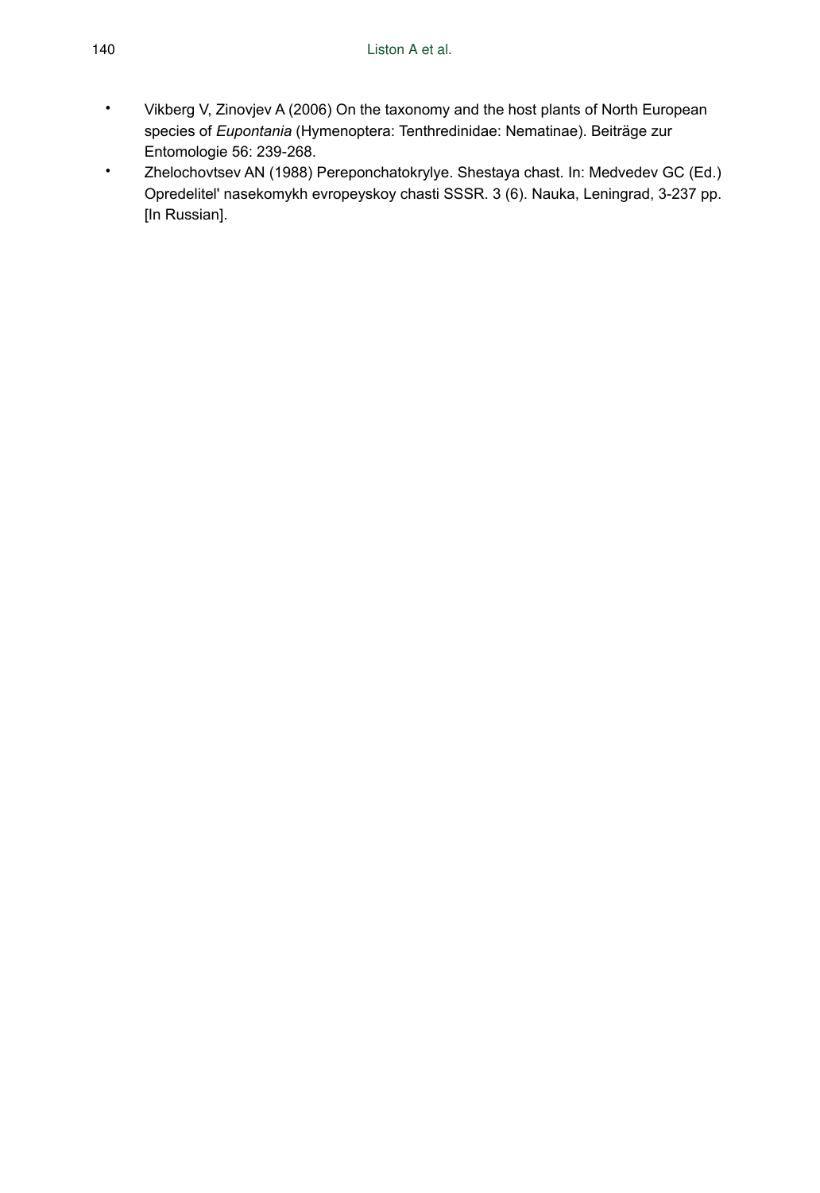- Vikberg V, Zinovjev A (2006) On the taxonomy and the host plants of North European species of *Eupontania* (Hymenoptera: Tenthredinidae: Nematinae). Beiträge zur Entomologie 56: 239-268.
- Zhelochovtsev AN (1988) Pereponchatokrylye. Shestaya chast. In: Medvedev GC (Ed.) Opredelitel' nasekomykh evropeyskoy chasti SSSR. 3 (6). Nauka, Leningrad, 3-237 pp. [In Russian].